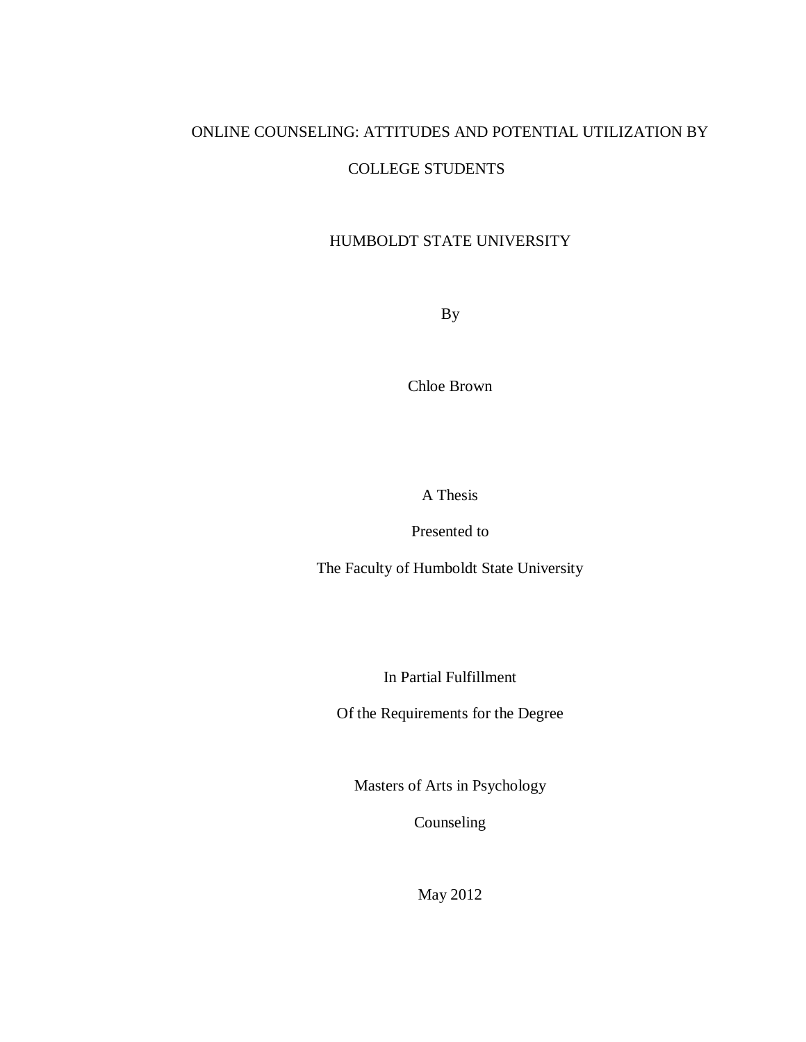# ONLINE COUNSELING: ATTITUDES AND POTENTIAL UTILIZATION BY COLLEGE STUDENTS

HUMBOLDT STATE UNIVERSITY

By

Chloe Brown

A Thesis

Presented to

The Faculty of Humboldt State University

In Partial Fulfillment

Of the Requirements for the Degree

Masters of Arts in Psychology

Counseling

May 2012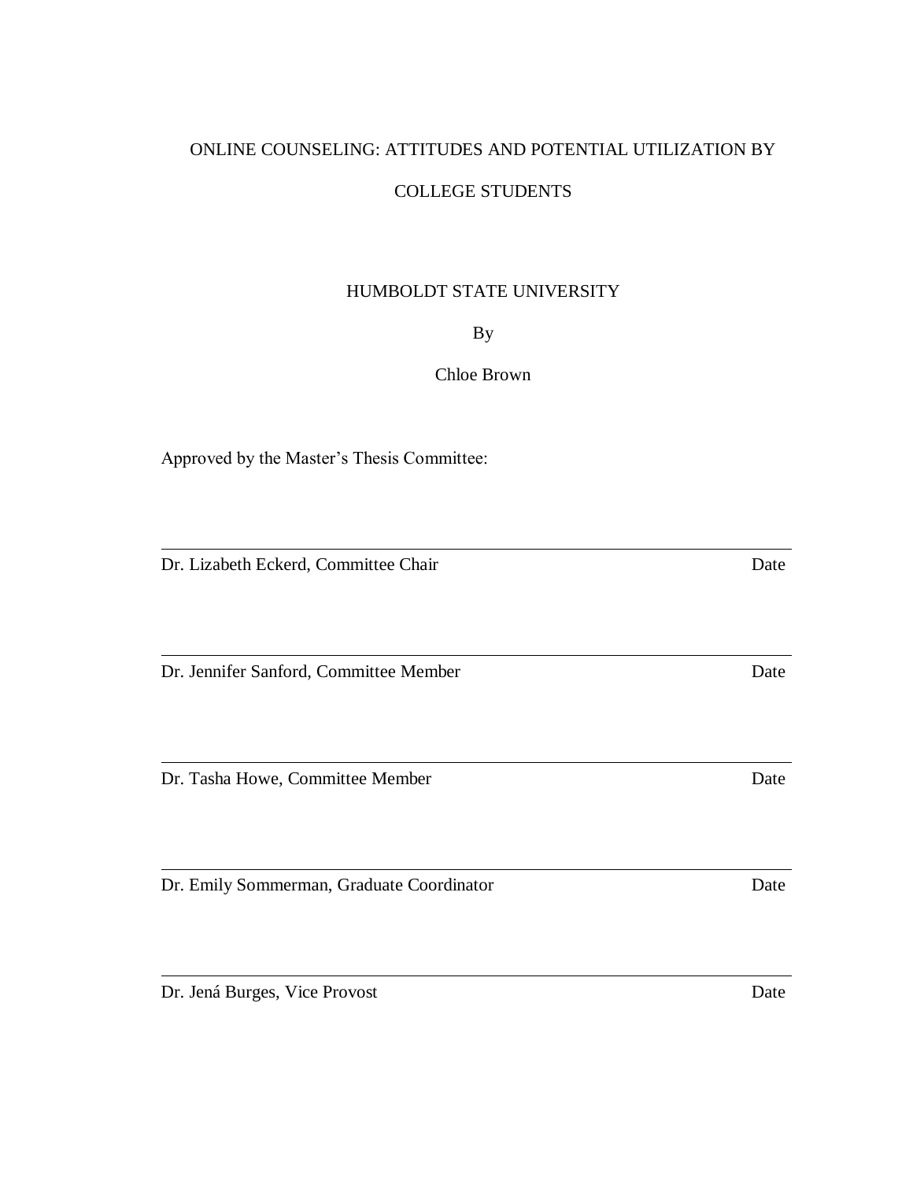ONLINE COUNSELING: ATTITUDES AND POTENTIAL UTILIZATION BY COLLEGE STUDENTS

HUMBOLDT STATE UNIVERSITY

By

Chloe Brown

Approved by the Master's Thesis Committee:

Dr. Lizabeth Eckerd, Committee Chair — Date

Dr. Jennifer Sanford, Committee Member — Date

Dr. Tasha Howe, Committee Member — Date

Dr. Emily Sommerman, Graduate Coordinator — Date

Dr. Jená Burges, Vice Provost — Date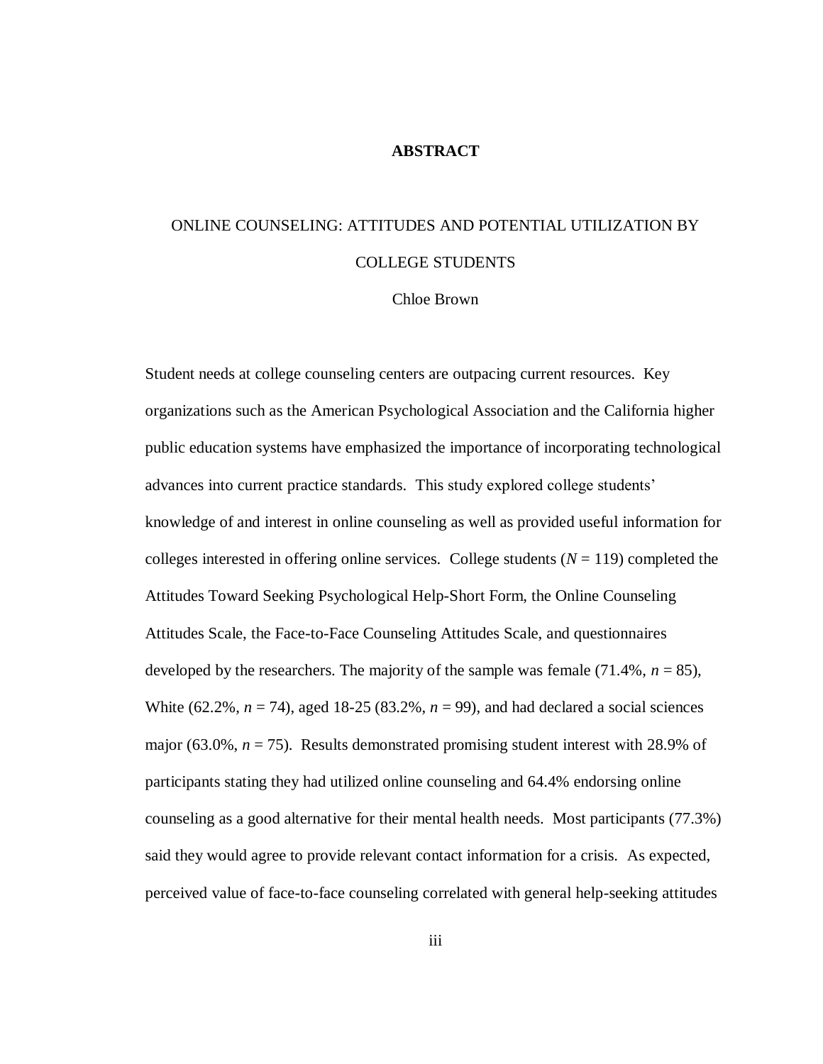# ABSTRACT

## ONLINE COUNSELING: ATTITUDES AND POTENTIAL UTILIZATION BY COLLEGE STUDENTS

Chloe Brown

Student needs at college counseling centers are outpacing current resources. Key organizations such as the American Psychological Association and the California higher public education systems have emphasized the importance of incorporating technological advances into current practice standards. This study explored college students' knowledge of and interest in online counseling as well as provided useful information for colleges interested in offering online services. College students ($N$ = 119) completed the Attitudes Toward Seeking Psychological Help-Short Form, the Online Counseling Attitudes Scale, the Face-to-Face Counseling Attitudes Scale, and questionnaires developed by the researchers. The majority of the sample was female (71.4%, $n$ = 85), White (62.2%, $n$ = 74), aged 18-25 (83.2%, $n$ = 99), and had declared a social sciences major (63.0%, $n$ = 75). Results demonstrated promising student interest with 28.9% of participants stating they had utilized online counseling and 64.4% endorsing online counseling as a good alternative for their mental health needs. Most participants (77.3%) said they would agree to provide relevant contact information for a crisis. As expected, perceived value of face-to-face counseling correlated with general help-seeking attitudes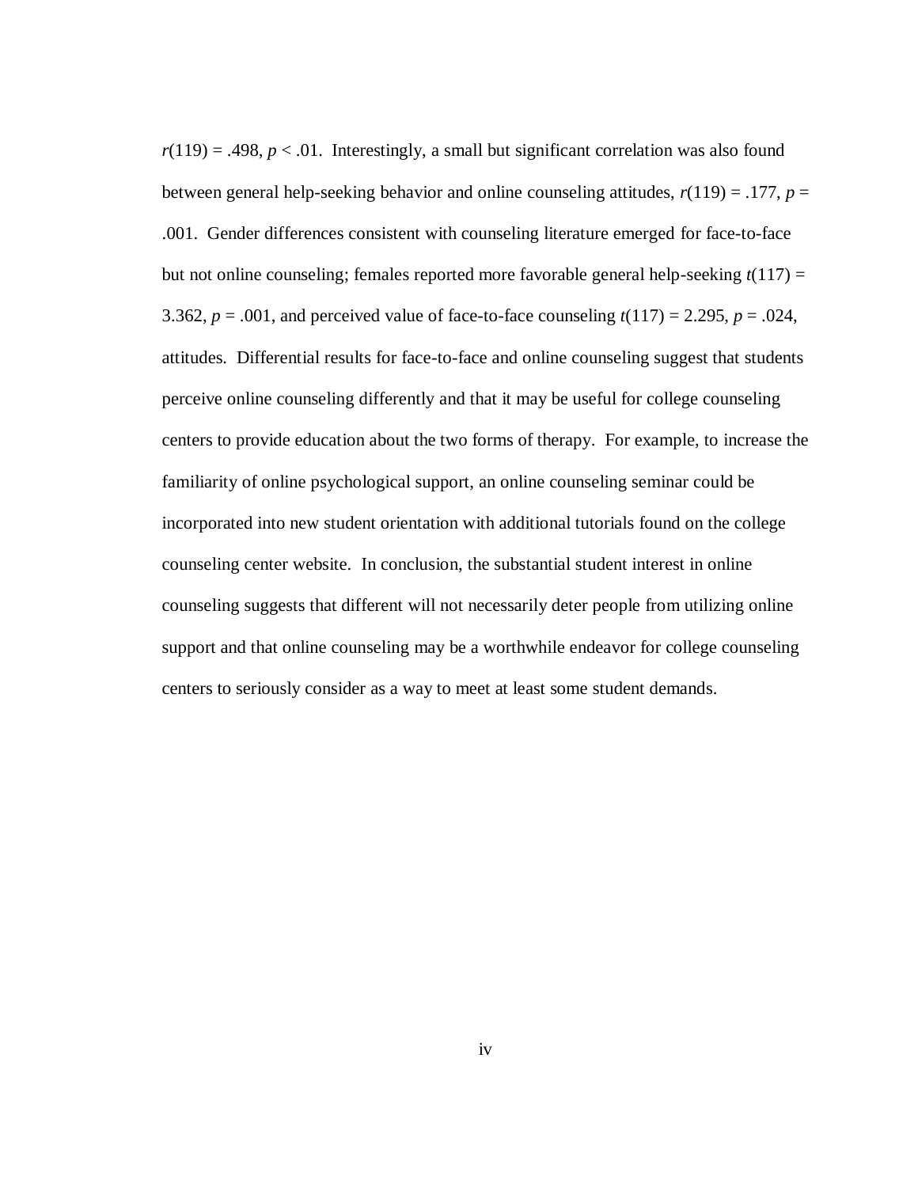$r(119) = .498$, $p < .01$. Interestingly, a small but significant correlation was also found between general help-seeking behavior and online counseling attitudes, $r(119) = .177$, $p = .001$. Gender differences consistent with counseling literature emerged for face-to-face but not online counseling; females reported more favorable general help-seeking $t(117) = 3.362$, $p = .001$, and perceived value of face-to-face counseling $t(117) = 2.295$, $p = .024$, attitudes. Differential results for face-to-face and online counseling suggest that students perceive online counseling differently and that it may be useful for college counseling centers to provide education about the two forms of therapy. For example, to increase the familiarity of online psychological support, an online counseling seminar could be incorporated into new student orientation with additional tutorials found on the college counseling center website. In conclusion, the substantial student interest in online counseling suggests that different will not necessarily deter people from utilizing online support and that online counseling may be a worthwhile endeavor for college counseling centers to seriously consider as a way to meet at least some student demands.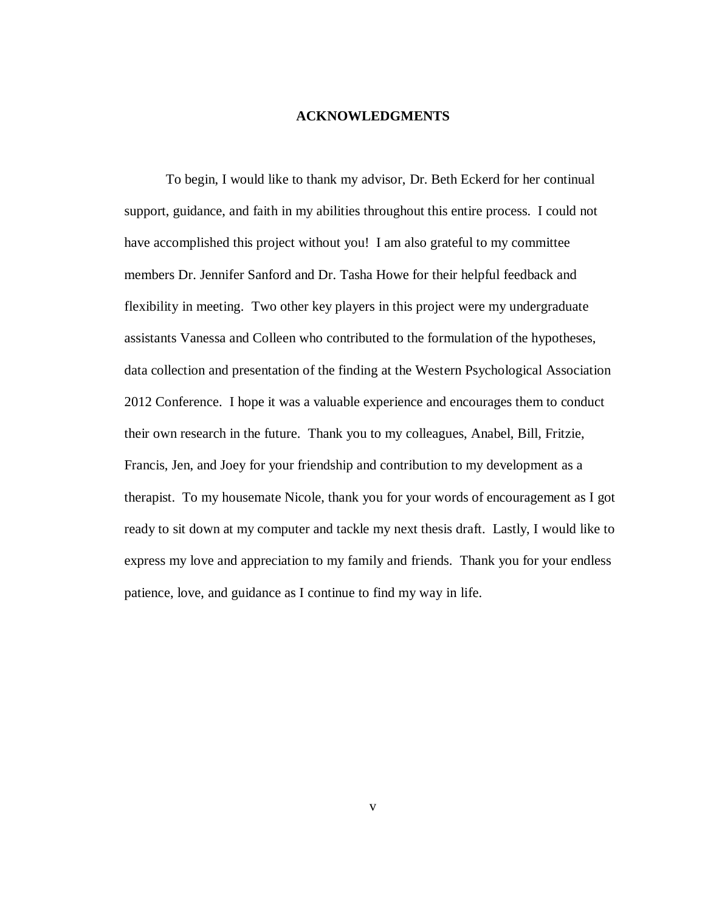## ACKNOWLEDGMENTS

To begin, I would like to thank my advisor, Dr. Beth Eckerd for her continual support, guidance, and faith in my abilities throughout this entire process. I could not have accomplished this project without you! I am also grateful to my committee members Dr. Jennifer Sanford and Dr. Tasha Howe for their helpful feedback and flexibility in meeting. Two other key players in this project were my undergraduate assistants Vanessa and Colleen who contributed to the formulation of the hypotheses, data collection and presentation of the finding at the Western Psychological Association 2012 Conference. I hope it was a valuable experience and encourages them to conduct their own research in the future. Thank you to my colleagues, Anabel, Bill, Fritzie, Francis, Jen, and Joey for your friendship and contribution to my development as a therapist. To my housemate Nicole, thank you for your words of encouragement as I got ready to sit down at my computer and tackle my next thesis draft. Lastly, I would like to express my love and appreciation to my family and friends. Thank you for your endless patience, love, and guidance as I continue to find my way in life.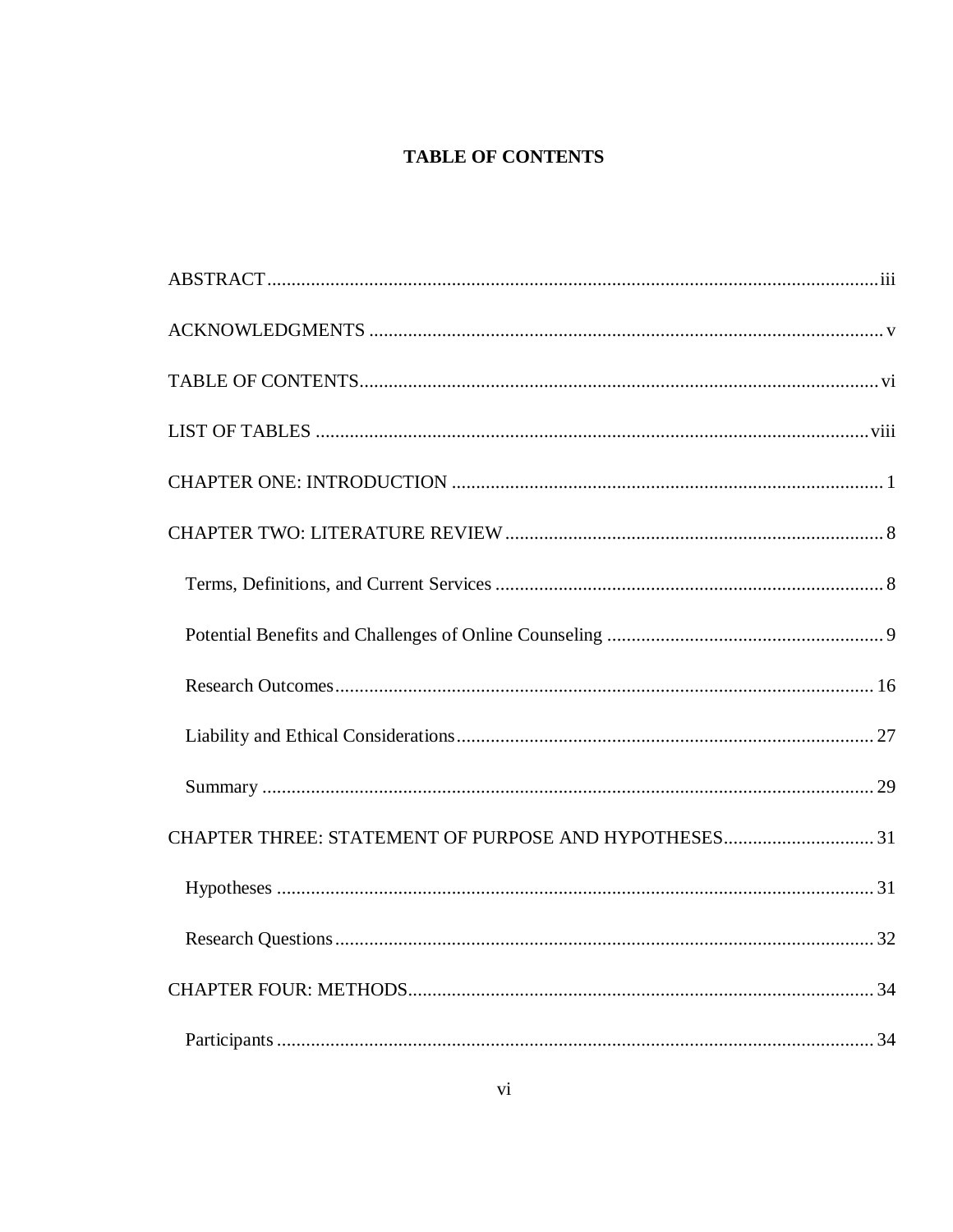# TABLE OF CONTENTS

ABSTRACT .......... iii

ACKNOWLEDGMENTS .......... v

TABLE OF CONTENTS .......... vi

LIST OF TABLES .......... viii

CHAPTER ONE: INTRODUCTION .......... 1

CHAPTER TWO: LITERATURE REVIEW .......... 8

- Terms, Definitions, and Current Services .......... 8
- Potential Benefits and Challenges of Online Counseling .......... 9
- Research Outcomes .......... 16
- Liability and Ethical Considerations .......... 27
- Summary .......... 29

CHAPTER THREE: STATEMENT OF PURPOSE AND HYPOTHESES .......... 31

- Hypotheses .......... 31
- Research Questions .......... 32

CHAPTER FOUR: METHODS .......... 34

- Participants .......... 34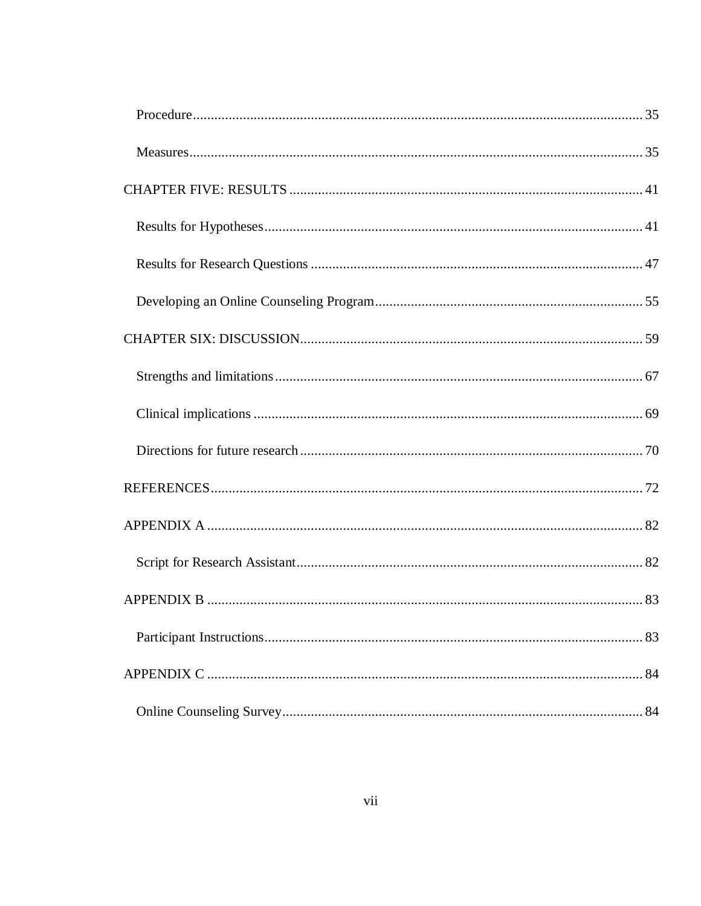Procedure ........................................................................................................................ 35

Measures ......................................................................................................................... 35

CHAPTER FIVE: RESULTS ........................................................................................... 41

Results for Hypotheses ................................................................................................... 41

Results for Research Questions ...................................................................................... 47

Developing an Online Counseling Program ................................................................... 55

CHAPTER SIX: DISCUSSION ........................................................................................ 59

Strengths and limitations ................................................................................................ 67

Clinical implications ....................................................................................................... 69

Directions for future research ......................................................................................... 70

REFERENCES .................................................................................................................. 72

APPENDIX A ................................................................................................................... 82

Script for Research Assistant .......................................................................................... 82

APPENDIX B ................................................................................................................... 83

Participant Instructions .................................................................................................... 83

APPENDIX C ................................................................................................................... 84

Online Counseling Survey .............................................................................................. 84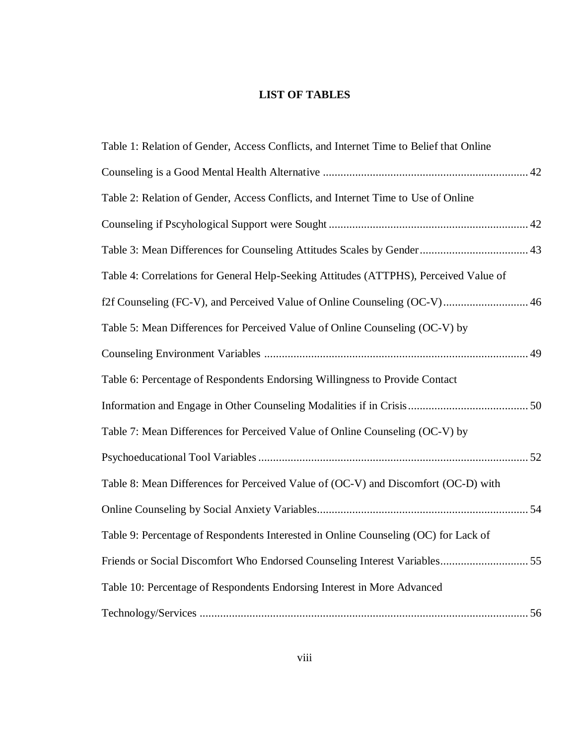# LIST OF TABLES

Table 1: Relation of Gender, Access Conflicts, and Internet Time to Belief that Online Counseling is a Good Mental Health Alternative ..................................................................... 42

Table 2: Relation of Gender, Access Conflicts, and Internet Time to Use of Online Counseling if Pscyhological Support were Sought ................................................................... 42

Table 3: Mean Differences for Counseling Attitudes Scales by Gender..................................... 43

Table 4: Correlations for General Help-Seeking Attitudes (ATTPHS), Perceived Value of f2f Counseling (FC-V), and Perceived Value of Online Counseling (OC-V)............................. 46

Table 5: Mean Differences for Perceived Value of Online Counseling (OC-V) by Counseling Environment Variables ......................................................................................... 49

Table 6: Percentage of Respondents Endorsing Willingness to Provide Contact Information and Engage in Other Counseling Modalities if in Crisis......................................... 50

Table 7: Mean Differences for Perceived Value of Online Counseling (OC-V) by Psychoeducational Tool Variables........................................................................................... 52

Table 8: Mean Differences for Perceived Value of (OC-V) and Discomfort (OC-D) with Online Counseling by Social Anxiety Variables....................................................................... 54

Table 9: Percentage of Respondents Interested in Online Counseling (OC) for Lack of Friends or Social Discomfort Who Endorsed Counseling Interest Variables.............................. 55

Table 10: Percentage of Respondents Endorsing Interest in More Advanced Technology/Services ................................................................................................................ 56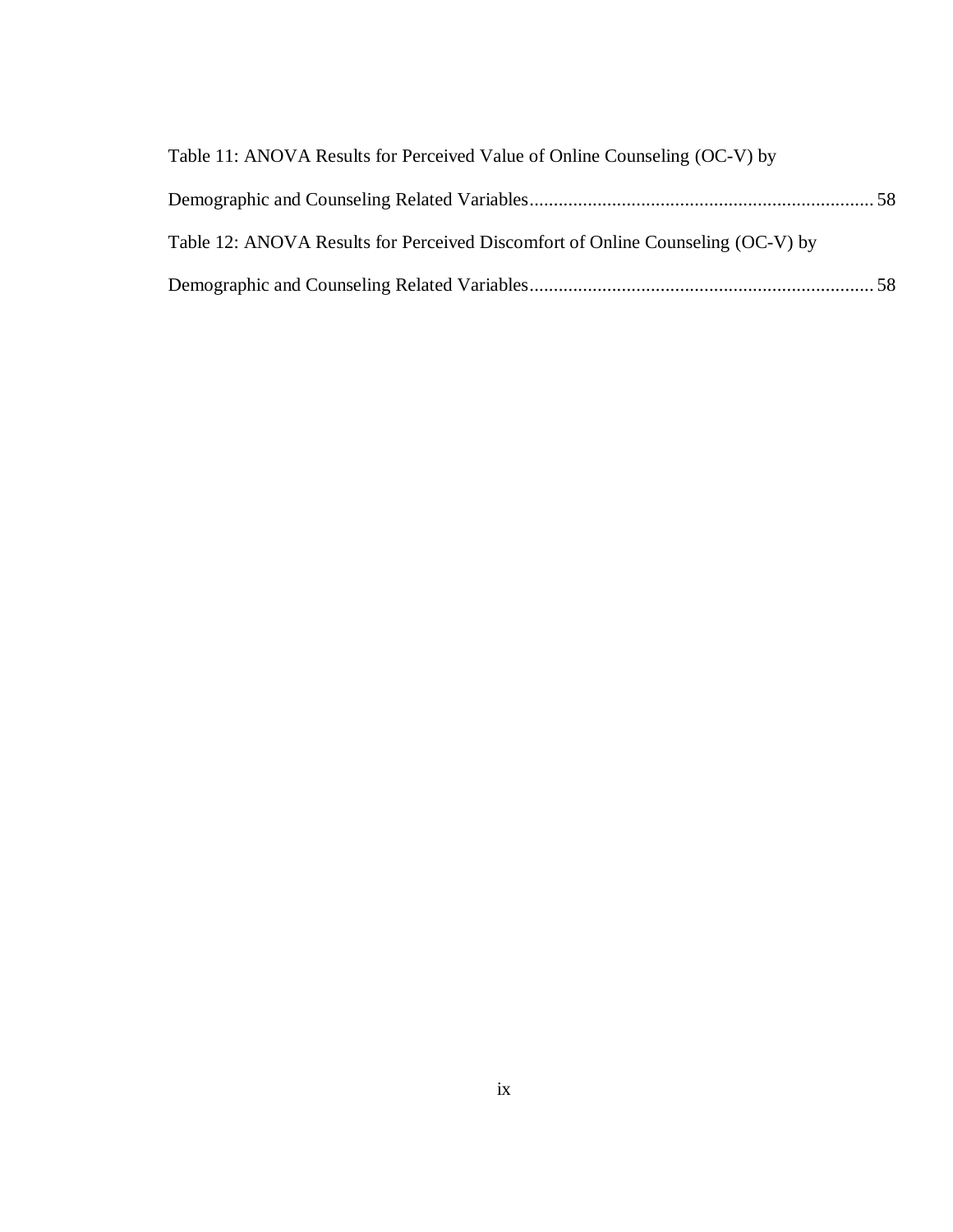Table 11: ANOVA Results for Perceived Value of Online Counseling (OC-V) by Demographic and Counseling Related Variables....................................................................... 58

Table 12: ANOVA Results for Perceived Discomfort of Online Counseling (OC-V) by Demographic and Counseling Related Variables....................................................................... 58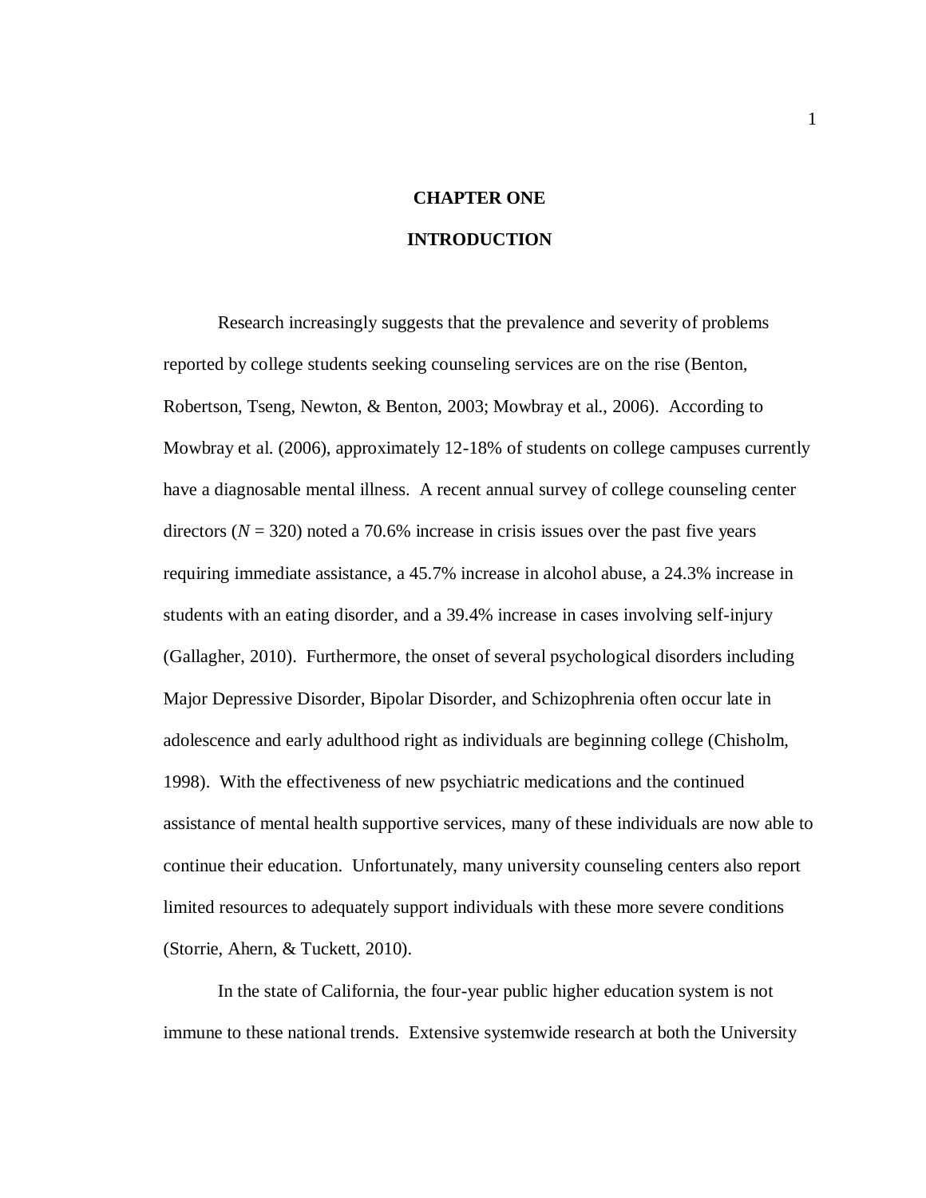# CHAPTER ONE

# INTRODUCTION

Research increasingly suggests that the prevalence and severity of problems reported by college students seeking counseling services are on the rise (Benton, Robertson, Tseng, Newton, & Benton, 2003; Mowbray et al., 2006). According to Mowbray et al. (2006), approximately 12-18% of students on college campuses currently have a diagnosable mental illness. A recent annual survey of college counseling center directors ($N$ = 320) noted a 70.6% increase in crisis issues over the past five years requiring immediate assistance, a 45.7% increase in alcohol abuse, a 24.3% increase in students with an eating disorder, and a 39.4% increase in cases involving self-injury (Gallagher, 2010). Furthermore, the onset of several psychological disorders including Major Depressive Disorder, Bipolar Disorder, and Schizophrenia often occur late in adolescence and early adulthood right as individuals are beginning college (Chisholm, 1998). With the effectiveness of new psychiatric medications and the continued assistance of mental health supportive services, many of these individuals are now able to continue their education. Unfortunately, many university counseling centers also report limited resources to adequately support individuals with these more severe conditions (Storrie, Ahern, & Tuckett, 2010).

In the state of California, the four-year public higher education system is not immune to these national trends. Extensive systemwide research at both the University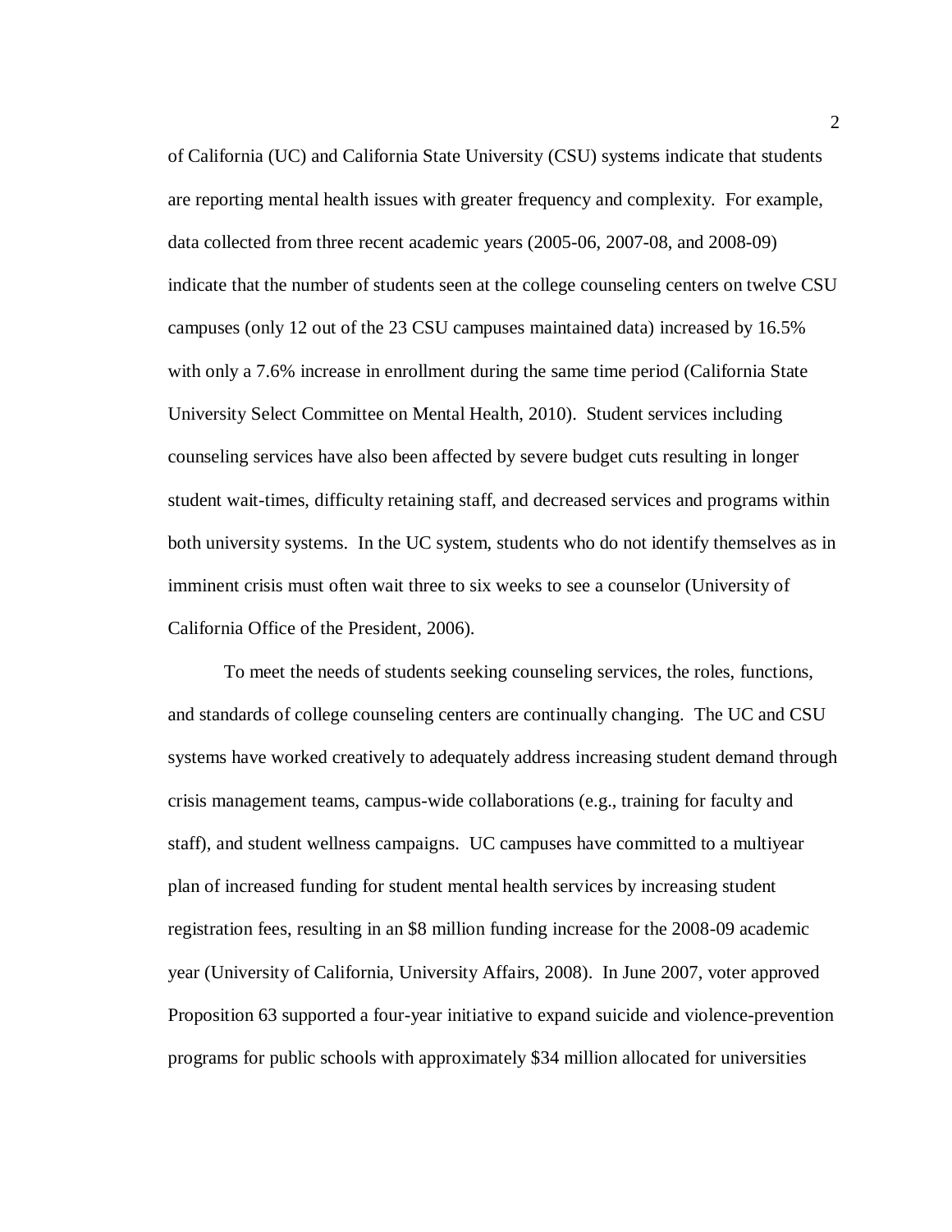of California (UC) and California State University (CSU) systems indicate that students are reporting mental health issues with greater frequency and complexity. For example, data collected from three recent academic years (2005-06, 2007-08, and 2008-09) indicate that the number of students seen at the college counseling centers on twelve CSU campuses (only 12 out of the 23 CSU campuses maintained data) increased by 16.5% with only a 7.6% increase in enrollment during the same time period (California State University Select Committee on Mental Health, 2010). Student services including counseling services have also been affected by severe budget cuts resulting in longer student wait-times, difficulty retaining staff, and decreased services and programs within both university systems. In the UC system, students who do not identify themselves as in imminent crisis must often wait three to six weeks to see a counselor (University of California Office of the President, 2006).

To meet the needs of students seeking counseling services, the roles, functions, and standards of college counseling centers are continually changing. The UC and CSU systems have worked creatively to adequately address increasing student demand through crisis management teams, campus-wide collaborations (e.g., training for faculty and staff), and student wellness campaigns. UC campuses have committed to a multiyear plan of increased funding for student mental health services by increasing student registration fees, resulting in an $8 million funding increase for the 2008-09 academic year (University of California, University Affairs, 2008). In June 2007, voter approved Proposition 63 supported a four-year initiative to expand suicide and violence-prevention programs for public schools with approximately $34 million allocated for universities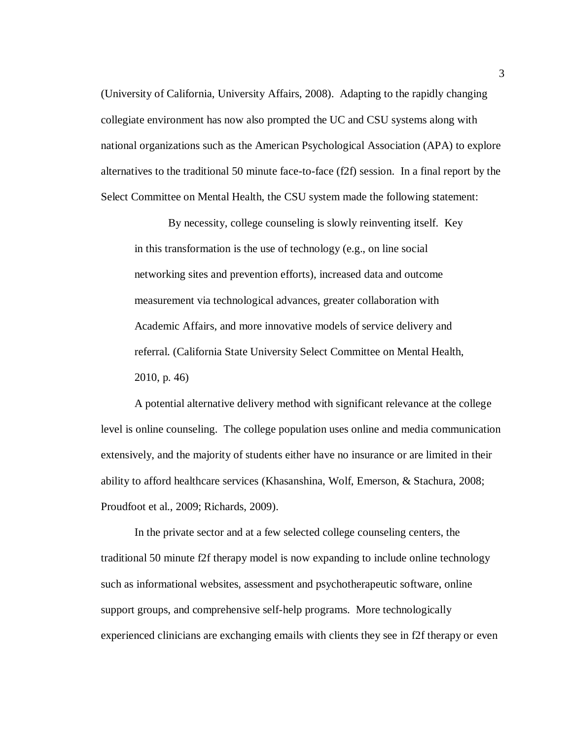(University of California, University Affairs, 2008). Adapting to the rapidly changing collegiate environment has now also prompted the UC and CSU systems along with national organizations such as the American Psychological Association (APA) to explore alternatives to the traditional 50 minute face-to-face (f2f) session. In a final report by the Select Committee on Mental Health, the CSU system made the following statement:

> By necessity, college counseling is slowly reinventing itself. Key in this transformation is the use of technology (e.g., on line social networking sites and prevention efforts), increased data and outcome measurement via technological advances, greater collaboration with Academic Affairs, and more innovative models of service delivery and referral. (California State University Select Committee on Mental Health, 2010, p. 46)

A potential alternative delivery method with significant relevance at the college level is online counseling. The college population uses online and media communication extensively, and the majority of students either have no insurance or are limited in their ability to afford healthcare services (Khasanshina, Wolf, Emerson, & Stachura, 2008; Proudfoot et al., 2009; Richards, 2009).

In the private sector and at a few selected college counseling centers, the traditional 50 minute f2f therapy model is now expanding to include online technology such as informational websites, assessment and psychotherapeutic software, online support groups, and comprehensive self-help programs. More technologically experienced clinicians are exchanging emails with clients they see in f2f therapy or even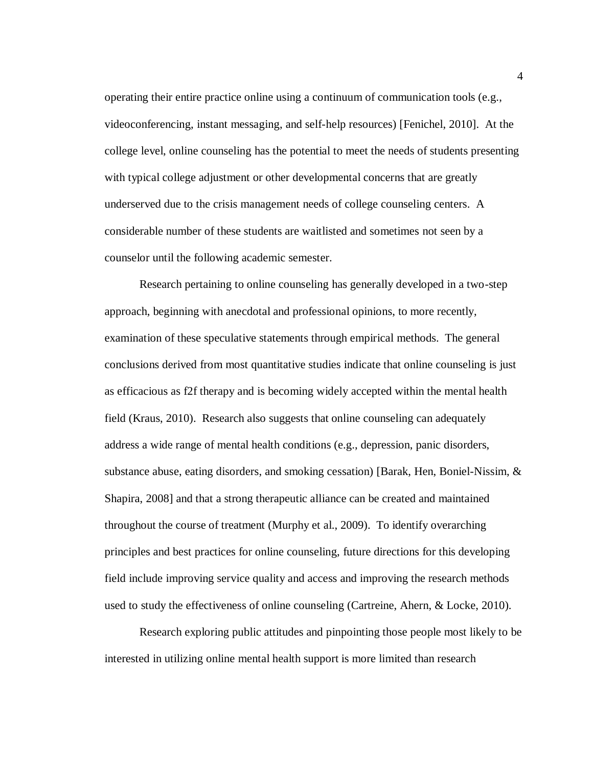operating their entire practice online using a continuum of communication tools (e.g., videoconferencing, instant messaging, and self-help resources) [Fenichel, 2010]. At the college level, online counseling has the potential to meet the needs of students presenting with typical college adjustment or other developmental concerns that are greatly underserved due to the crisis management needs of college counseling centers. A considerable number of these students are waitlisted and sometimes not seen by a counselor until the following academic semester.

Research pertaining to online counseling has generally developed in a two-step approach, beginning with anecdotal and professional opinions, to more recently, examination of these speculative statements through empirical methods. The general conclusions derived from most quantitative studies indicate that online counseling is just as efficacious as f2f therapy and is becoming widely accepted within the mental health field (Kraus, 2010). Research also suggests that online counseling can adequately address a wide range of mental health conditions (e.g., depression, panic disorders, substance abuse, eating disorders, and smoking cessation) [Barak, Hen, Boniel-Nissim, & Shapira, 2008] and that a strong therapeutic alliance can be created and maintained throughout the course of treatment (Murphy et al., 2009). To identify overarching principles and best practices for online counseling, future directions for this developing field include improving service quality and access and improving the research methods used to study the effectiveness of online counseling (Cartreine, Ahern, & Locke, 2010).

Research exploring public attitudes and pinpointing those people most likely to be interested in utilizing online mental health support is more limited than research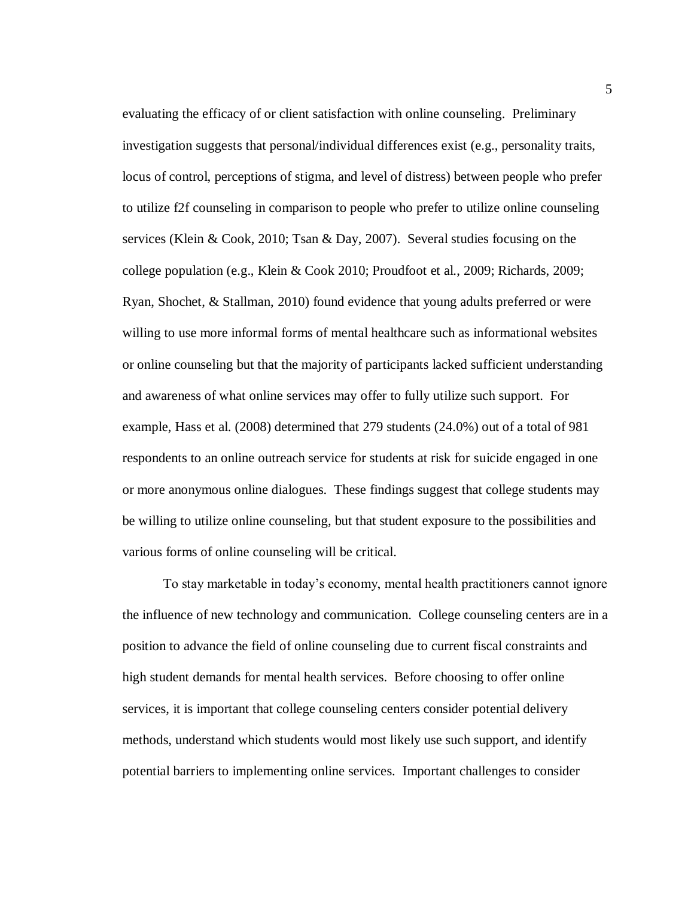evaluating the efficacy of or client satisfaction with online counseling. Preliminary investigation suggests that personal/individual differences exist (e.g., personality traits, locus of control, perceptions of stigma, and level of distress) between people who prefer to utilize f2f counseling in comparison to people who prefer to utilize online counseling services (Klein & Cook, 2010; Tsan & Day, 2007). Several studies focusing on the college population (e.g., Klein & Cook 2010; Proudfoot et al., 2009; Richards, 2009; Ryan, Shochet, & Stallman, 2010) found evidence that young adults preferred or were willing to use more informal forms of mental healthcare such as informational websites or online counseling but that the majority of participants lacked sufficient understanding and awareness of what online services may offer to fully utilize such support. For example, Hass et al. (2008) determined that 279 students (24.0%) out of a total of 981 respondents to an online outreach service for students at risk for suicide engaged in one or more anonymous online dialogues. These findings suggest that college students may be willing to utilize online counseling, but that student exposure to the possibilities and various forms of online counseling will be critical.

To stay marketable in today's economy, mental health practitioners cannot ignore the influence of new technology and communication. College counseling centers are in a position to advance the field of online counseling due to current fiscal constraints and high student demands for mental health services. Before choosing to offer online services, it is important that college counseling centers consider potential delivery methods, understand which students would most likely use such support, and identify potential barriers to implementing online services. Important challenges to consider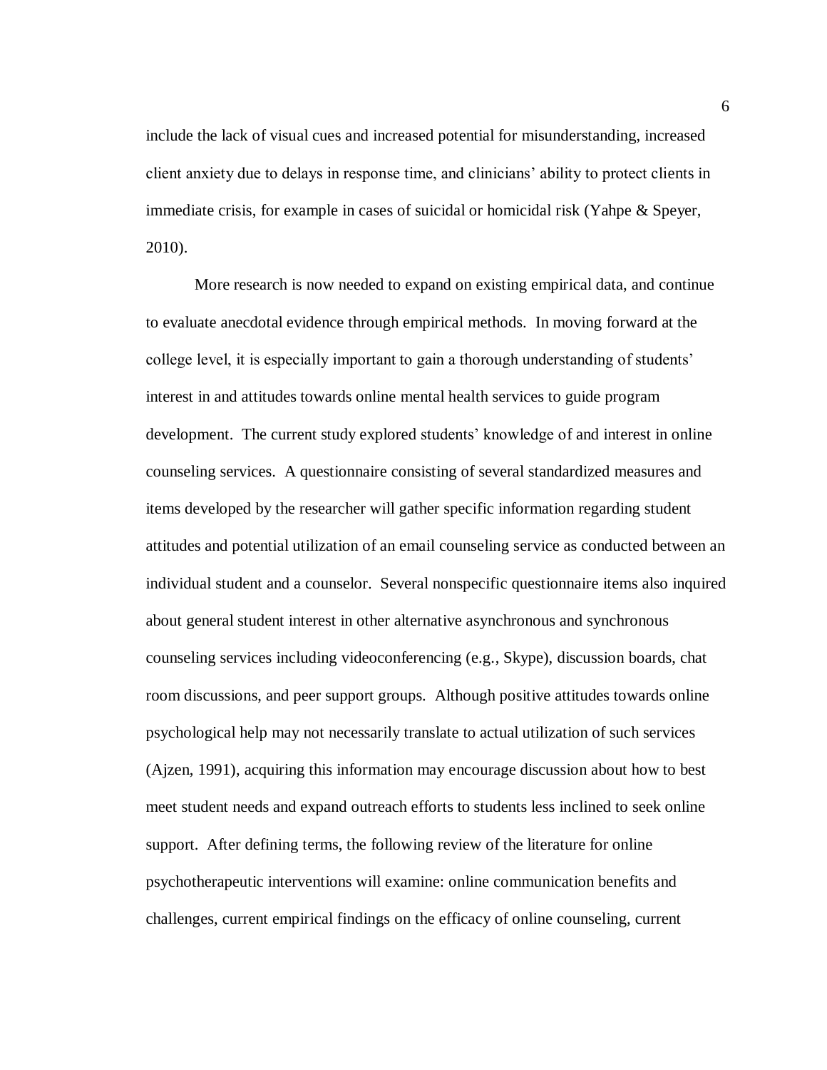include the lack of visual cues and increased potential for misunderstanding, increased client anxiety due to delays in response time, and clinicians' ability to protect clients in immediate crisis, for example in cases of suicidal or homicidal risk (Yahpe & Speyer, 2010).

More research is now needed to expand on existing empirical data, and continue to evaluate anecdotal evidence through empirical methods. In moving forward at the college level, it is especially important to gain a thorough understanding of students' interest in and attitudes towards online mental health services to guide program development. The current study explored students' knowledge of and interest in online counseling services. A questionnaire consisting of several standardized measures and items developed by the researcher will gather specific information regarding student attitudes and potential utilization of an email counseling service as conducted between an individual student and a counselor. Several nonspecific questionnaire items also inquired about general student interest in other alternative asynchronous and synchronous counseling services including videoconferencing (e.g., Skype), discussion boards, chat room discussions, and peer support groups. Although positive attitudes towards online psychological help may not necessarily translate to actual utilization of such services (Ajzen, 1991), acquiring this information may encourage discussion about how to best meet student needs and expand outreach efforts to students less inclined to seek online support. After defining terms, the following review of the literature for online psychotherapeutic interventions will examine: online communication benefits and challenges, current empirical findings on the efficacy of online counseling, current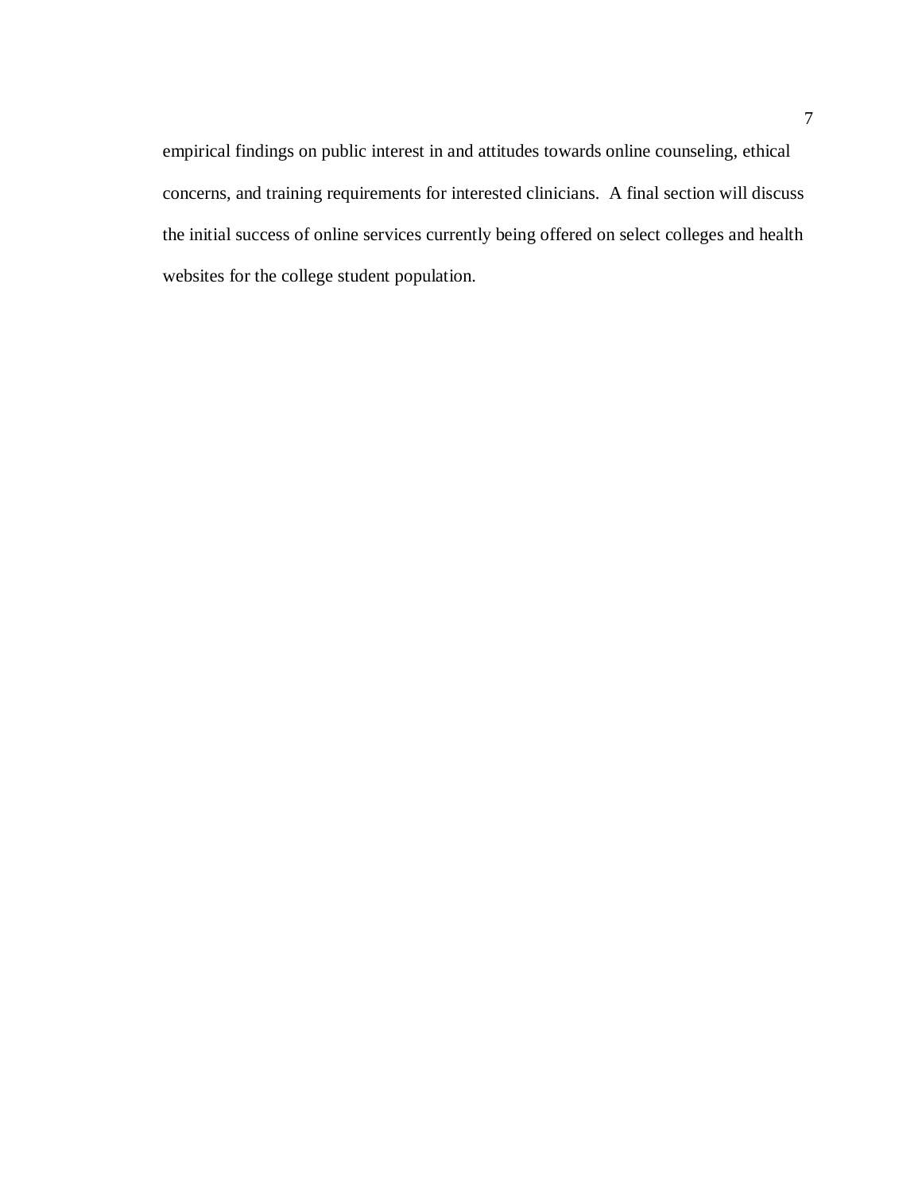empirical findings on public interest in and attitudes towards online counseling, ethical concerns, and training requirements for interested clinicians.  A final section will discuss the initial success of online services currently being offered on select colleges and health websites for the college student population.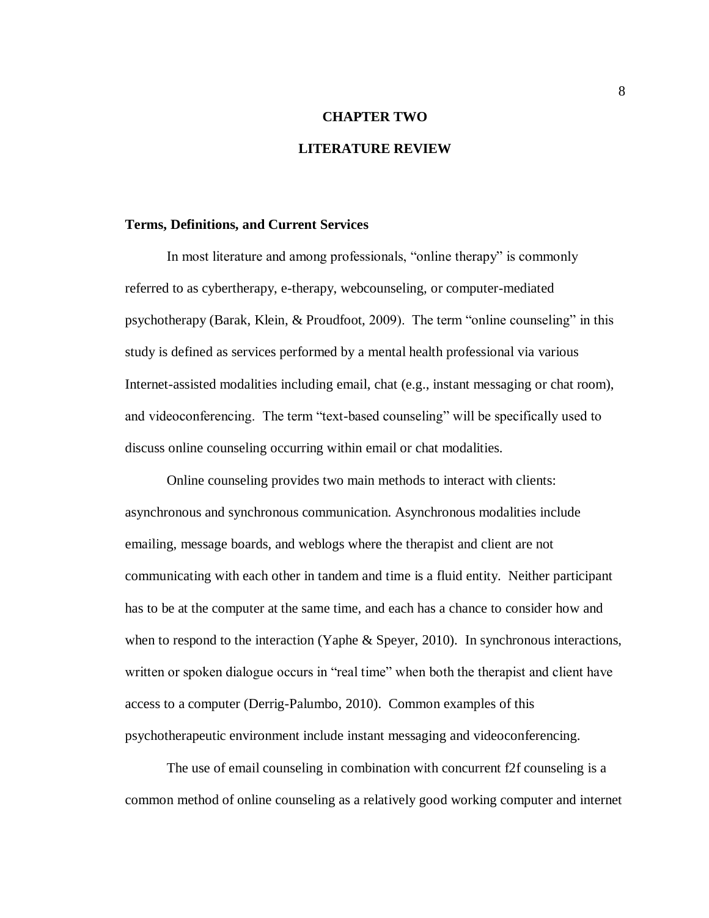# CHAPTER TWO

# LITERATURE REVIEW

## Terms, Definitions, and Current Services

In most literature and among professionals, "online therapy" is commonly referred to as cybertherapy, e-therapy, webcounseling, or computer-mediated psychotherapy (Barak, Klein, & Proudfoot, 2009). The term "online counseling" in this study is defined as services performed by a mental health professional via various Internet-assisted modalities including email, chat (e.g., instant messaging or chat room), and videoconferencing. The term "text-based counseling" will be specifically used to discuss online counseling occurring within email or chat modalities.

Online counseling provides two main methods to interact with clients: asynchronous and synchronous communication. Asynchronous modalities include emailing, message boards, and weblogs where the therapist and client are not communicating with each other in tandem and time is a fluid entity. Neither participant has to be at the computer at the same time, and each has a chance to consider how and when to respond to the interaction (Yaphe & Speyer, 2010). In synchronous interactions, written or spoken dialogue occurs in "real time" when both the therapist and client have access to a computer (Derrig-Palumbo, 2010). Common examples of this psychotherapeutic environment include instant messaging and videoconferencing.

The use of email counseling in combination with concurrent f2f counseling is a common method of online counseling as a relatively good working computer and internet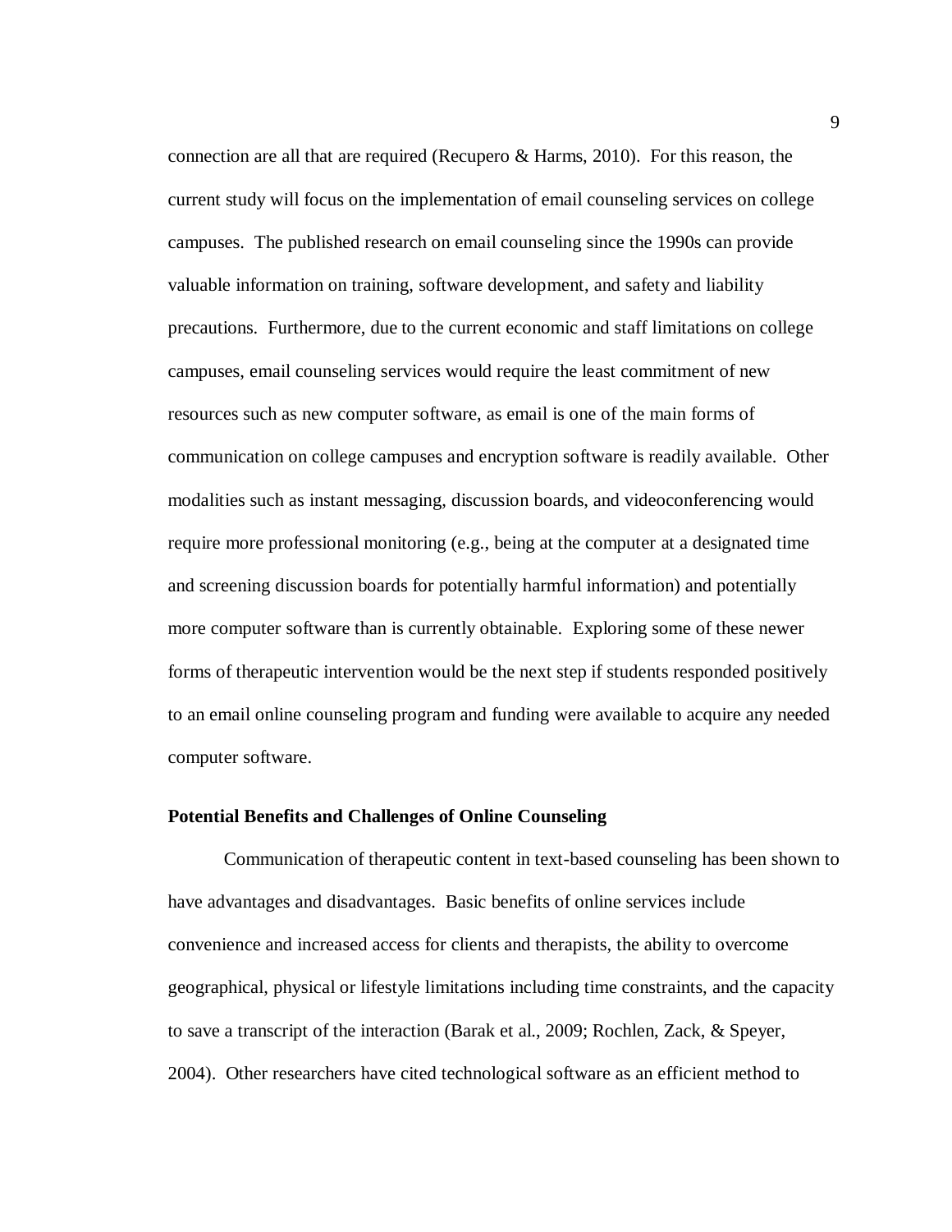connection are all that are required (Recupero & Harms, 2010). For this reason, the current study will focus on the implementation of email counseling services on college campuses. The published research on email counseling since the 1990s can provide valuable information on training, software development, and safety and liability precautions. Furthermore, due to the current economic and staff limitations on college campuses, email counseling services would require the least commitment of new resources such as new computer software, as email is one of the main forms of communication on college campuses and encryption software is readily available. Other modalities such as instant messaging, discussion boards, and videoconferencing would require more professional monitoring (e.g., being at the computer at a designated time and screening discussion boards for potentially harmful information) and potentially more computer software than is currently obtainable. Exploring some of these newer forms of therapeutic intervention would be the next step if students responded positively to an email online counseling program and funding were available to acquire any needed computer software.

## Potential Benefits and Challenges of Online Counseling

Communication of therapeutic content in text-based counseling has been shown to have advantages and disadvantages. Basic benefits of online services include convenience and increased access for clients and therapists, the ability to overcome geographical, physical or lifestyle limitations including time constraints, and the capacity to save a transcript of the interaction (Barak et al., 2009; Rochlen, Zack, & Speyer, 2004). Other researchers have cited technological software as an efficient method to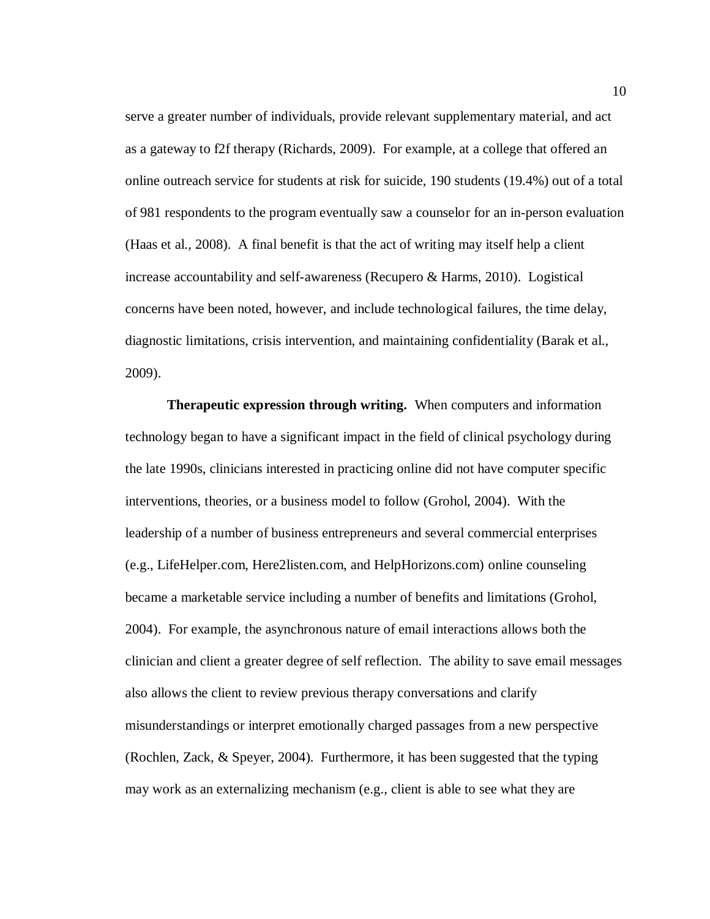serve a greater number of individuals, provide relevant supplementary material, and act as a gateway to f2f therapy (Richards, 2009). For example, at a college that offered an online outreach service for students at risk for suicide, 190 students (19.4%) out of a total of 981 respondents to the program eventually saw a counselor for an in-person evaluation (Haas et al., 2008). A final benefit is that the act of writing may itself help a client increase accountability and self-awareness (Recupero & Harms, 2010). Logistical concerns have been noted, however, and include technological failures, the time delay, diagnostic limitations, crisis intervention, and maintaining confidentiality (Barak et al., 2009).

**Therapeutic expression through writing.** When computers and information technology began to have a significant impact in the field of clinical psychology during the late 1990s, clinicians interested in practicing online did not have computer specific interventions, theories, or a business model to follow (Grohol, 2004). With the leadership of a number of business entrepreneurs and several commercial enterprises (e.g., LifeHelper.com, Here2listen.com, and HelpHorizons.com) online counseling became a marketable service including a number of benefits and limitations (Grohol, 2004). For example, the asynchronous nature of email interactions allows both the clinician and client a greater degree of self reflection. The ability to save email messages also allows the client to review previous therapy conversations and clarify misunderstandings or interpret emotionally charged passages from a new perspective (Rochlen, Zack, & Speyer, 2004). Furthermore, it has been suggested that the typing may work as an externalizing mechanism (e.g., client is able to see what they are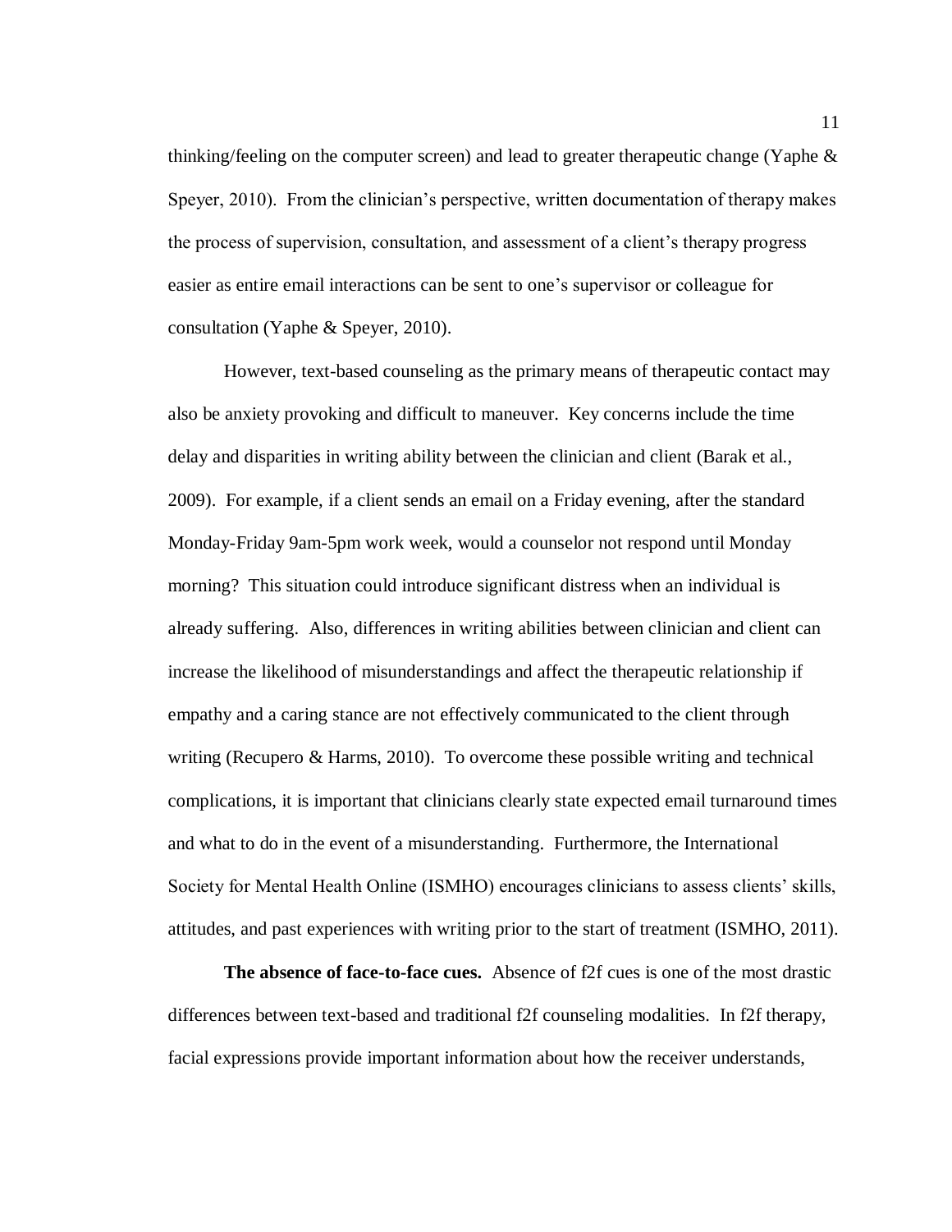thinking/feeling on the computer screen) and lead to greater therapeutic change (Yaphe & Speyer, 2010). From the clinician's perspective, written documentation of therapy makes the process of supervision, consultation, and assessment of a client's therapy progress easier as entire email interactions can be sent to one's supervisor or colleague for consultation (Yaphe & Speyer, 2010).

However, text-based counseling as the primary means of therapeutic contact may also be anxiety provoking and difficult to maneuver. Key concerns include the time delay and disparities in writing ability between the clinician and client (Barak et al., 2009). For example, if a client sends an email on a Friday evening, after the standard Monday-Friday 9am-5pm work week, would a counselor not respond until Monday morning? This situation could introduce significant distress when an individual is already suffering. Also, differences in writing abilities between clinician and client can increase the likelihood of misunderstandings and affect the therapeutic relationship if empathy and a caring stance are not effectively communicated to the client through writing (Recupero & Harms, 2010). To overcome these possible writing and technical complications, it is important that clinicians clearly state expected email turnaround times and what to do in the event of a misunderstanding. Furthermore, the International Society for Mental Health Online (ISMHO) encourages clinicians to assess clients' skills, attitudes, and past experiences with writing prior to the start of treatment (ISMHO, 2011).

**The absence of face-to-face cues.** Absence of f2f cues is one of the most drastic differences between text-based and traditional f2f counseling modalities. In f2f therapy, facial expressions provide important information about how the receiver understands,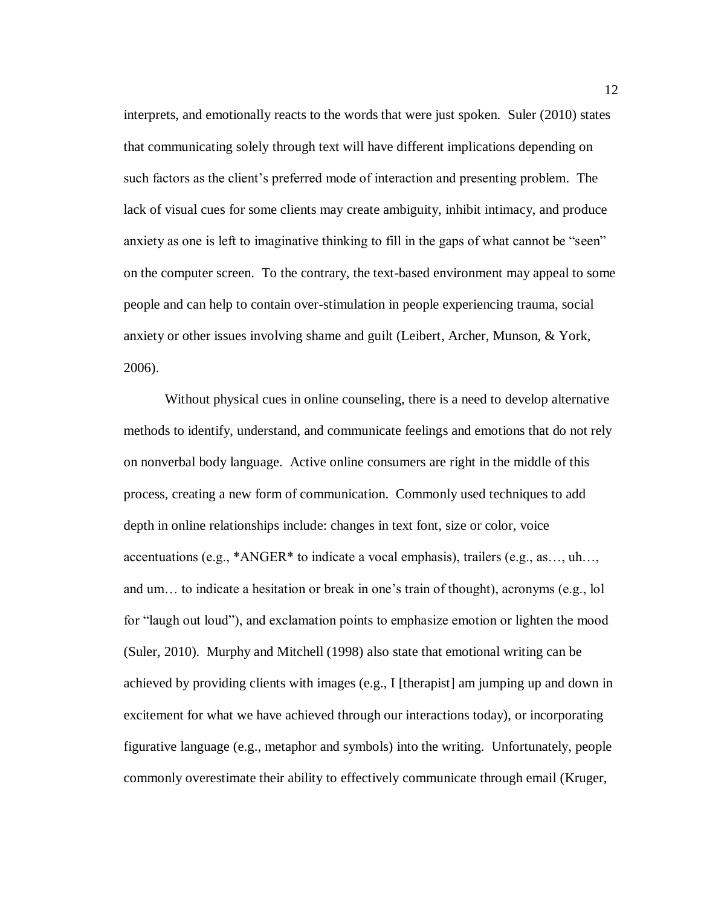interprets, and emotionally reacts to the words that were just spoken. Suler (2010) states that communicating solely through text will have different implications depending on such factors as the client's preferred mode of interaction and presenting problem. The lack of visual cues for some clients may create ambiguity, inhibit intimacy, and produce anxiety as one is left to imaginative thinking to fill in the gaps of what cannot be "seen" on the computer screen. To the contrary, the text-based environment may appeal to some people and can help to contain over-stimulation in people experiencing trauma, social anxiety or other issues involving shame and guilt (Leibert, Archer, Munson, & York, 2006).

Without physical cues in online counseling, there is a need to develop alternative methods to identify, understand, and communicate feelings and emotions that do not rely on nonverbal body language. Active online consumers are right in the middle of this process, creating a new form of communication. Commonly used techniques to add depth in online relationships include: changes in text font, size or color, voice accentuations (e.g., *ANGER* to indicate a vocal emphasis), trailers (e.g., as…, uh…, and um… to indicate a hesitation or break in one's train of thought), acronyms (e.g., lol for "laugh out loud"), and exclamation points to emphasize emotion or lighten the mood (Suler, 2010). Murphy and Mitchell (1998) also state that emotional writing can be achieved by providing clients with images (e.g., I [therapist] am jumping up and down in excitement for what we have achieved through our interactions today), or incorporating figurative language (e.g., metaphor and symbols) into the writing. Unfortunately, people commonly overestimate their ability to effectively communicate through email (Kruger,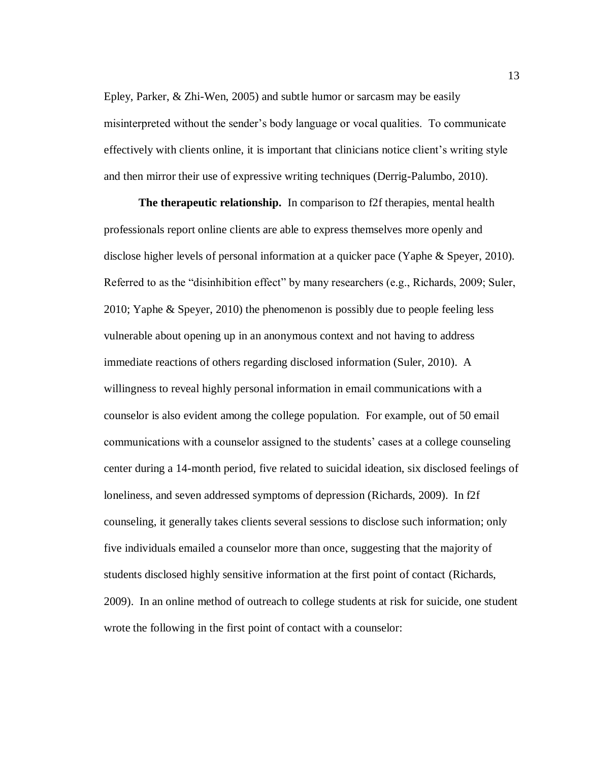Epley, Parker, & Zhi-Wen, 2005) and subtle humor or sarcasm may be easily misinterpreted without the sender's body language or vocal qualities. To communicate effectively with clients online, it is important that clinicians notice client's writing style and then mirror their use of expressive writing techniques (Derrig-Palumbo, 2010).

**The therapeutic relationship.** In comparison to f2f therapies, mental health professionals report online clients are able to express themselves more openly and disclose higher levels of personal information at a quicker pace (Yaphe & Speyer, 2010). Referred to as the "disinhibition effect" by many researchers (e.g., Richards, 2009; Suler, 2010; Yaphe & Speyer, 2010) the phenomenon is possibly due to people feeling less vulnerable about opening up in an anonymous context and not having to address immediate reactions of others regarding disclosed information (Suler, 2010). A willingness to reveal highly personal information in email communications with a counselor is also evident among the college population. For example, out of 50 email communications with a counselor assigned to the students' cases at a college counseling center during a 14-month period, five related to suicidal ideation, six disclosed feelings of loneliness, and seven addressed symptoms of depression (Richards, 2009). In f2f counseling, it generally takes clients several sessions to disclose such information; only five individuals emailed a counselor more than once, suggesting that the majority of students disclosed highly sensitive information at the first point of contact (Richards, 2009). In an online method of outreach to college students at risk for suicide, one student wrote the following in the first point of contact with a counselor: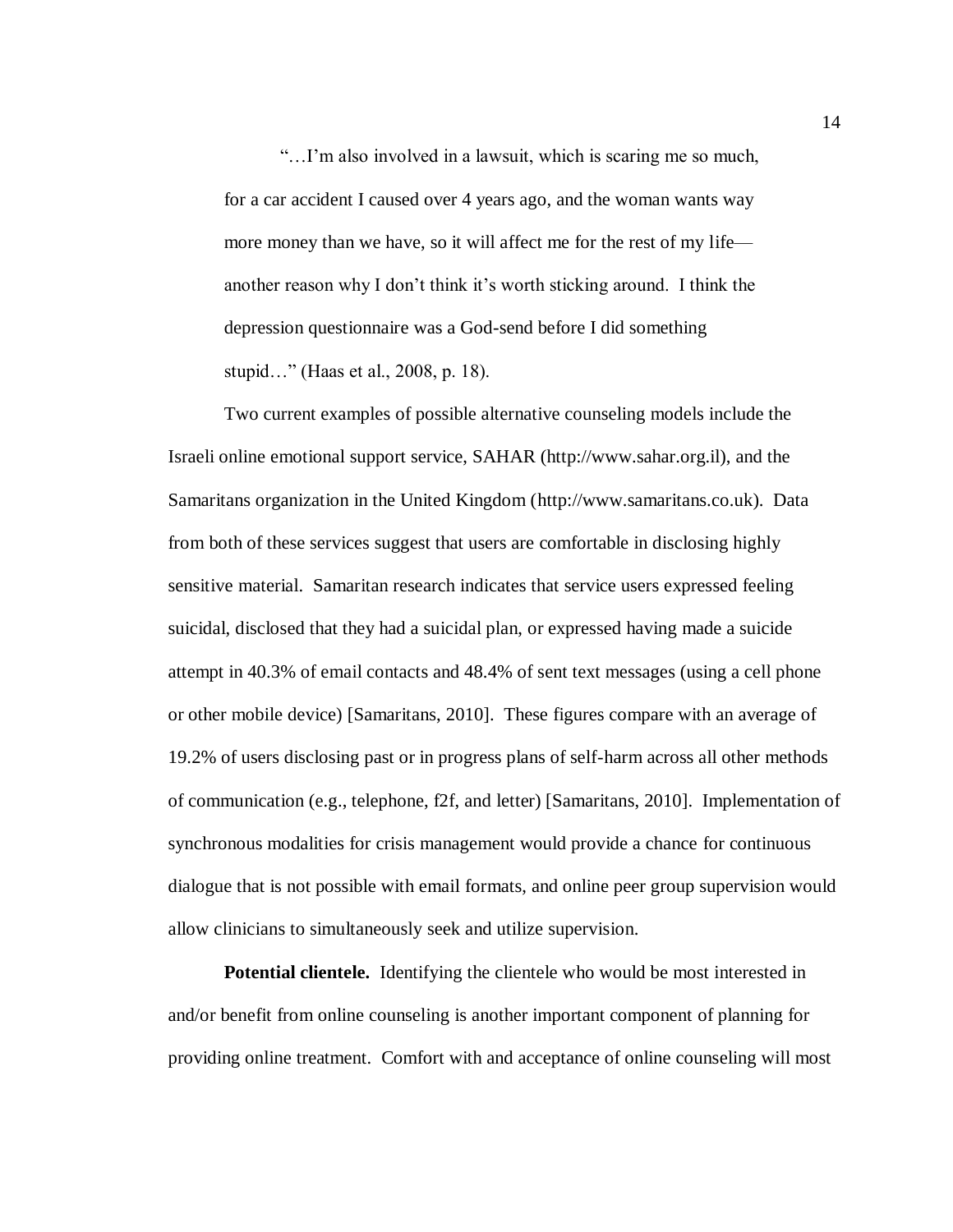> "…I'm also involved in a lawsuit, which is scaring me so much, for a car accident I caused over 4 years ago, and the woman wants way more money than we have, so it will affect me for the rest of my life—another reason why I don't think it's worth sticking around. I think the depression questionnaire was a God-send before I did something stupid…" (Haas et al., 2008, p. 18).

Two current examples of possible alternative counseling models include the Israeli online emotional support service, SAHAR (http://www.sahar.org.il), and the Samaritans organization in the United Kingdom (http://www.samaritans.co.uk). Data from both of these services suggest that users are comfortable in disclosing highly sensitive material. Samaritan research indicates that service users expressed feeling suicidal, disclosed that they had a suicidal plan, or expressed having made a suicide attempt in 40.3% of email contacts and 48.4% of sent text messages (using a cell phone or other mobile device) [Samaritans, 2010]. These figures compare with an average of 19.2% of users disclosing past or in progress plans of self-harm across all other methods of communication (e.g., telephone, f2f, and letter) [Samaritans, 2010]. Implementation of synchronous modalities for crisis management would provide a chance for continuous dialogue that is not possible with email formats, and online peer group supervision would allow clinicians to simultaneously seek and utilize supervision.

**Potential clientele.** Identifying the clientele who would be most interested in and/or benefit from online counseling is another important component of planning for providing online treatment. Comfort with and acceptance of online counseling will most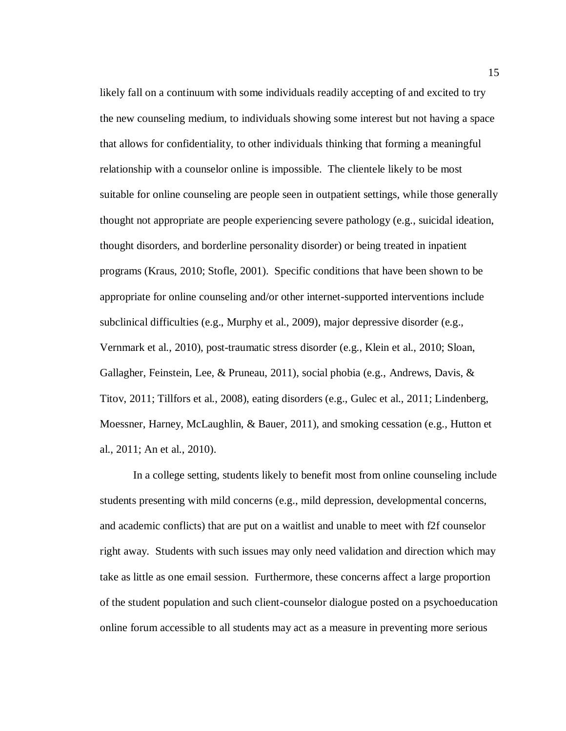likely fall on a continuum with some individuals readily accepting of and excited to try the new counseling medium, to individuals showing some interest but not having a space that allows for confidentiality, to other individuals thinking that forming a meaningful relationship with a counselor online is impossible. The clientele likely to be most suitable for online counseling are people seen in outpatient settings, while those generally thought not appropriate are people experiencing severe pathology (e.g., suicidal ideation, thought disorders, and borderline personality disorder) or being treated in inpatient programs (Kraus, 2010; Stofle, 2001). Specific conditions that have been shown to be appropriate for online counseling and/or other internet-supported interventions include subclinical difficulties (e.g., Murphy et al., 2009), major depressive disorder (e.g., Vernmark et al., 2010), post-traumatic stress disorder (e.g., Klein et al., 2010; Sloan, Gallagher, Feinstein, Lee, & Pruneau, 2011), social phobia (e.g., Andrews, Davis, & Titov, 2011; Tillfors et al., 2008), eating disorders (e.g., Gulec et al., 2011; Lindenberg, Moessner, Harney, McLaughlin, & Bauer, 2011), and smoking cessation (e.g., Hutton et al., 2011; An et al., 2010).

In a college setting, students likely to benefit most from online counseling include students presenting with mild concerns (e.g., mild depression, developmental concerns, and academic conflicts) that are put on a waitlist and unable to meet with f2f counselor right away. Students with such issues may only need validation and direction which may take as little as one email session. Furthermore, these concerns affect a large proportion of the student population and such client-counselor dialogue posted on a psychoeducation online forum accessible to all students may act as a measure in preventing more serious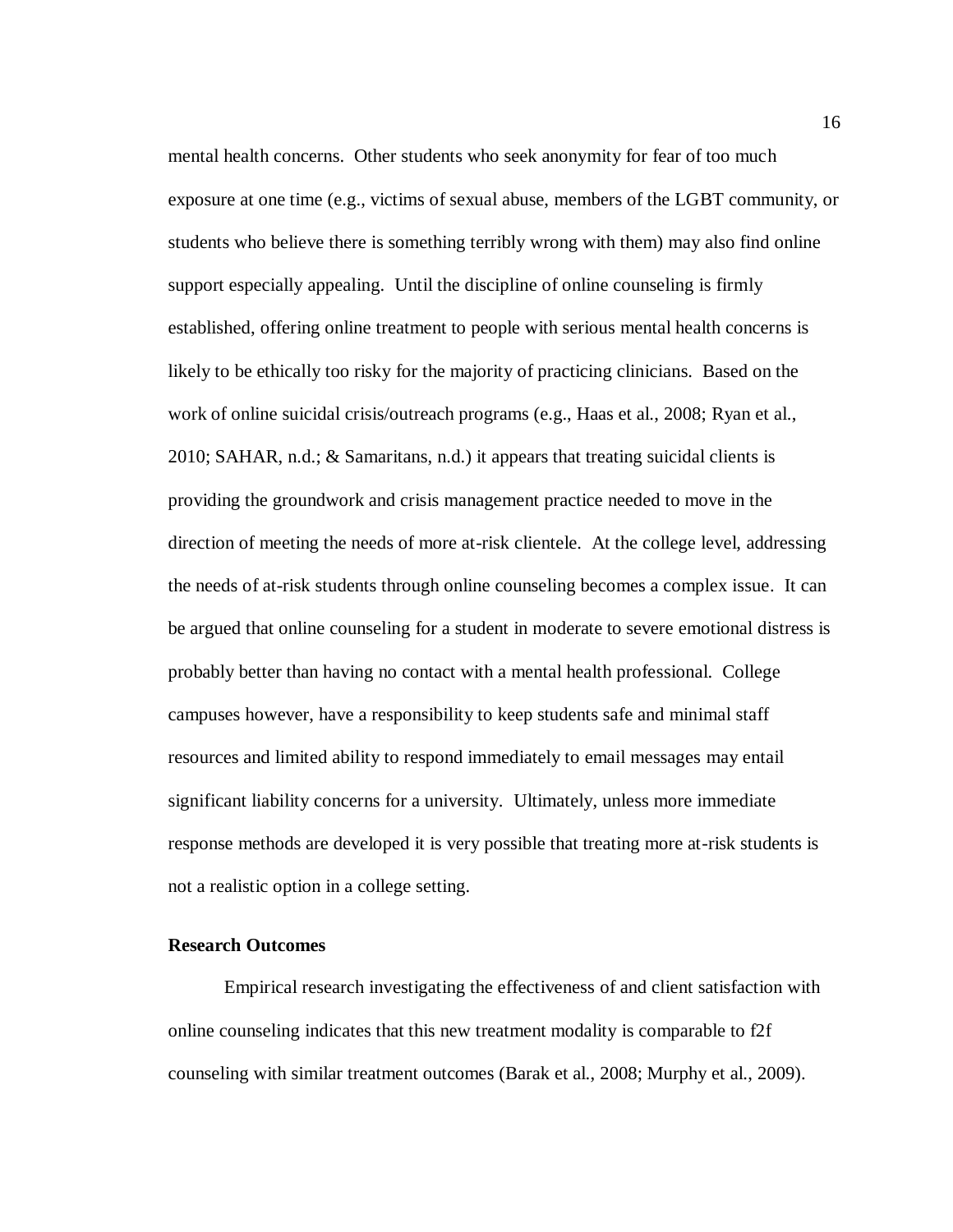mental health concerns. Other students who seek anonymity for fear of too much exposure at one time (e.g., victims of sexual abuse, members of the LGBT community, or students who believe there is something terribly wrong with them) may also find online support especially appealing. Until the discipline of online counseling is firmly established, offering online treatment to people with serious mental health concerns is likely to be ethically too risky for the majority of practicing clinicians. Based on the work of online suicidal crisis/outreach programs (e.g., Haas et al., 2008; Ryan et al., 2010; SAHAR, n.d.; & Samaritans, n.d.) it appears that treating suicidal clients is providing the groundwork and crisis management practice needed to move in the direction of meeting the needs of more at-risk clientele. At the college level, addressing the needs of at-risk students through online counseling becomes a complex issue. It can be argued that online counseling for a student in moderate to severe emotional distress is probably better than having no contact with a mental health professional. College campuses however, have a responsibility to keep students safe and minimal staff resources and limited ability to respond immediately to email messages may entail significant liability concerns for a university. Ultimately, unless more immediate response methods are developed it is very possible that treating more at-risk students is not a realistic option in a college setting.

**Research Outcomes**

Empirical research investigating the effectiveness of and client satisfaction with online counseling indicates that this new treatment modality is comparable to f2f counseling with similar treatment outcomes (Barak et al., 2008; Murphy et al., 2009).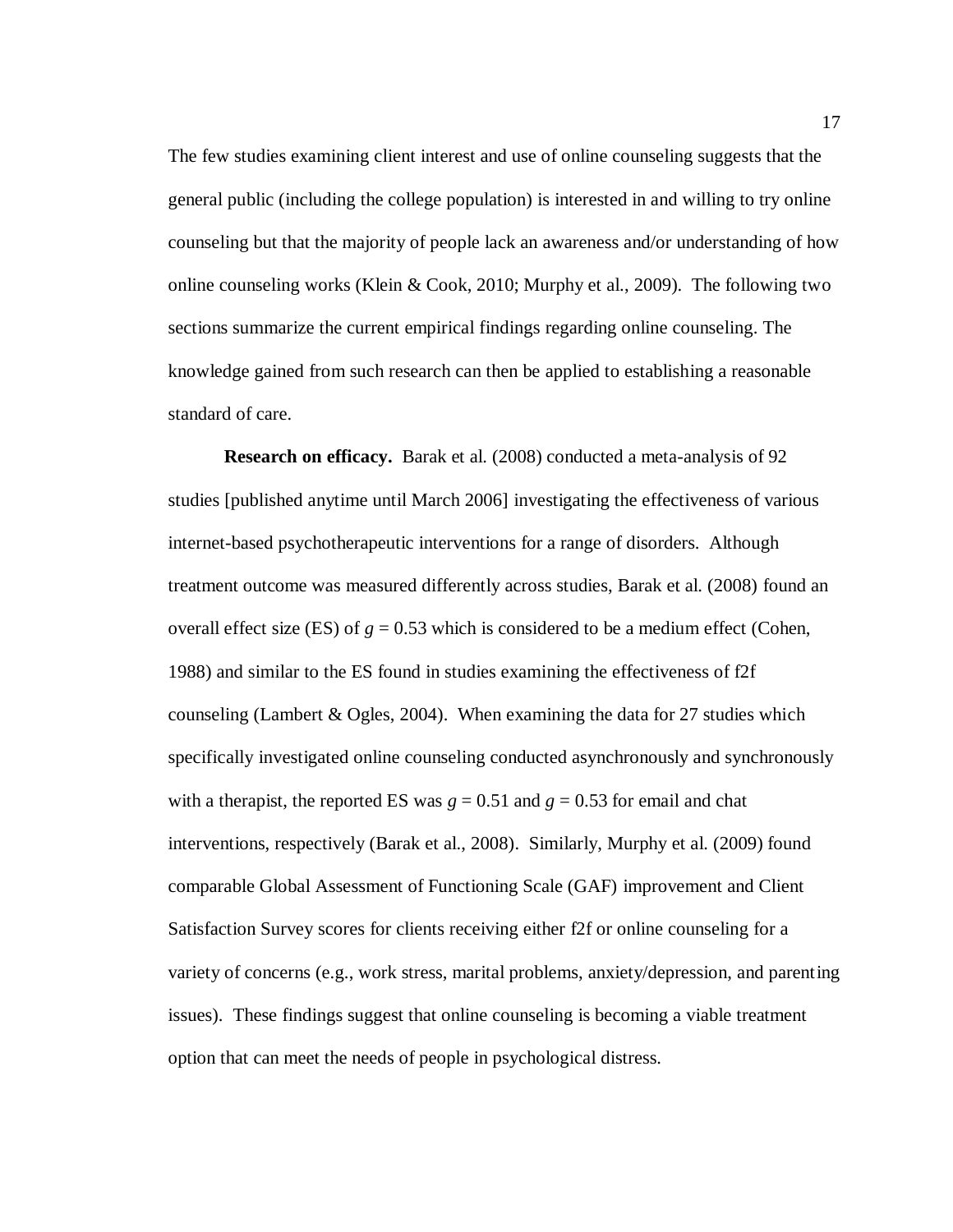The few studies examining client interest and use of online counseling suggests that the general public (including the college population) is interested in and willing to try online counseling but that the majority of people lack an awareness and/or understanding of how online counseling works (Klein & Cook, 2010; Murphy et al., 2009). The following two sections summarize the current empirical findings regarding online counseling. The knowledge gained from such research can then be applied to establishing a reasonable standard of care.

**Research on efficacy.** Barak et al. (2008) conducted a meta-analysis of 92 studies [published anytime until March 2006] investigating the effectiveness of various internet-based psychotherapeutic interventions for a range of disorders. Although treatment outcome was measured differently across studies, Barak et al. (2008) found an overall effect size (ES) of $g = 0.53$ which is considered to be a medium effect (Cohen, 1988) and similar to the ES found in studies examining the effectiveness of f2f counseling (Lambert & Ogles, 2004). When examining the data for 27 studies which specifically investigated online counseling conducted asynchronously and synchronously with a therapist, the reported ES was $g = 0.51$ and $g = 0.53$ for email and chat interventions, respectively (Barak et al., 2008). Similarly, Murphy et al. (2009) found comparable Global Assessment of Functioning Scale (GAF) improvement and Client Satisfaction Survey scores for clients receiving either f2f or online counseling for a variety of concerns (e.g., work stress, marital problems, anxiety/depression, and parenting issues). These findings suggest that online counseling is becoming a viable treatment option that can meet the needs of people in psychological distress.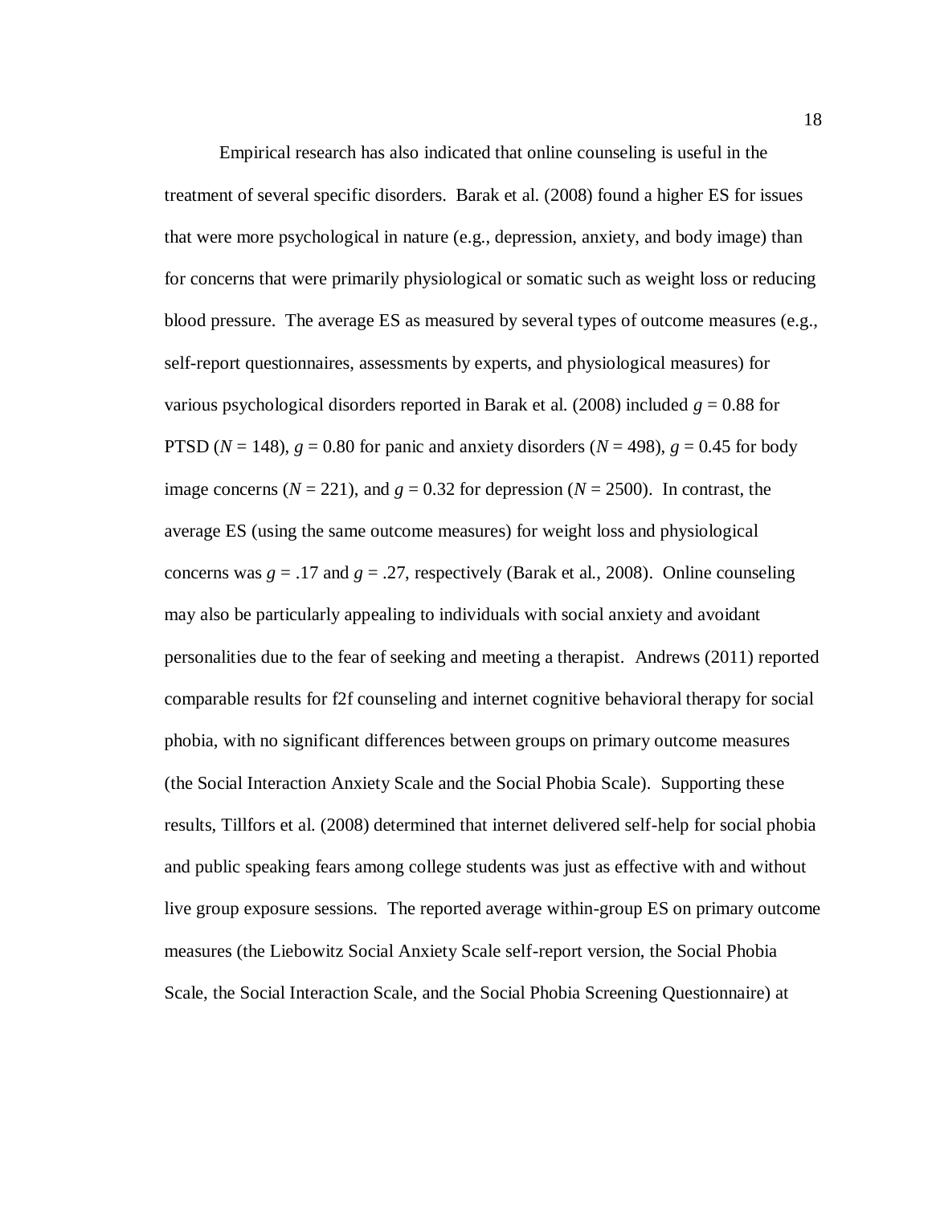Empirical research has also indicated that online counseling is useful in the treatment of several specific disorders. Barak et al. (2008) found a higher ES for issues that were more psychological in nature (e.g., depression, anxiety, and body image) than for concerns that were primarily physiological or somatic such as weight loss or reducing blood pressure. The average ES as measured by several types of outcome measures (e.g., self-report questionnaires, assessments by experts, and physiological measures) for various psychological disorders reported in Barak et al. (2008) included $g = 0.88$ for PTSD ($N = 148$), $g = 0.80$ for panic and anxiety disorders ($N = 498$), $g = 0.45$ for body image concerns ($N = 221$), and $g = 0.32$ for depression ($N = 2500$). In contrast, the average ES (using the same outcome measures) for weight loss and physiological concerns was $g = .17$ and $g = .27$, respectively (Barak et al., 2008). Online counseling may also be particularly appealing to individuals with social anxiety and avoidant personalities due to the fear of seeking and meeting a therapist. Andrews (2011) reported comparable results for f2f counseling and internet cognitive behavioral therapy for social phobia, with no significant differences between groups on primary outcome measures (the Social Interaction Anxiety Scale and the Social Phobia Scale). Supporting these results, Tillfors et al. (2008) determined that internet delivered self-help for social phobia and public speaking fears among college students was just as effective with and without live group exposure sessions. The reported average within-group ES on primary outcome measures (the Liebowitz Social Anxiety Scale self-report version, the Social Phobia Scale, the Social Interaction Scale, and the Social Phobia Screening Questionnaire) at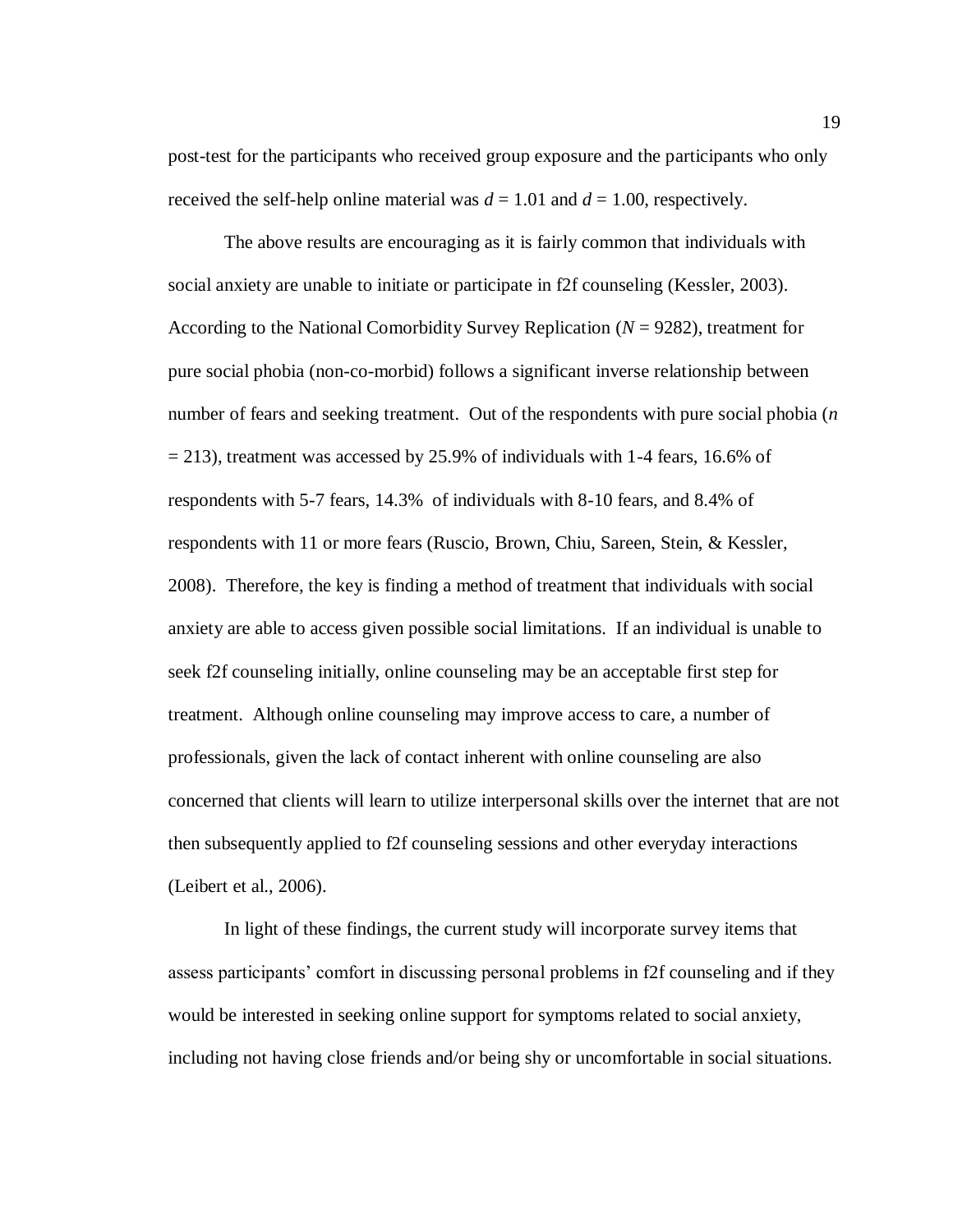post-test for the participants who received group exposure and the participants who only received the self-help online material was $d = 1.01$ and $d = 1.00$, respectively.

The above results are encouraging as it is fairly common that individuals with social anxiety are unable to initiate or participate in f2f counseling (Kessler, 2003). According to the National Comorbidity Survey Replication ($N = 9282$), treatment for pure social phobia (non-co-morbid) follows a significant inverse relationship between number of fears and seeking treatment. Out of the respondents with pure social phobia ($n = 213$), treatment was accessed by 25.9% of individuals with 1-4 fears, 16.6% of respondents with 5-7 fears, 14.3% of individuals with 8-10 fears, and 8.4% of respondents with 11 or more fears (Ruscio, Brown, Chiu, Sareen, Stein, & Kessler, 2008). Therefore, the key is finding a method of treatment that individuals with social anxiety are able to access given possible social limitations. If an individual is unable to seek f2f counseling initially, online counseling may be an acceptable first step for treatment. Although online counseling may improve access to care, a number of professionals, given the lack of contact inherent with online counseling are also concerned that clients will learn to utilize interpersonal skills over the internet that are not then subsequently applied to f2f counseling sessions and other everyday interactions (Leibert et al., 2006).

In light of these findings, the current study will incorporate survey items that assess participants' comfort in discussing personal problems in f2f counseling and if they would be interested in seeking online support for symptoms related to social anxiety, including not having close friends and/or being shy or uncomfortable in social situations.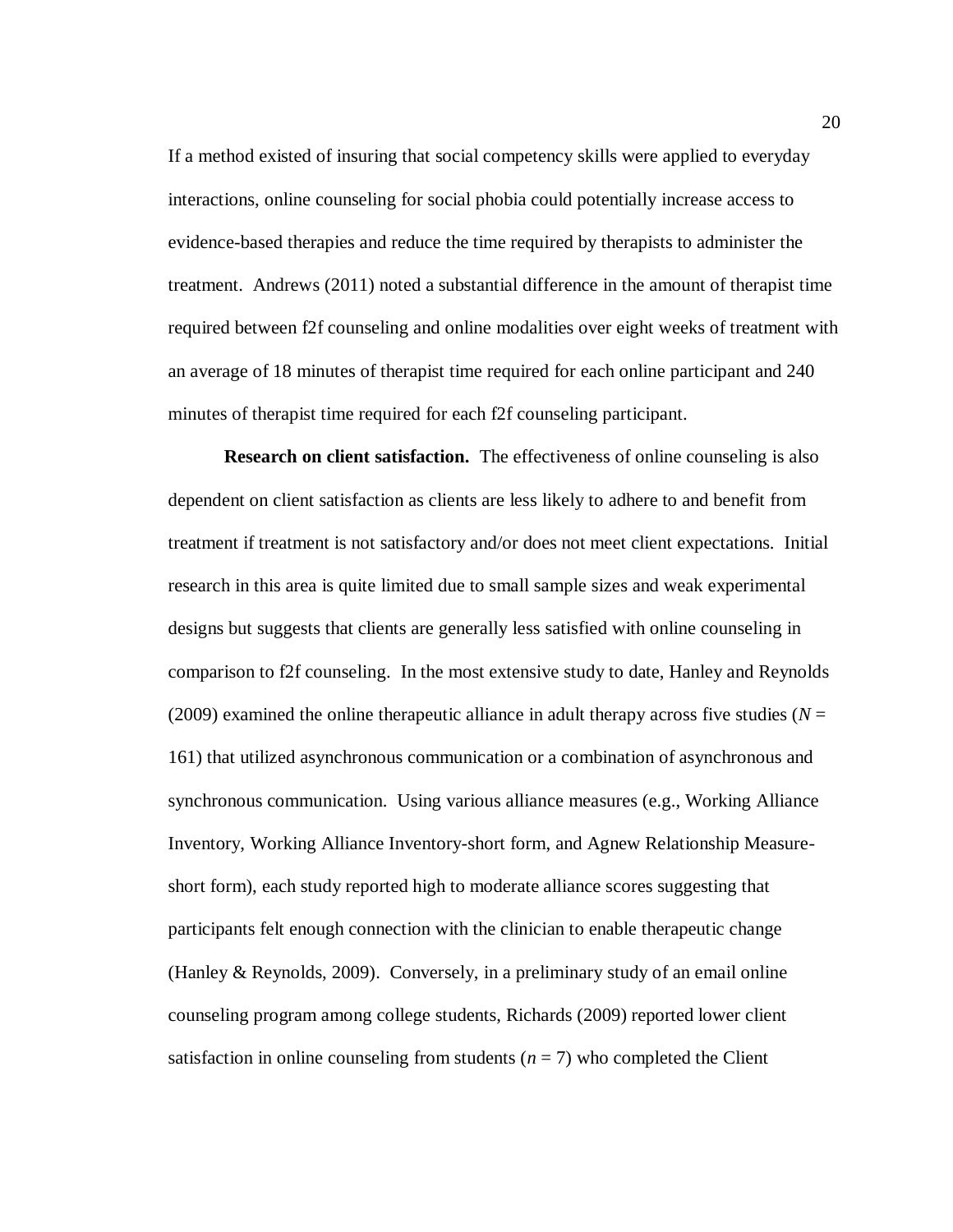If a method existed of insuring that social competency skills were applied to everyday interactions, online counseling for social phobia could potentially increase access to evidence-based therapies and reduce the time required by therapists to administer the treatment. Andrews (2011) noted a substantial difference in the amount of therapist time required between f2f counseling and online modalities over eight weeks of treatment with an average of 18 minutes of therapist time required for each online participant and 240 minutes of therapist time required for each f2f counseling participant.

**Research on client satisfaction.** The effectiveness of online counseling is also dependent on client satisfaction as clients are less likely to adhere to and benefit from treatment if treatment is not satisfactory and/or does not meet client expectations. Initial research in this area is quite limited due to small sample sizes and weak experimental designs but suggests that clients are generally less satisfied with online counseling in comparison to f2f counseling. In the most extensive study to date, Hanley and Reynolds (2009) examined the online therapeutic alliance in adult therapy across five studies ($N$ = 161) that utilized asynchronous communication or a combination of asynchronous and synchronous communication. Using various alliance measures (e.g., Working Alliance Inventory, Working Alliance Inventory-short form, and Agnew Relationship Measure-short form), each study reported high to moderate alliance scores suggesting that participants felt enough connection with the clinician to enable therapeutic change (Hanley & Reynolds, 2009). Conversely, in a preliminary study of an email online counseling program among college students, Richards (2009) reported lower client satisfaction in online counseling from students ($n$ = 7) who completed the Client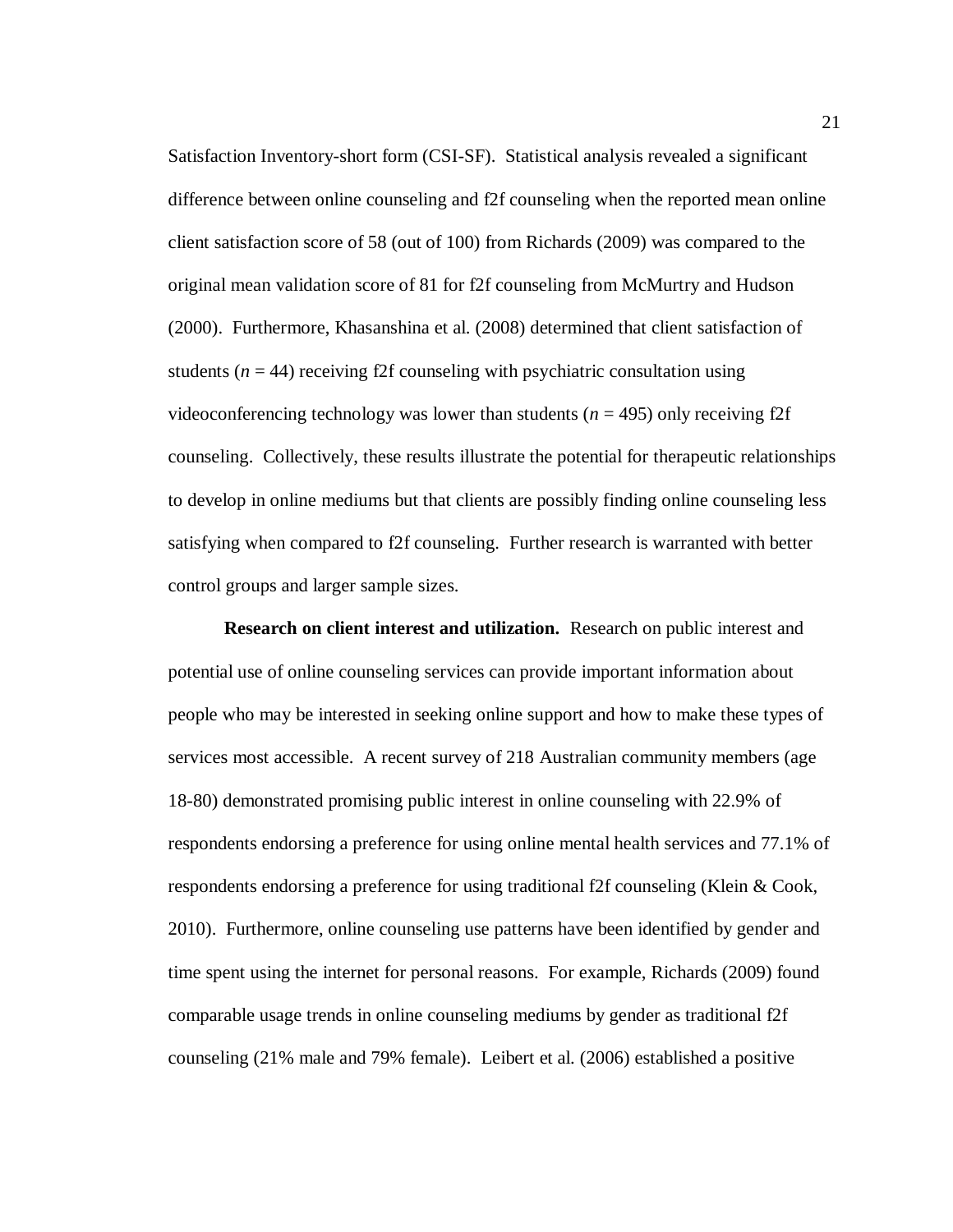Satisfaction Inventory-short form (CSI-SF). Statistical analysis revealed a significant difference between online counseling and f2f counseling when the reported mean online client satisfaction score of 58 (out of 100) from Richards (2009) was compared to the original mean validation score of 81 for f2f counseling from McMurtry and Hudson (2000). Furthermore, Khasanshina et al. (2008) determined that client satisfaction of students ($n$ = 44) receiving f2f counseling with psychiatric consultation using videoconferencing technology was lower than students ($n$ = 495) only receiving f2f counseling. Collectively, these results illustrate the potential for therapeutic relationships to develop in online mediums but that clients are possibly finding online counseling less satisfying when compared to f2f counseling. Further research is warranted with better control groups and larger sample sizes.

**Research on client interest and utilization.** Research on public interest and potential use of online counseling services can provide important information about people who may be interested in seeking online support and how to make these types of services most accessible. A recent survey of 218 Australian community members (age 18-80) demonstrated promising public interest in online counseling with 22.9% of respondents endorsing a preference for using online mental health services and 77.1% of respondents endorsing a preference for using traditional f2f counseling (Klein & Cook, 2010). Furthermore, online counseling use patterns have been identified by gender and time spent using the internet for personal reasons. For example, Richards (2009) found comparable usage trends in online counseling mediums by gender as traditional f2f counseling (21% male and 79% female). Leibert et al. (2006) established a positive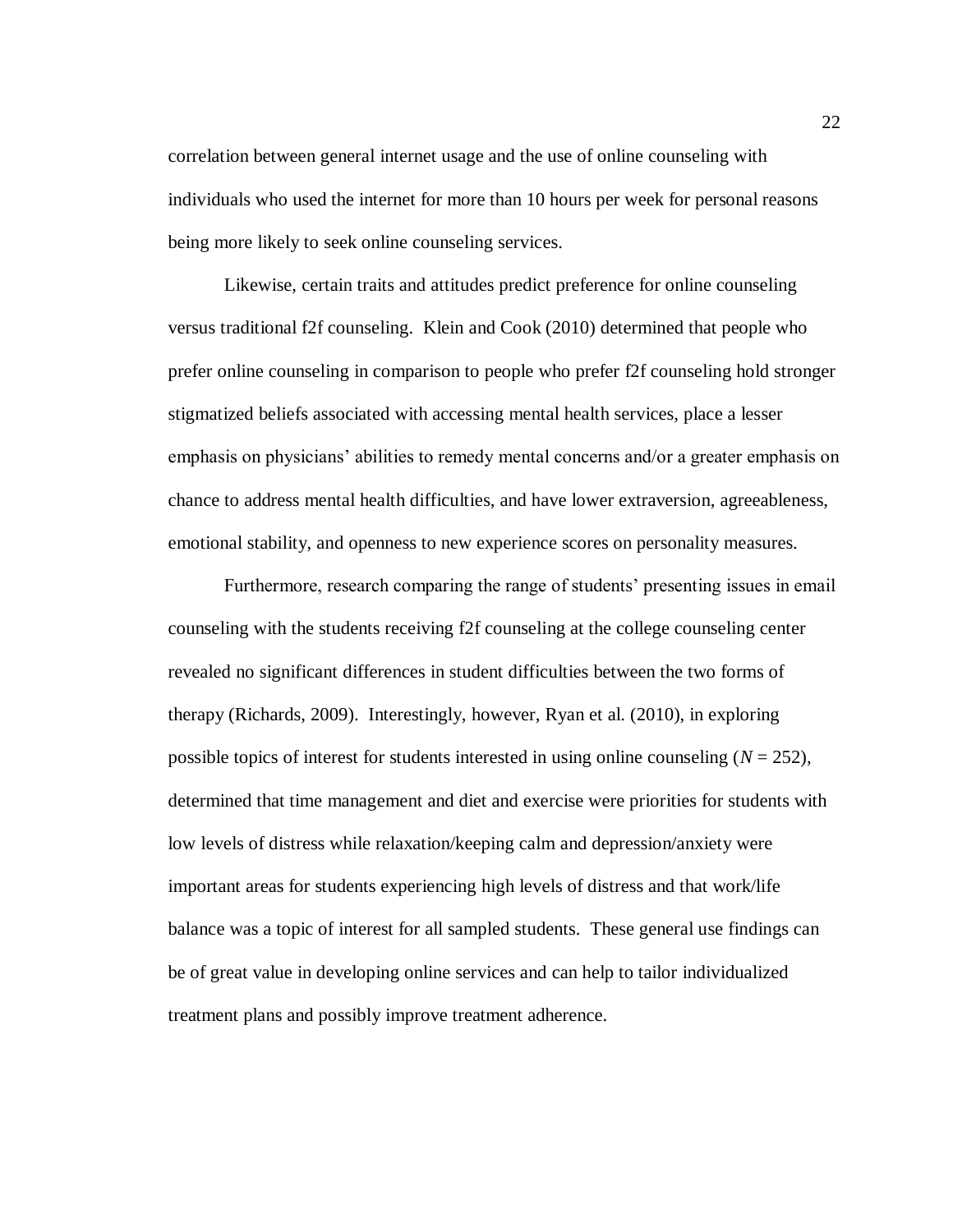correlation between general internet usage and the use of online counseling with individuals who used the internet for more than 10 hours per week for personal reasons being more likely to seek online counseling services.

Likewise, certain traits and attitudes predict preference for online counseling versus traditional f2f counseling. Klein and Cook (2010) determined that people who prefer online counseling in comparison to people who prefer f2f counseling hold stronger stigmatized beliefs associated with accessing mental health services, place a lesser emphasis on physicians' abilities to remedy mental concerns and/or a greater emphasis on chance to address mental health difficulties, and have lower extraversion, agreeableness, emotional stability, and openness to new experience scores on personality measures.

Furthermore, research comparing the range of students' presenting issues in email counseling with the students receiving f2f counseling at the college counseling center revealed no significant differences in student difficulties between the two forms of therapy (Richards, 2009). Interestingly, however, Ryan et al. (2010), in exploring possible topics of interest for students interested in using online counseling ($N = 252$), determined that time management and diet and exercise were priorities for students with low levels of distress while relaxation/keeping calm and depression/anxiety were important areas for students experiencing high levels of distress and that work/life balance was a topic of interest for all sampled students. These general use findings can be of great value in developing online services and can help to tailor individualized treatment plans and possibly improve treatment adherence.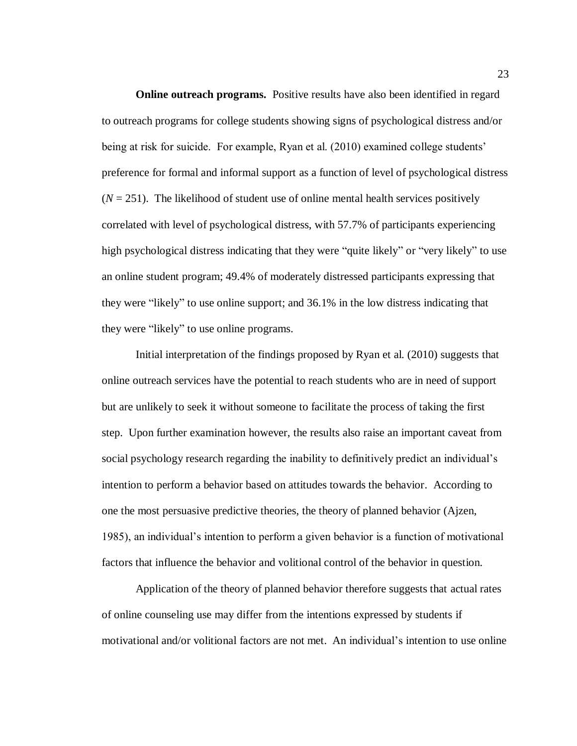**Online outreach programs.** Positive results have also been identified in regard to outreach programs for college students showing signs of psychological distress and/or being at risk for suicide. For example, Ryan et al. (2010) examined college students' preference for formal and informal support as a function of level of psychological distress ($N = 251$). The likelihood of student use of online mental health services positively correlated with level of psychological distress, with 57.7% of participants experiencing high psychological distress indicating that they were "quite likely" or "very likely" to use an online student program; 49.4% of moderately distressed participants expressing that they were "likely" to use online support; and 36.1% in the low distress indicating that they were "likely" to use online programs.

Initial interpretation of the findings proposed by Ryan et al. (2010) suggests that online outreach services have the potential to reach students who are in need of support but are unlikely to seek it without someone to facilitate the process of taking the first step. Upon further examination however, the results also raise an important caveat from social psychology research regarding the inability to definitively predict an individual's intention to perform a behavior based on attitudes towards the behavior. According to one the most persuasive predictive theories, the theory of planned behavior (Ajzen, 1985), an individual's intention to perform a given behavior is a function of motivational factors that influence the behavior and volitional control of the behavior in question.

Application of the theory of planned behavior therefore suggests that actual rates of online counseling use may differ from the intentions expressed by students if motivational and/or volitional factors are not met. An individual's intention to use online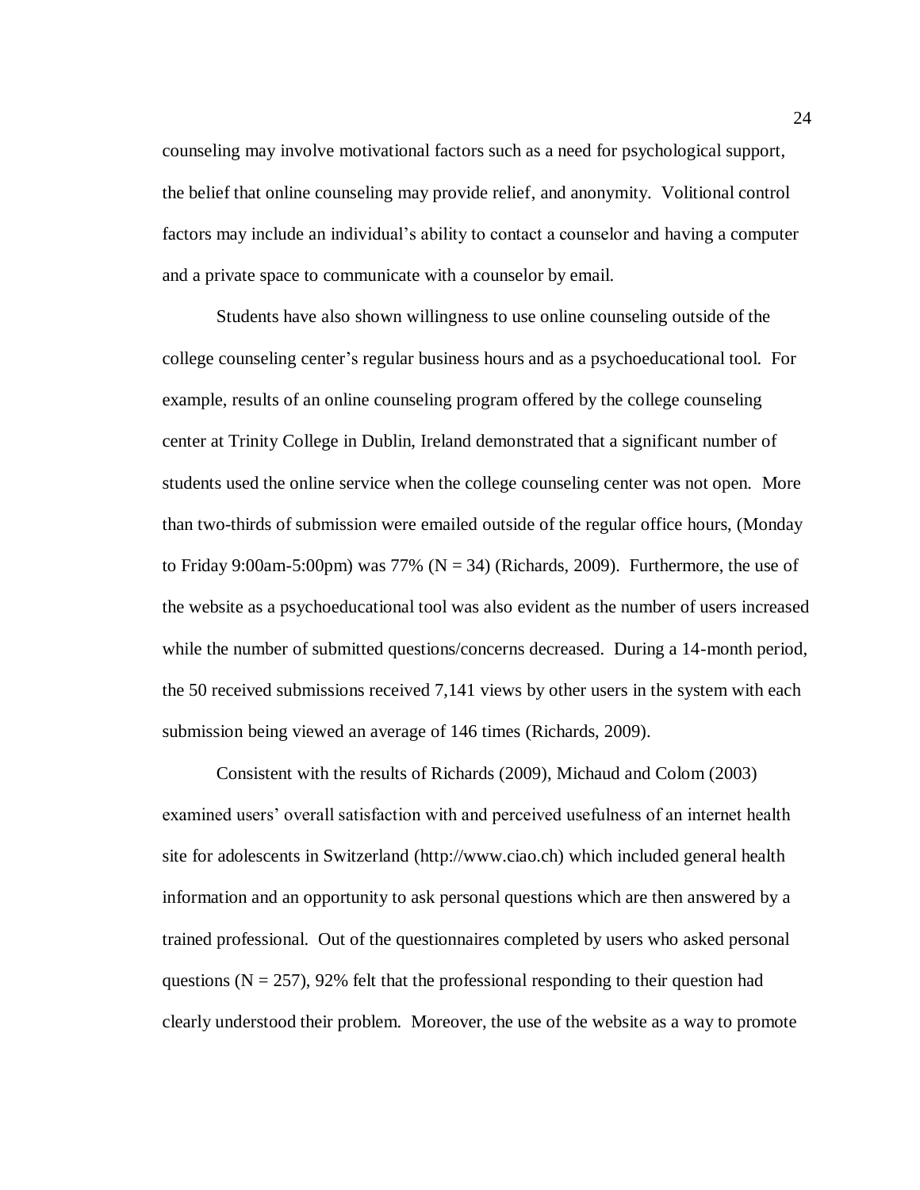counseling may involve motivational factors such as a need for psychological support, the belief that online counseling may provide relief, and anonymity. Volitional control factors may include an individual's ability to contact a counselor and having a computer and a private space to communicate with a counselor by email.

Students have also shown willingness to use online counseling outside of the college counseling center's regular business hours and as a psychoeducational tool. For example, results of an online counseling program offered by the college counseling center at Trinity College in Dublin, Ireland demonstrated that a significant number of students used the online service when the college counseling center was not open. More than two-thirds of submission were emailed outside of the regular office hours, (Monday to Friday 9:00am-5:00pm) was 77% (N = 34) (Richards, 2009). Furthermore, the use of the website as a psychoeducational tool was also evident as the number of users increased while the number of submitted questions/concerns decreased. During a 14-month period, the 50 received submissions received 7,141 views by other users in the system with each submission being viewed an average of 146 times (Richards, 2009).

Consistent with the results of Richards (2009), Michaud and Colom (2003) examined users' overall satisfaction with and perceived usefulness of an internet health site for adolescents in Switzerland (http://www.ciao.ch) which included general health information and an opportunity to ask personal questions which are then answered by a trained professional. Out of the questionnaires completed by users who asked personal questions (N = 257), 92% felt that the professional responding to their question had clearly understood their problem. Moreover, the use of the website as a way to promote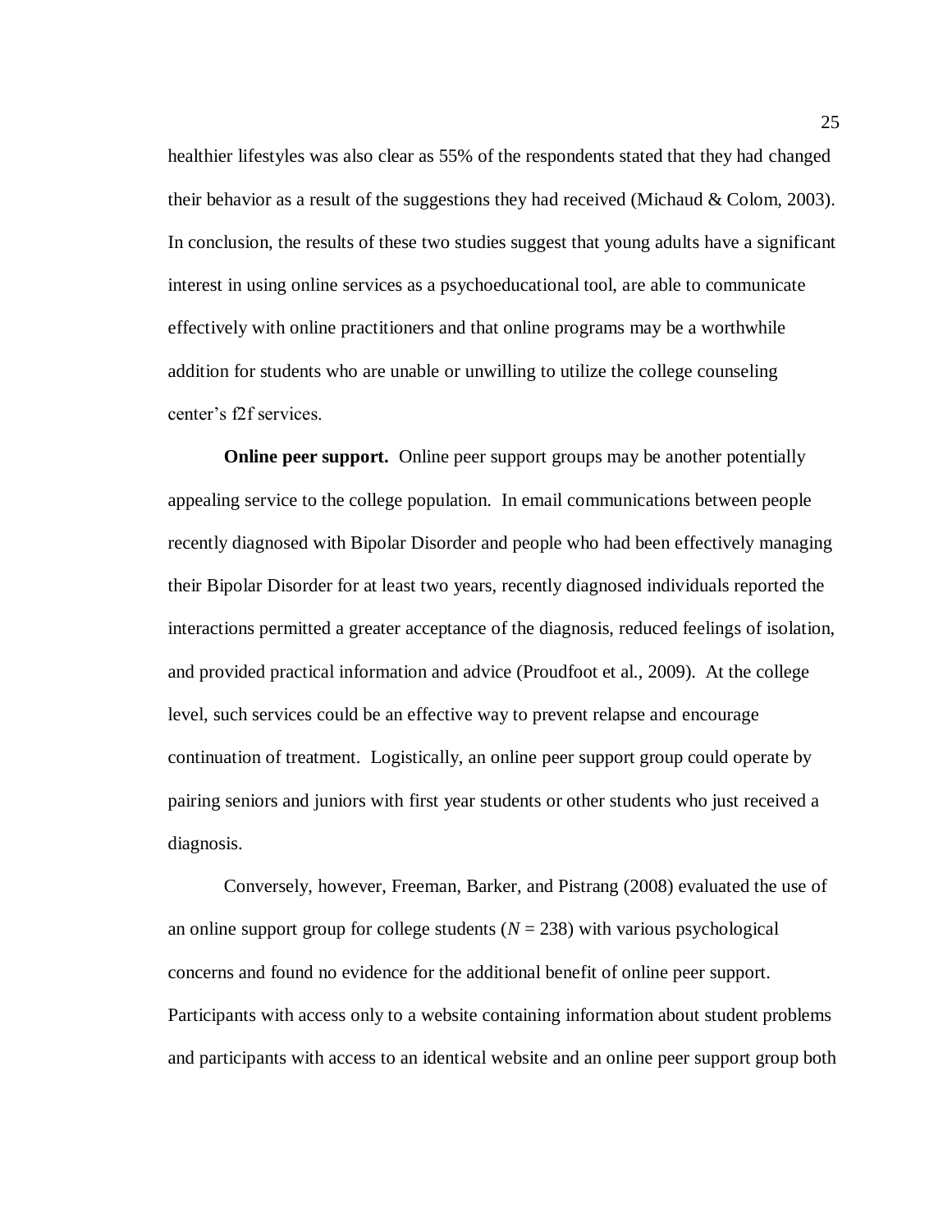healthier lifestyles was also clear as 55% of the respondents stated that they had changed their behavior as a result of the suggestions they had received (Michaud & Colom, 2003). In conclusion, the results of these two studies suggest that young adults have a significant interest in using online services as a psychoeducational tool, are able to communicate effectively with online practitioners and that online programs may be a worthwhile addition for students who are unable or unwilling to utilize the college counseling center's f2f services.

**Online peer support.** Online peer support groups may be another potentially appealing service to the college population. In email communications between people recently diagnosed with Bipolar Disorder and people who had been effectively managing their Bipolar Disorder for at least two years, recently diagnosed individuals reported the interactions permitted a greater acceptance of the diagnosis, reduced feelings of isolation, and provided practical information and advice (Proudfoot et al., 2009). At the college level, such services could be an effective way to prevent relapse and encourage continuation of treatment. Logistically, an online peer support group could operate by pairing seniors and juniors with first year students or other students who just received a diagnosis.

Conversely, however, Freeman, Barker, and Pistrang (2008) evaluated the use of an online support group for college students ($N = 238$) with various psychological concerns and found no evidence for the additional benefit of online peer support. Participants with access only to a website containing information about student problems and participants with access to an identical website and an online peer support group both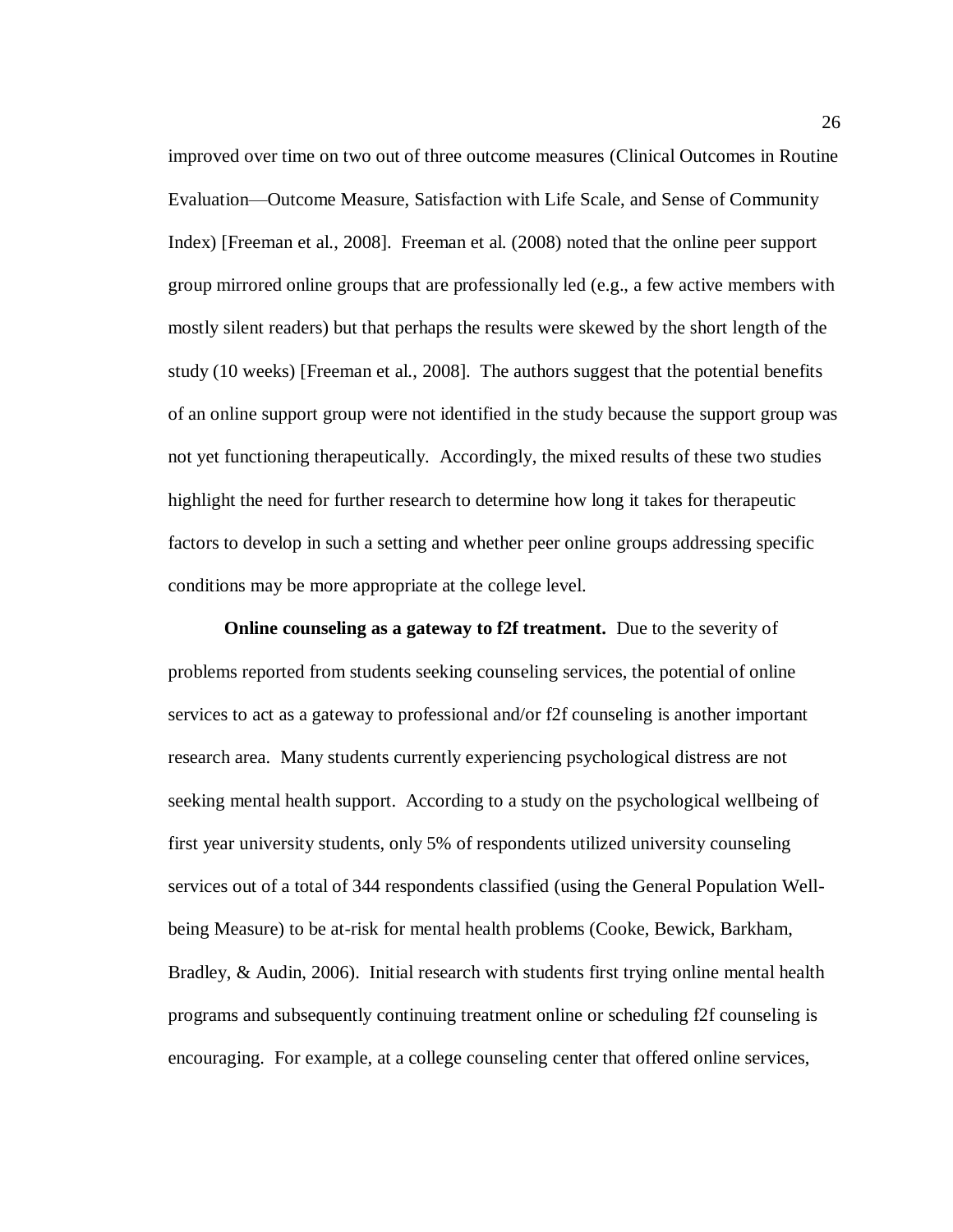improved over time on two out of three outcome measures (Clinical Outcomes in Routine Evaluation—Outcome Measure, Satisfaction with Life Scale, and Sense of Community Index) [Freeman et al., 2008]. Freeman et al. (2008) noted that the online peer support group mirrored online groups that are professionally led (e.g., a few active members with mostly silent readers) but that perhaps the results were skewed by the short length of the study (10 weeks) [Freeman et al., 2008]. The authors suggest that the potential benefits of an online support group were not identified in the study because the support group was not yet functioning therapeutically. Accordingly, the mixed results of these two studies highlight the need for further research to determine how long it takes for therapeutic factors to develop in such a setting and whether peer online groups addressing specific conditions may be more appropriate at the college level.

**Online counseling as a gateway to f2f treatment.** Due to the severity of problems reported from students seeking counseling services, the potential of online services to act as a gateway to professional and/or f2f counseling is another important research area. Many students currently experiencing psychological distress are not seeking mental health support. According to a study on the psychological wellbeing of first year university students, only 5% of respondents utilized university counseling services out of a total of 344 respondents classified (using the General Population Well-being Measure) to be at-risk for mental health problems (Cooke, Bewick, Barkham, Bradley, & Audin, 2006). Initial research with students first trying online mental health programs and subsequently continuing treatment online or scheduling f2f counseling is encouraging. For example, at a college counseling center that offered online services,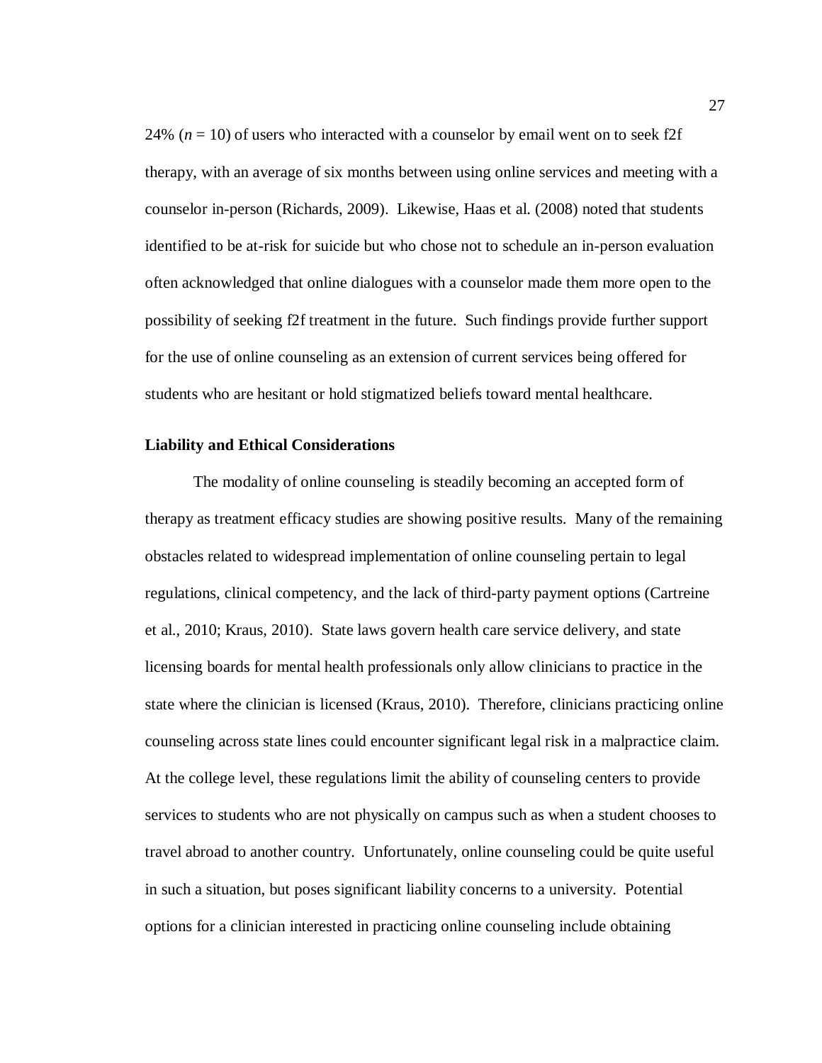24% (*n* = 10) of users who interacted with a counselor by email went on to seek f2f therapy, with an average of six months between using online services and meeting with a counselor in-person (Richards, 2009). Likewise, Haas et al. (2008) noted that students identified to be at-risk for suicide but who chose not to schedule an in-person evaluation often acknowledged that online dialogues with a counselor made them more open to the possibility of seeking f2f treatment in the future. Such findings provide further support for the use of online counseling as an extension of current services being offered for students who are hesitant or hold stigmatized beliefs toward mental healthcare.

**Liability and Ethical Considerations**

The modality of online counseling is steadily becoming an accepted form of therapy as treatment efficacy studies are showing positive results. Many of the remaining obstacles related to widespread implementation of online counseling pertain to legal regulations, clinical competency, and the lack of third-party payment options (Cartreine et al., 2010; Kraus, 2010). State laws govern health care service delivery, and state licensing boards for mental health professionals only allow clinicians to practice in the state where the clinician is licensed (Kraus, 2010). Therefore, clinicians practicing online counseling across state lines could encounter significant legal risk in a malpractice claim. At the college level, these regulations limit the ability of counseling centers to provide services to students who are not physically on campus such as when a student chooses to travel abroad to another country. Unfortunately, online counseling could be quite useful in such a situation, but poses significant liability concerns to a university. Potential options for a clinician interested in practicing online counseling include obtaining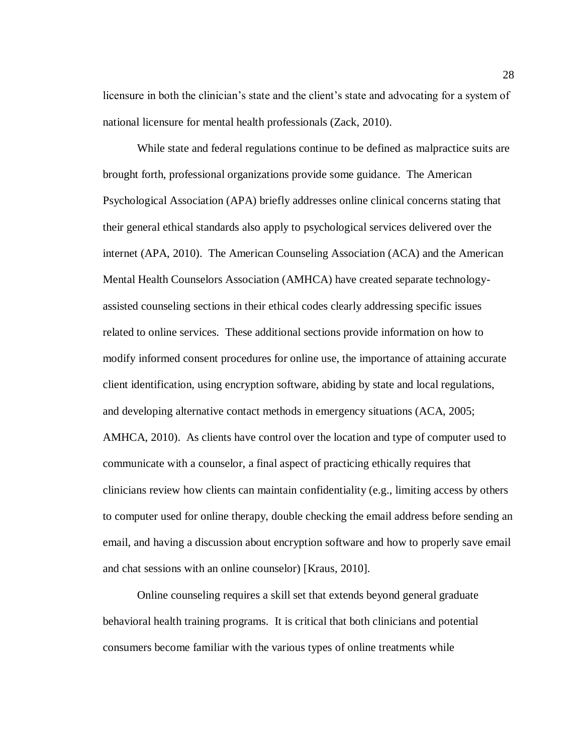licensure in both the clinician's state and the client's state and advocating for a system of national licensure for mental health professionals (Zack, 2010).

While state and federal regulations continue to be defined as malpractice suits are brought forth, professional organizations provide some guidance. The American Psychological Association (APA) briefly addresses online clinical concerns stating that their general ethical standards also apply to psychological services delivered over the internet (APA, 2010). The American Counseling Association (ACA) and the American Mental Health Counselors Association (AMHCA) have created separate technology-assisted counseling sections in their ethical codes clearly addressing specific issues related to online services. These additional sections provide information on how to modify informed consent procedures for online use, the importance of attaining accurate client identification, using encryption software, abiding by state and local regulations, and developing alternative contact methods in emergency situations (ACA, 2005; AMHCA, 2010). As clients have control over the location and type of computer used to communicate with a counselor, a final aspect of practicing ethically requires that clinicians review how clients can maintain confidentiality (e.g., limiting access by others to computer used for online therapy, double checking the email address before sending an email, and having a discussion about encryption software and how to properly save email and chat sessions with an online counselor) [Kraus, 2010].

Online counseling requires a skill set that extends beyond general graduate behavioral health training programs. It is critical that both clinicians and potential consumers become familiar with the various types of online treatments while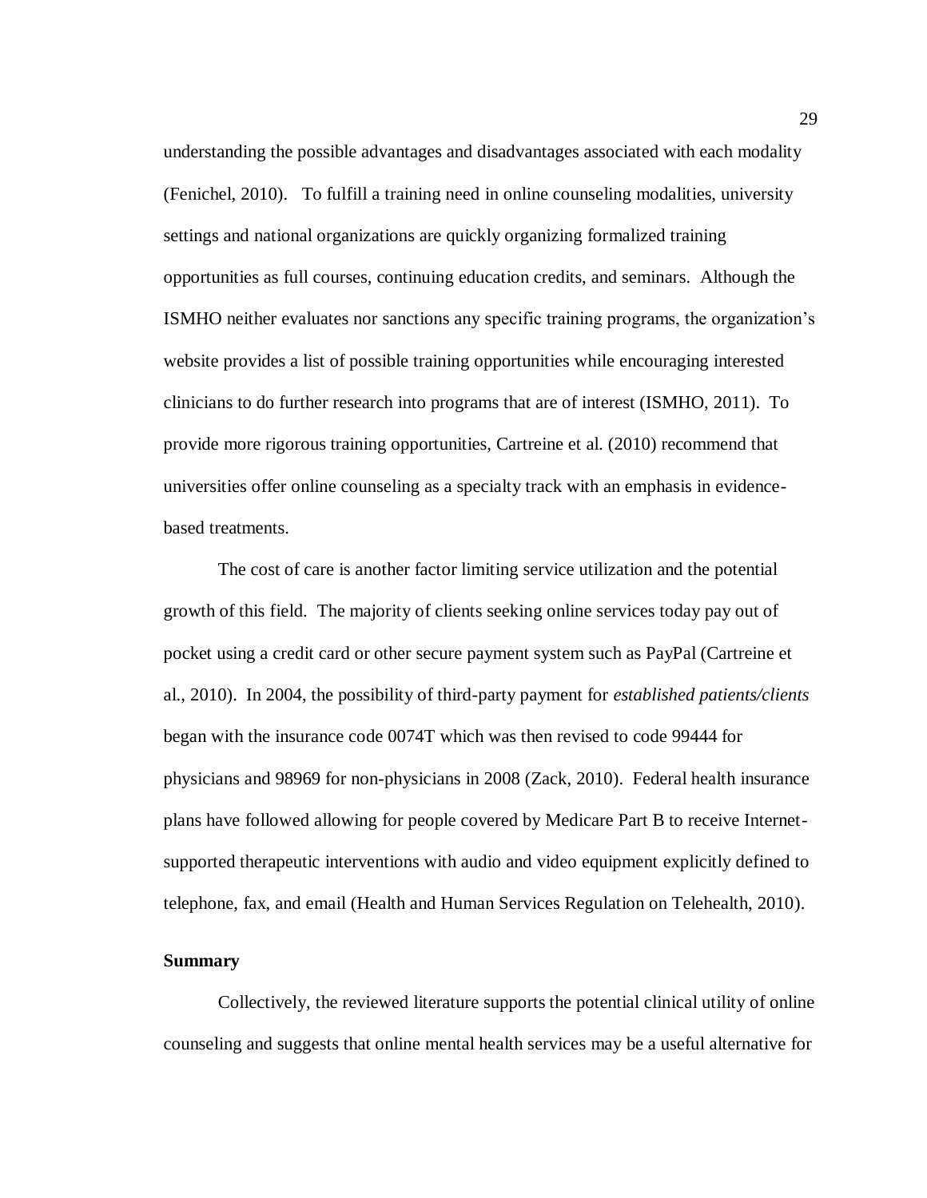understanding the possible advantages and disadvantages associated with each modality (Fenichel, 2010). To fulfill a training need in online counseling modalities, university settings and national organizations are quickly organizing formalized training opportunities as full courses, continuing education credits, and seminars. Although the ISMHO neither evaluates nor sanctions any specific training programs, the organization's website provides a list of possible training opportunities while encouraging interested clinicians to do further research into programs that are of interest (ISMHO, 2011). To provide more rigorous training opportunities, Cartreine et al. (2010) recommend that universities offer online counseling as a specialty track with an emphasis in evidence-based treatments.

The cost of care is another factor limiting service utilization and the potential growth of this field. The majority of clients seeking online services today pay out of pocket using a credit card or other secure payment system such as PayPal (Cartreine et al., 2010). In 2004, the possibility of third-party payment for *established patients/clients* began with the insurance code 0074T which was then revised to code 99444 for physicians and 98969 for non-physicians in 2008 (Zack, 2010). Federal health insurance plans have followed allowing for people covered by Medicare Part B to receive Internet-supported therapeutic interventions with audio and video equipment explicitly defined to telephone, fax, and email (Health and Human Services Regulation on Telehealth, 2010).

**Summary**

Collectively, the reviewed literature supports the potential clinical utility of online counseling and suggests that online mental health services may be a useful alternative for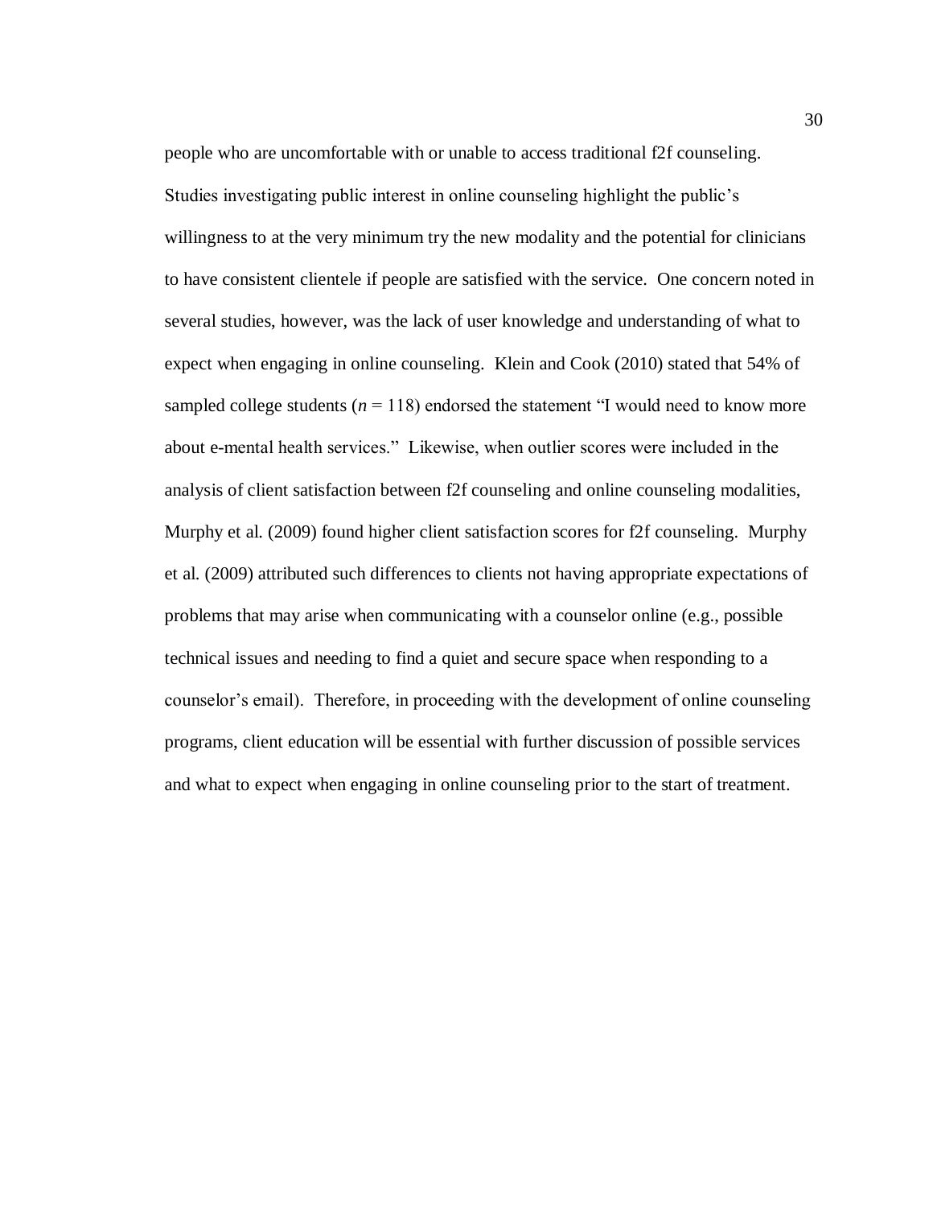people who are uncomfortable with or unable to access traditional f2f counseling. Studies investigating public interest in online counseling highlight the public's willingness to at the very minimum try the new modality and the potential for clinicians to have consistent clientele if people are satisfied with the service. One concern noted in several studies, however, was the lack of user knowledge and understanding of what to expect when engaging in online counseling. Klein and Cook (2010) stated that 54% of sampled college students ($n$ = 118) endorsed the statement "I would need to know more about e-mental health services." Likewise, when outlier scores were included in the analysis of client satisfaction between f2f counseling and online counseling modalities, Murphy et al. (2009) found higher client satisfaction scores for f2f counseling. Murphy et al. (2009) attributed such differences to clients not having appropriate expectations of problems that may arise when communicating with a counselor online (e.g., possible technical issues and needing to find a quiet and secure space when responding to a counselor's email). Therefore, in proceeding with the development of online counseling programs, client education will be essential with further discussion of possible services and what to expect when engaging in online counseling prior to the start of treatment.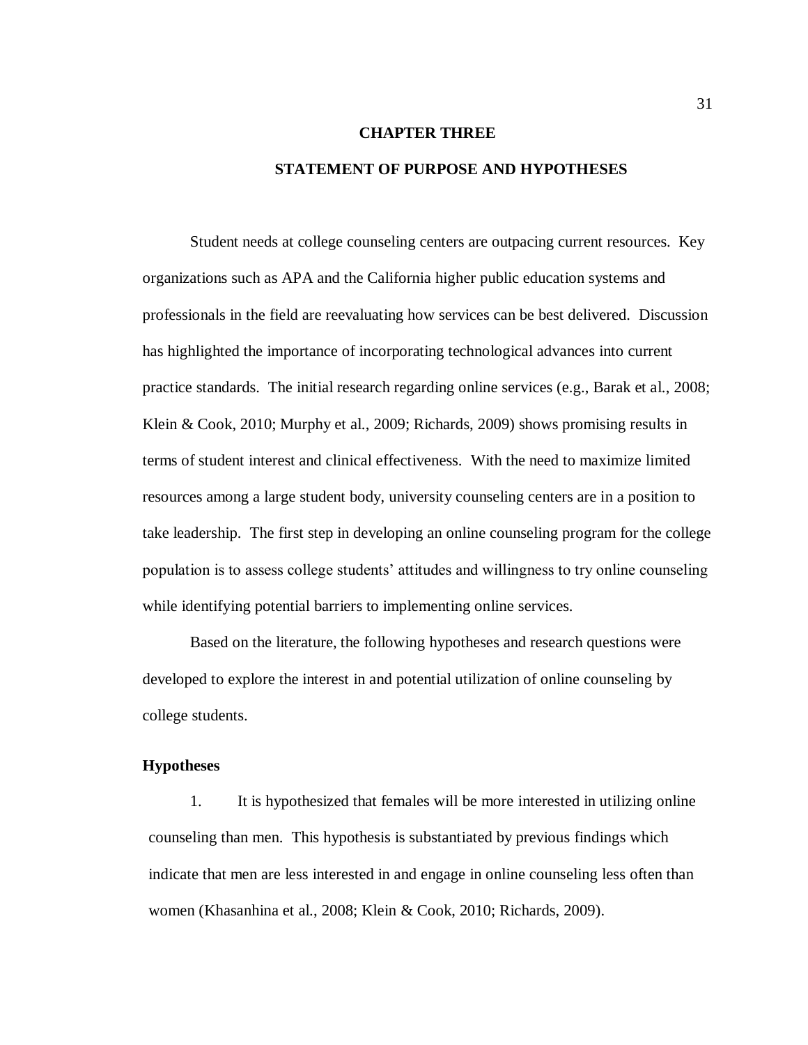# CHAPTER THREE

## STATEMENT OF PURPOSE AND HYPOTHESES

Student needs at college counseling centers are outpacing current resources. Key organizations such as APA and the California higher public education systems and professionals in the field are reevaluating how services can be best delivered. Discussion has highlighted the importance of incorporating technological advances into current practice standards. The initial research regarding online services (e.g., Barak et al., 2008; Klein & Cook, 2010; Murphy et al., 2009; Richards, 2009) shows promising results in terms of student interest and clinical effectiveness. With the need to maximize limited resources among a large student body, university counseling centers are in a position to take leadership. The first step in developing an online counseling program for the college population is to assess college students' attitudes and willingness to try online counseling while identifying potential barriers to implementing online services.

Based on the literature, the following hypotheses and research questions were developed to explore the interest in and potential utilization of online counseling by college students.

### Hypotheses

1. It is hypothesized that females will be more interested in utilizing online counseling than men. This hypothesis is substantiated by previous findings which indicate that men are less interested in and engage in online counseling less often than women (Khasanhina et al., 2008; Klein & Cook, 2010; Richards, 2009).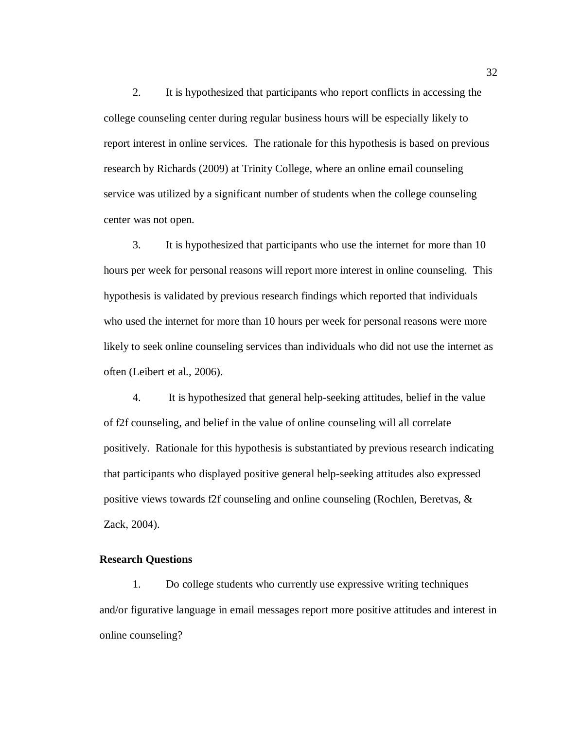2. It is hypothesized that participants who report conflicts in accessing the college counseling center during regular business hours will be especially likely to report interest in online services. The rationale for this hypothesis is based on previous research by Richards (2009) at Trinity College, where an online email counseling service was utilized by a significant number of students when the college counseling center was not open.

3. It is hypothesized that participants who use the internet for more than 10 hours per week for personal reasons will report more interest in online counseling. This hypothesis is validated by previous research findings which reported that individuals who used the internet for more than 10 hours per week for personal reasons were more likely to seek online counseling services than individuals who did not use the internet as often (Leibert et al., 2006).

4. It is hypothesized that general help-seeking attitudes, belief in the value of f2f counseling, and belief in the value of online counseling will all correlate positively. Rationale for this hypothesis is substantiated by previous research indicating that participants who displayed positive general help-seeking attitudes also expressed positive views towards f2f counseling and online counseling (Rochlen, Beretvas, & Zack, 2004).

**Research Questions**

1. Do college students who currently use expressive writing techniques and/or figurative language in email messages report more positive attitudes and interest in online counseling?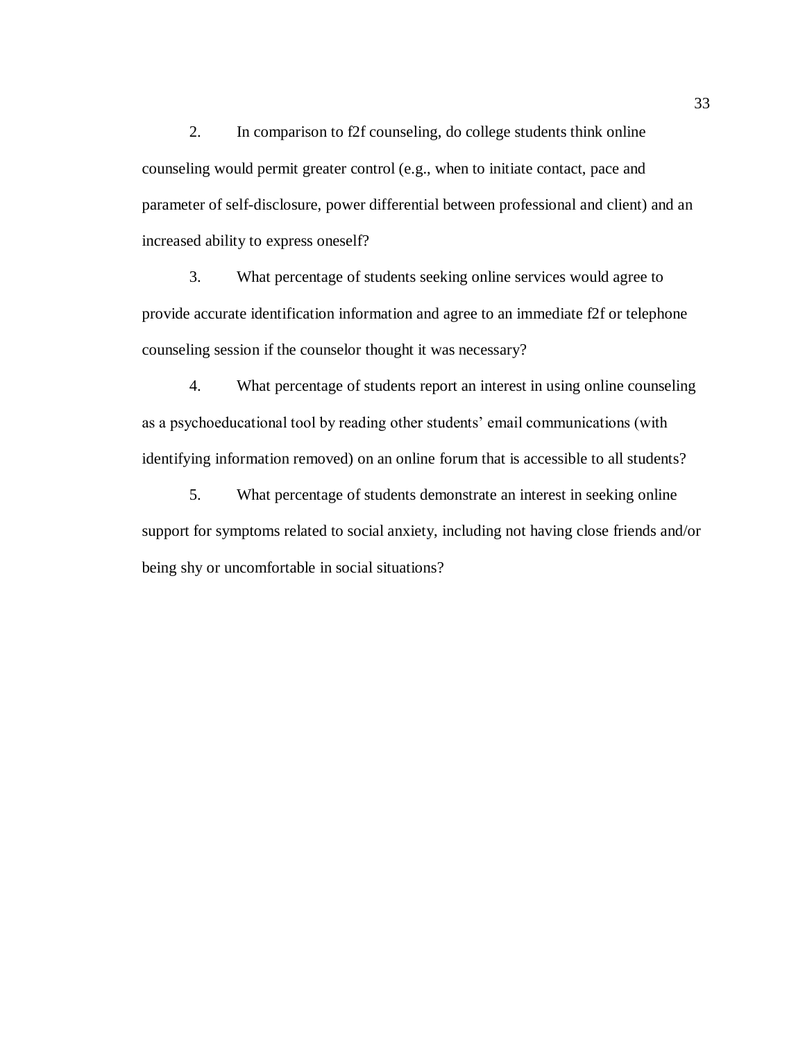2. In comparison to f2f counseling, do college students think online counseling would permit greater control (e.g., when to initiate contact, pace and parameter of self-disclosure, power differential between professional and client) and an increased ability to express oneself?

3. What percentage of students seeking online services would agree to provide accurate identification information and agree to an immediate f2f or telephone counseling session if the counselor thought it was necessary?

4. What percentage of students report an interest in using online counseling as a psychoeducational tool by reading other students' email communications (with identifying information removed) on an online forum that is accessible to all students?

5. What percentage of students demonstrate an interest in seeking online support for symptoms related to social anxiety, including not having close friends and/or being shy or uncomfortable in social situations?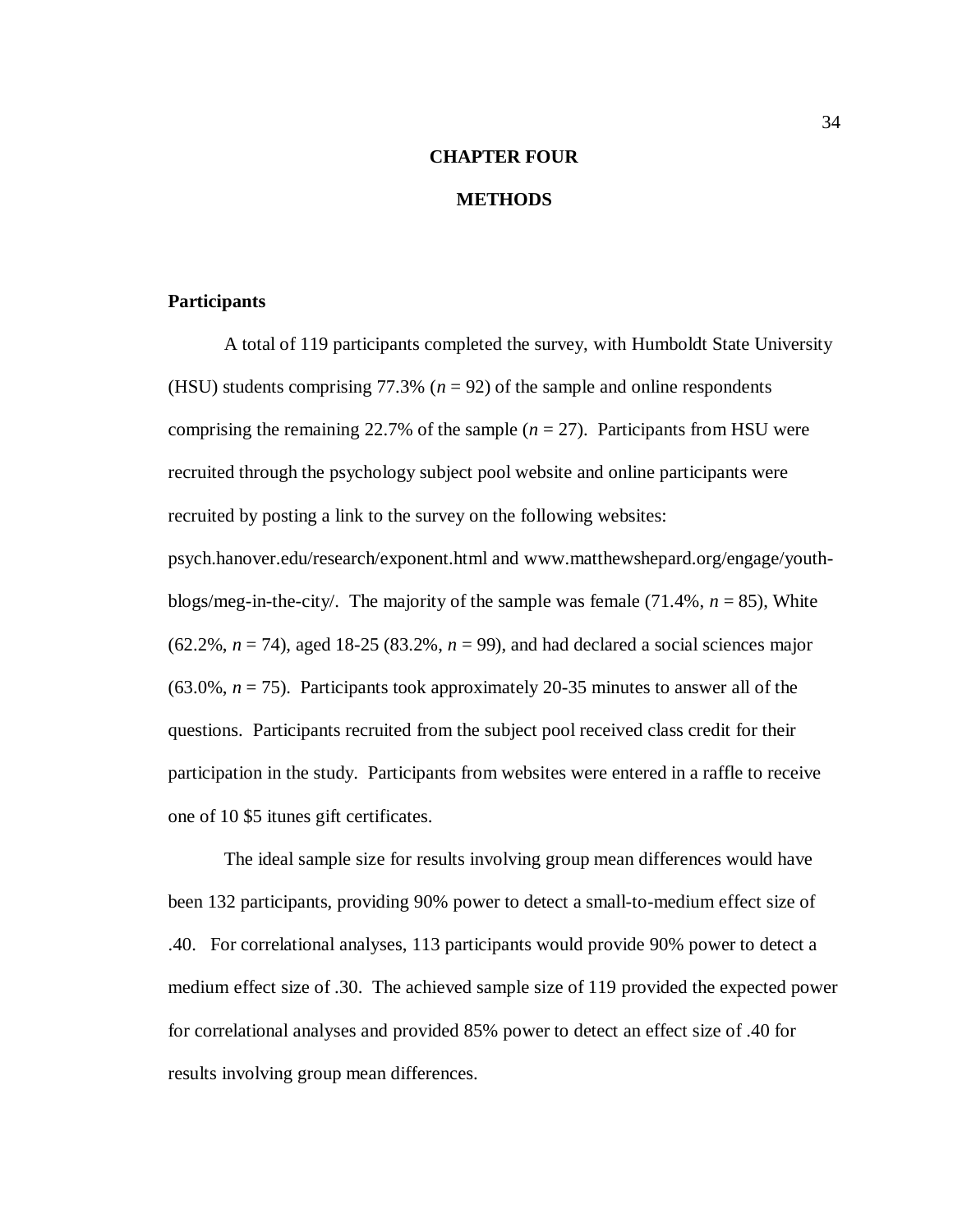# CHAPTER FOUR

# METHODS

## Participants

A total of 119 participants completed the survey, with Humboldt State University (HSU) students comprising 77.3% (*n* = 92) of the sample and online respondents comprising the remaining 22.7% of the sample (*n* = 27). Participants from HSU were recruited through the psychology subject pool website and online participants were recruited by posting a link to the survey on the following websites: psych.hanover.edu/research/exponent.html and www.matthewshepard.org/engage/youth-blogs/meg-in-the-city/. The majority of the sample was female (71.4%, *n* = 85), White (62.2%, *n* = 74), aged 18-25 (83.2%, *n* = 99), and had declared a social sciences major (63.0%, *n* = 75). Participants took approximately 20-35 minutes to answer all of the questions. Participants recruited from the subject pool received class credit for their participation in the study. Participants from websites were entered in a raffle to receive one of 10 $5 itunes gift certificates.

The ideal sample size for results involving group mean differences would have been 132 participants, providing 90% power to detect a small-to-medium effect size of .40. For correlational analyses, 113 participants would provide 90% power to detect a medium effect size of .30. The achieved sample size of 119 provided the expected power for correlational analyses and provided 85% power to detect an effect size of .40 for results involving group mean differences.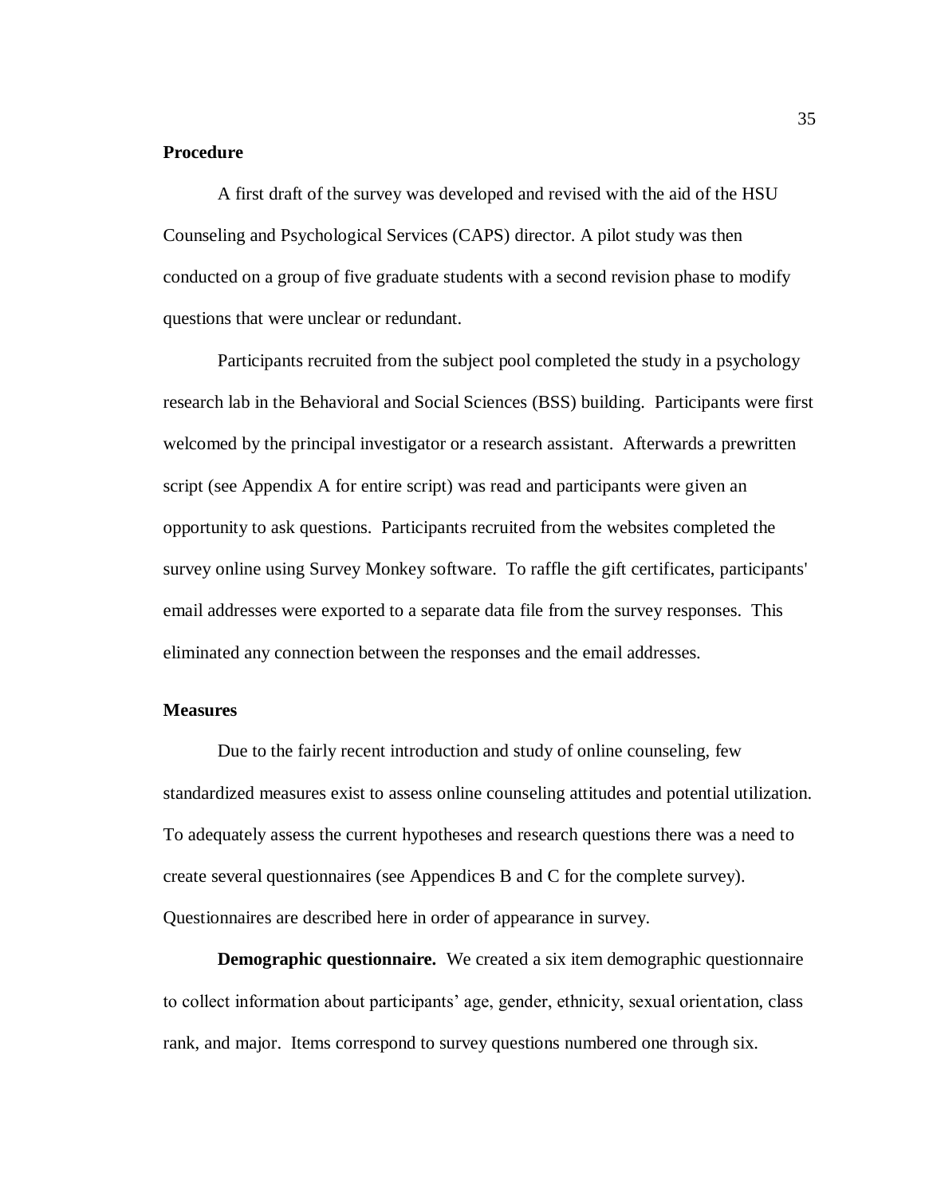## Procedure

A first draft of the survey was developed and revised with the aid of the HSU Counseling and Psychological Services (CAPS) director. A pilot study was then conducted on a group of five graduate students with a second revision phase to modify questions that were unclear or redundant.

Participants recruited from the subject pool completed the study in a psychology research lab in the Behavioral and Social Sciences (BSS) building. Participants were first welcomed by the principal investigator or a research assistant. Afterwards a prewritten script (see Appendix A for entire script) was read and participants were given an opportunity to ask questions. Participants recruited from the websites completed the survey online using Survey Monkey software. To raffle the gift certificates, participants' email addresses were exported to a separate data file from the survey responses. This eliminated any connection between the responses and the email addresses.

## Measures

Due to the fairly recent introduction and study of online counseling, few standardized measures exist to assess online counseling attitudes and potential utilization. To adequately assess the current hypotheses and research questions there was a need to create several questionnaires (see Appendices B and C for the complete survey). Questionnaires are described here in order of appearance in survey.

**Demographic questionnaire.** We created a six item demographic questionnaire to collect information about participants' age, gender, ethnicity, sexual orientation, class rank, and major. Items correspond to survey questions numbered one through six.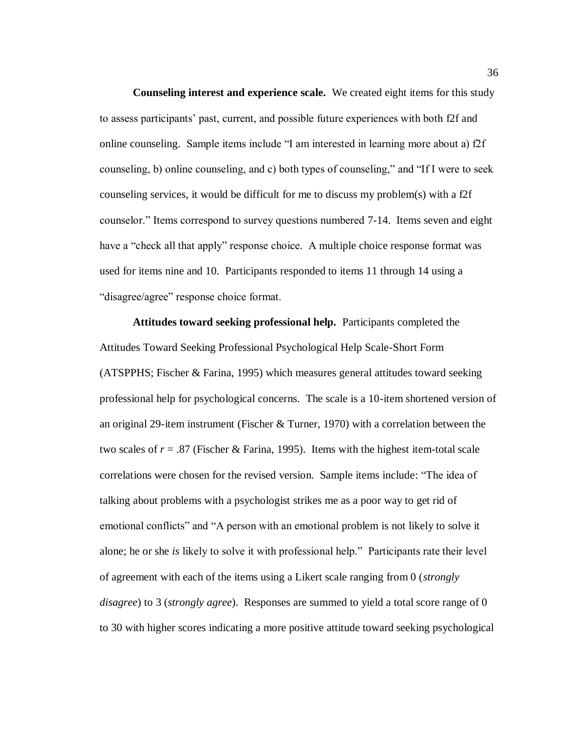**Counseling interest and experience scale.** We created eight items for this study to assess participants' past, current, and possible future experiences with both f2f and online counseling. Sample items include "I am interested in learning more about a) f2f counseling, b) online counseling, and c) both types of counseling," and "If I were to seek counseling services, it would be difficult for me to discuss my problem(s) with a f2f counselor." Items correspond to survey questions numbered 7-14. Items seven and eight have a "check all that apply" response choice. A multiple choice response format was used for items nine and 10. Participants responded to items 11 through 14 using a "disagree/agree" response choice format.

**Attitudes toward seeking professional help.** Participants completed the Attitudes Toward Seeking Professional Psychological Help Scale-Short Form (ATSPPHS; Fischer & Farina, 1995) which measures general attitudes toward seeking professional help for psychological concerns. The scale is a 10-item shortened version of an original 29-item instrument (Fischer & Turner, 1970) with a correlation between the two scales of $r = .87$ (Fischer & Farina, 1995). Items with the highest item-total scale correlations were chosen for the revised version. Sample items include: "The idea of talking about problems with a psychologist strikes me as a poor way to get rid of emotional conflicts" and "A person with an emotional problem is not likely to solve it alone; he or she *is* likely to solve it with professional help." Participants rate their level of agreement with each of the items using a Likert scale ranging from 0 (*strongly disagree*) to 3 (*strongly agree*). Responses are summed to yield a total score range of 0 to 30 with higher scores indicating a more positive attitude toward seeking psychological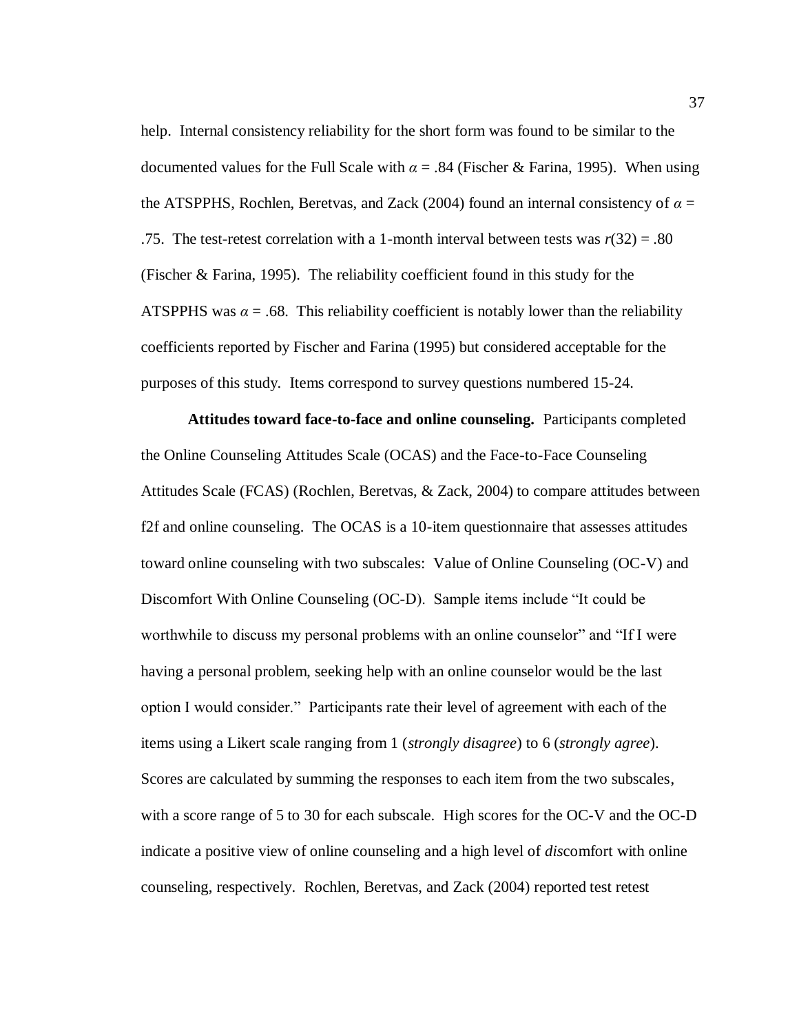help. Internal consistency reliability for the short form was found to be similar to the documented values for the Full Scale with $\alpha = .84$ (Fischer & Farina, 1995). When using the ATSPPHS, Rochlen, Beretvas, and Zack (2004) found an internal consistency of $\alpha = .75$. The test-retest correlation with a 1-month interval between tests was $r(32) = .80$ (Fischer & Farina, 1995). The reliability coefficient found in this study for the ATSPPHS was $\alpha = .68$. This reliability coefficient is notably lower than the reliability coefficients reported by Fischer and Farina (1995) but considered acceptable for the purposes of this study. Items correspond to survey questions numbered 15-24.

**Attitudes toward face-to-face and online counseling.** Participants completed the Online Counseling Attitudes Scale (OCAS) and the Face-to-Face Counseling Attitudes Scale (FCAS) (Rochlen, Beretvas, & Zack, 2004) to compare attitudes between f2f and online counseling. The OCAS is a 10-item questionnaire that assesses attitudes toward online counseling with two subscales: Value of Online Counseling (OC-V) and Discomfort With Online Counseling (OC-D). Sample items include "It could be worthwhile to discuss my personal problems with an online counselor" and "If I were having a personal problem, seeking help with an online counselor would be the last option I would consider." Participants rate their level of agreement with each of the items using a Likert scale ranging from 1 (*strongly disagree*) to 6 (*strongly agree*). Scores are calculated by summing the responses to each item from the two subscales, with a score range of 5 to 30 for each subscale. High scores for the OC-V and the OC-D indicate a positive view of online counseling and a high level of *dis*comfort with online counseling, respectively. Rochlen, Beretvas, and Zack (2004) reported test retest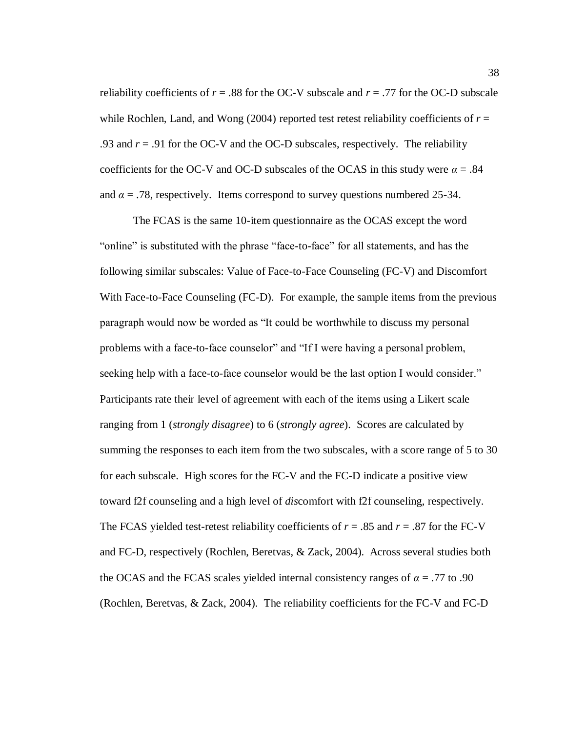reliability coefficients of $r = .88$ for the OC-V subscale and $r = .77$ for the OC-D subscale while Rochlen, Land, and Wong (2004) reported test retest reliability coefficients of $r = .93$ and $r = .91$ for the OC-V and the OC-D subscales, respectively. The reliability coefficients for the OC-V and OC-D subscales of the OCAS in this study were $\alpha = .84$ and $\alpha = .78$, respectively. Items correspond to survey questions numbered 25-34.

The FCAS is the same 10-item questionnaire as the OCAS except the word "online" is substituted with the phrase "face-to-face" for all statements, and has the following similar subscales: Value of Face-to-Face Counseling (FC-V) and Discomfort With Face-to-Face Counseling (FC-D). For example, the sample items from the previous paragraph would now be worded as "It could be worthwhile to discuss my personal problems with a face-to-face counselor" and "If I were having a personal problem, seeking help with a face-to-face counselor would be the last option I would consider." Participants rate their level of agreement with each of the items using a Likert scale ranging from 1 (*strongly disagree*) to 6 (*strongly agree*). Scores are calculated by summing the responses to each item from the two subscales, with a score range of 5 to 30 for each subscale. High scores for the FC-V and the FC-D indicate a positive view toward f2f counseling and a high level of *dis*comfort with f2f counseling, respectively. The FCAS yielded test-retest reliability coefficients of $r = .85$ and $r = .87$ for the FC-V and FC-D, respectively (Rochlen, Beretvas, & Zack, 2004). Across several studies both the OCAS and the FCAS scales yielded internal consistency ranges of $\alpha = .77$ to .90 (Rochlen, Beretvas, & Zack, 2004). The reliability coefficients for the FC-V and FC-D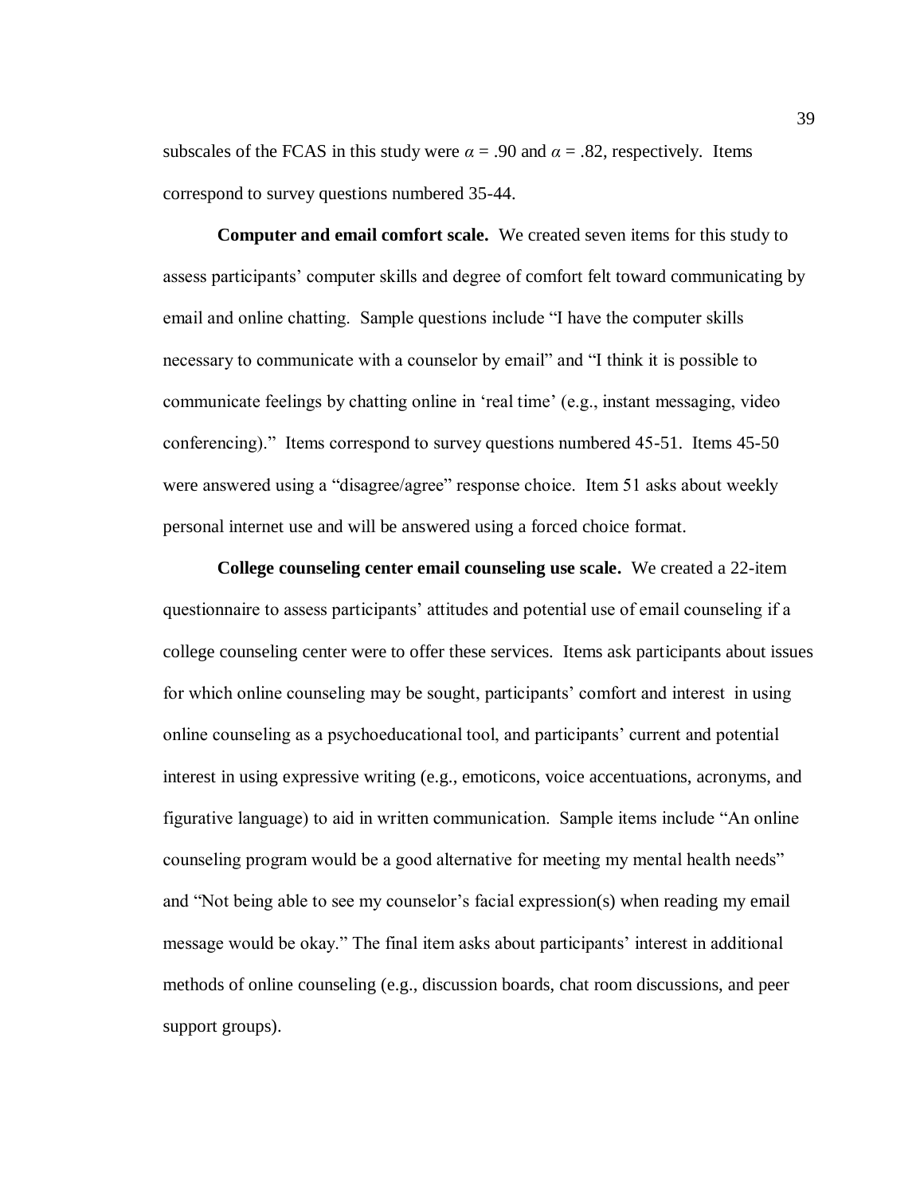subscales of the FCAS in this study were $\alpha = .90$ and $\alpha = .82$, respectively. Items correspond to survey questions numbered 35-44.

**Computer and email comfort scale.** We created seven items for this study to assess participants' computer skills and degree of comfort felt toward communicating by email and online chatting. Sample questions include "I have the computer skills necessary to communicate with a counselor by email" and "I think it is possible to communicate feelings by chatting online in 'real time' (e.g., instant messaging, video conferencing)." Items correspond to survey questions numbered 45-51. Items 45-50 were answered using a "disagree/agree" response choice. Item 51 asks about weekly personal internet use and will be answered using a forced choice format.

**College counseling center email counseling use scale.** We created a 22-item questionnaire to assess participants' attitudes and potential use of email counseling if a college counseling center were to offer these services. Items ask participants about issues for which online counseling may be sought, participants' comfort and interest in using online counseling as a psychoeducational tool, and participants' current and potential interest in using expressive writing (e.g., emoticons, voice accentuations, acronyms, and figurative language) to aid in written communication. Sample items include "An online counseling program would be a good alternative for meeting my mental health needs" and "Not being able to see my counselor's facial expression(s) when reading my email message would be okay." The final item asks about participants' interest in additional methods of online counseling (e.g., discussion boards, chat room discussions, and peer support groups).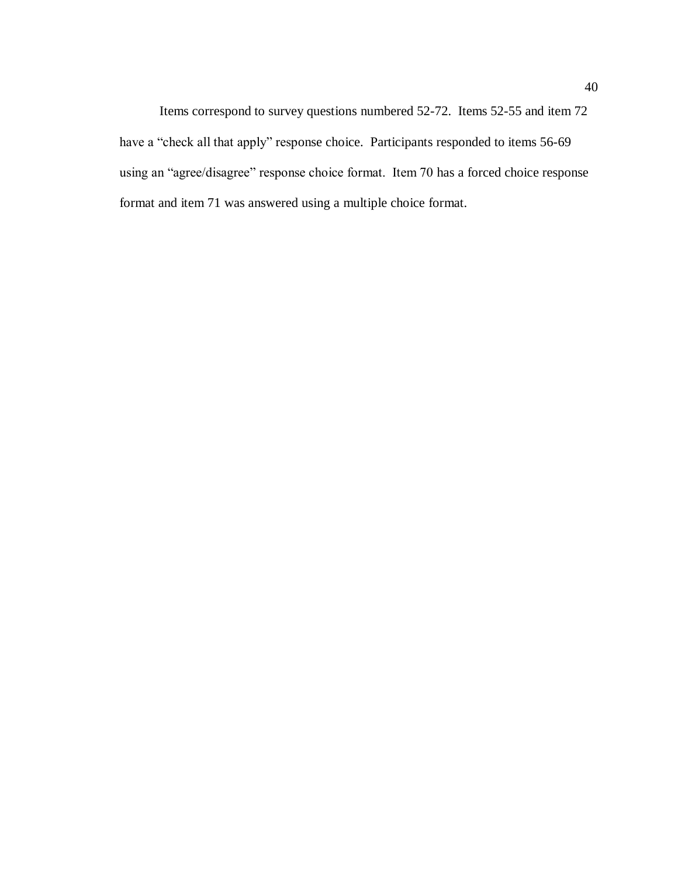Items correspond to survey questions numbered 52-72. Items 52-55 and item 72 have a “check all that apply” response choice. Participants responded to items 56-69 using an “agree/disagree” response choice format. Item 70 has a forced choice response format and item 71 was answered using a multiple choice format.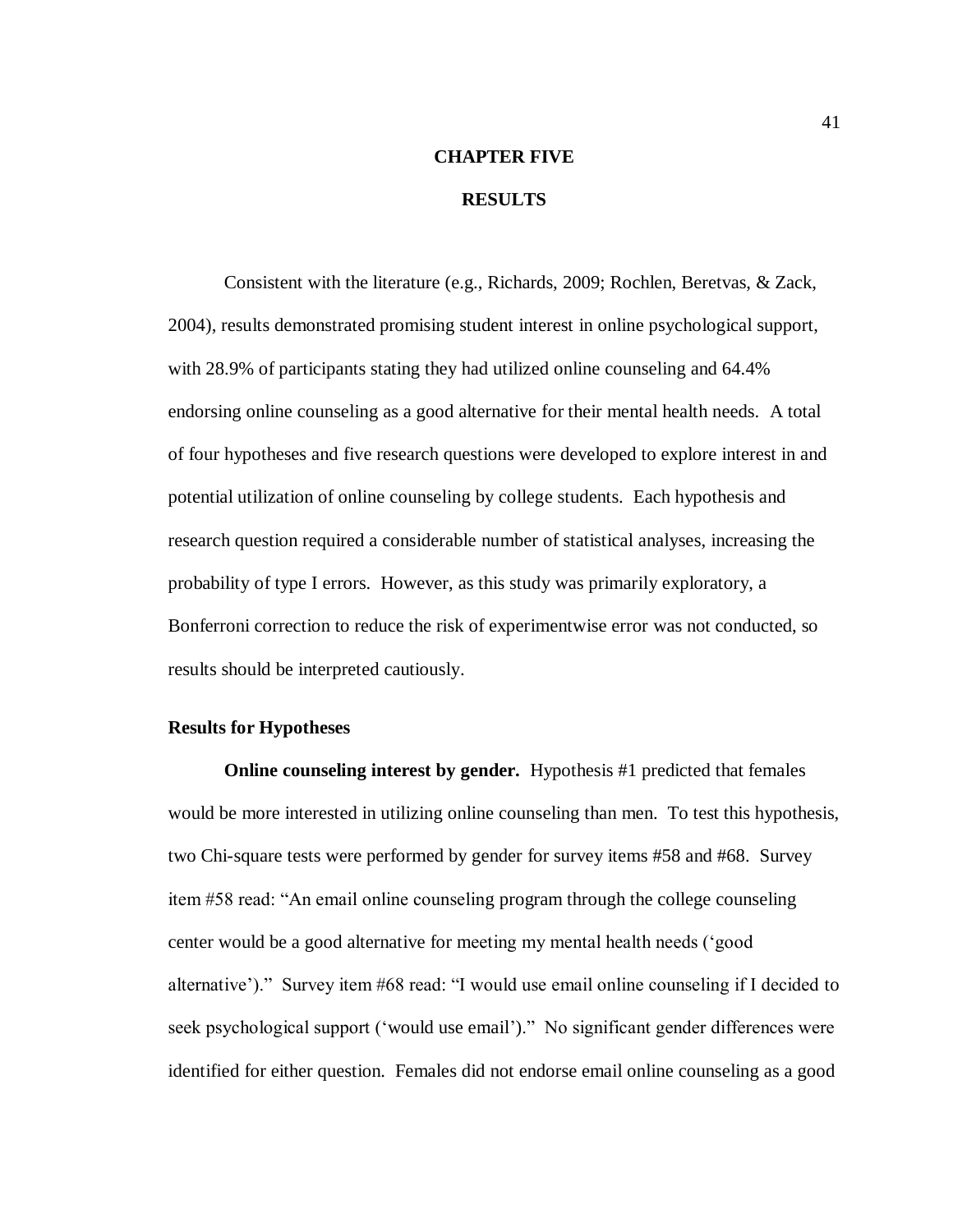# CHAPTER FIVE

# RESULTS

Consistent with the literature (e.g., Richards, 2009; Rochlen, Beretvas, & Zack, 2004), results demonstrated promising student interest in online psychological support, with 28.9% of participants stating they had utilized online counseling and 64.4% endorsing online counseling as a good alternative for their mental health needs. A total of four hypotheses and five research questions were developed to explore interest in and potential utilization of online counseling by college students. Each hypothesis and research question required a considerable number of statistical analyses, increasing the probability of type I errors. However, as this study was primarily exploratory, a Bonferroni correction to reduce the risk of experimentwise error was not conducted, so results should be interpreted cautiously.

## Results for Hypotheses

**Online counseling interest by gender.** Hypothesis #1 predicted that females would be more interested in utilizing online counseling than men. To test this hypothesis, two Chi-square tests were performed by gender for survey items #58 and #68. Survey item #58 read: "An email online counseling program through the college counseling center would be a good alternative for meeting my mental health needs ('good alternative')." Survey item #68 read: "I would use email online counseling if I decided to seek psychological support ('would use email')." No significant gender differences were identified for either question. Females did not endorse email online counseling as a good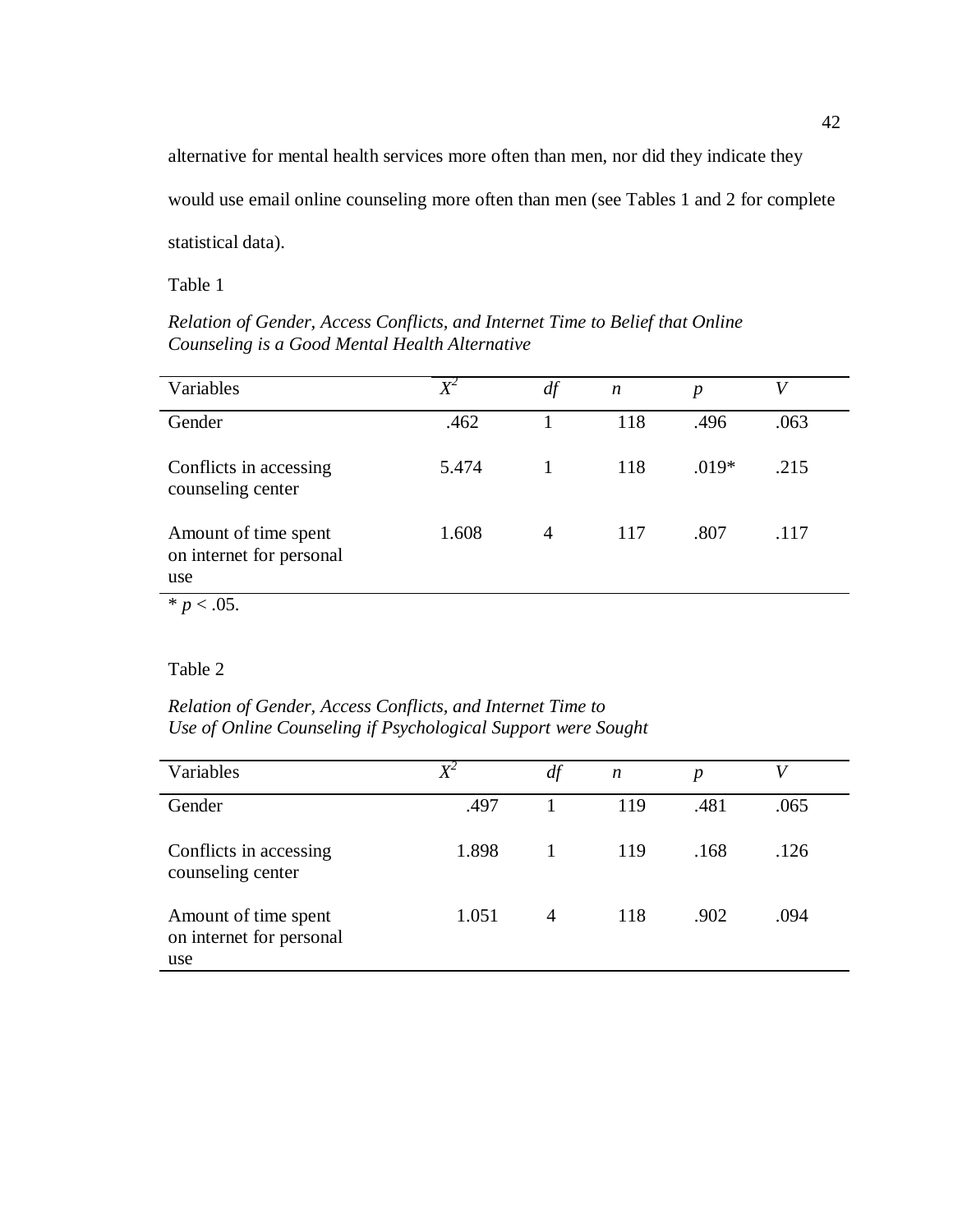alternative for mental health services more often than men, nor did they indicate they would use email online counseling more often than men (see Tables 1 and 2 for complete statistical data).

Table 1

*Relation of Gender, Access Conflicts, and Internet Time to Belief that Online Counseling is a Good Mental Health Alternative*

| Variables | $X^2$ | *df* | *n* | *p* | *V* |
|---|---|---|---|---|---|
| Gender | .462 | 1 | 118 | .496 | .063 |
| Conflicts in accessing counseling center | 5.474 | 1 | 118 | .019* | .215 |
| Amount of time spent on internet for personal use | 1.608 | 4 | 117 | .807 | .117 |

* $p < .05$.

Table 2

*Relation of Gender, Access Conflicts, and Internet Time to Use of Online Counseling if Psychological Support were Sought*

| Variables | $X^2$ | *df* | *n* | *p* | *V* |
|---|---|---|---|---|---|
| Gender | .497 | 1 | 119 | .481 | .065 |
| Conflicts in accessing counseling center | 1.898 | 1 | 119 | .168 | .126 |
| Amount of time spent on internet for personal use | 1.051 | 4 | 118 | .902 | .094 |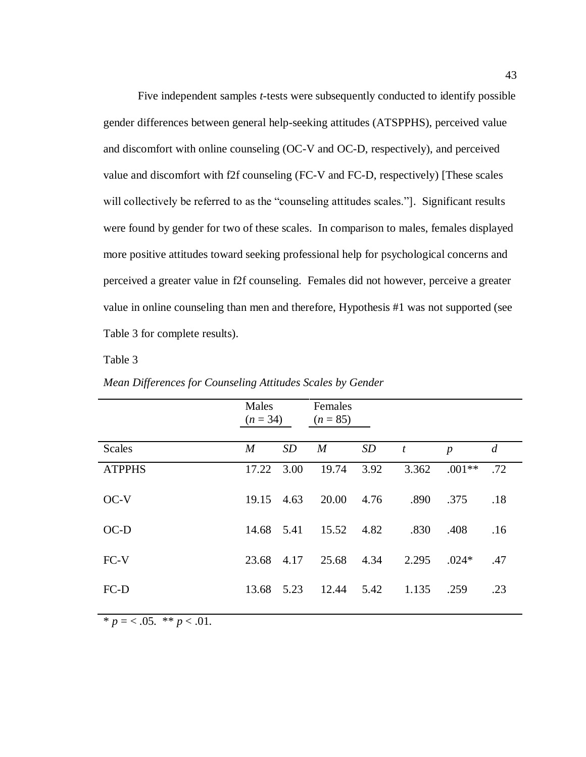Five independent samples *t*-tests were subsequently conducted to identify possible gender differences between general help-seeking attitudes (ATSPPHS), perceived value and discomfort with online counseling (OC-V and OC-D, respectively), and perceived value and discomfort with f2f counseling (FC-V and FC-D, respectively) [These scales will collectively be referred to as the "counseling attitudes scales."]. Significant results were found by gender for two of these scales. In comparison to males, females displayed more positive attitudes toward seeking professional help for psychological concerns and perceived a greater value in f2f counseling. Females did not however, perceive a greater value in online counseling than men and therefore, Hypothesis #1 was not supported (see Table 3 for complete results).

Table 3

*Mean Differences for Counseling Attitudes Scales by Gender*

| | Males ($n$ = 34) | | Females ($n$ = 85) | | | | |
|---|---|---|---|---|---|---|---|
| Scales | $M$ | $SD$ | $M$ | $SD$ | $t$ | $p$ | $d$ |
| ATPPHS | 17.22 | 3.00 | 19.74 | 3.92 | 3.362 | .001** | .72 |
| OC-V | 19.15 | 4.63 | 20.00 | 4.76 | .890 | .375 | .18 |
| OC-D | 14.68 | 5.41 | 15.52 | 4.82 | .830 | .408 | .16 |
| FC-V | 23.68 | 4.17 | 25.68 | 4.34 | 2.295 | .024* | .47 |
| FC-D | 13.68 | 5.23 | 12.44 | 5.42 | 1.135 | .259 | .23 |

* $p$ = < .05. ** $p < .01$.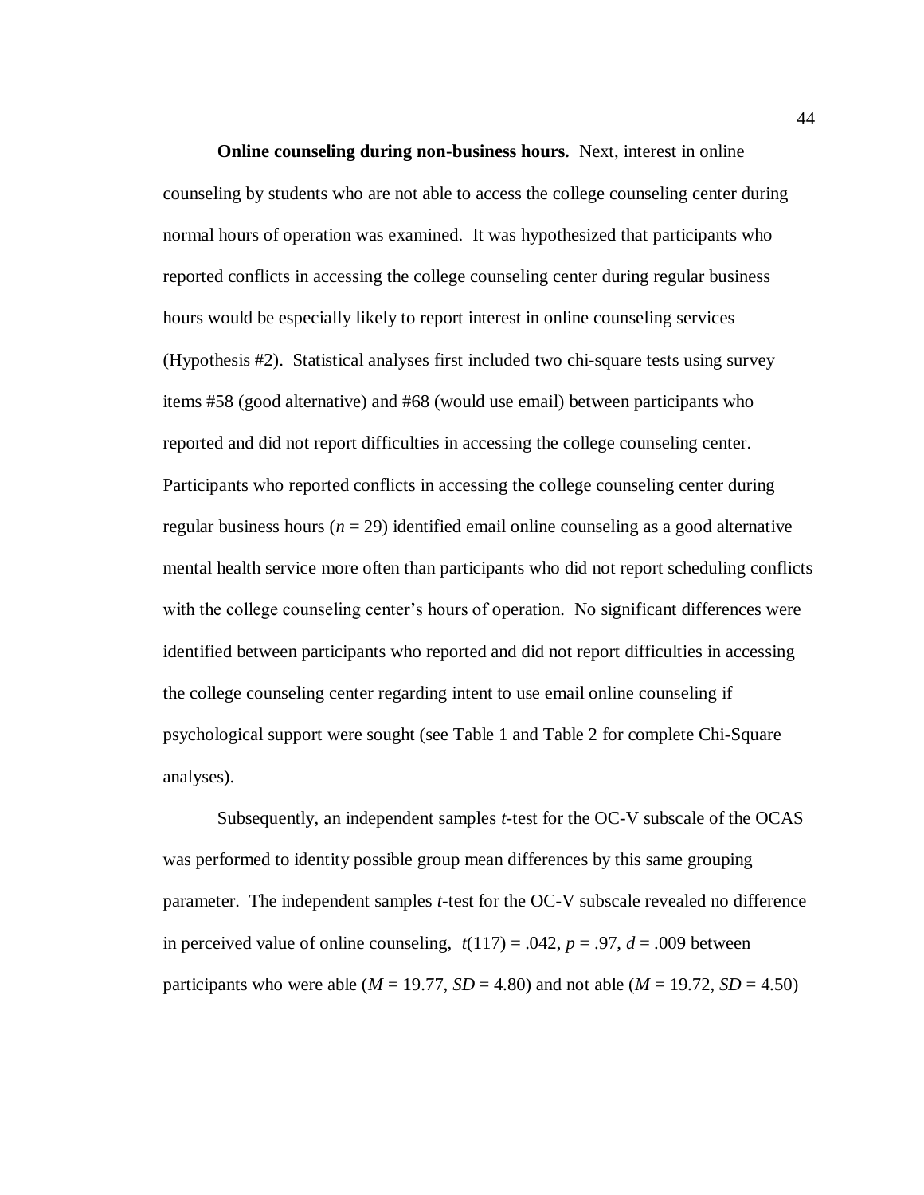**Online counseling during non-business hours.** Next, interest in online counseling by students who are not able to access the college counseling center during normal hours of operation was examined. It was hypothesized that participants who reported conflicts in accessing the college counseling center during regular business hours would be especially likely to report interest in online counseling services (Hypothesis #2). Statistical analyses first included two chi-square tests using survey items #58 (good alternative) and #68 (would use email) between participants who reported and did not report difficulties in accessing the college counseling center. Participants who reported conflicts in accessing the college counseling center during regular business hours ($n$ = 29) identified email online counseling as a good alternative mental health service more often than participants who did not report scheduling conflicts with the college counseling center's hours of operation. No significant differences were identified between participants who reported and did not report difficulties in accessing the college counseling center regarding intent to use email online counseling if psychological support were sought (see Table 1 and Table 2 for complete Chi-Square analyses).

Subsequently, an independent samples $t$-test for the OC-V subscale of the OCAS was performed to identity possible group mean differences by this same grouping parameter. The independent samples $t$-test for the OC-V subscale revealed no difference in perceived value of online counseling, $t(117) = .042$, $p = .97$, $d = .009$ between participants who were able ($M = 19.77$, $SD = 4.80$) and not able ($M = 19.72$, $SD = 4.50$)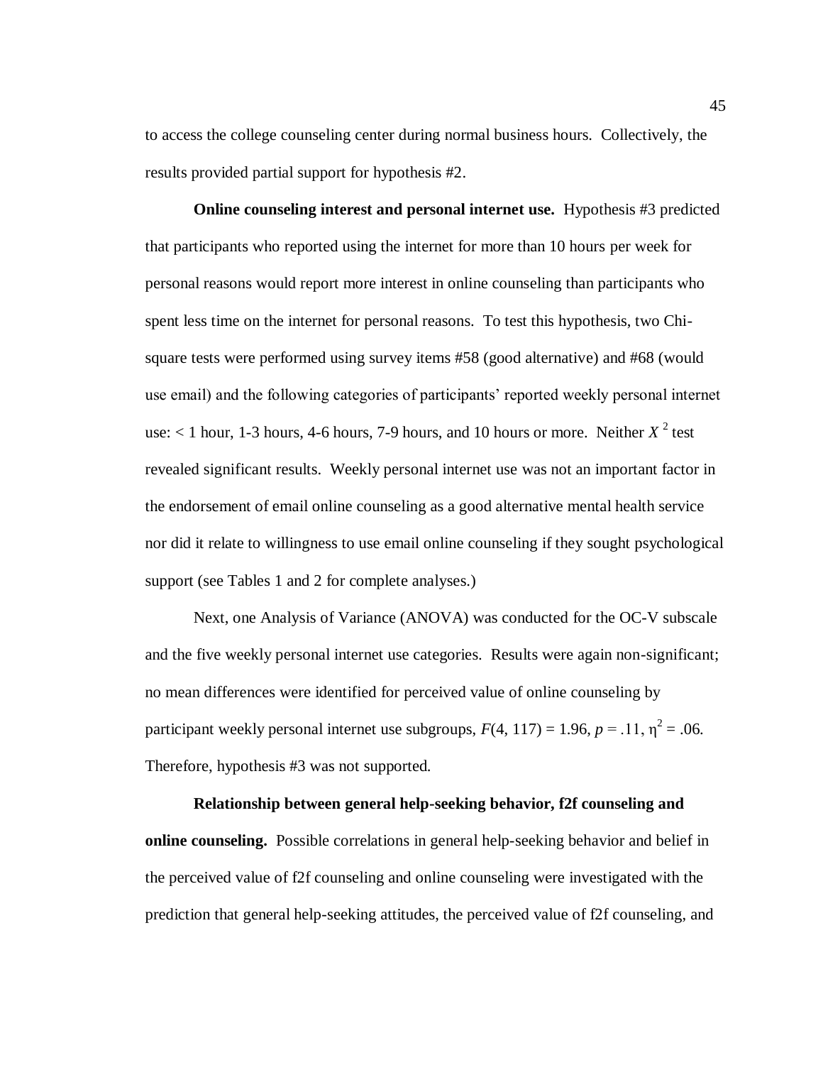to access the college counseling center during normal business hours. Collectively, the results provided partial support for hypothesis #2.

**Online counseling interest and personal internet use.** Hypothesis #3 predicted that participants who reported using the internet for more than 10 hours per week for personal reasons would report more interest in online counseling than participants who spent less time on the internet for personal reasons. To test this hypothesis, two Chi-square tests were performed using survey items #58 (good alternative) and #68 (would use email) and the following categories of participants' reported weekly personal internet use: < 1 hour, 1-3 hours, 4-6 hours, 7-9 hours, and 10 hours or more. Neither $X^2$ test revealed significant results. Weekly personal internet use was not an important factor in the endorsement of email online counseling as a good alternative mental health service nor did it relate to willingness to use email online counseling if they sought psychological support (see Tables 1 and 2 for complete analyses.)

Next, one Analysis of Variance (ANOVA) was conducted for the OC-V subscale and the five weekly personal internet use categories. Results were again non-significant; no mean differences were identified for perceived value of online counseling by participant weekly personal internet use subgroups, $F(4, 117) = 1.96$, $p = .11$, $\eta^2 = .06$. Therefore, hypothesis #3 was not supported.

**Relationship between general help-seeking behavior, f2f counseling and online counseling.** Possible correlations in general help-seeking behavior and belief in the perceived value of f2f counseling and online counseling were investigated with the prediction that general help-seeking attitudes, the perceived value of f2f counseling, and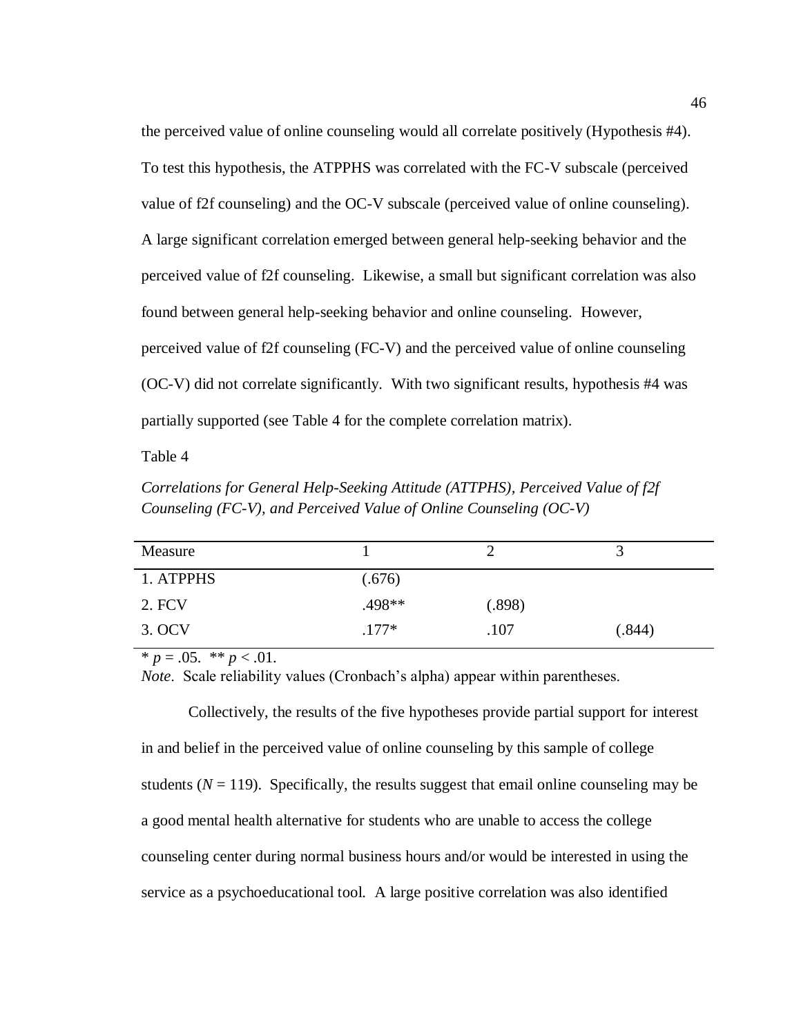the perceived value of online counseling would all correlate positively (Hypothesis #4). To test this hypothesis, the ATPPHS was correlated with the FC-V subscale (perceived value of f2f counseling) and the OC-V subscale (perceived value of online counseling). A large significant correlation emerged between general help-seeking behavior and the perceived value of f2f counseling. Likewise, a small but significant correlation was also found between general help-seeking behavior and online counseling. However, perceived value of f2f counseling (FC-V) and the perceived value of online counseling (OC-V) did not correlate significantly. With two significant results, hypothesis #4 was partially supported (see Table 4 for the complete correlation matrix).

Table 4

*Correlations for General Help-Seeking Attitude (ATTPHS), Perceived Value of f2f Counseling (FC-V), and Perceived Value of Online Counseling (OC-V)*

| Measure | 1 | 2 | 3 |
|---|---|---|---|
| 1. ATPPHS | (.676) | | |
| 2. FCV | .498** | (.898) | |
| 3. OCV | .177* | .107 | (.844) |

* $p = .05$. ** $p < .01$.

*Note*. Scale reliability values (Cronbach's alpha) appear within parentheses.

Collectively, the results of the five hypotheses provide partial support for interest in and belief in the perceived value of online counseling by this sample of college students ($N = 119$). Specifically, the results suggest that email online counseling may be a good mental health alternative for students who are unable to access the college counseling center during normal business hours and/or would be interested in using the service as a psychoeducational tool. A large positive correlation was also identified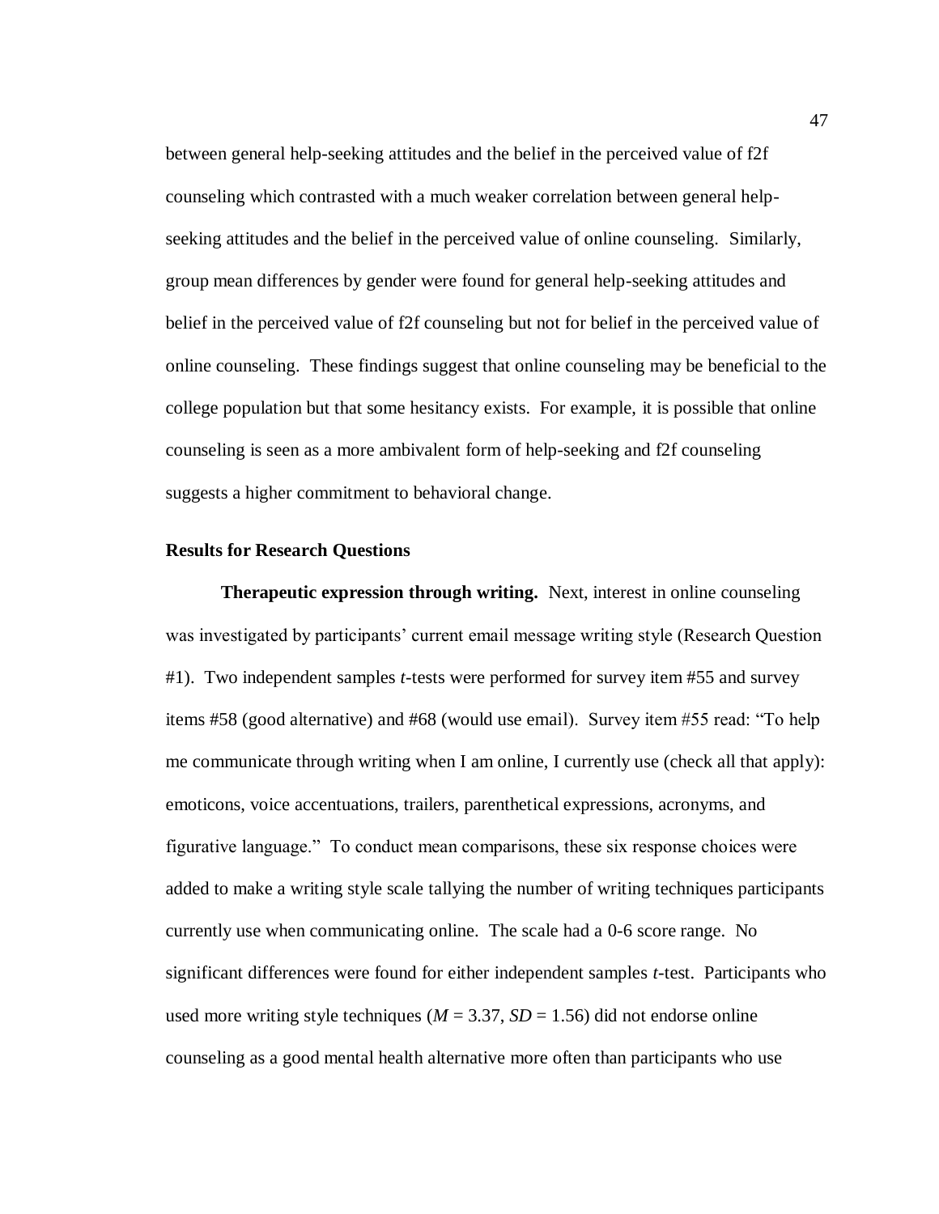between general help-seeking attitudes and the belief in the perceived value of f2f counseling which contrasted with a much weaker correlation between general help-seeking attitudes and the belief in the perceived value of online counseling. Similarly, group mean differences by gender were found for general help-seeking attitudes and belief in the perceived value of f2f counseling but not for belief in the perceived value of online counseling. These findings suggest that online counseling may be beneficial to the college population but that some hesitancy exists. For example, it is possible that online counseling is seen as a more ambivalent form of help-seeking and f2f counseling suggests a higher commitment to behavioral change.

### Results for Research Questions

**Therapeutic expression through writing.** Next, interest in online counseling was investigated by participants' current email message writing style (Research Question #1). Two independent samples *t*-tests were performed for survey item #55 and survey items #58 (good alternative) and #68 (would use email). Survey item #55 read: "To help me communicate through writing when I am online, I currently use (check all that apply): emoticons, voice accentuations, trailers, parenthetical expressions, acronyms, and figurative language." To conduct mean comparisons, these six response choices were added to make a writing style scale tallying the number of writing techniques participants currently use when communicating online. The scale had a 0-6 score range. No significant differences were found for either independent samples *t*-test. Participants who used more writing style techniques ($M = 3.37$, $SD = 1.56$) did not endorse online counseling as a good mental health alternative more often than participants who use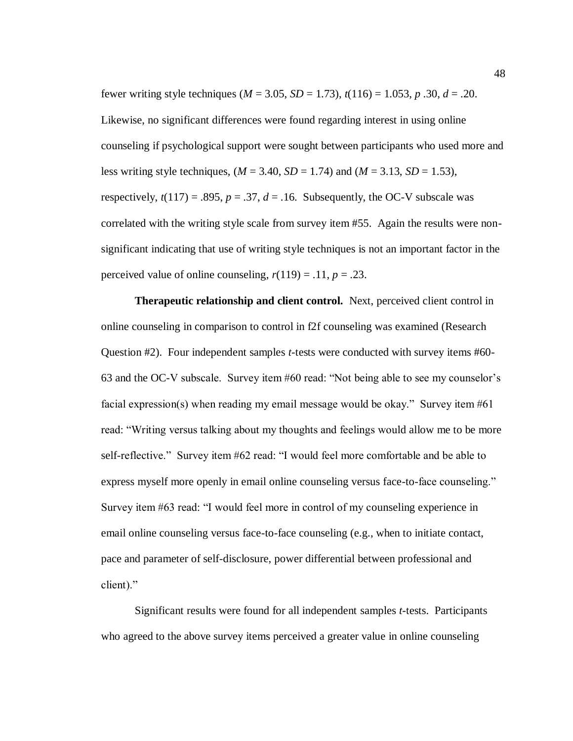fewer writing style techniques ($M$ = 3.05, $SD$ = 1.73), $t(116)$ = 1.053, $p$ .30, $d$ = .20. Likewise, no significant differences were found regarding interest in using online counseling if psychological support were sought between participants who used more and less writing style techniques, ($M$ = 3.40, $SD$ = 1.74) and ($M$ = 3.13, $SD$ = 1.53), respectively, $t(117)$ = .895, $p$ = .37, $d$ = .16. Subsequently, the OC-V subscale was correlated with the writing style scale from survey item #55. Again the results were non-significant indicating that use of writing style techniques is not an important factor in the perceived value of online counseling, $r(119)$ = .11, $p$ = .23.

**Therapeutic relationship and client control.** Next, perceived client control in online counseling in comparison to control in f2f counseling was examined (Research Question #2). Four independent samples *t*-tests were conducted with survey items #60-63 and the OC-V subscale. Survey item #60 read: "Not being able to see my counselor's facial expression(s) when reading my email message would be okay." Survey item #61 read: "Writing versus talking about my thoughts and feelings would allow me to be more self-reflective." Survey item #62 read: "I would feel more comfortable and be able to express myself more openly in email online counseling versus face-to-face counseling." Survey item #63 read: "I would feel more in control of my counseling experience in email online counseling versus face-to-face counseling (e.g., when to initiate contact, pace and parameter of self-disclosure, power differential between professional and client)."

Significant results were found for all independent samples *t*-tests. Participants who agreed to the above survey items perceived a greater value in online counseling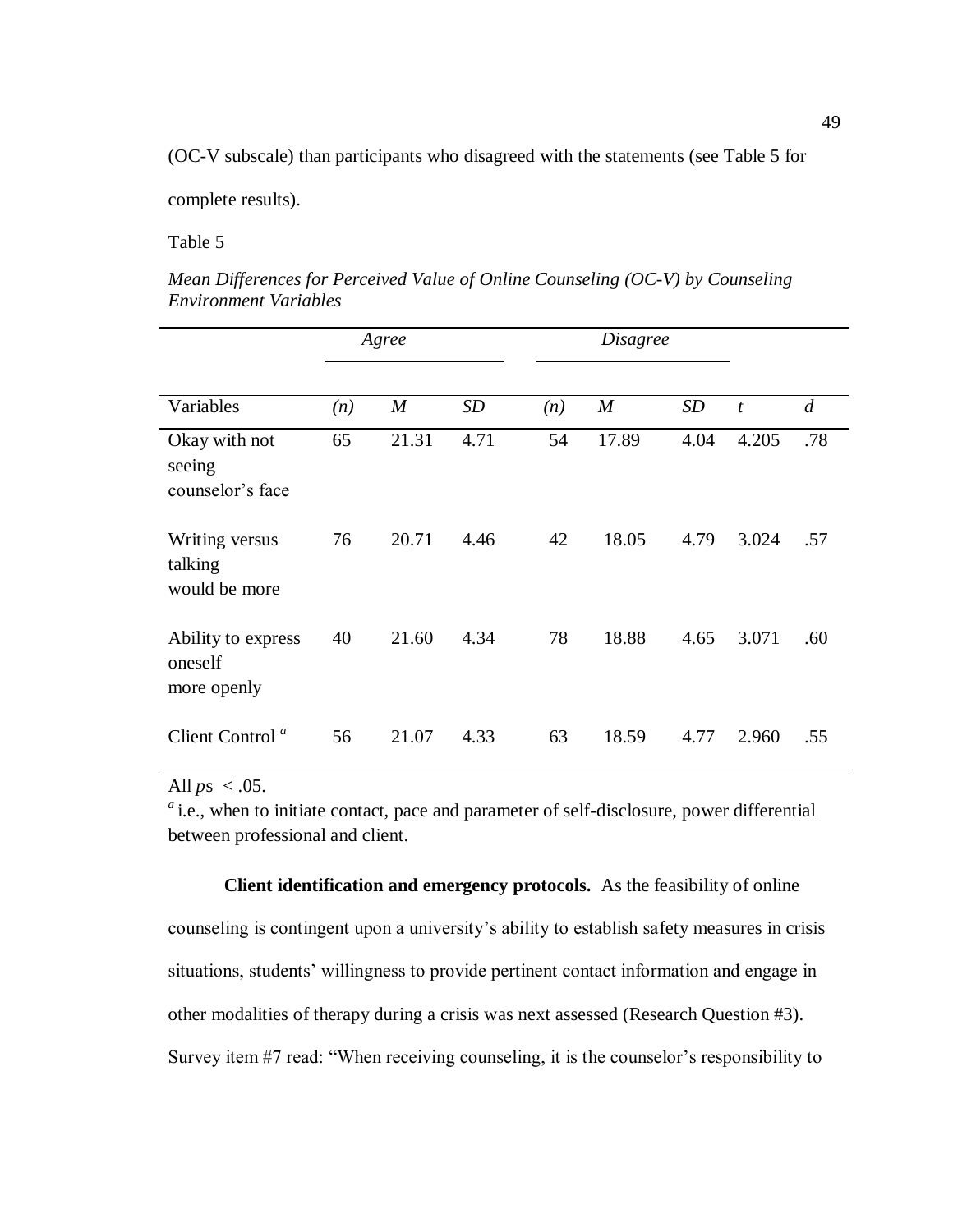(OC-V subscale) than participants who disagreed with the statements (see Table 5 for complete results).

Table 5

*Mean Differences for Perceived Value of Online Counseling (OC-V) by Counseling Environment Variables*

| | *Agree* | | | *Disagree* | | | | |
|---|---|---|---|---|---|---|---|---|
| Variables | *(n)* | *M* | *SD* | *(n)* | *M* | *SD* | *t* | *d* |
| Okay with not seeing counselor's face | 65 | 21.31 | 4.71 | 54 | 17.89 | 4.04 | 4.205 | .78 |
| Writing versus talking would be more | 76 | 20.71 | 4.46 | 42 | 18.05 | 4.79 | 3.024 | .57 |
| Ability to express oneself more openly | 40 | 21.60 | 4.34 | 78 | 18.88 | 4.65 | 3.071 | .60 |
| Client Control [a] | 56 | 21.07 | 4.33 | 63 | 18.59 | 4.77 | 2.960 | .55 |

All $ps < .05$.
[a] i.e., when to initiate contact, pace and parameter of self-disclosure, power differential between professional and client.

**Client identification and emergency protocols.** As the feasibility of online counseling is contingent upon a university's ability to establish safety measures in crisis situations, students' willingness to provide pertinent contact information and engage in other modalities of therapy during a crisis was next assessed (Research Question #3). Survey item #7 read: "When receiving counseling, it is the counselor's responsibility to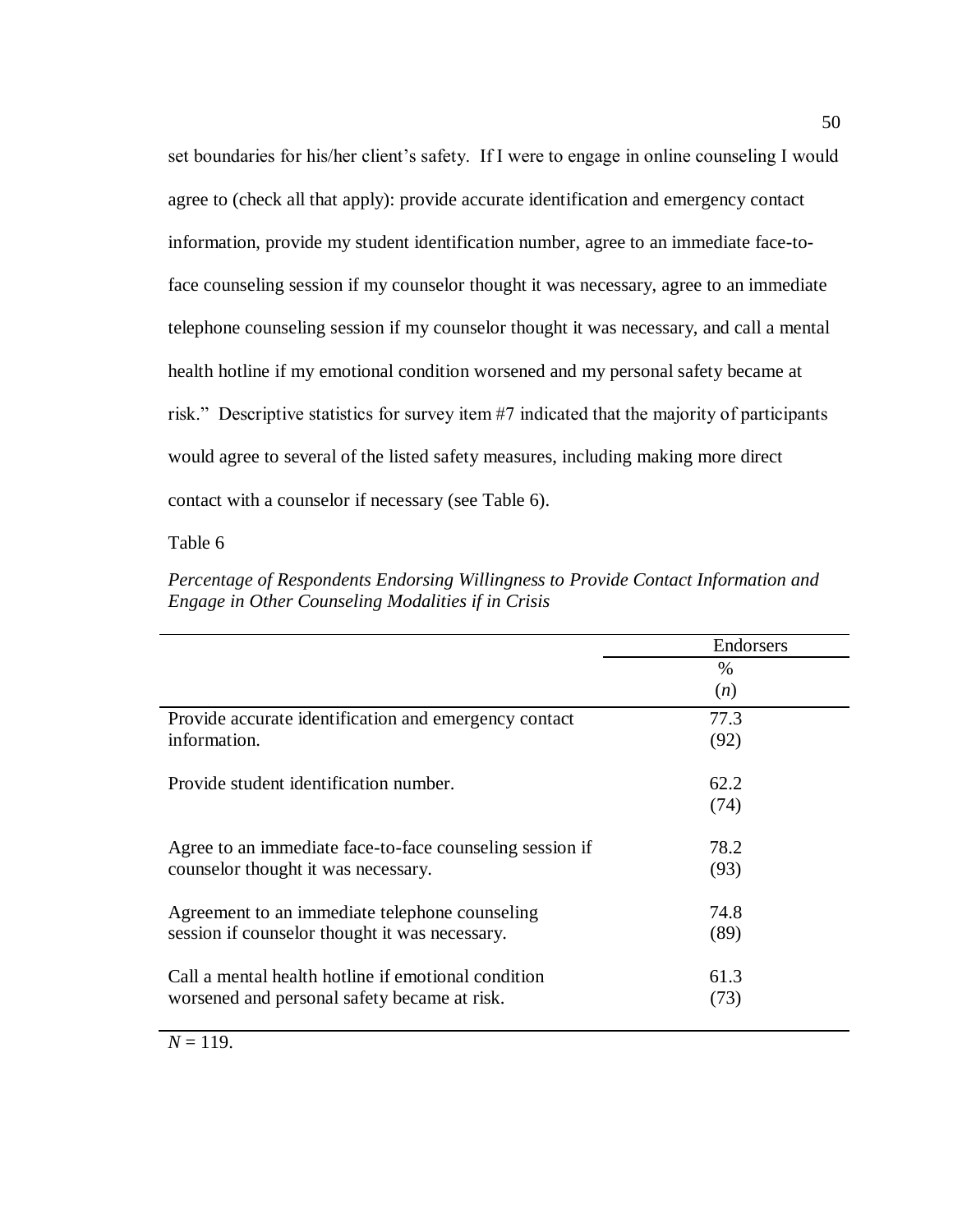set boundaries for his/her client's safety. If I were to engage in online counseling I would agree to (check all that apply): provide accurate identification and emergency contact information, provide my student identification number, agree to an immediate face-to-face counseling session if my counselor thought it was necessary, agree to an immediate telephone counseling session if my counselor thought it was necessary, and call a mental health hotline if my emotional condition worsened and my personal safety became at risk." Descriptive statistics for survey item #7 indicated that the majority of participants would agree to several of the listed safety measures, including making more direct contact with a counselor if necessary (see Table 6).

Table 6

*Percentage of Respondents Endorsing Willingness to Provide Contact Information and Engage in Other Counseling Modalities if in Crisis*

| | Endorsers % (*n*) |
|---|---|
| Provide accurate identification and emergency contact information. | 77.3 (92) |
| Provide student identification number. | 62.2 (74) |
| Agree to an immediate face-to-face counseling session if counselor thought it was necessary. | 78.2 (93) |
| Agreement to an immediate telephone counseling session if counselor thought it was necessary. | 74.8 (89) |
| Call a mental health hotline if emotional condition worsened and personal safety became at risk. | 61.3 (73) |

*N* = 119.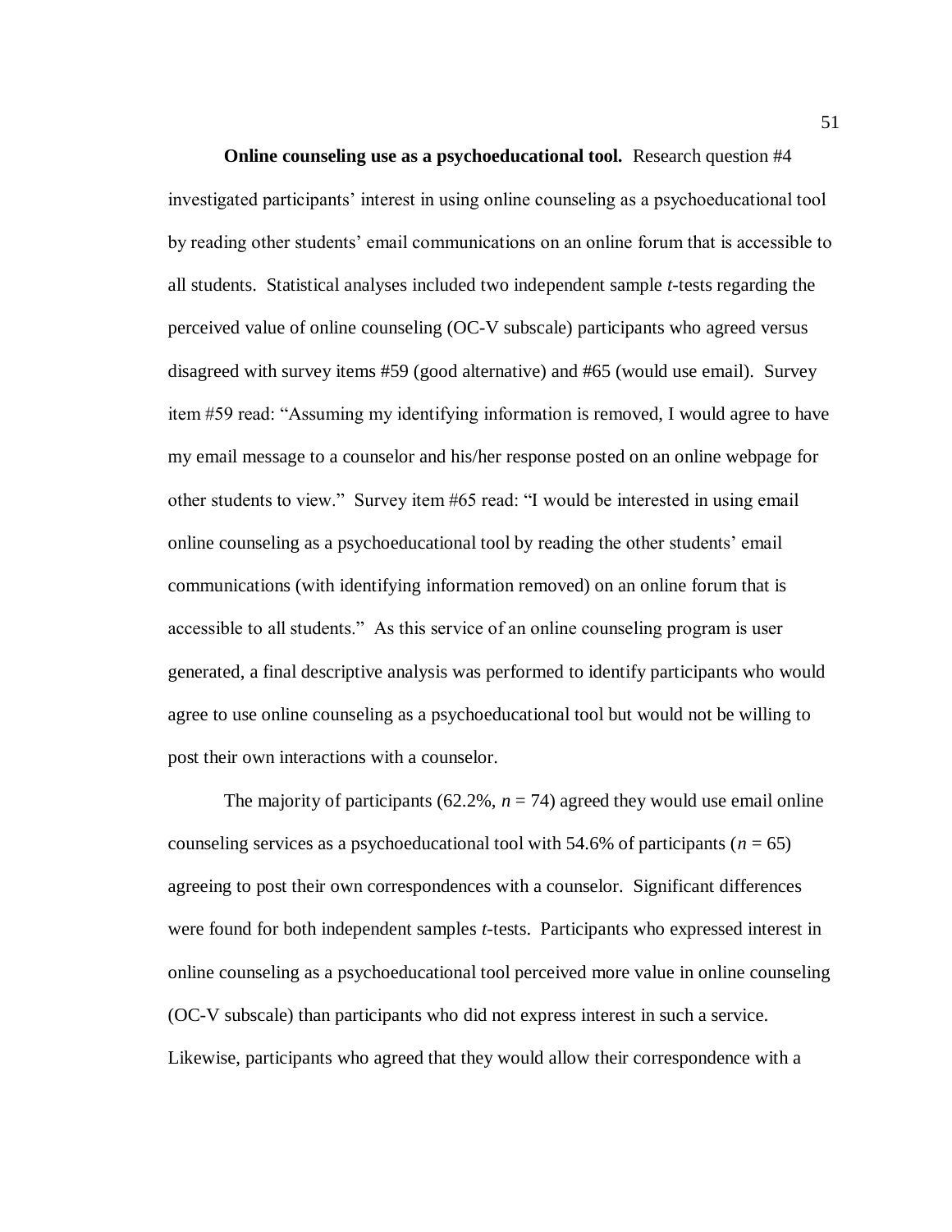**Online counseling use as a psychoeducational tool.** Research question #4 investigated participants' interest in using online counseling as a psychoeducational tool by reading other students' email communications on an online forum that is accessible to all students. Statistical analyses included two independent sample *t*-tests regarding the perceived value of online counseling (OC-V subscale) participants who agreed versus disagreed with survey items #59 (good alternative) and #65 (would use email). Survey item #59 read: "Assuming my identifying information is removed, I would agree to have my email message to a counselor and his/her response posted on an online webpage for other students to view." Survey item #65 read: "I would be interested in using email online counseling as a psychoeducational tool by reading the other students' email communications (with identifying information removed) on an online forum that is accessible to all students." As this service of an online counseling program is user generated, a final descriptive analysis was performed to identify participants who would agree to use online counseling as a psychoeducational tool but would not be willing to post their own interactions with a counselor.

The majority of participants (62.2%, $n$ = 74) agreed they would use email online counseling services as a psychoeducational tool with 54.6% of participants ($n$ = 65) agreeing to post their own correspondences with a counselor. Significant differences were found for both independent samples *t*-tests. Participants who expressed interest in online counseling as a psychoeducational tool perceived more value in online counseling (OC-V subscale) than participants who did not express interest in such a service. Likewise, participants who agreed that they would allow their correspondence with a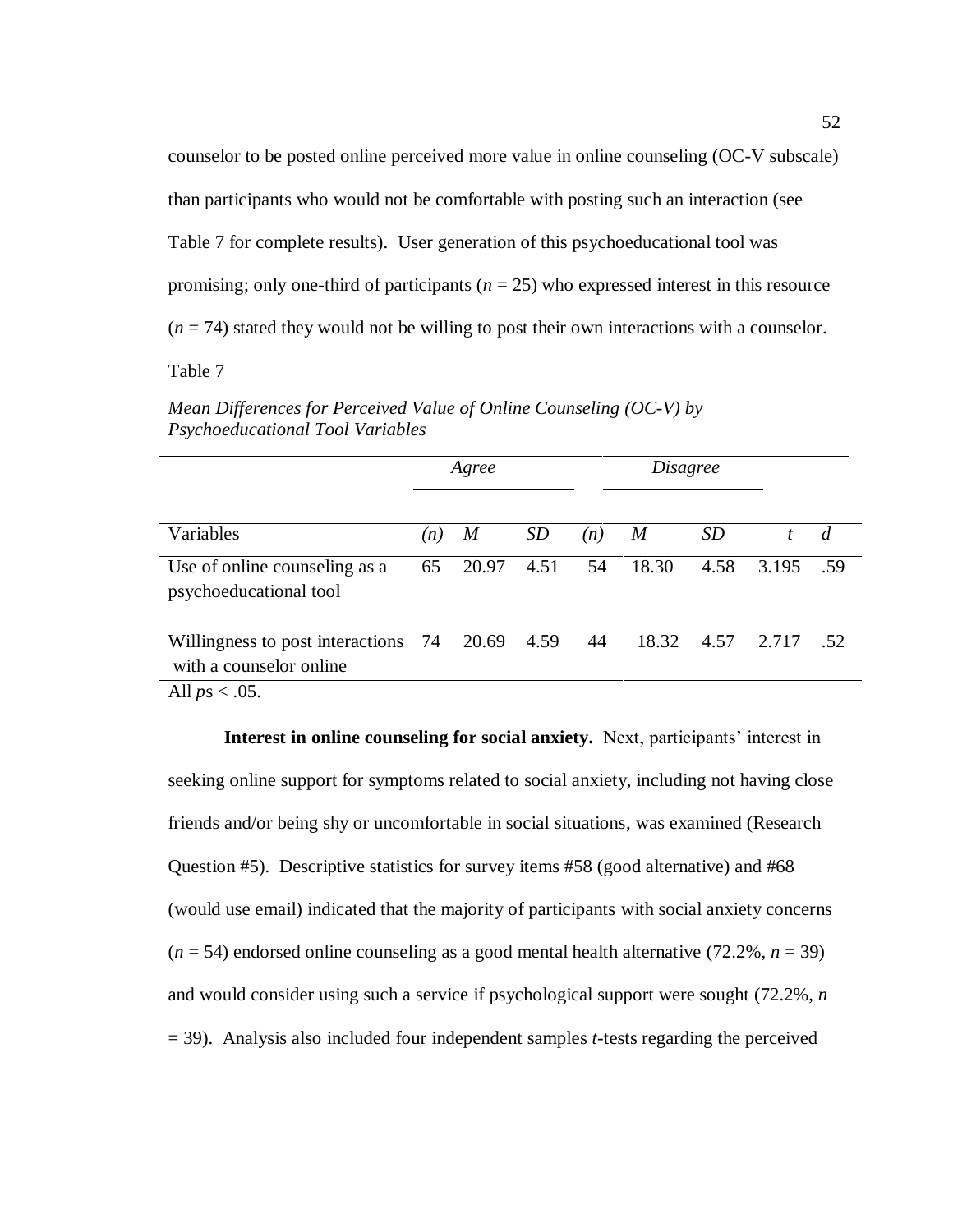counselor to be posted online perceived more value in online counseling (OC-V subscale) than participants who would not be comfortable with posting such an interaction (see Table 7 for complete results). User generation of this psychoeducational tool was promising; only one-third of participants ($n$ = 25) who expressed interest in this resource ($n$ = 74) stated they would not be willing to post their own interactions with a counselor.

Table 7

*Mean Differences for Perceived Value of Online Counseling (OC-V) by Psychoeducational Tool Variables*

| | *Agree* | | | *Disagree* | | | | |
|---|---|---|---|---|---|---|---|---|
| Variables | *(n)* | *M* | *SD* | *(n)* | *M* | *SD* | *t* | *d* |
| Use of online counseling as a psychoeducational tool | 65 | 20.97 | 4.51 | 54 | 18.30 | 4.58 | 3.195 | .59 |
| Willingness to post interactions with a counselor online | 74 | 20.69 | 4.59 | 44 | 18.32 | 4.57 | 2.717 | .52 |

All $p$s < .05.

**Interest in online counseling for social anxiety.** Next, participants' interest in seeking online support for symptoms related to social anxiety, including not having close friends and/or being shy or uncomfortable in social situations, was examined (Research Question #5). Descriptive statistics for survey items #58 (good alternative) and #68 (would use email) indicated that the majority of participants with social anxiety concerns ($n$ = 54) endorsed online counseling as a good mental health alternative (72.2%, $n$ = 39) and would consider using such a service if psychological support were sought (72.2%, $n$ = 39). Analysis also included four independent samples $t$-tests regarding the perceived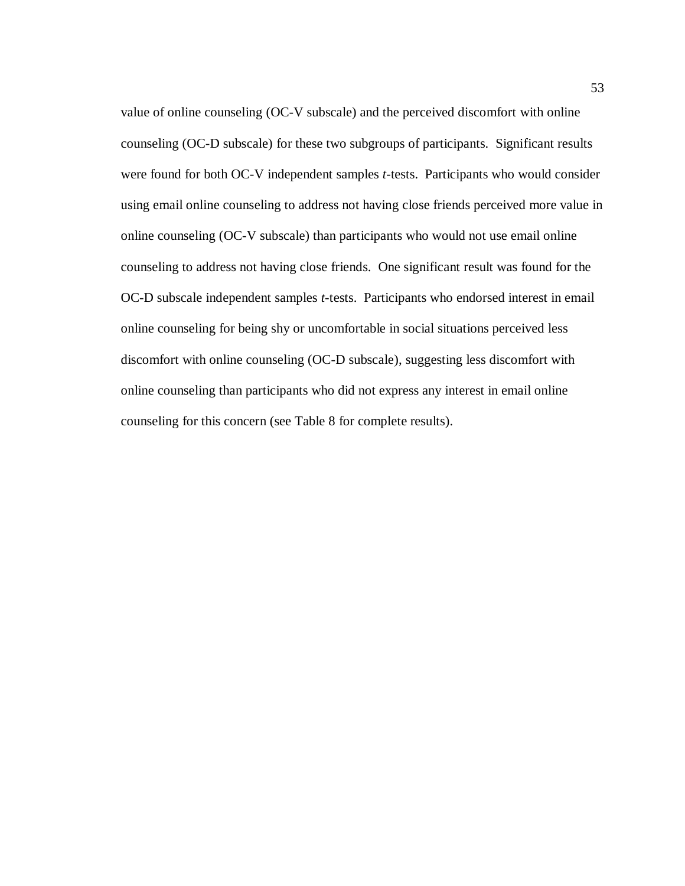value of online counseling (OC-V subscale) and the perceived discomfort with online counseling (OC-D subscale) for these two subgroups of participants. Significant results were found for both OC-V independent samples *t*-tests. Participants who would consider using email online counseling to address not having close friends perceived more value in online counseling (OC-V subscale) than participants who would not use email online counseling to address not having close friends. One significant result was found for the OC-D subscale independent samples *t*-tests. Participants who endorsed interest in email online counseling for being shy or uncomfortable in social situations perceived less discomfort with online counseling (OC-D subscale), suggesting less discomfort with online counseling than participants who did not express any interest in email online counseling for this concern (see Table 8 for complete results).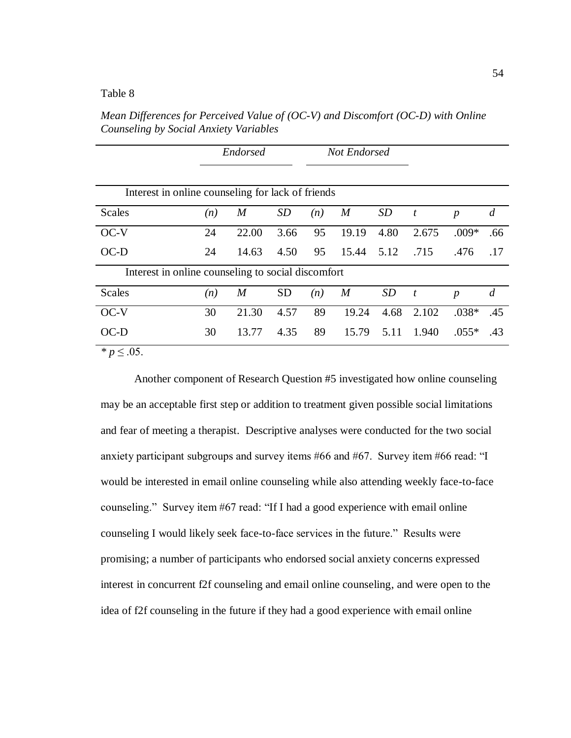Table 8

*Mean Differences for Perceived Value of (OC-V) and Discomfort (OC-D) with Online Counseling by Social Anxiety Variables*

| | *Endorsed* | | | *Not Endorsed* | | | | | |
|---|---|---|---|---|---|---|---|---|---|
| Interest in online counseling for lack of friends | | | | | | | | | |
| Scales | *(n)* | *M* | *SD* | *(n)* | *M* | *SD* | *t* | *p* | *d* |
| OC-V | 24 | 22.00 | 3.66 | 95 | 19.19 | 4.80 | 2.675 | .009* | .66 |
| OC-D | 24 | 14.63 | 4.50 | 95 | 15.44 | 5.12 | .715 | .476 | .17 |
| Interest in online counseling to social discomfort | | | | | | | | | |
| Scales | *(n)* | *M* | SD | *(n)* | *M* | *SD* | *t* | *p* | *d* |
| OC-V | 30 | 21.30 | 4.57 | 89 | 19.24 | 4.68 | 2.102 | .038* | .45 |
| OC-D | 30 | 13.77 | 4.35 | 89 | 15.79 | 5.11 | 1.940 | .055* | .43 |

* $p \leq .05$.

Another component of Research Question #5 investigated how online counseling may be an acceptable first step or addition to treatment given possible social limitations and fear of meeting a therapist. Descriptive analyses were conducted for the two social anxiety participant subgroups and survey items #66 and #67. Survey item #66 read: "I would be interested in email online counseling while also attending weekly face-to-face counseling." Survey item #67 read: "If I had a good experience with email online counseling I would likely seek face-to-face services in the future." Results were promising; a number of participants who endorsed social anxiety concerns expressed interest in concurrent f2f counseling and email online counseling, and were open to the idea of f2f counseling in the future if they had a good experience with email online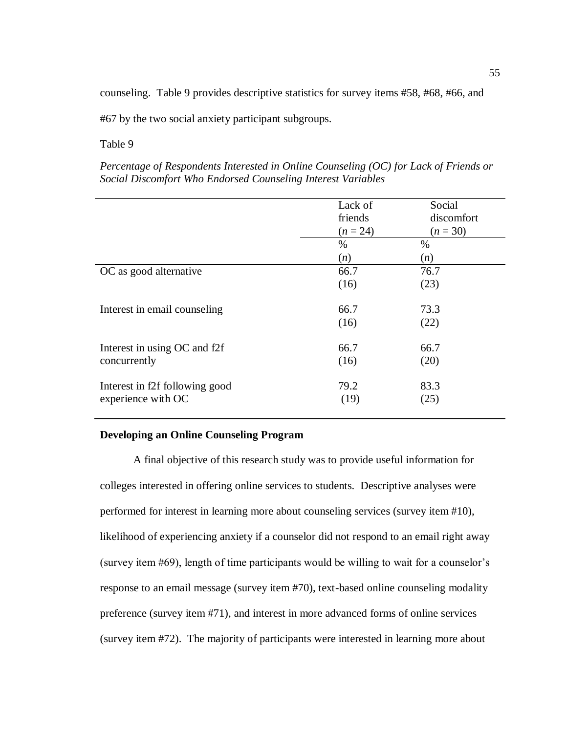counseling. Table 9 provides descriptive statistics for survey items #58, #68, #66, and #67 by the two social anxiety participant subgroups.

Table 9

*Percentage of Respondents Interested in Online Counseling (OC) for Lack of Friends or Social Discomfort Who Endorsed Counseling Interest Variables*

| | Lack of friends ($n$ = 24) | Social discomfort ($n$ = 30) |
|---|---|---|
| | % ($n$) | % ($n$) |
| OC as good alternative | 66.7 (16) | 76.7 (23) |
| Interest in email counseling | 66.7 (16) | 73.3 (22) |
| Interest in using OC and f2f concurrently | 66.7 (16) | 66.7 (20) |
| Interest in f2f following good experience with OC | 79.2 (19) | 83.3 (25) |

**Developing an Online Counseling Program**

A final objective of this research study was to provide useful information for colleges interested in offering online services to students. Descriptive analyses were performed for interest in learning more about counseling services (survey item #10), likelihood of experiencing anxiety if a counselor did not respond to an email right away (survey item #69), length of time participants would be willing to wait for a counselor's response to an email message (survey item #70), text-based online counseling modality preference (survey item #71), and interest in more advanced forms of online services (survey item #72). The majority of participants were interested in learning more about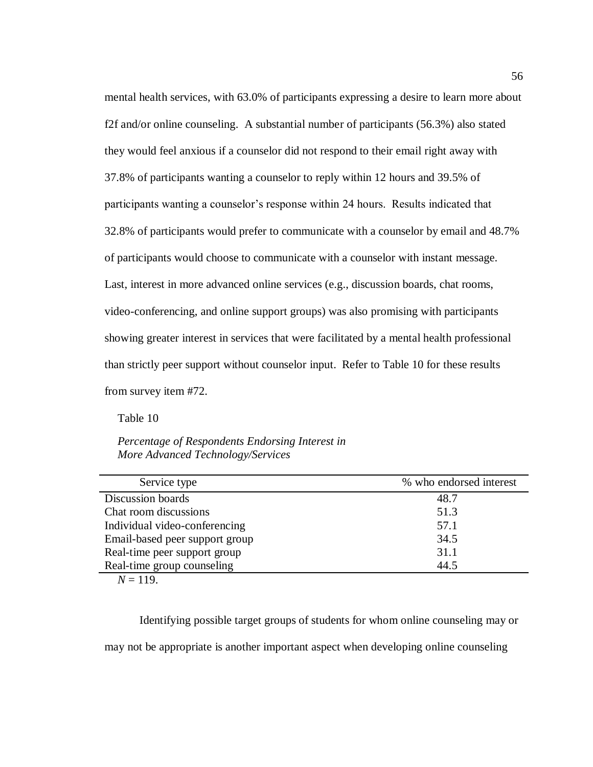mental health services, with 63.0% of participants expressing a desire to learn more about f2f and/or online counseling. A substantial number of participants (56.3%) also stated they would feel anxious if a counselor did not respond to their email right away with 37.8% of participants wanting a counselor to reply within 12 hours and 39.5% of participants wanting a counselor's response within 24 hours. Results indicated that 32.8% of participants would prefer to communicate with a counselor by email and 48.7% of participants would choose to communicate with a counselor with instant message. Last, interest in more advanced online services (e.g., discussion boards, chat rooms, video-conferencing, and online support groups) was also promising with participants showing greater interest in services that were facilitated by a mental health professional than strictly peer support without counselor input. Refer to Table 10 for these results from survey item #72.

Table 10

*Percentage of Respondents Endorsing Interest in More Advanced Technology/Services*

| Service type | % who endorsed interest |
|---|---|
| Discussion boards | 48.7 |
| Chat room discussions | 51.3 |
| Individual video-conferencing | 57.1 |
| Email-based peer support group | 34.5 |
| Real-time peer support group | 31.1 |
| Real-time group counseling | 44.5 |

*N* = 119.

Identifying possible target groups of students for whom online counseling may or may not be appropriate is another important aspect when developing online counseling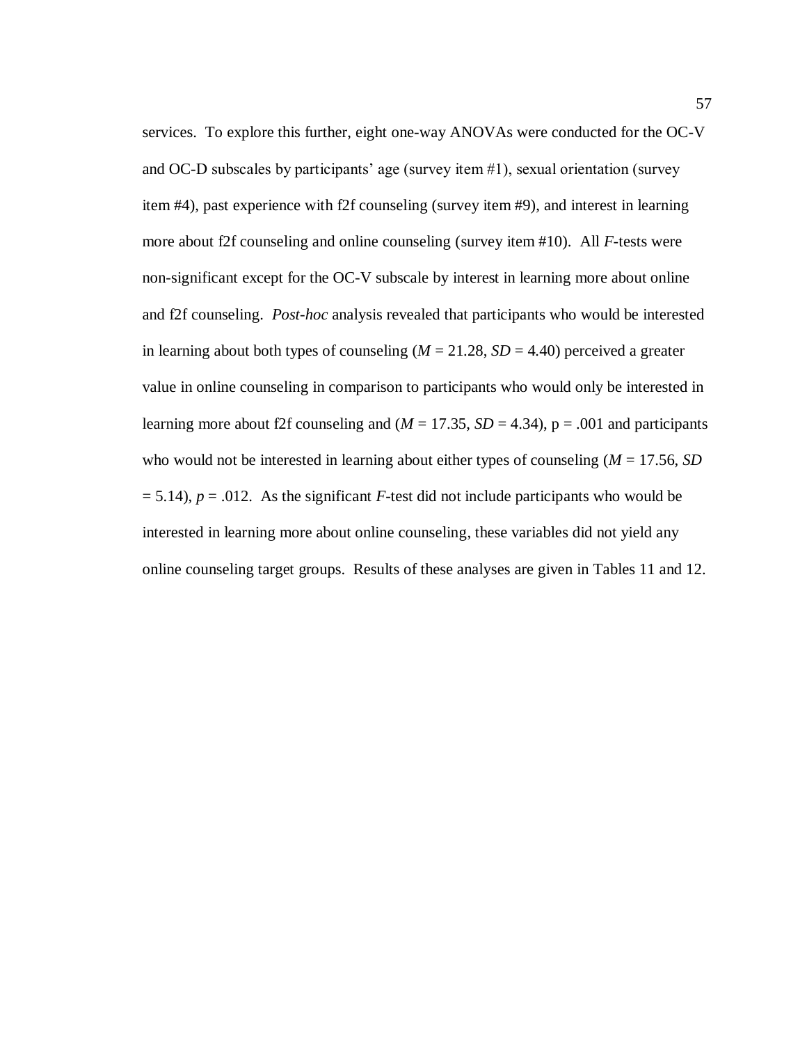services. To explore this further, eight one-way ANOVAs were conducted for the OC-V and OC-D subscales by participants' age (survey item #1), sexual orientation (survey item #4), past experience with f2f counseling (survey item #9), and interest in learning more about f2f counseling and online counseling (survey item #10). All *F*-tests were non-significant except for the OC-V subscale by interest in learning more about online and f2f counseling. *Post-hoc* analysis revealed that participants who would be interested in learning about both types of counseling ($M$ = 21.28, $SD$ = 4.40) perceived a greater value in online counseling in comparison to participants who would only be interested in learning more about f2f counseling and ($M$ = 17.35, $SD$ = 4.34), p = .001 and participants who would not be interested in learning about either types of counseling ($M$ = 17.56, $SD$ = 5.14), $p$ = .012. As the significant *F*-test did not include participants who would be interested in learning more about online counseling, these variables did not yield any online counseling target groups. Results of these analyses are given in Tables 11 and 12.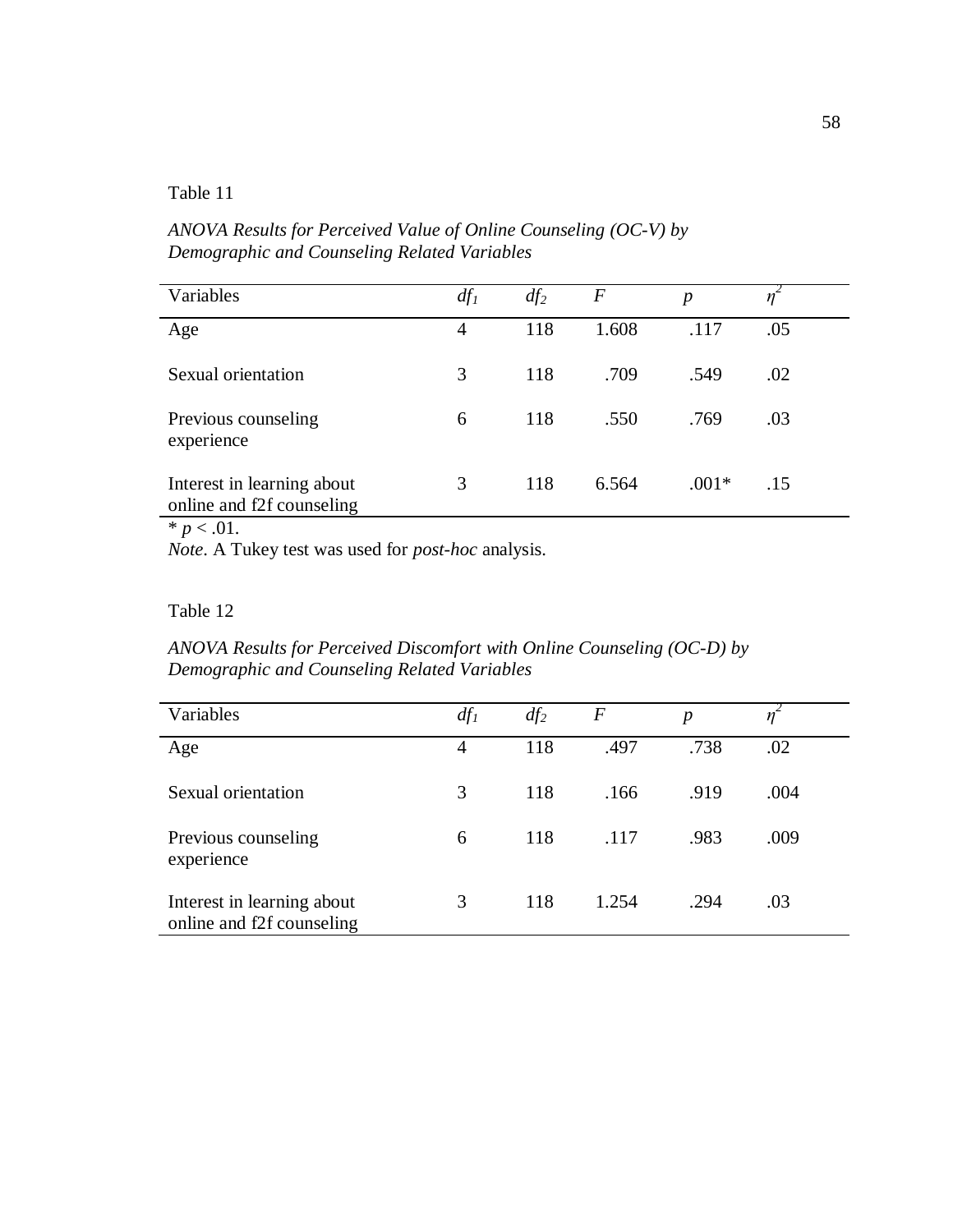Table 11

*ANOVA Results for Perceived Value of Online Counseling (OC-V) by Demographic and Counseling Related Variables*

| Variables | $df_1$ | $df_2$ | $F$ | $p$ | $\eta^2$ |
|---|---|---|---|---|---|
| Age | 4 | 118 | 1.608 | .117 | .05 |
| Sexual orientation | 3 | 118 | .709 | .549 | .02 |
| Previous counseling experience | 6 | 118 | .550 | .769 | .03 |
| Interest in learning about online and f2f counseling | 3 | 118 | 6.564 | .001* | .15 |

* $p < .01$.
*Note*. A Tukey test was used for *post-hoc* analysis.

Table 12

*ANOVA Results for Perceived Discomfort with Online Counseling (OC-D) by Demographic and Counseling Related Variables*

| Variables | $df_1$ | $df_2$ | $F$ | $p$ | $\eta^2$ |
|---|---|---|---|---|---|
| Age | 4 | 118 | .497 | .738 | .02 |
| Sexual orientation | 3 | 118 | .166 | .919 | .004 |
| Previous counseling experience | 6 | 118 | .117 | .983 | .009 |
| Interest in learning about online and f2f counseling | 3 | 118 | 1.254 | .294 | .03 |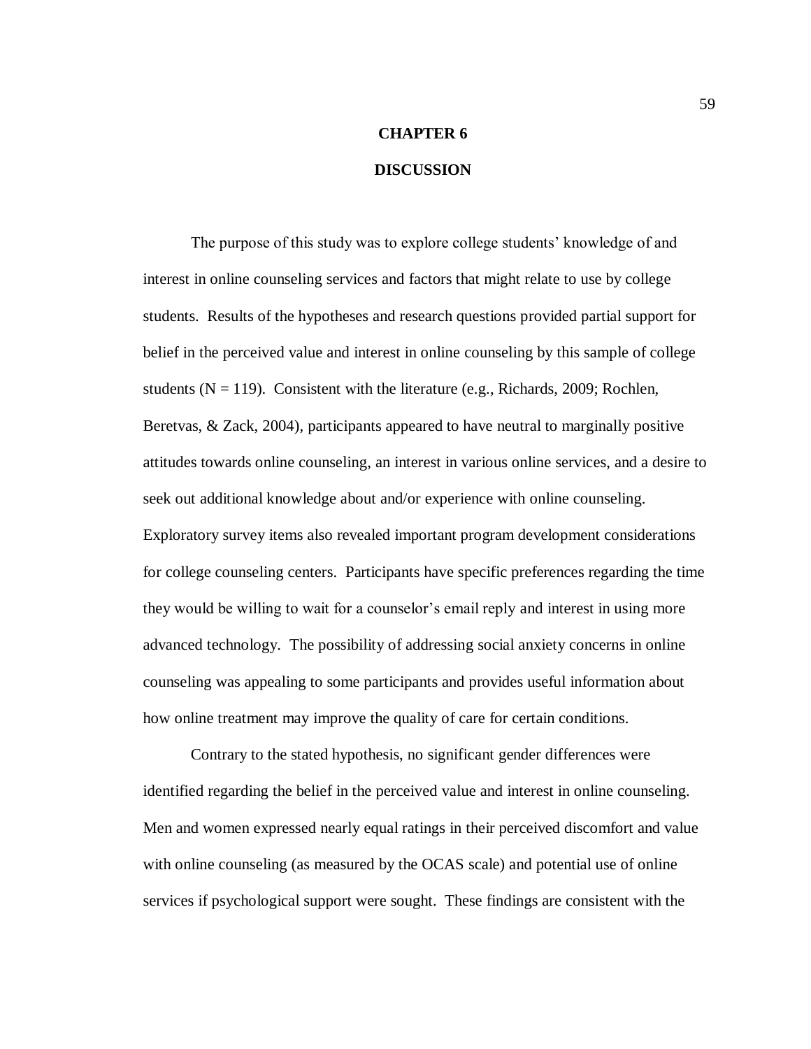# CHAPTER 6

# DISCUSSION

The purpose of this study was to explore college students' knowledge of and interest in online counseling services and factors that might relate to use by college students. Results of the hypotheses and research questions provided partial support for belief in the perceived value and interest in online counseling by this sample of college students ($N = 119$). Consistent with the literature (e.g., Richards, 2009; Rochlen, Beretvas, & Zack, 2004), participants appeared to have neutral to marginally positive attitudes towards online counseling, an interest in various online services, and a desire to seek out additional knowledge about and/or experience with online counseling. Exploratory survey items also revealed important program development considerations for college counseling centers. Participants have specific preferences regarding the time they would be willing to wait for a counselor's email reply and interest in using more advanced technology. The possibility of addressing social anxiety concerns in online counseling was appealing to some participants and provides useful information about how online treatment may improve the quality of care for certain conditions.

Contrary to the stated hypothesis, no significant gender differences were identified regarding the belief in the perceived value and interest in online counseling. Men and women expressed nearly equal ratings in their perceived discomfort and value with online counseling (as measured by the OCAS scale) and potential use of online services if psychological support were sought. These findings are consistent with the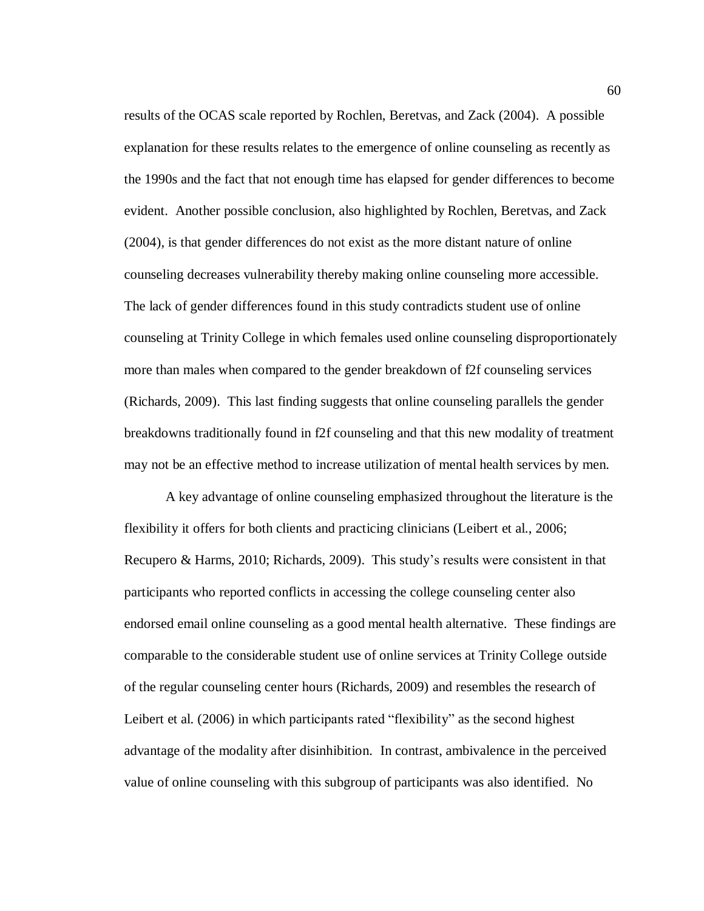results of the OCAS scale reported by Rochlen, Beretvas, and Zack (2004). A possible explanation for these results relates to the emergence of online counseling as recently as the 1990s and the fact that not enough time has elapsed for gender differences to become evident. Another possible conclusion, also highlighted by Rochlen, Beretvas, and Zack (2004), is that gender differences do not exist as the more distant nature of online counseling decreases vulnerability thereby making online counseling more accessible. The lack of gender differences found in this study contradicts student use of online counseling at Trinity College in which females used online counseling disproportionately more than males when compared to the gender breakdown of f2f counseling services (Richards, 2009). This last finding suggests that online counseling parallels the gender breakdowns traditionally found in f2f counseling and that this new modality of treatment may not be an effective method to increase utilization of mental health services by men.

A key advantage of online counseling emphasized throughout the literature is the flexibility it offers for both clients and practicing clinicians (Leibert et al., 2006; Recupero & Harms, 2010; Richards, 2009). This study's results were consistent in that participants who reported conflicts in accessing the college counseling center also endorsed email online counseling as a good mental health alternative. These findings are comparable to the considerable student use of online services at Trinity College outside of the regular counseling center hours (Richards, 2009) and resembles the research of Leibert et al. (2006) in which participants rated "flexibility" as the second highest advantage of the modality after disinhibition. In contrast, ambivalence in the perceived value of online counseling with this subgroup of participants was also identified. No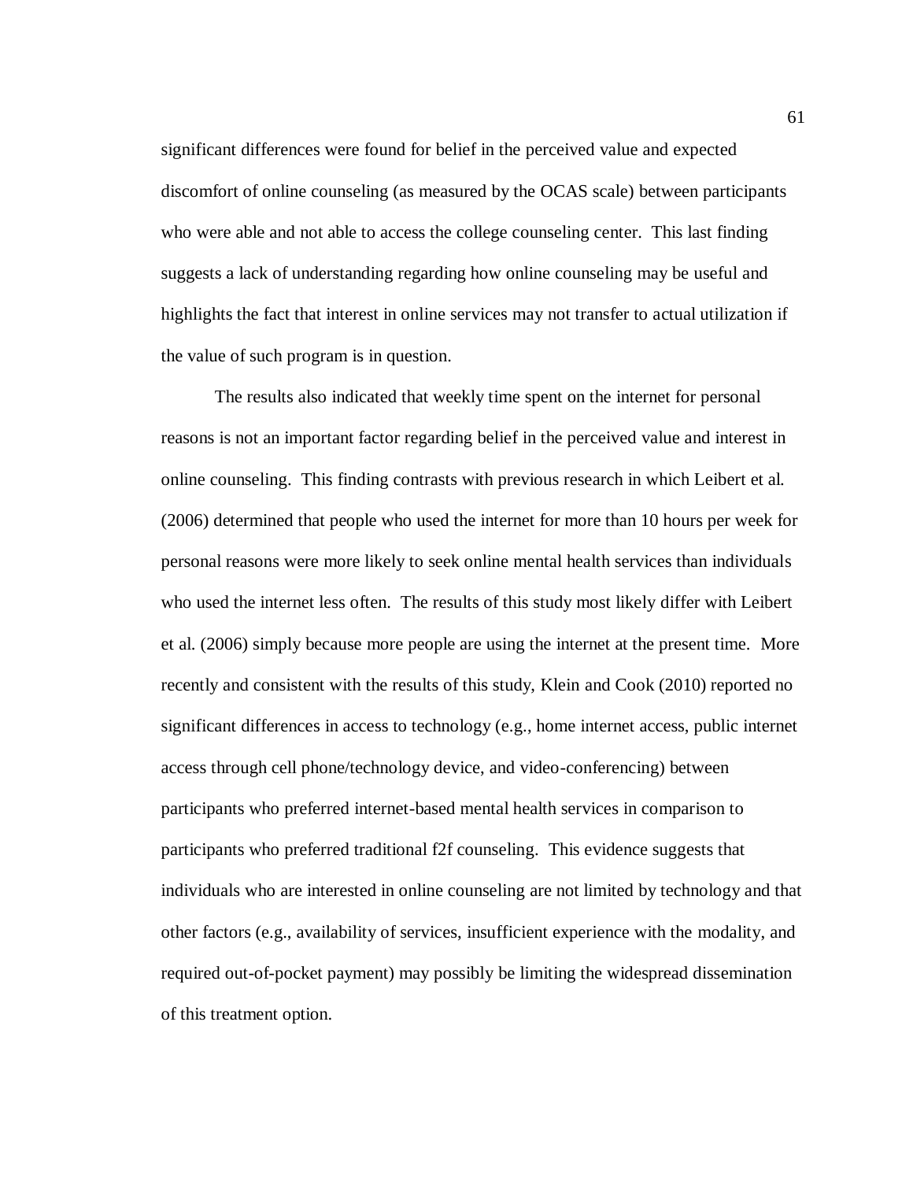significant differences were found for belief in the perceived value and expected discomfort of online counseling (as measured by the OCAS scale) between participants who were able and not able to access the college counseling center. This last finding suggests a lack of understanding regarding how online counseling may be useful and highlights the fact that interest in online services may not transfer to actual utilization if the value of such program is in question.

The results also indicated that weekly time spent on the internet for personal reasons is not an important factor regarding belief in the perceived value and interest in online counseling. This finding contrasts with previous research in which Leibert et al. (2006) determined that people who used the internet for more than 10 hours per week for personal reasons were more likely to seek online mental health services than individuals who used the internet less often. The results of this study most likely differ with Leibert et al. (2006) simply because more people are using the internet at the present time. More recently and consistent with the results of this study, Klein and Cook (2010) reported no significant differences in access to technology (e.g., home internet access, public internet access through cell phone/technology device, and video-conferencing) between participants who preferred internet-based mental health services in comparison to participants who preferred traditional f2f counseling. This evidence suggests that individuals who are interested in online counseling are not limited by technology and that other factors (e.g., availability of services, insufficient experience with the modality, and required out-of-pocket payment) may possibly be limiting the widespread dissemination of this treatment option.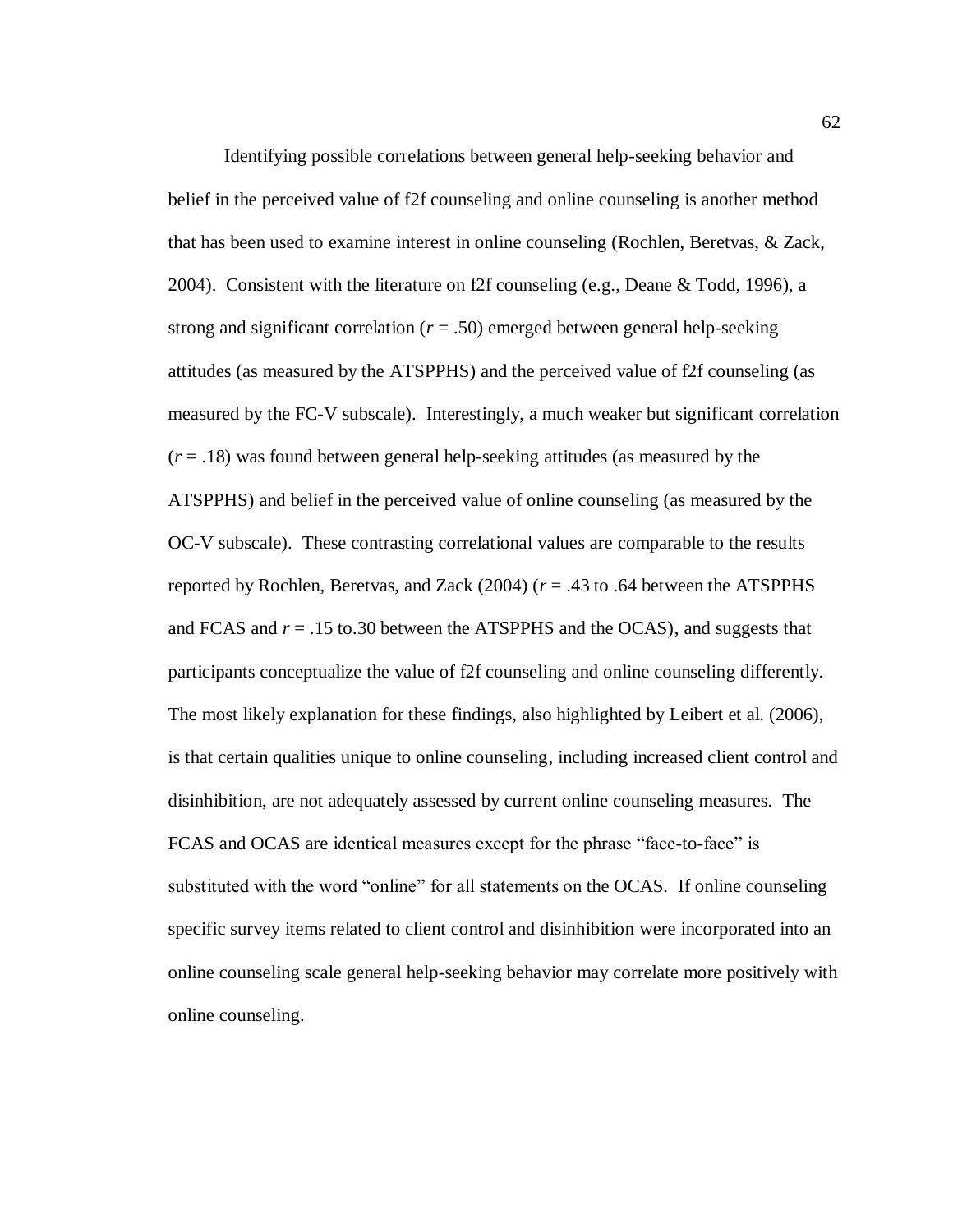Identifying possible correlations between general help-seeking behavior and belief in the perceived value of f2f counseling and online counseling is another method that has been used to examine interest in online counseling (Rochlen, Beretvas, & Zack, 2004). Consistent with the literature on f2f counseling (e.g., Deane & Todd, 1996), a strong and significant correlation ($r$ = .50) emerged between general help-seeking attitudes (as measured by the ATSPPHS) and the perceived value of f2f counseling (as measured by the FC-V subscale). Interestingly, a much weaker but significant correlation ($r$ = .18) was found between general help-seeking attitudes (as measured by the ATSPPHS) and belief in the perceived value of online counseling (as measured by the OC-V subscale). These contrasting correlational values are comparable to the results reported by Rochlen, Beretvas, and Zack (2004) ($r$ = .43 to .64 between the ATSPPHS and FCAS and $r$ = .15 to.30 between the ATSPPHS and the OCAS), and suggests that participants conceptualize the value of f2f counseling and online counseling differently. The most likely explanation for these findings, also highlighted by Leibert et al. (2006), is that certain qualities unique to online counseling, including increased client control and disinhibition, are not adequately assessed by current online counseling measures. The FCAS and OCAS are identical measures except for the phrase "face-to-face" is substituted with the word "online" for all statements on the OCAS. If online counseling specific survey items related to client control and disinhibition were incorporated into an online counseling scale general help-seeking behavior may correlate more positively with online counseling.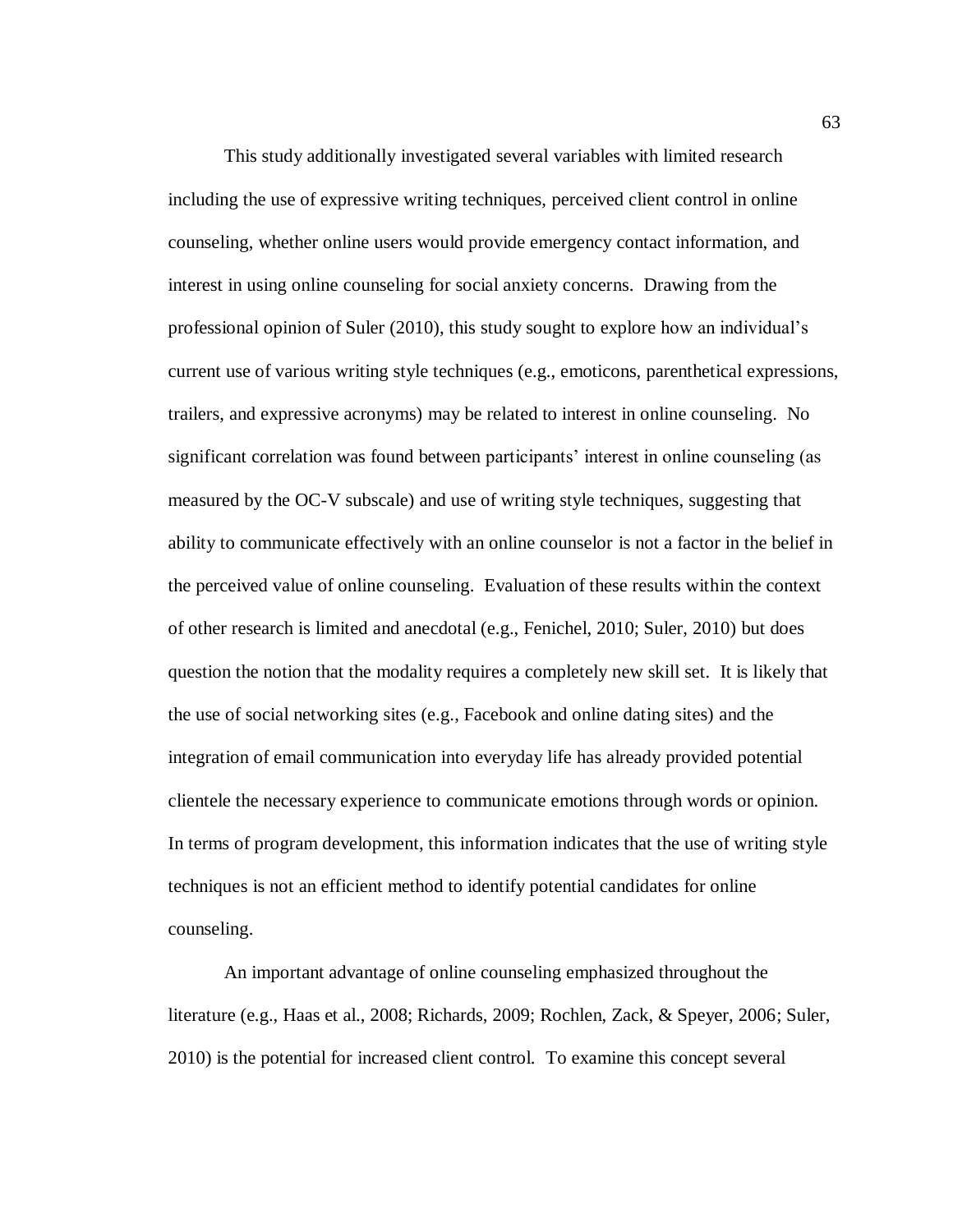This study additionally investigated several variables with limited research including the use of expressive writing techniques, perceived client control in online counseling, whether online users would provide emergency contact information, and interest in using online counseling for social anxiety concerns. Drawing from the professional opinion of Suler (2010), this study sought to explore how an individual's current use of various writing style techniques (e.g., emoticons, parenthetical expressions, trailers, and expressive acronyms) may be related to interest in online counseling. No significant correlation was found between participants' interest in online counseling (as measured by the OC-V subscale) and use of writing style techniques, suggesting that ability to communicate effectively with an online counselor is not a factor in the belief in the perceived value of online counseling. Evaluation of these results within the context of other research is limited and anecdotal (e.g., Fenichel, 2010; Suler, 2010) but does question the notion that the modality requires a completely new skill set. It is likely that the use of social networking sites (e.g., Facebook and online dating sites) and the integration of email communication into everyday life has already provided potential clientele the necessary experience to communicate emotions through words or opinion. In terms of program development, this information indicates that the use of writing style techniques is not an efficient method to identify potential candidates for online counseling.

An important advantage of online counseling emphasized throughout the literature (e.g., Haas et al., 2008; Richards, 2009; Rochlen, Zack, & Speyer, 2006; Suler, 2010) is the potential for increased client control. To examine this concept several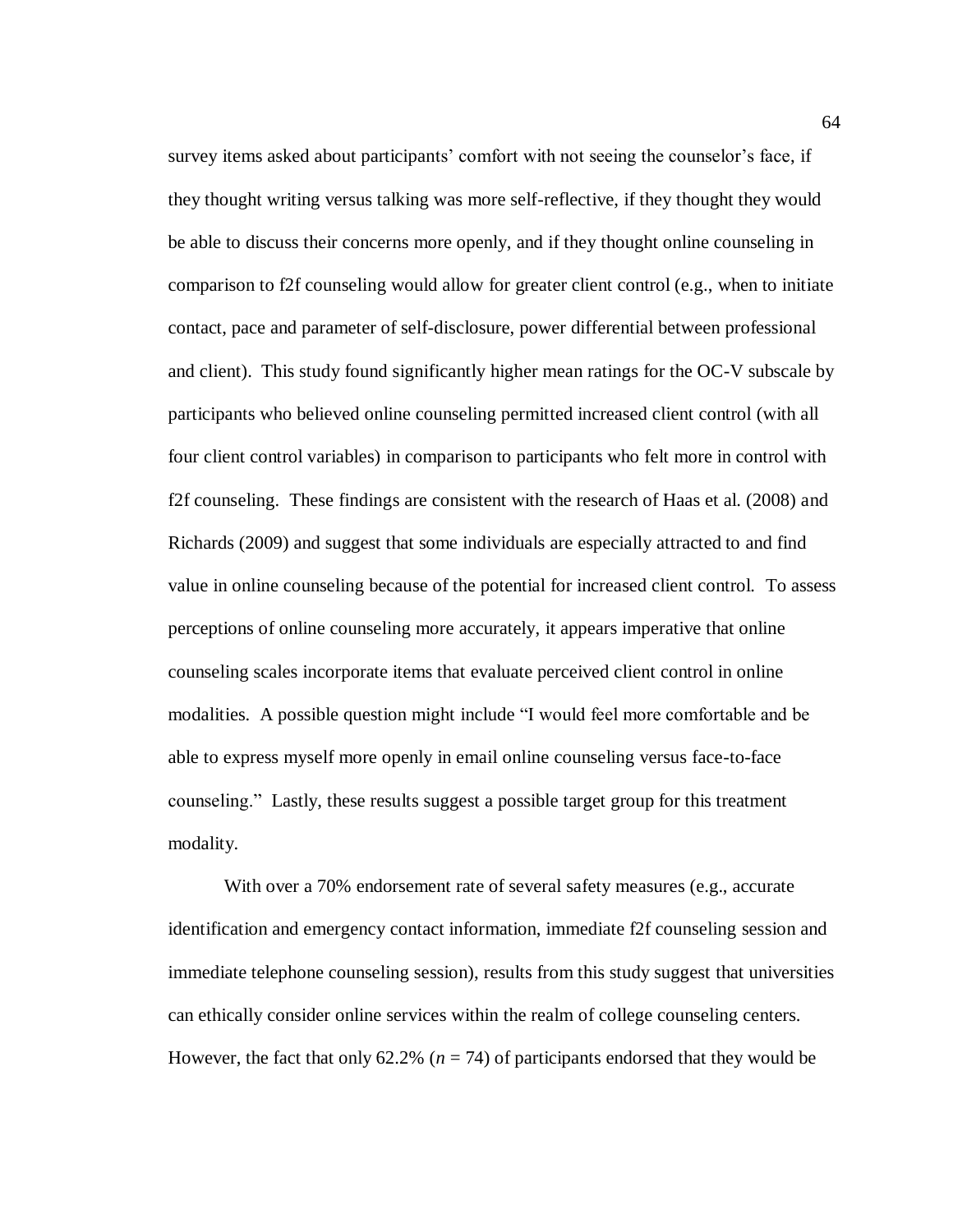survey items asked about participants' comfort with not seeing the counselor's face, if they thought writing versus talking was more self-reflective, if they thought they would be able to discuss their concerns more openly, and if they thought online counseling in comparison to f2f counseling would allow for greater client control (e.g., when to initiate contact, pace and parameter of self-disclosure, power differential between professional and client). This study found significantly higher mean ratings for the OC-V subscale by participants who believed online counseling permitted increased client control (with all four client control variables) in comparison to participants who felt more in control with f2f counseling. These findings are consistent with the research of Haas et al. (2008) and Richards (2009) and suggest that some individuals are especially attracted to and find value in online counseling because of the potential for increased client control. To assess perceptions of online counseling more accurately, it appears imperative that online counseling scales incorporate items that evaluate perceived client control in online modalities. A possible question might include "I would feel more comfortable and be able to express myself more openly in email online counseling versus face-to-face counseling." Lastly, these results suggest a possible target group for this treatment modality.

With over a 70% endorsement rate of several safety measures (e.g., accurate identification and emergency contact information, immediate f2f counseling session and immediate telephone counseling session), results from this study suggest that universities can ethically consider online services within the realm of college counseling centers. However, the fact that only 62.2% ($n$ = 74) of participants endorsed that they would be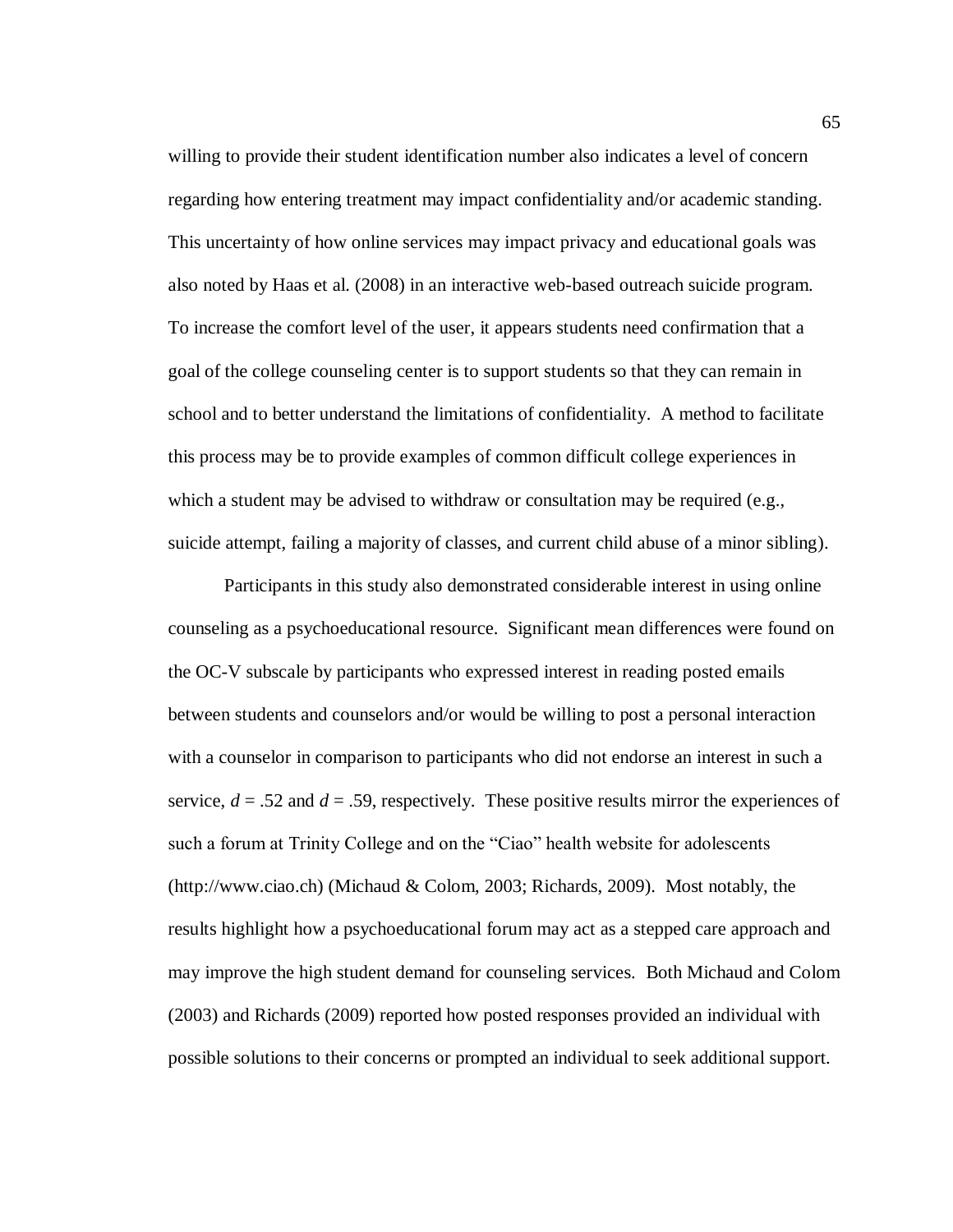willing to provide their student identification number also indicates a level of concern regarding how entering treatment may impact confidentiality and/or academic standing. This uncertainty of how online services may impact privacy and educational goals was also noted by Haas et al. (2008) in an interactive web-based outreach suicide program. To increase the comfort level of the user, it appears students need confirmation that a goal of the college counseling center is to support students so that they can remain in school and to better understand the limitations of confidentiality. A method to facilitate this process may be to provide examples of common difficult college experiences in which a student may be advised to withdraw or consultation may be required (e.g., suicide attempt, failing a majority of classes, and current child abuse of a minor sibling).

Participants in this study also demonstrated considerable interest in using online counseling as a psychoeducational resource. Significant mean differences were found on the OC-V subscale by participants who expressed interest in reading posted emails between students and counselors and/or would be willing to post a personal interaction with a counselor in comparison to participants who did not endorse an interest in such a service, $d = .52$ and $d = .59$, respectively. These positive results mirror the experiences of such a forum at Trinity College and on the "Ciao" health website for adolescents (http://www.ciao.ch) (Michaud & Colom, 2003; Richards, 2009). Most notably, the results highlight how a psychoeducational forum may act as a stepped care approach and may improve the high student demand for counseling services. Both Michaud and Colom (2003) and Richards (2009) reported how posted responses provided an individual with possible solutions to their concerns or prompted an individual to seek additional support.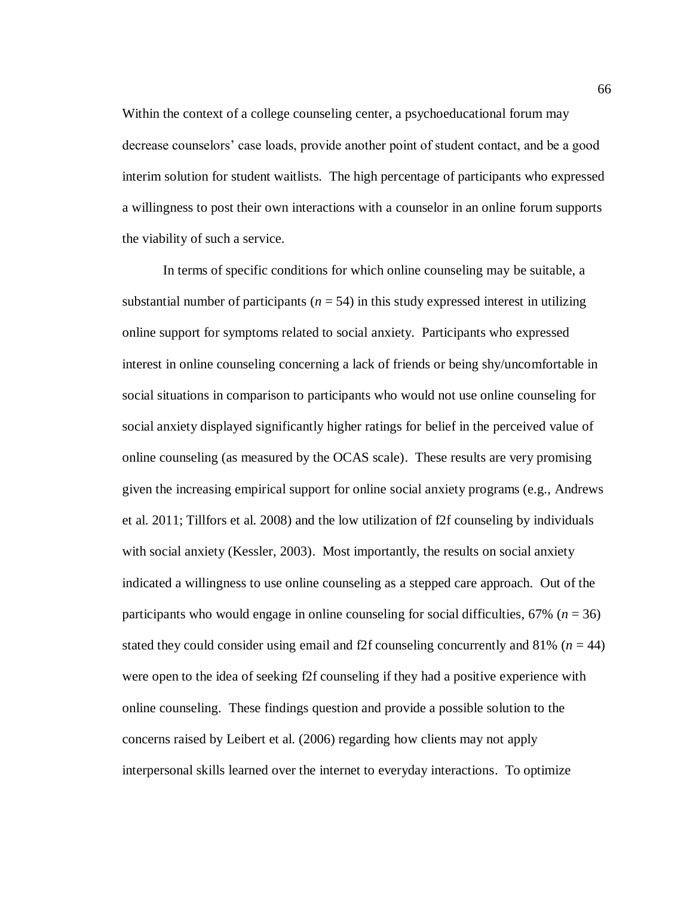Within the context of a college counseling center, a psychoeducational forum may decrease counselors' case loads, provide another point of student contact, and be a good interim solution for student waitlists. The high percentage of participants who expressed a willingness to post their own interactions with a counselor in an online forum supports the viability of such a service.

In terms of specific conditions for which online counseling may be suitable, a substantial number of participants ($n = 54$) in this study expressed interest in utilizing online support for symptoms related to social anxiety. Participants who expressed interest in online counseling concerning a lack of friends or being shy/uncomfortable in social situations in comparison to participants who would not use online counseling for social anxiety displayed significantly higher ratings for belief in the perceived value of online counseling (as measured by the OCAS scale). These results are very promising given the increasing empirical support for online social anxiety programs (e.g., Andrews et al. 2011; Tillfors et al. 2008) and the low utilization of f2f counseling by individuals with social anxiety (Kessler, 2003). Most importantly, the results on social anxiety indicated a willingness to use online counseling as a stepped care approach. Out of the participants who would engage in online counseling for social difficulties, 67% ($n = 36$) stated they could consider using email and f2f counseling concurrently and 81% ($n = 44$) were open to the idea of seeking f2f counseling if they had a positive experience with online counseling. These findings question and provide a possible solution to the concerns raised by Leibert et al. (2006) regarding how clients may not apply interpersonal skills learned over the internet to everyday interactions. To optimize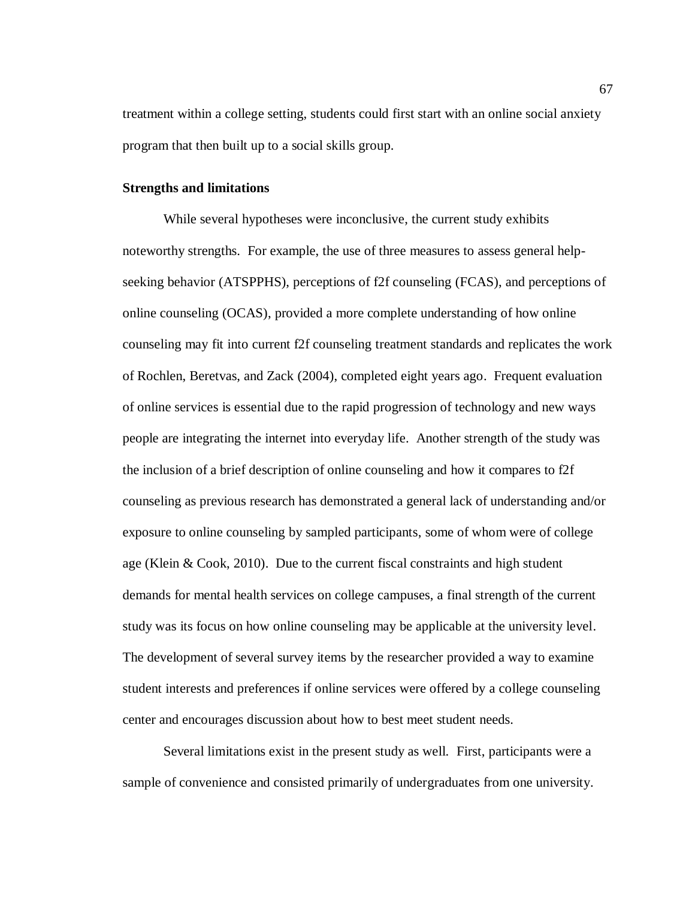treatment within a college setting, students could first start with an online social anxiety program that then built up to a social skills group.

**Strengths and limitations**

While several hypotheses were inconclusive, the current study exhibits noteworthy strengths. For example, the use of three measures to assess general help-seeking behavior (ATSPPHS), perceptions of f2f counseling (FCAS), and perceptions of online counseling (OCAS), provided a more complete understanding of how online counseling may fit into current f2f counseling treatment standards and replicates the work of Rochlen, Beretvas, and Zack (2004), completed eight years ago. Frequent evaluation of online services is essential due to the rapid progression of technology and new ways people are integrating the internet into everyday life. Another strength of the study was the inclusion of a brief description of online counseling and how it compares to f2f counseling as previous research has demonstrated a general lack of understanding and/or exposure to online counseling by sampled participants, some of whom were of college age (Klein & Cook, 2010). Due to the current fiscal constraints and high student demands for mental health services on college campuses, a final strength of the current study was its focus on how online counseling may be applicable at the university level. The development of several survey items by the researcher provided a way to examine student interests and preferences if online services were offered by a college counseling center and encourages discussion about how to best meet student needs.

Several limitations exist in the present study as well. First, participants were a sample of convenience and consisted primarily of undergraduates from one university.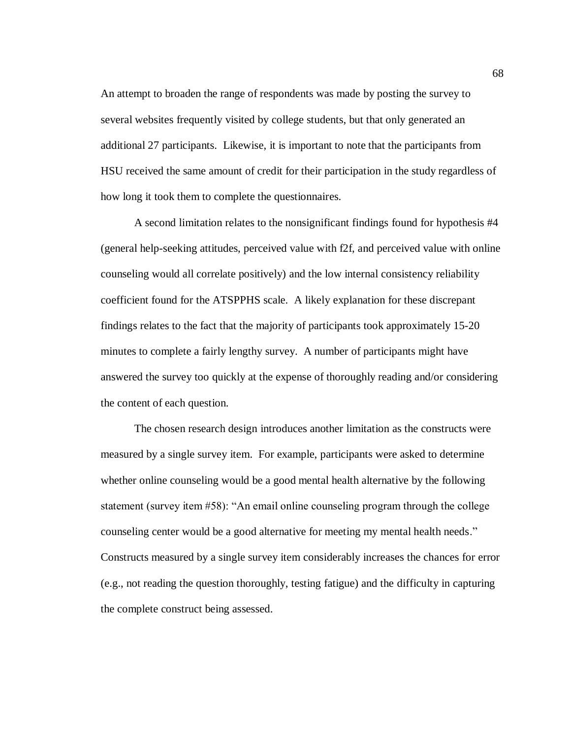An attempt to broaden the range of respondents was made by posting the survey to several websites frequently visited by college students, but that only generated an additional 27 participants. Likewise, it is important to note that the participants from HSU received the same amount of credit for their participation in the study regardless of how long it took them to complete the questionnaires.

A second limitation relates to the nonsignificant findings found for hypothesis #4 (general help-seeking attitudes, perceived value with f2f, and perceived value with online counseling would all correlate positively) and the low internal consistency reliability coefficient found for the ATSPPHS scale. A likely explanation for these discrepant findings relates to the fact that the majority of participants took approximately 15-20 minutes to complete a fairly lengthy survey. A number of participants might have answered the survey too quickly at the expense of thoroughly reading and/or considering the content of each question.

The chosen research design introduces another limitation as the constructs were measured by a single survey item. For example, participants were asked to determine whether online counseling would be a good mental health alternative by the following statement (survey item #58): "An email online counseling program through the college counseling center would be a good alternative for meeting my mental health needs." Constructs measured by a single survey item considerably increases the chances for error (e.g., not reading the question thoroughly, testing fatigue) and the difficulty in capturing the complete construct being assessed.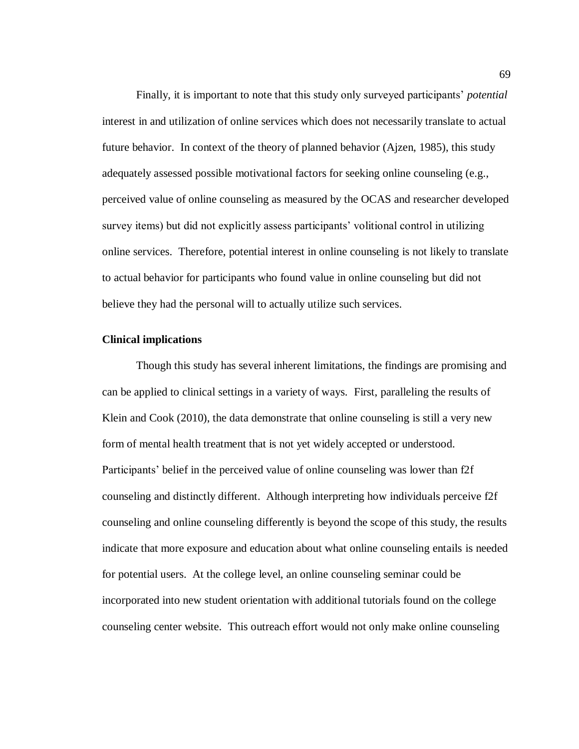Finally, it is important to note that this study only surveyed participants' *potential* interest in and utilization of online services which does not necessarily translate to actual future behavior. In context of the theory of planned behavior (Ajzen, 1985), this study adequately assessed possible motivational factors for seeking online counseling (e.g., perceived value of online counseling as measured by the OCAS and researcher developed survey items) but did not explicitly assess participants' volitional control in utilizing online services. Therefore, potential interest in online counseling is not likely to translate to actual behavior for participants who found value in online counseling but did not believe they had the personal will to actually utilize such services.

**Clinical implications**

Though this study has several inherent limitations, the findings are promising and can be applied to clinical settings in a variety of ways. First, paralleling the results of Klein and Cook (2010), the data demonstrate that online counseling is still a very new form of mental health treatment that is not yet widely accepted or understood. Participants' belief in the perceived value of online counseling was lower than f2f counseling and distinctly different. Although interpreting how individuals perceive f2f counseling and online counseling differently is beyond the scope of this study, the results indicate that more exposure and education about what online counseling entails is needed for potential users. At the college level, an online counseling seminar could be incorporated into new student orientation with additional tutorials found on the college counseling center website. This outreach effort would not only make online counseling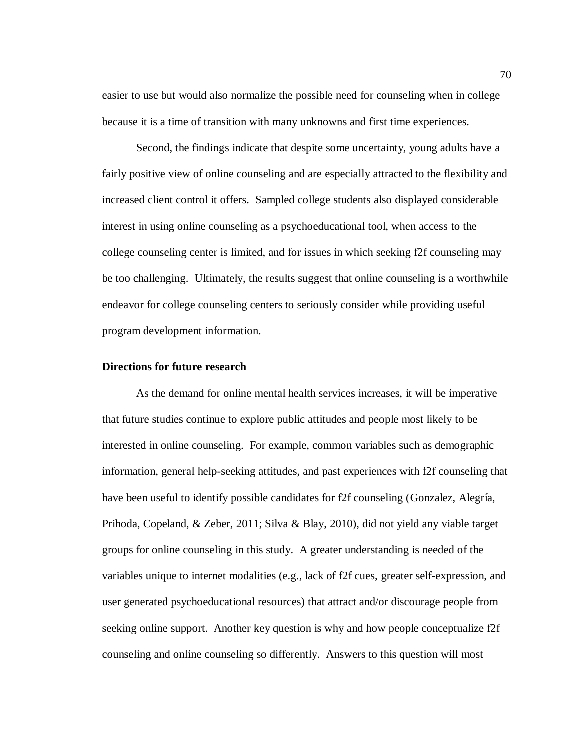easier to use but would also normalize the possible need for counseling when in college because it is a time of transition with many unknowns and first time experiences.

Second, the findings indicate that despite some uncertainty, young adults have a fairly positive view of online counseling and are especially attracted to the flexibility and increased client control it offers. Sampled college students also displayed considerable interest in using online counseling as a psychoeducational tool, when access to the college counseling center is limited, and for issues in which seeking f2f counseling may be too challenging. Ultimately, the results suggest that online counseling is a worthwhile endeavor for college counseling centers to seriously consider while providing useful program development information.

**Directions for future research**

As the demand for online mental health services increases, it will be imperative that future studies continue to explore public attitudes and people most likely to be interested in online counseling. For example, common variables such as demographic information, general help-seeking attitudes, and past experiences with f2f counseling that have been useful to identify possible candidates for f2f counseling (Gonzalez, Alegría, Prihoda, Copeland, & Zeber, 2011; Silva & Blay, 2010), did not yield any viable target groups for online counseling in this study. A greater understanding is needed of the variables unique to internet modalities (e.g., lack of f2f cues, greater self-expression, and user generated psychoeducational resources) that attract and/or discourage people from seeking online support. Another key question is why and how people conceptualize f2f counseling and online counseling so differently. Answers to this question will most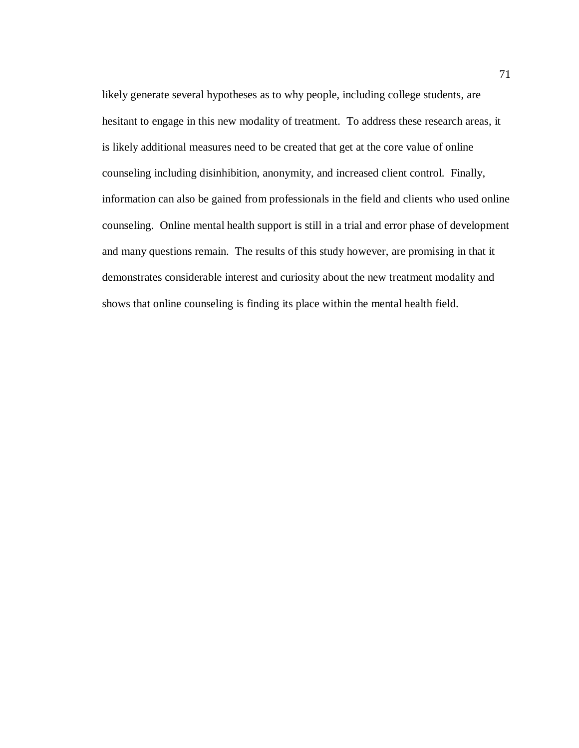likely generate several hypotheses as to why people, including college students, are hesitant to engage in this new modality of treatment. To address these research areas, it is likely additional measures need to be created that get at the core value of online counseling including disinhibition, anonymity, and increased client control. Finally, information can also be gained from professionals in the field and clients who used online counseling. Online mental health support is still in a trial and error phase of development and many questions remain. The results of this study however, are promising in that it demonstrates considerable interest and curiosity about the new treatment modality and shows that online counseling is finding its place within the mental health field.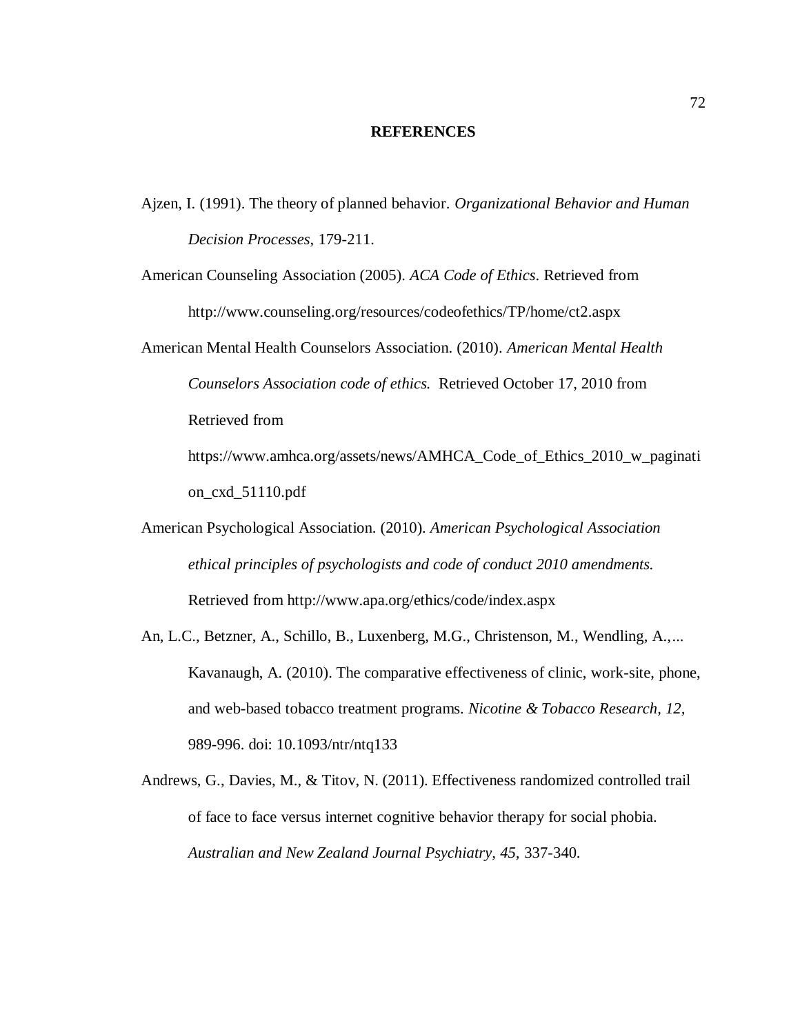# REFERENCES

Ajzen, I. (1991). The theory of planned behavior. *Organizational Behavior and Human Decision Processes*, 179-211.

American Counseling Association (2005). *ACA Code of Ethics*. Retrieved from http://www.counseling.org/resources/codeofethics/TP/home/ct2.aspx

American Mental Health Counselors Association. (2010). *American Mental Health Counselors Association code of ethics.* Retrieved October 17, 2010 from Retrieved from https://www.amhca.org/assets/news/AMHCA_Code_of_Ethics_2010_w_pagination_cxd_51110.pdf

American Psychological Association. (2010). *American Psychological Association ethical principles of psychologists and code of conduct 2010 amendments.* Retrieved from http://www.apa.org/ethics/code/index.aspx

An, L.C., Betzner, A., Schillo, B., Luxenberg, M.G., Christenson, M., Wendling, A.,... Kavanaugh, A. (2010). The comparative effectiveness of clinic, work-site, phone, and web-based tobacco treatment programs. *Nicotine & Tobacco Research, 12,* 989-996. doi: 10.1093/ntr/ntq133

Andrews, G., Davies, M., & Titov, N. (2011). Effectiveness randomized controlled trail of face to face versus internet cognitive behavior therapy for social phobia. *Australian and New Zealand Journal Psychiatry, 45,* 337-340.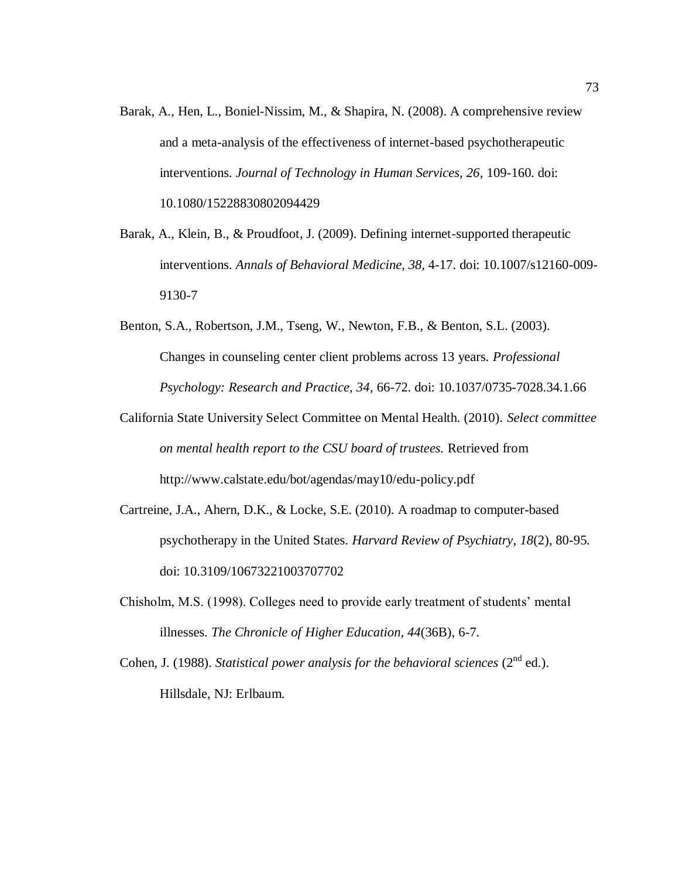Barak, A., Hen, L., Boniel-Nissim, M., & Shapira, N. (2008). A comprehensive review and a meta-analysis of the effectiveness of internet-based psychotherapeutic interventions. *Journal of Technology in Human Services, 26*, 109-160. doi: 10.1080/15228830802094429

Barak, A., Klein, B., & Proudfoot, J. (2009). Defining internet-supported therapeutic interventions. *Annals of Behavioral Medicine, 38*, 4-17. doi: 10.1007/s12160-009-9130-7

Benton, S.A., Robertson, J.M., Tseng, W., Newton, F.B., & Benton, S.L. (2003). Changes in counseling center client problems across 13 years. *Professional Psychology: Research and Practice, 34*, 66-72. doi: 10.1037/0735-7028.34.1.66

California State University Select Committee on Mental Health. (2010). *Select committee on mental health report to the CSU board of trustees.* Retrieved from http://www.calstate.edu/bot/agendas/may10/edu-policy.pdf

Cartreine, J.A., Ahern, D.K., & Locke, S.E. (2010). A roadmap to computer-based psychotherapy in the United States. *Harvard Review of Psychiatry, 18*(2), 80-95. doi: 10.3109/10673221003707702

Chisholm, M.S. (1998). Colleges need to provide early treatment of students' mental illnesses. *The Chronicle of Higher Education, 44*(36B), 6-7.

Cohen, J. (1988). *Statistical power analysis for the behavioral sciences* (2nd ed.). Hillsdale, NJ: Erlbaum.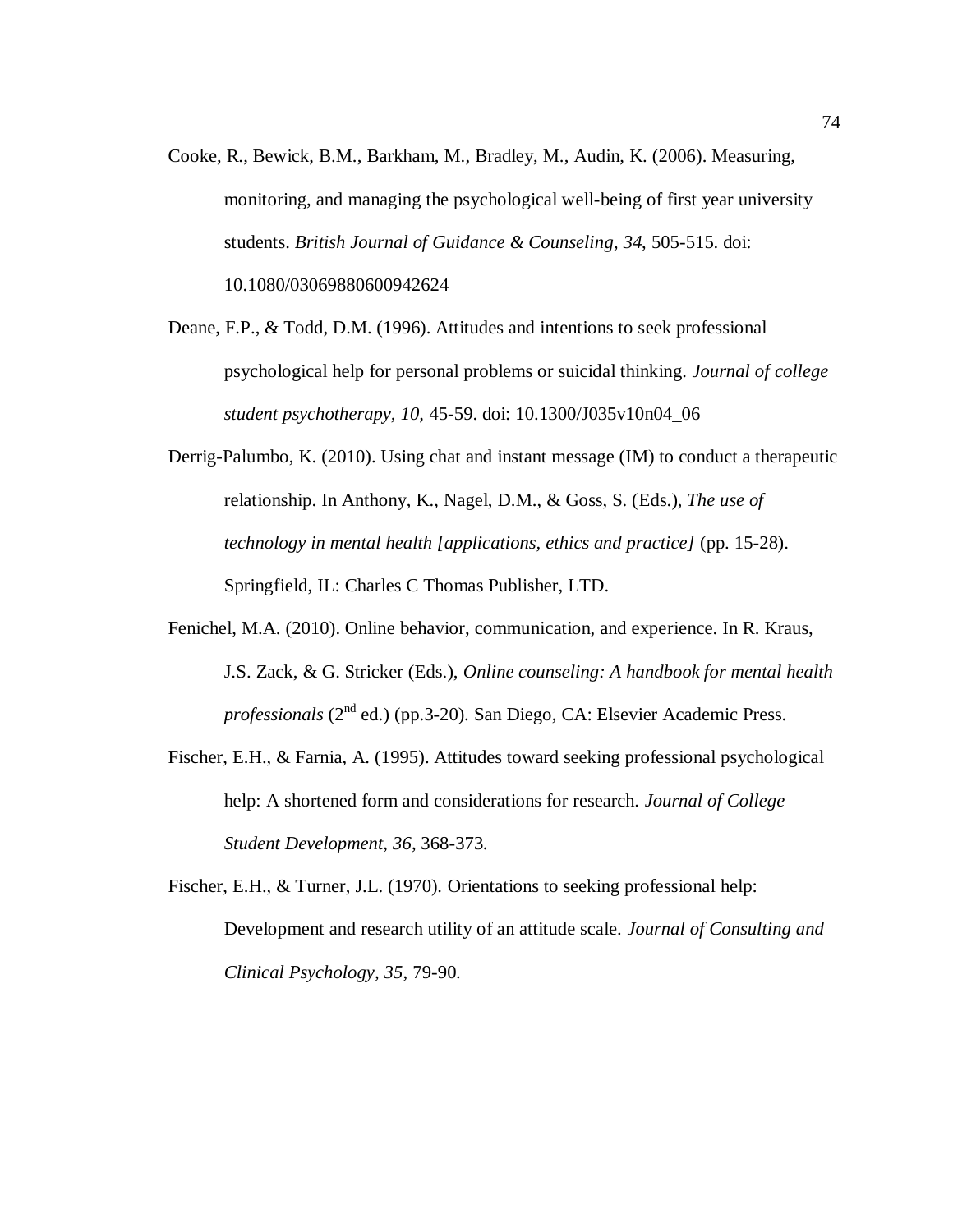Cooke, R., Bewick, B.M., Barkham, M., Bradley, M., Audin, K. (2006). Measuring, monitoring, and managing the psychological well-being of first year university students. *British Journal of Guidance & Counseling, 34*, 505-515. doi: 10.1080/03069880600942624

Deane, F.P., & Todd, D.M. (1996). Attitudes and intentions to seek professional psychological help for personal problems or suicidal thinking. *Journal of college student psychotherapy, 10*, 45-59. doi: 10.1300/J035v10n04_06

Derrig-Palumbo, K. (2010). Using chat and instant message (IM) to conduct a therapeutic relationship. In Anthony, K., Nagel, D.M., & Goss, S. (Eds.), *The use of technology in mental health [applications, ethics and practice]* (pp. 15-28). Springfield, IL: Charles C Thomas Publisher, LTD.

Fenichel, M.A. (2010). Online behavior, communication, and experience. In R. Kraus, J.S. Zack, & G. Stricker (Eds.), *Online counseling: A handbook for mental health professionals* (2nd ed.) (pp.3-20). San Diego, CA: Elsevier Academic Press.

Fischer, E.H., & Farnia, A. (1995). Attitudes toward seeking professional psychological help: A shortened form and considerations for research. *Journal of College Student Development, 36*, 368-373.

Fischer, E.H., & Turner, J.L. (1970). Orientations to seeking professional help: Development and research utility of an attitude scale. *Journal of Consulting and Clinical Psychology, 35*, 79-90.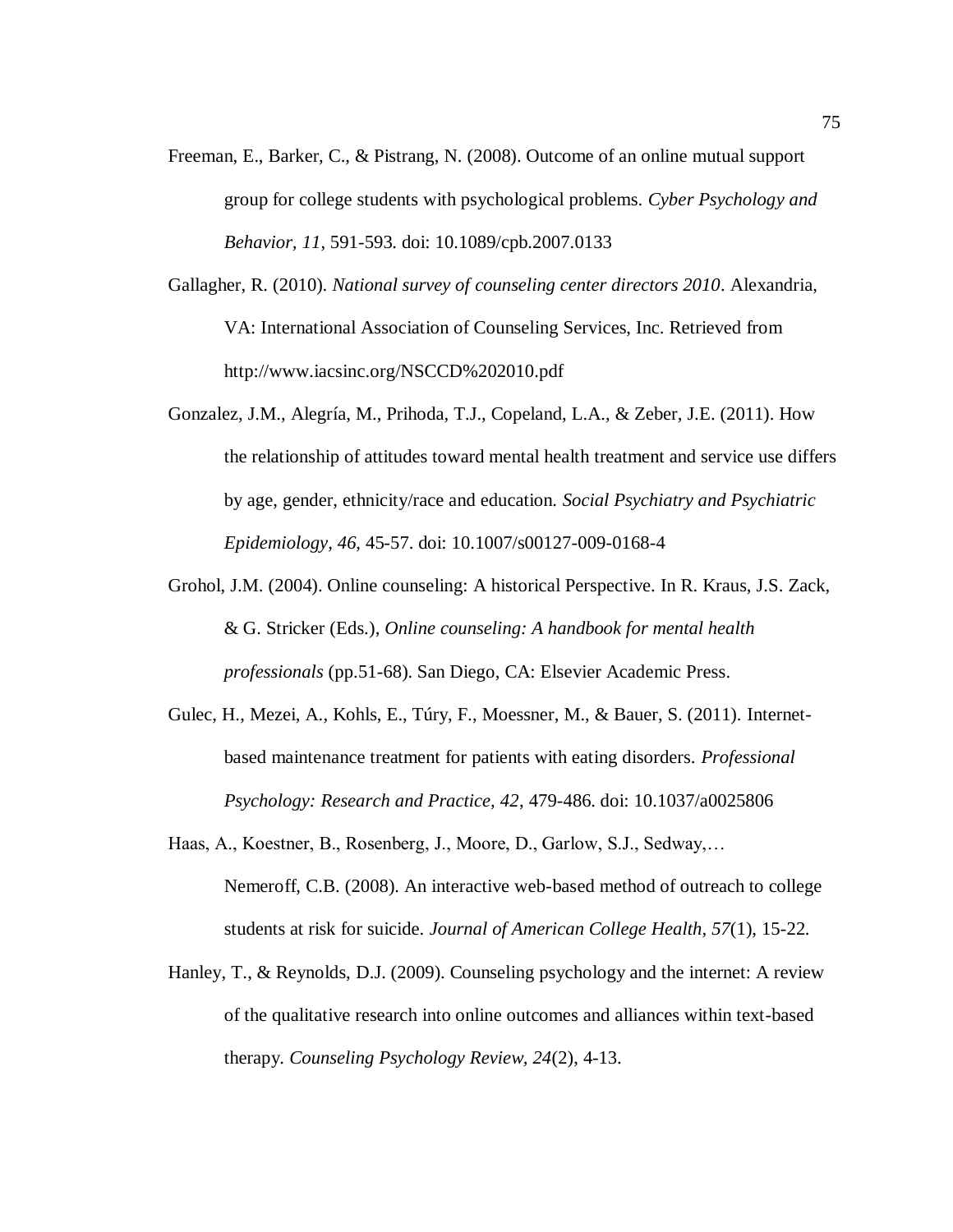Freeman, E., Barker, C., & Pistrang, N. (2008). Outcome of an online mutual support group for college students with psychological problems. *Cyber Psychology and Behavior, 11*, 591-593. doi: 10.1089/cpb.2007.0133

Gallagher, R. (2010). *National survey of counseling center directors 2010*. Alexandria, VA: International Association of Counseling Services, Inc. Retrieved from http://www.iacsinc.org/NSCCD%202010.pdf

Gonzalez, J.M., Alegría, M., Prihoda, T.J., Copeland, L.A., & Zeber, J.E. (2011). How the relationship of attitudes toward mental health treatment and service use differs by age, gender, ethnicity/race and education. *Social Psychiatry and Psychiatric Epidemiology, 46*, 45-57. doi: 10.1007/s00127-009-0168-4

Grohol, J.M. (2004). Online counseling: A historical Perspective. In R. Kraus, J.S. Zack, & G. Stricker (Eds.), *Online counseling: A handbook for mental health professionals* (pp.51-68). San Diego, CA: Elsevier Academic Press.

Gulec, H., Mezei, A., Kohls, E., Túry, F., Moessner, M., & Bauer, S. (2011). Internet-based maintenance treatment for patients with eating disorders. *Professional Psychology: Research and Practice, 42*, 479-486. doi: 10.1037/a0025806

Haas, A., Koestner, B., Rosenberg, J., Moore, D., Garlow, S.J., Sedway,… Nemeroff, C.B. (2008). An interactive web-based method of outreach to college students at risk for suicide. *Journal of American College Health, 57*(1), 15-22.

Hanley, T., & Reynolds, D.J. (2009). Counseling psychology and the internet: A review of the qualitative research into online outcomes and alliances within text-based therapy. *Counseling Psychology Review, 24*(2), 4-13.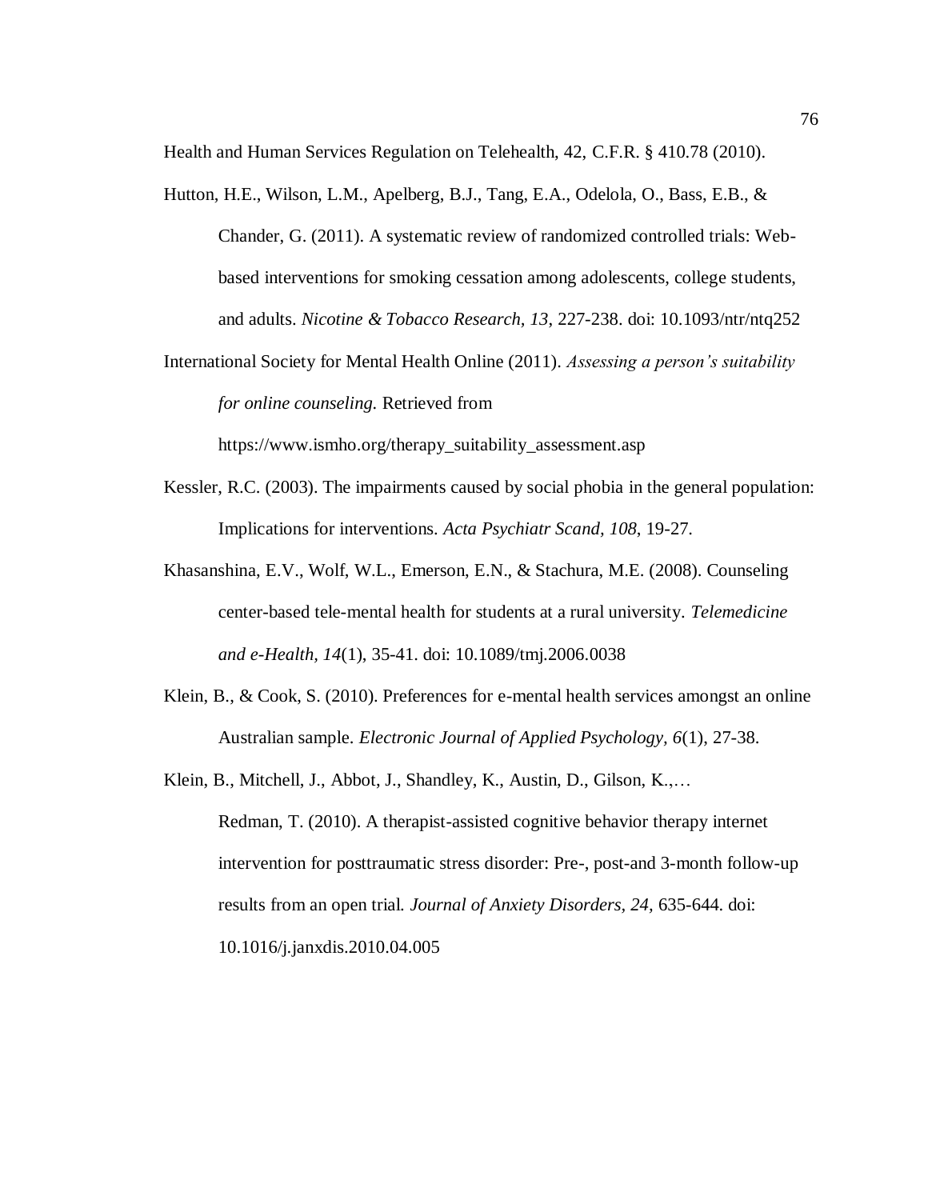Health and Human Services Regulation on Telehealth, 42, C.F.R. § 410.78 (2010).

Hutton, H.E., Wilson, L.M., Apelberg, B.J., Tang, E.A., Odelola, O., Bass, E.B., & Chander, G. (2011). A systematic review of randomized controlled trials: Web-based interventions for smoking cessation among adolescents, college students, and adults. *Nicotine & Tobacco Research, 13,* 227-238. doi: 10.1093/ntr/ntq252

International Society for Mental Health Online (2011). *Assessing a person's suitability for online counseling.* Retrieved from https://www.ismho.org/therapy_suitability_assessment.asp

Kessler, R.C. (2003). The impairments caused by social phobia in the general population: Implications for interventions. *Acta Psychiatr Scand, 108*, 19-27.

Khasanshina, E.V., Wolf, W.L., Emerson, E.N., & Stachura, M.E. (2008). Counseling center-based tele-mental health for students at a rural university. *Telemedicine and e-Health, 14*(1), 35-41. doi: 10.1089/tmj.2006.0038

Klein, B., & Cook, S. (2010). Preferences for e-mental health services amongst an online Australian sample. *Electronic Journal of Applied Psychology, 6*(1), 27-38.

Klein, B., Mitchell, J., Abbot, J., Shandley, K., Austin, D., Gilson, K.,… Redman, T. (2010). A therapist-assisted cognitive behavior therapy internet intervention for posttraumatic stress disorder: Pre-, post-and 3-month follow-up results from an open trial. *Journal of Anxiety Disorders, 24,* 635-644. doi: 10.1016/j.janxdis.2010.04.005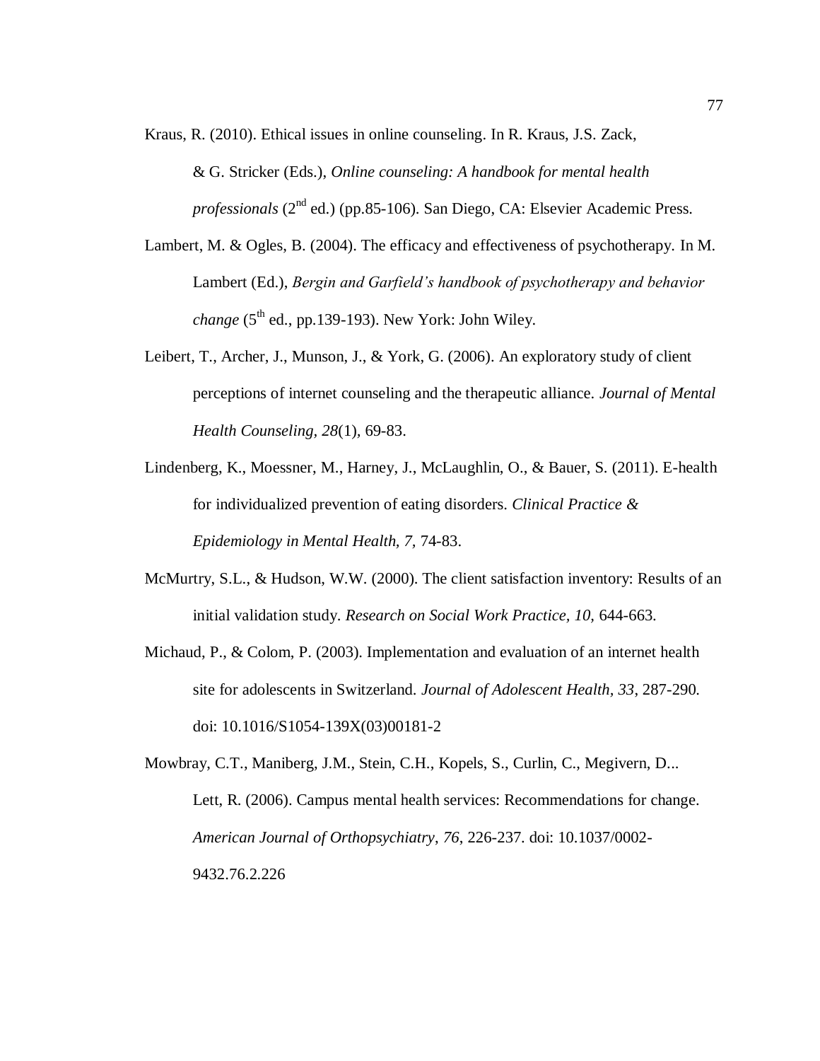Kraus, R. (2010). Ethical issues in online counseling. In R. Kraus, J.S. Zack, & G. Stricker (Eds.), *Online counseling: A handbook for mental health professionals* (2nd ed.) (pp.85-106). San Diego, CA: Elsevier Academic Press.

Lambert, M. & Ogles, B. (2004). The efficacy and effectiveness of psychotherapy. In M. Lambert (Ed.), *Bergin and Garfield's handbook of psychotherapy and behavior change* (5th ed., pp.139-193). New York: John Wiley.

Leibert, T., Archer, J., Munson, J., & York, G. (2006). An exploratory study of client perceptions of internet counseling and the therapeutic alliance. *Journal of Mental Health Counseling, 28*(1), 69-83.

Lindenberg, K., Moessner, M., Harney, J., McLaughlin, O., & Bauer, S. (2011). E-health for individualized prevention of eating disorders. *Clinical Practice & Epidemiology in Mental Health, 7,* 74-83.

McMurtry, S.L., & Hudson, W.W. (2000). The client satisfaction inventory: Results of an initial validation study. *Research on Social Work Practice, 10,* 644-663.

Michaud, P., & Colom, P. (2003). Implementation and evaluation of an internet health site for adolescents in Switzerland. *Journal of Adolescent Health, 33*, 287-290. doi: 10.1016/S1054-139X(03)00181-2

Mowbray, C.T., Maniberg, J.M., Stein, C.H., Kopels, S., Curlin, C., Megivern, D... Lett, R. (2006). Campus mental health services: Recommendations for change. *American Journal of Orthopsychiatry, 76*, 226-237. doi: 10.1037/0002-9432.76.2.226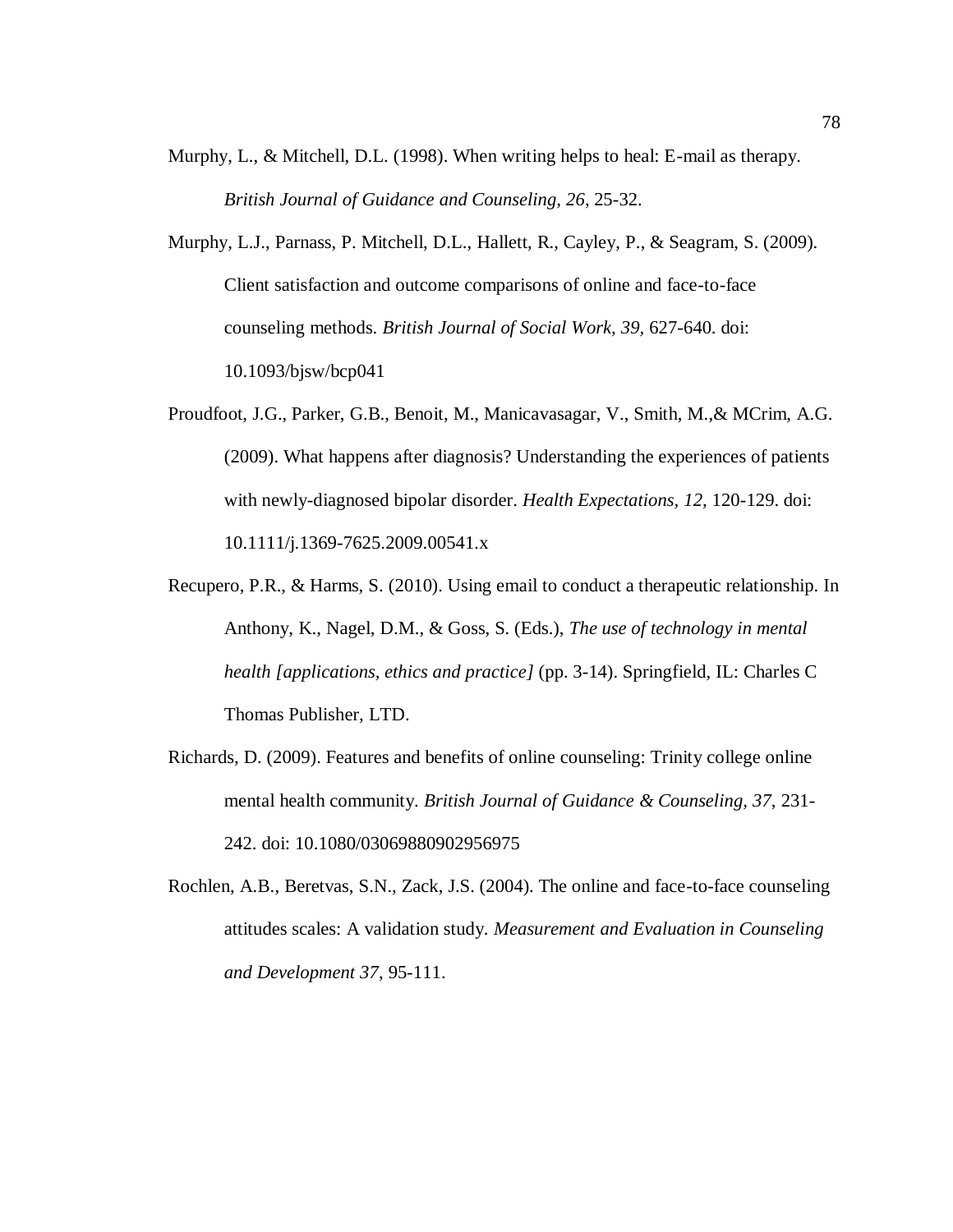Murphy, L., & Mitchell, D.L. (1998). When writing helps to heal: E-mail as therapy. *British Journal of Guidance and Counseling, 26*, 25-32.

Murphy, L.J., Parnass, P. Mitchell, D.L., Hallett, R., Cayley, P., & Seagram, S. (2009). Client satisfaction and outcome comparisons of online and face-to-face counseling methods. *British Journal of Social Work, 39,* 627-640. doi: 10.1093/bjsw/bcp041

Proudfoot, J.G., Parker, G.B., Benoit, M., Manicavasagar, V., Smith, M.,& MCrim, A.G. (2009). What happens after diagnosis? Understanding the experiences of patients with newly-diagnosed bipolar disorder. *Health Expectations, 12,* 120-129. doi: 10.1111/j.1369-7625.2009.00541.x

Recupero, P.R., & Harms, S. (2010). Using email to conduct a therapeutic relationship. In Anthony, K., Nagel, D.M., & Goss, S. (Eds.), *The use of technology in mental health [applications, ethics and practice]* (pp. 3-14). Springfield, IL: Charles C Thomas Publisher, LTD.

Richards, D. (2009). Features and benefits of online counseling: Trinity college online mental health community. *British Journal of Guidance & Counseling, 37*, 231-242. doi: 10.1080/03069880902956975

Rochlen, A.B., Beretvas, S.N., Zack, J.S. (2004). The online and face-to-face counseling attitudes scales: A validation study. *Measurement and Evaluation in Counseling and Development 37*, 95-111.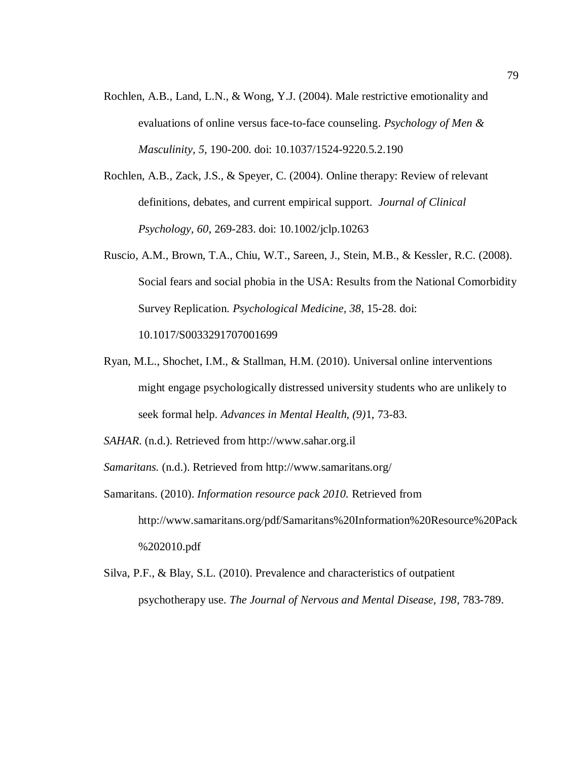Rochlen, A.B., Land, L.N., & Wong, Y.J. (2004). Male restrictive emotionality and evaluations of online versus face-to-face counseling. *Psychology of Men & Masculinity, 5*, 190-200. doi: 10.1037/1524-9220.5.2.190

Rochlen, A.B., Zack, J.S., & Speyer, C. (2004). Online therapy: Review of relevant definitions, debates, and current empirical support. *Journal of Clinical Psychology, 60*, 269-283. doi: 10.1002/jclp.10263

Ruscio, A.M., Brown, T.A., Chiu, W.T., Sareen, J., Stein, M.B., & Kessler, R.C. (2008). Social fears and social phobia in the USA: Results from the National Comorbidity Survey Replication. *Psychological Medicine, 38*, 15-28. doi: 10.1017/S0033291707001699

Ryan, M.L., Shochet, I.M., & Stallman, H.M. (2010). Universal online interventions might engage psychologically distressed university students who are unlikely to seek formal help. *Advances in Mental Health, (9)*1, 73-83.

*SAHAR.* (n.d.). Retrieved from http://www.sahar.org.il

*Samaritans.* (n.d.). Retrieved from http://www.samaritans.org/

Samaritans. (2010). *Information resource pack 2010.* Retrieved from http://www.samaritans.org/pdf/Samaritans%20Information%20Resource%20Pack%202010.pdf

Silva, P.F., & Blay, S.L. (2010). Prevalence and characteristics of outpatient psychotherapy use. *The Journal of Nervous and Mental Disease, 198*, 783-789.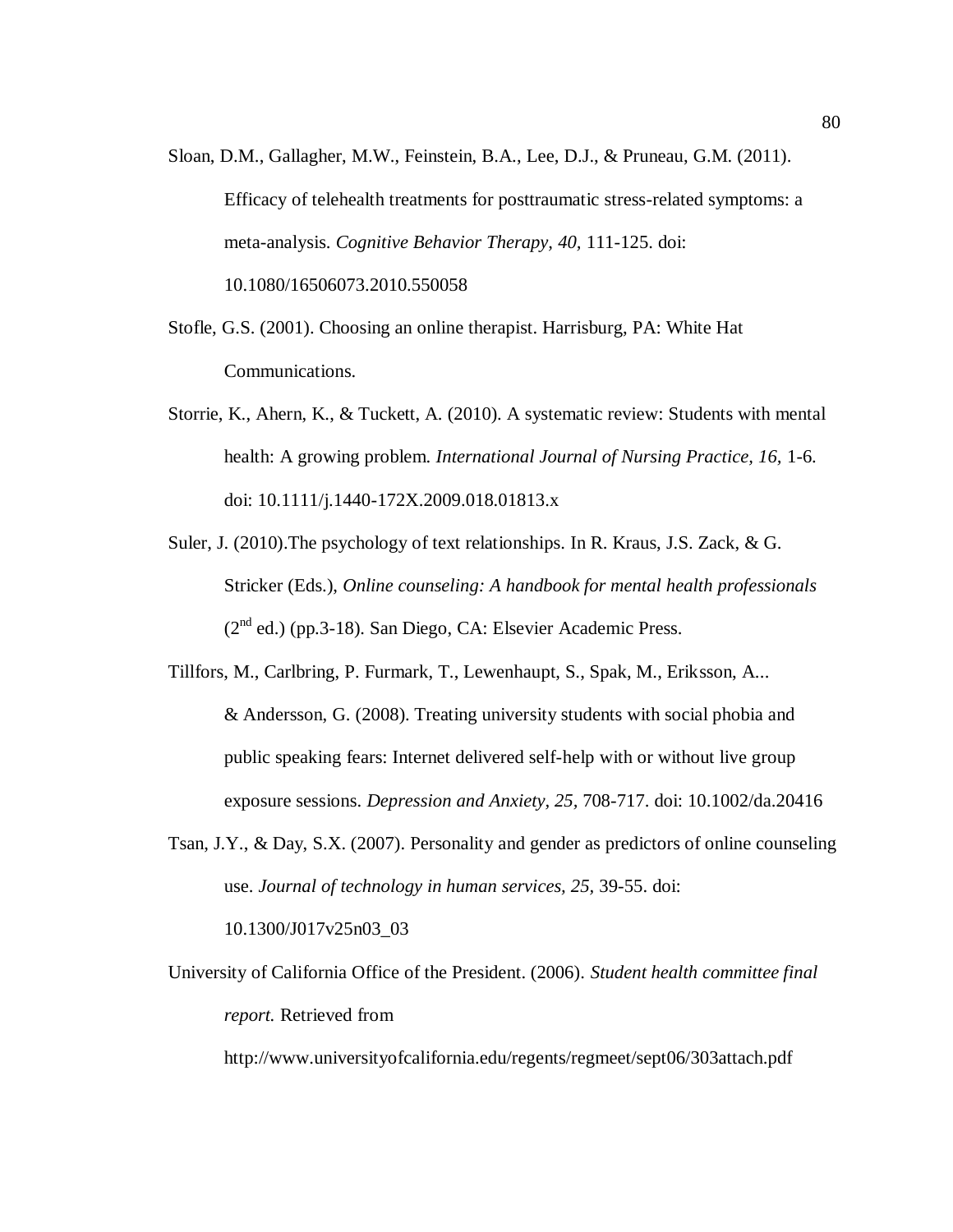Sloan, D.M., Gallagher, M.W., Feinstein, B.A., Lee, D.J., & Pruneau, G.M. (2011). Efficacy of telehealth treatments for posttraumatic stress-related symptoms: a meta-analysis. *Cognitive Behavior Therapy, 40,* 111-125. doi: 10.1080/16506073.2010.550058

Stofle, G.S. (2001). Choosing an online therapist. Harrisburg, PA: White Hat Communications.

Storrie, K., Ahern, K., & Tuckett, A. (2010). A systematic review: Students with mental health: A growing problem. *International Journal of Nursing Practice, 16,* 1-6. doi: 10.1111/j.1440-172X.2009.018.01813.x

Suler, J. (2010).The psychology of text relationships. In R. Kraus, J.S. Zack, & G. Stricker (Eds.), *Online counseling: A handbook for mental health professionals* (2nd ed.) (pp.3-18). San Diego, CA: Elsevier Academic Press.

Tillfors, M., Carlbring, P. Furmark, T., Lewenhaupt, S., Spak, M., Eriksson, A... & Andersson, G. (2008). Treating university students with social phobia and public speaking fears: Internet delivered self-help with or without live group exposure sessions. *Depression and Anxiety, 25,* 708-717. doi: 10.1002/da.20416

Tsan, J.Y., & Day, S.X. (2007). Personality and gender as predictors of online counseling use. *Journal of technology in human services, 25,* 39-55. doi: 10.1300/J017v25n03_03

University of California Office of the President. (2006). *Student health committee final report.* Retrieved from http://www.universityofcalifornia.edu/regents/regmeet/sept06/303attach.pdf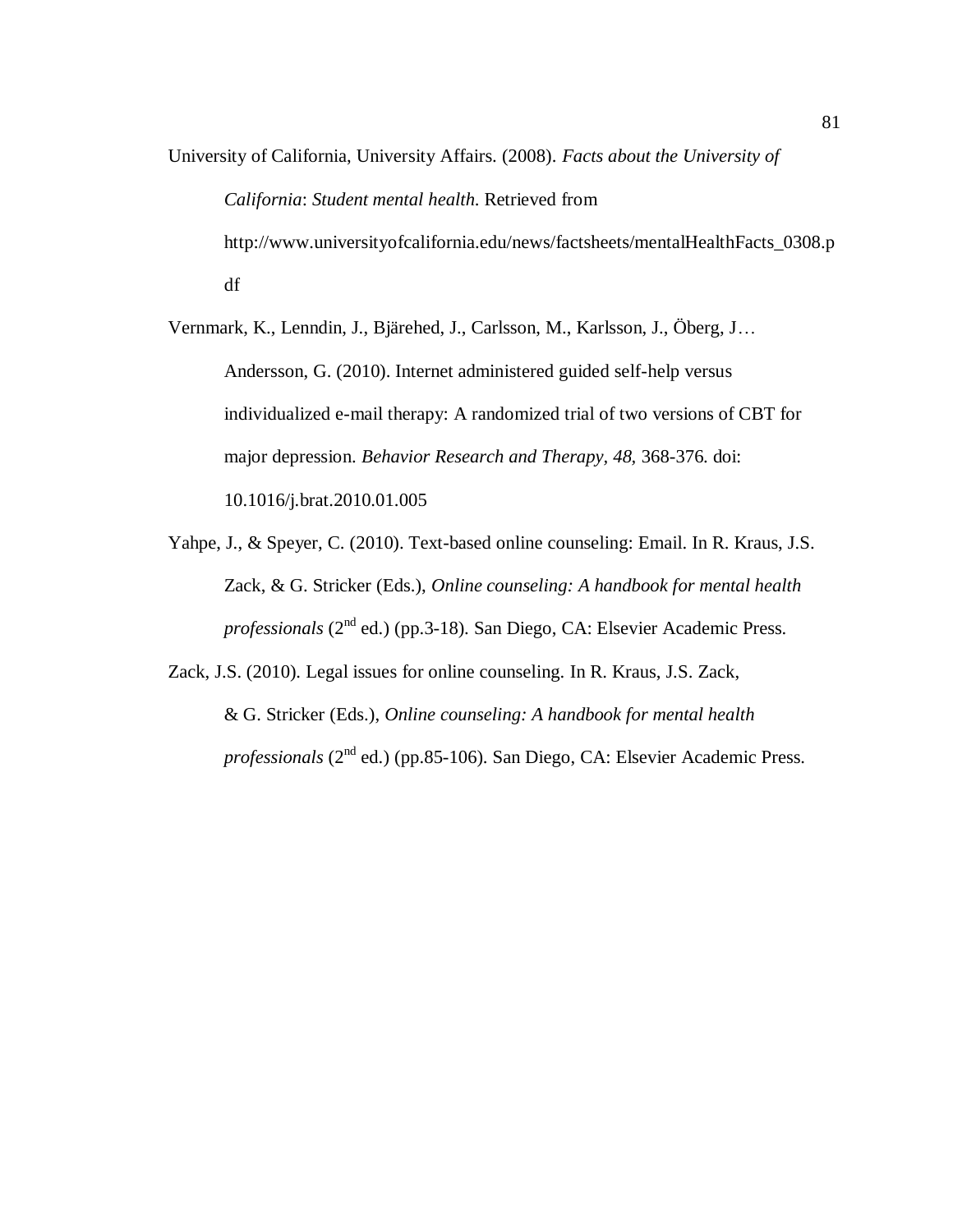University of California, University Affairs. (2008). *Facts about the University of California*: *Student mental health.* Retrieved from http://www.universityofcalifornia.edu/news/factsheets/mentalHealthFacts_0308.pdf

Vernmark, K., Lenndin, J., Bjärehed, J., Carlsson, M., Karlsson, J., Öberg, J… Andersson, G. (2010). Internet administered guided self-help versus individualized e-mail therapy: A randomized trial of two versions of CBT for major depression. *Behavior Research and Therapy, 48,* 368-376. doi: 10.1016/j.brat.2010.01.005

Yahpe, J., & Speyer, C. (2010). Text-based online counseling: Email. In R. Kraus, J.S. Zack, & G. Stricker (Eds.), *Online counseling: A handbook for mental health professionals* (2nd ed.) (pp.3-18). San Diego, CA: Elsevier Academic Press.

Zack, J.S. (2010). Legal issues for online counseling. In R. Kraus, J.S. Zack, & G. Stricker (Eds.), *Online counseling: A handbook for mental health professionals* (2nd ed.) (pp.85-106). San Diego, CA: Elsevier Academic Press.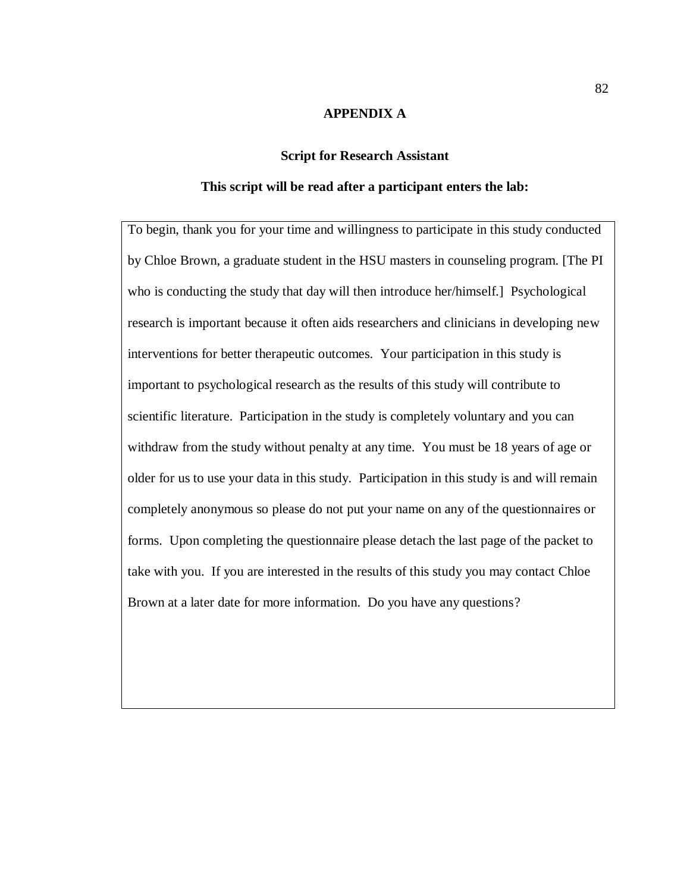# APPENDIX A

## Script for Research Assistant

### This script will be read after a participant enters the lab:

To begin, thank you for your time and willingness to participate in this study conducted by Chloe Brown, a graduate student in the HSU masters in counseling program. [The PI who is conducting the study that day will then introduce her/himself.] Psychological research is important because it often aids researchers and clinicians in developing new interventions for better therapeutic outcomes. Your participation in this study is important to psychological research as the results of this study will contribute to scientific literature. Participation in the study is completely voluntary and you can withdraw from the study without penalty at any time. You must be 18 years of age or older for us to use your data in this study. Participation in this study is and will remain completely anonymous so please do not put your name on any of the questionnaires or forms. Upon completing the questionnaire please detach the last page of the packet to take with you. If you are interested in the results of this study you may contact Chloe Brown at a later date for more information. Do you have any questions?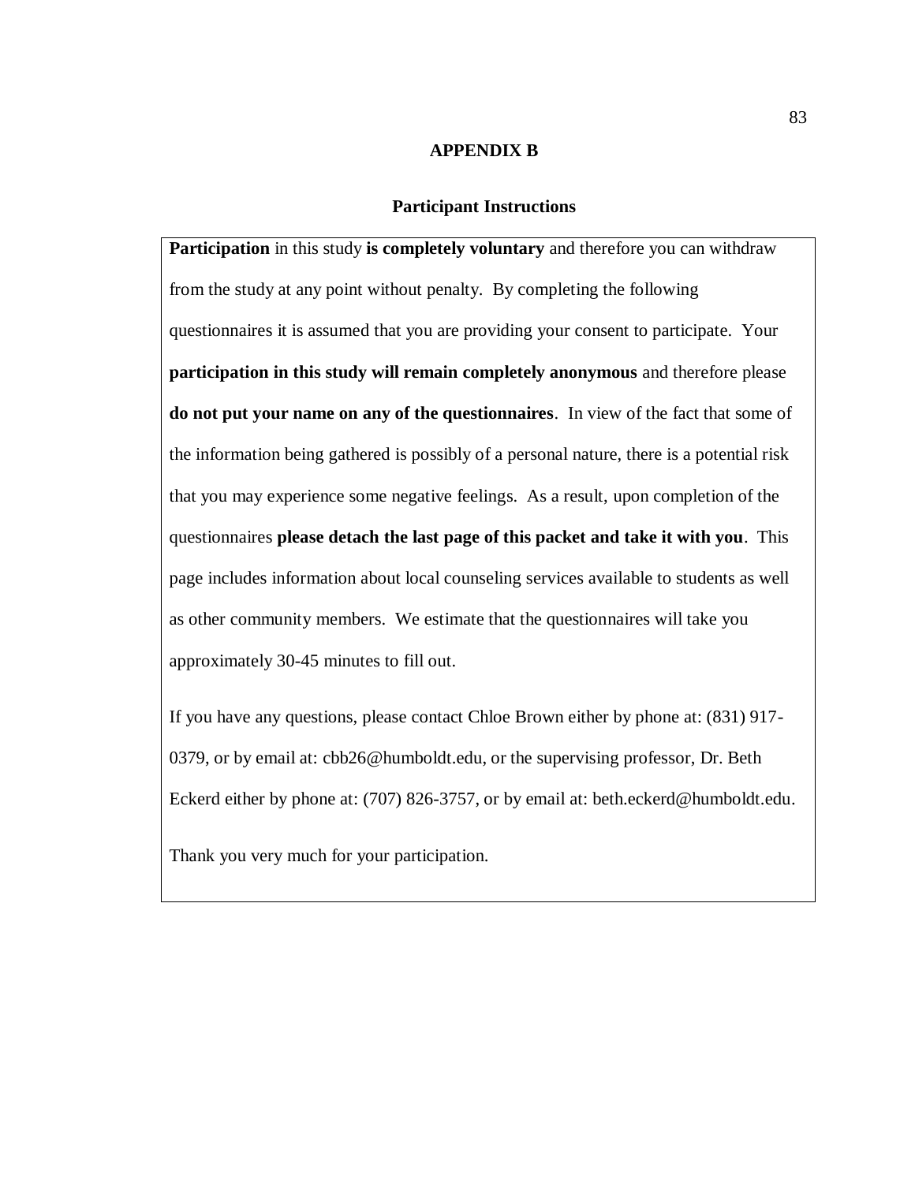# APPENDIX B

## Participant Instructions

**Participation** in this study **is completely voluntary** and therefore you can withdraw from the study at any point without penalty. By completing the following questionnaires it is assumed that you are providing your consent to participate. Your **participation in this study will remain completely anonymous** and therefore please **do not put your name on any of the questionnaires**. In view of the fact that some of the information being gathered is possibly of a personal nature, there is a potential risk that you may experience some negative feelings. As a result, upon completion of the questionnaires **please detach the last page of this packet and take it with you**. This page includes information about local counseling services available to students as well as other community members. We estimate that the questionnaires will take you approximately 30-45 minutes to fill out.

If you have any questions, please contact Chloe Brown either by phone at: (831) 917-0379, or by email at: cbb26@humboldt.edu, or the supervising professor, Dr. Beth Eckerd either by phone at: (707) 826-3757, or by email at: beth.eckerd@humboldt.edu.

Thank you very much for your participation.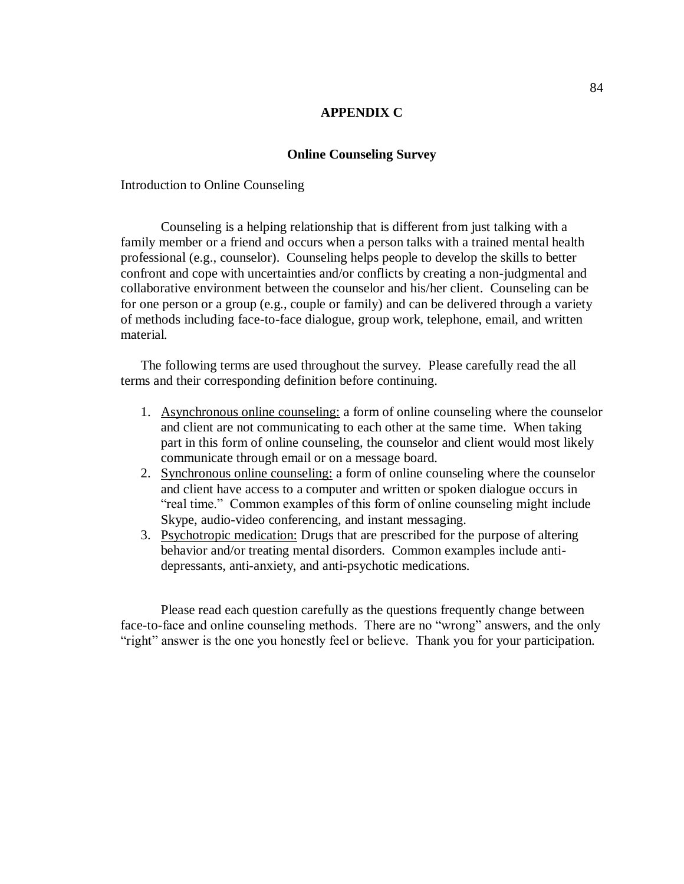# APPENDIX C

## Online Counseling Survey

Introduction to Online Counseling

Counseling is a helping relationship that is different from just talking with a family member or a friend and occurs when a person talks with a trained mental health professional (e.g., counselor). Counseling helps people to develop the skills to better confront and cope with uncertainties and/or conflicts by creating a non-judgmental and collaborative environment between the counselor and his/her client. Counseling can be for one person or a group (e.g., couple or family) and can be delivered through a variety of methods including face-to-face dialogue, group work, telephone, email, and written material.

The following terms are used throughout the survey. Please carefully read the all terms and their corresponding definition before continuing.

1. <u>Asynchronous online counseling:</u> a form of online counseling where the counselor and client are not communicating to each other at the same time. When taking part in this form of online counseling, the counselor and client would most likely communicate through email or on a message board.
2. <u>Synchronous online counseling:</u> a form of online counseling where the counselor and client have access to a computer and written or spoken dialogue occurs in "real time." Common examples of this form of online counseling might include Skype, audio-video conferencing, and instant messaging.
3. <u>Psychotropic medication:</u> Drugs that are prescribed for the purpose of altering behavior and/or treating mental disorders. Common examples include anti-depressants, anti-anxiety, and anti-psychotic medications.

Please read each question carefully as the questions frequently change between face-to-face and online counseling methods. There are no "wrong" answers, and the only "right" answer is the one you honestly feel or believe. Thank you for your participation.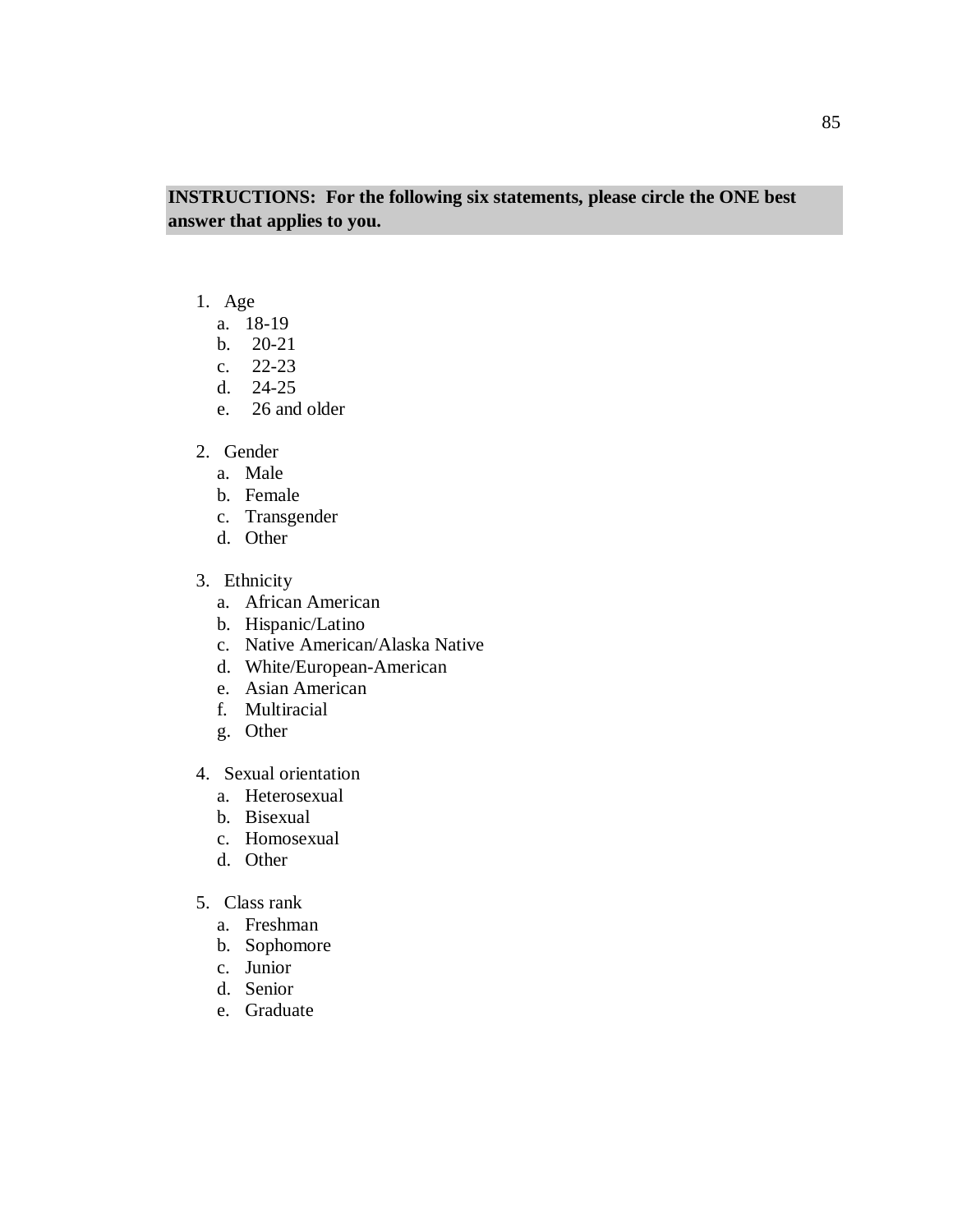**INSTRUCTIONS: For the following six statements, please circle the ONE best answer that applies to you.**

1. Age
   a. 18-19
   b. 20-21
   c. 22-23
   d. 24-25
   e. 26 and older

2. Gender
   a. Male
   b. Female
   c. Transgender
   d. Other

3. Ethnicity
   a. African American
   b. Hispanic/Latino
   c. Native American/Alaska Native
   d. White/European-American
   e. Asian American
   f. Multiracial
   g. Other

4. Sexual orientation
   a. Heterosexual
   b. Bisexual
   c. Homosexual
   d. Other

5. Class rank
   a. Freshman
   b. Sophomore
   c. Junior
   d. Senior
   e. Graduate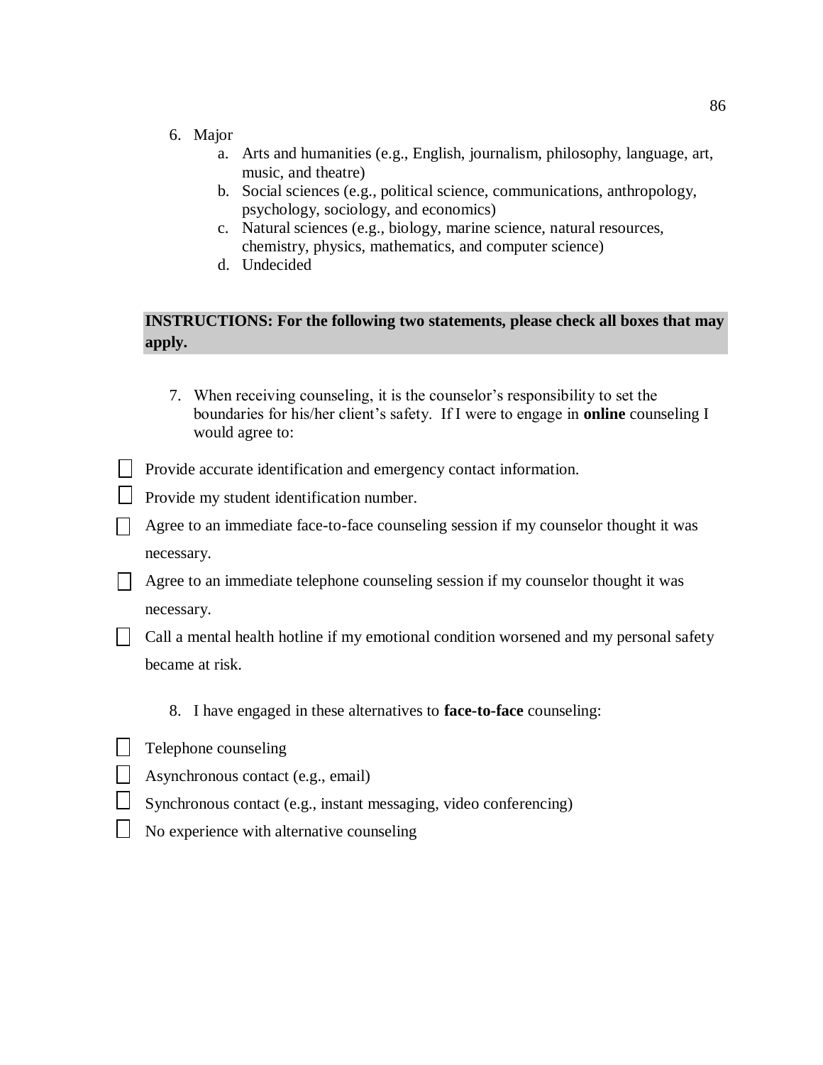6. Major
   a. Arts and humanities (e.g., English, journalism, philosophy, language, art, music, and theatre)
   b. Social sciences (e.g., political science, communications, anthropology, psychology, sociology, and economics)
   c. Natural sciences (e.g., biology, marine science, natural resources, chemistry, physics, mathematics, and computer science)
   d. Undecided

**INSTRUCTIONS: For the following two statements, please check all boxes that may apply.**

7. When receiving counseling, it is the counselor's responsibility to set the boundaries for his/her client's safety. If I were to engage in **online** counseling I would agree to:

- [ ] Provide accurate identification and emergency contact information.
- [ ] Provide my student identification number.
- [ ] Agree to an immediate face-to-face counseling session if my counselor thought it was necessary.
- [ ] Agree to an immediate telephone counseling session if my counselor thought it was necessary.
- [ ] Call a mental health hotline if my emotional condition worsened and my personal safety became at risk.

8. I have engaged in these alternatives to **face-to-face** counseling:

- [ ] Telephone counseling
- [ ] Asynchronous contact (e.g., email)
- [ ] Synchronous contact (e.g., instant messaging, video conferencing)
- [ ] No experience with alternative counseling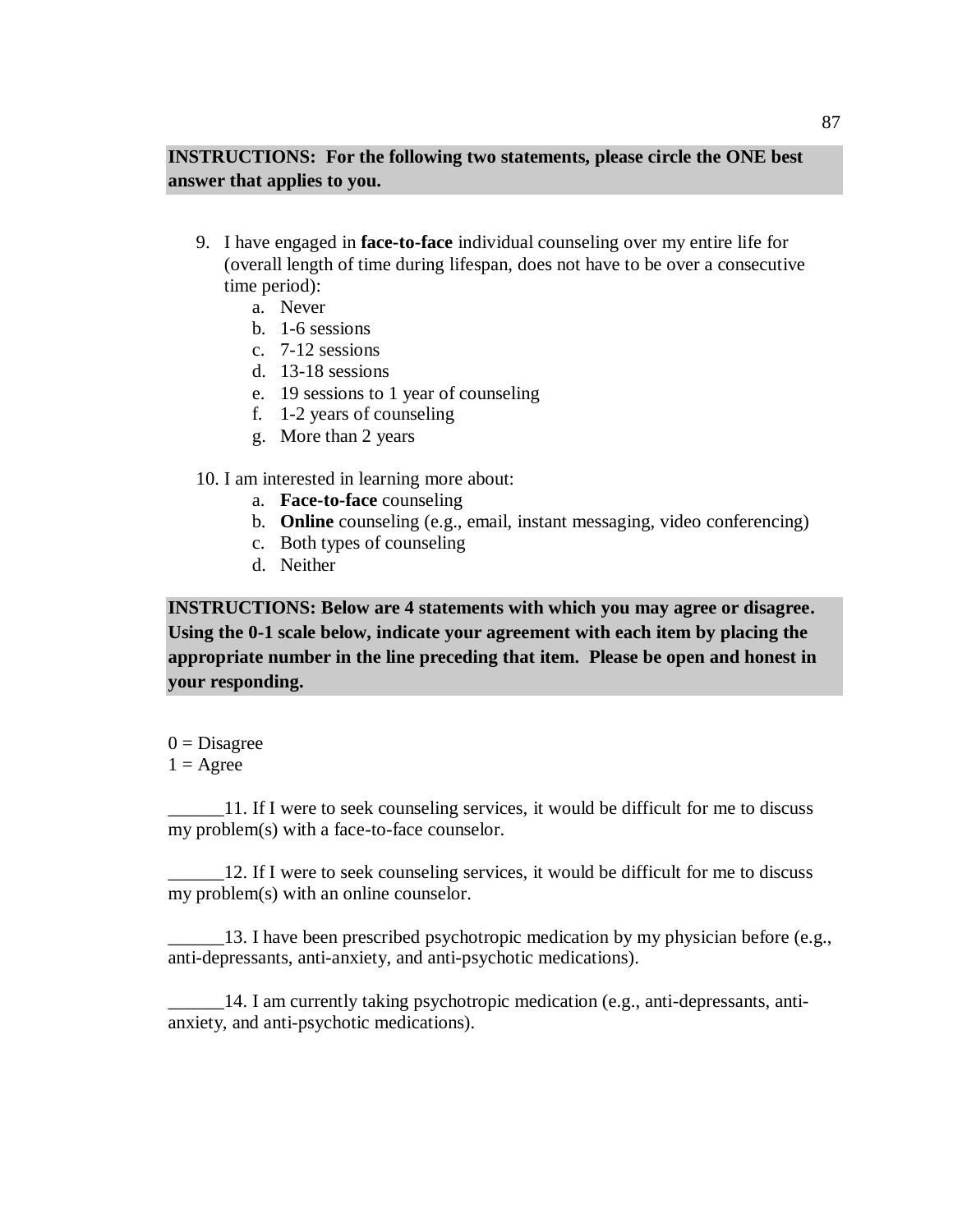**INSTRUCTIONS: For the following two statements, please circle the ONE best answer that applies to you.**

9. I have engaged in **face-to-face** individual counseling over my entire life for (overall length of time during lifespan, does not have to be over a consecutive time period):
   a. Never
   b. 1-6 sessions
   c. 7-12 sessions
   d. 13-18 sessions
   e. 19 sessions to 1 year of counseling
   f. 1-2 years of counseling
   g. More than 2 years

10. I am interested in learning more about:
    a. **Face-to-face** counseling
    b. **Online** counseling (e.g., email, instant messaging, video conferencing)
    c. Both types of counseling
    d. Neither

**INSTRUCTIONS: Below are 4 statements with which you may agree or disagree. Using the 0-1 scale below, indicate your agreement with each item by placing the appropriate number in the line preceding that item. Please be open and honest in your responding.**

0 = Disagree
1 = Agree

______11. If I were to seek counseling services, it would be difficult for me to discuss my problem(s) with a face-to-face counselor.

______12. If I were to seek counseling services, it would be difficult for me to discuss my problem(s) with an online counselor.

______13. I have been prescribed psychotropic medication by my physician before (e.g., anti-depressants, anti-anxiety, and anti-psychotic medications).

______14. I am currently taking psychotropic medication (e.g., anti-depressants, anti-anxiety, and anti-psychotic medications).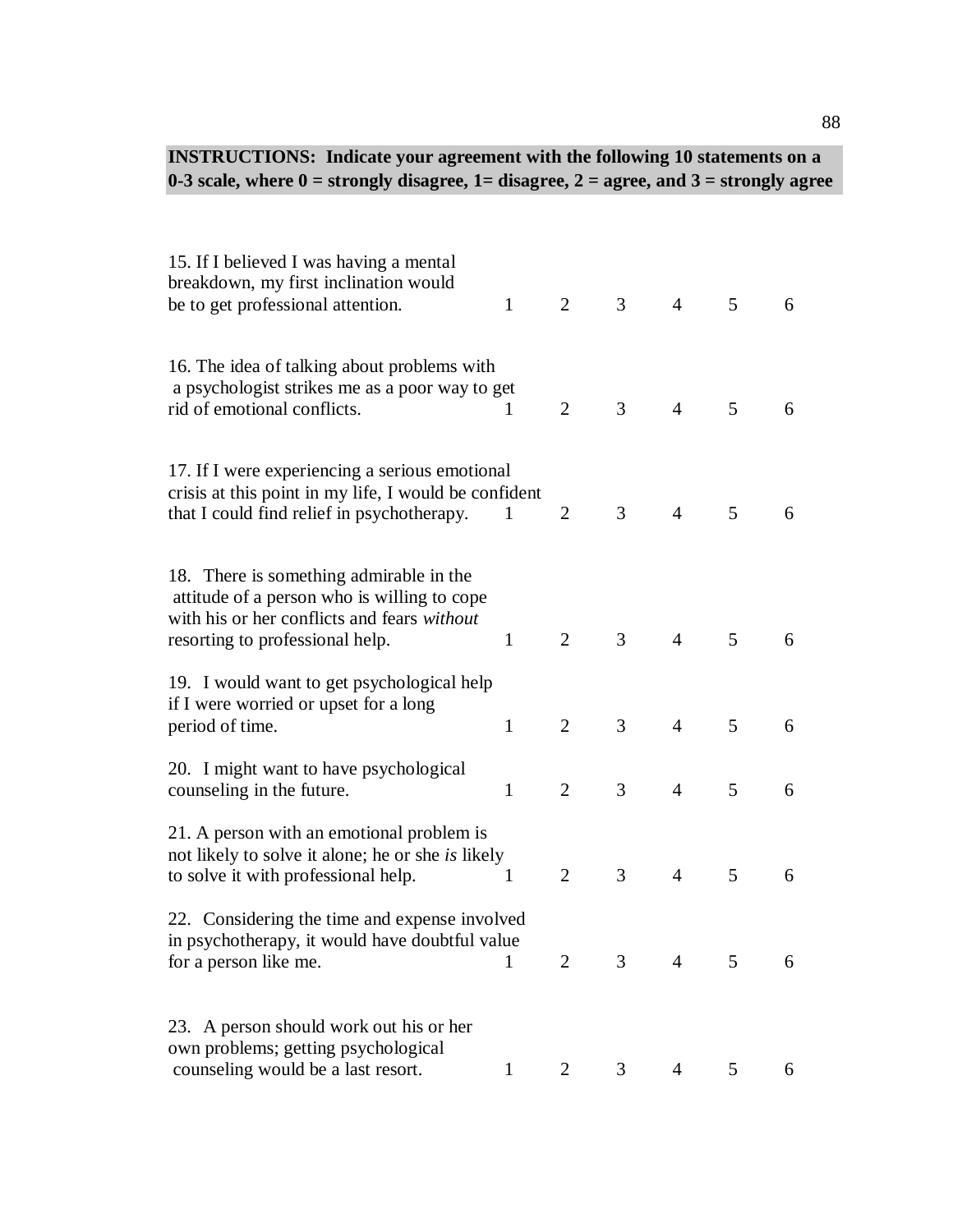**INSTRUCTIONS: Indicate your agreement with the following 10 statements on a 0-3 scale, where 0 = strongly disagree, 1= disagree, 2 = agree, and 3 = strongly agree**

| | | | | | | |
|---|---|---|---|---|---|---|
| 15. If I believed I was having a mental breakdown, my first inclination would be to get professional attention. | 1 | 2 | 3 | 4 | 5 | 6 |
| 16. The idea of talking about problems with a psychologist strikes me as a poor way to get rid of emotional conflicts. | 1 | 2 | 3 | 4 | 5 | 6 |
| 17. If I were experiencing a serious emotional crisis at this point in my life, I would be confident that I could find relief in psychotherapy. | 1 | 2 | 3 | 4 | 5 | 6 |
| 18. There is something admirable in the attitude of a person who is willing to cope with his or her conflicts and fears *without* resorting to professional help. | 1 | 2 | 3 | 4 | 5 | 6 |
| 19. I would want to get psychological help if I were worried or upset for a long period of time. | 1 | 2 | 3 | 4 | 5 | 6 |
| 20. I might want to have psychological counseling in the future. | 1 | 2 | 3 | 4 | 5 | 6 |
| 21. A person with an emotional problem is not likely to solve it alone; he or she *is* likely to solve it with professional help. | 1 | 2 | 3 | 4 | 5 | 6 |
| 22. Considering the time and expense involved in psychotherapy, it would have doubtful value for a person like me. | 1 | 2 | 3 | 4 | 5 | 6 |
| 23. A person should work out his or her own problems; getting psychological counseling would be a last resort. | 1 | 2 | 3 | 4 | 5 | 6 |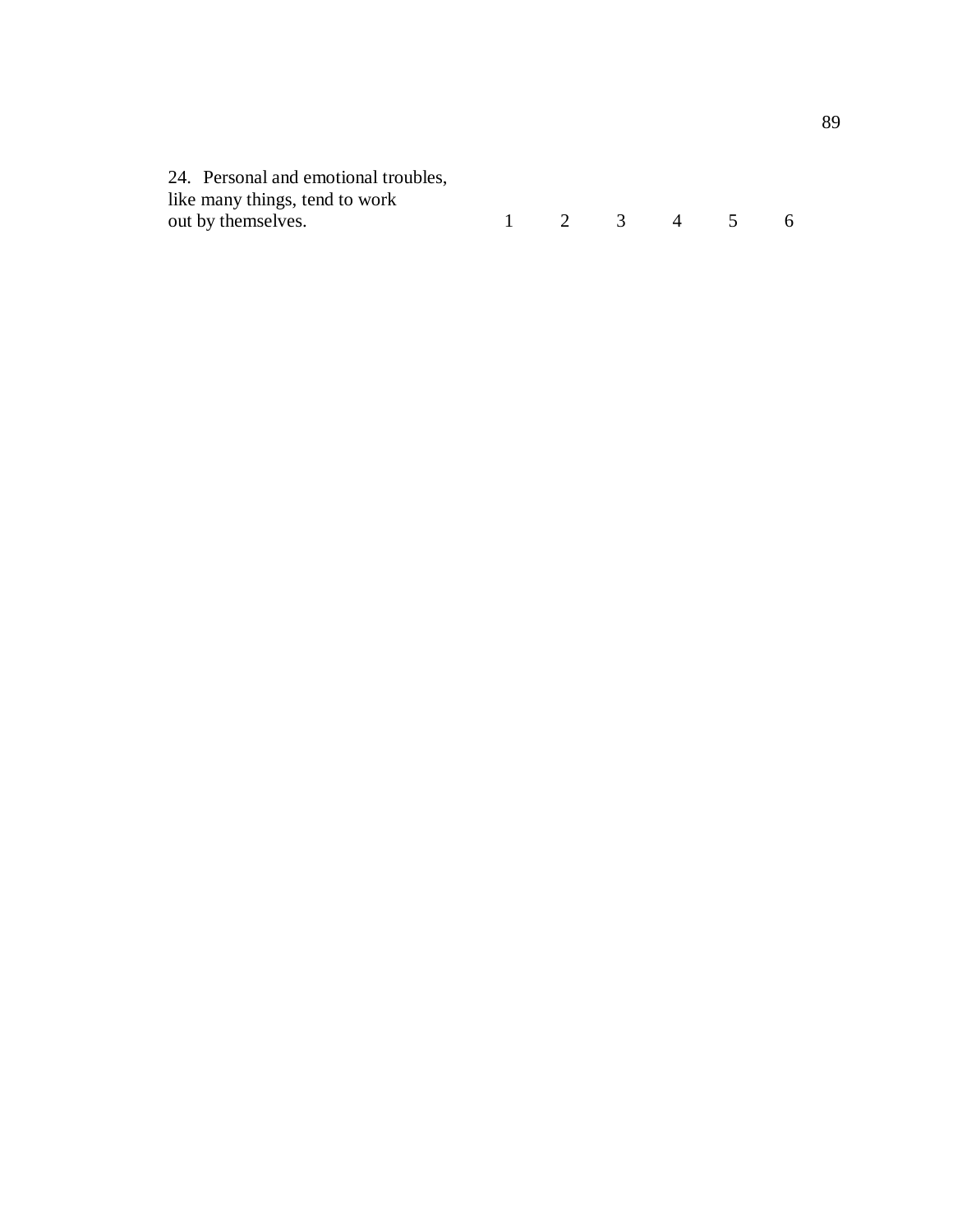| | | | | | | |
|---|---|---|---|---|---|---|
| 24. Personal and emotional troubles, like many things, tend to work out by themselves. | 1 | 2 | 3 | 4 | 5 | 6 |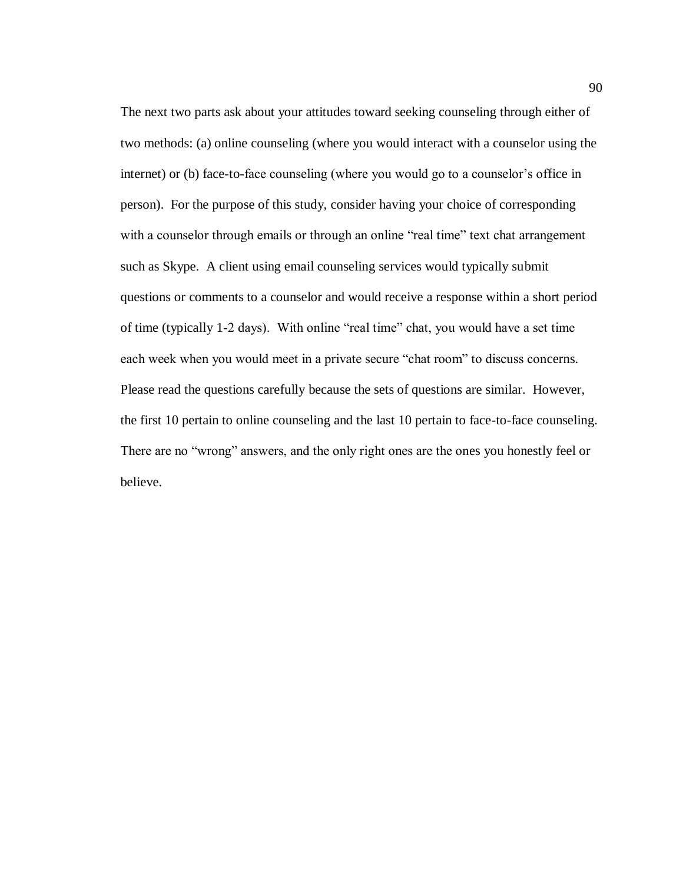The next two parts ask about your attitudes toward seeking counseling through either of two methods: (a) online counseling (where you would interact with a counselor using the internet) or (b) face-to-face counseling (where you would go to a counselor's office in person). For the purpose of this study, consider having your choice of corresponding with a counselor through emails or through an online "real time" text chat arrangement such as Skype. A client using email counseling services would typically submit questions or comments to a counselor and would receive a response within a short period of time (typically 1-2 days). With online "real time" chat, you would have a set time each week when you would meet in a private secure "chat room" to discuss concerns. Please read the questions carefully because the sets of questions are similar. However, the first 10 pertain to online counseling and the last 10 pertain to face-to-face counseling. There are no "wrong" answers, and the only right ones are the ones you honestly feel or believe.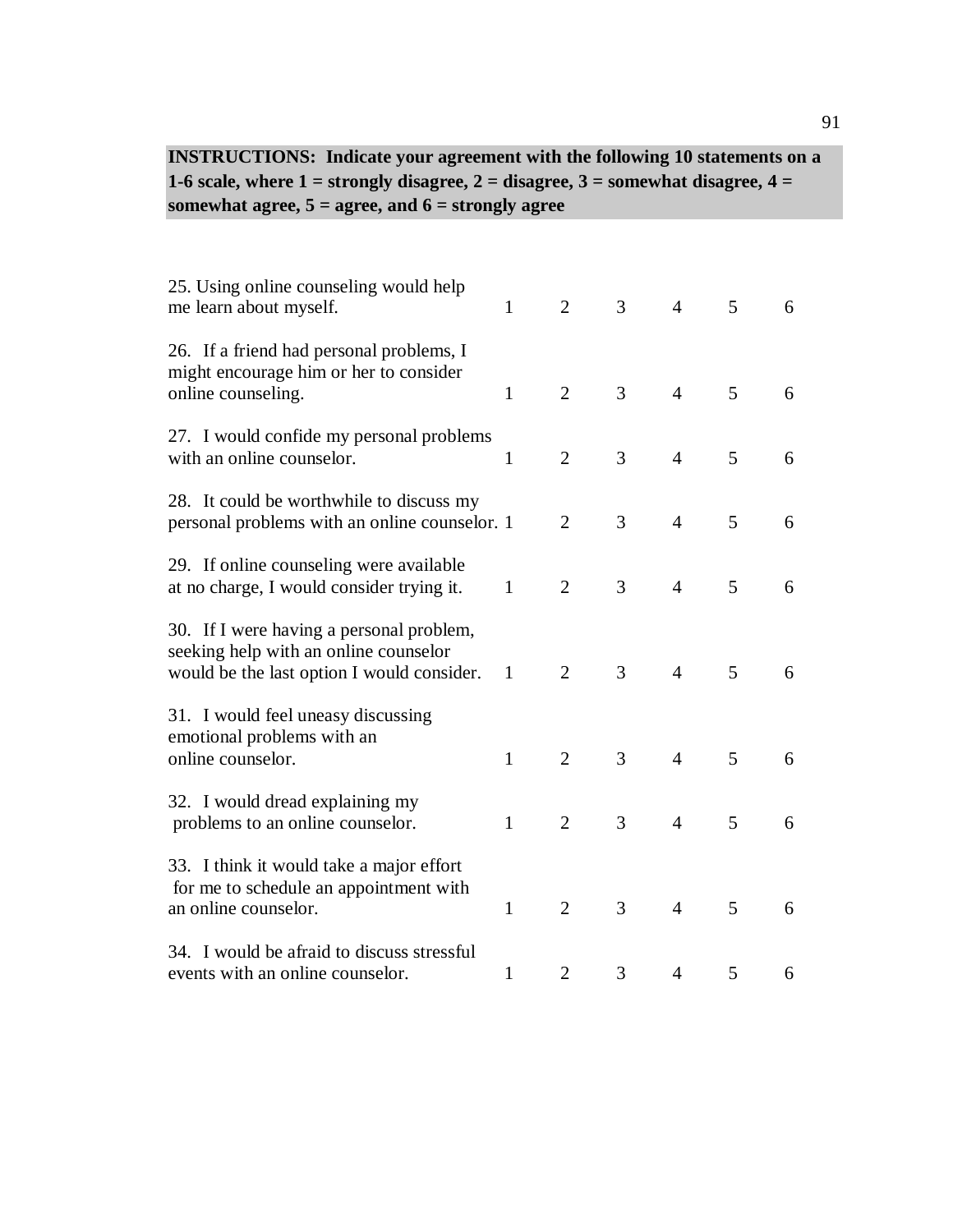**INSTRUCTIONS: Indicate your agreement with the following 10 statements on a 1-6 scale, where 1 = strongly disagree, 2 = disagree, 3 = somewhat disagree, 4 = somewhat agree, 5 = agree, and 6 = strongly agree**

| | | | | | | |
|---|---|---|---|---|---|---|
| 25. Using online counseling would help me learn about myself. | 1 | 2 | 3 | 4 | 5 | 6 |
| 26. If a friend had personal problems, I might encourage him or her to consider online counseling. | 1 | 2 | 3 | 4 | 5 | 6 |
| 27. I would confide my personal problems with an online counselor. | 1 | 2 | 3 | 4 | 5 | 6 |
| 28. It could be worthwhile to discuss my personal problems with an online counselor. | 1 | 2 | 3 | 4 | 5 | 6 |
| 29. If online counseling were available at no charge, I would consider trying it. | 1 | 2 | 3 | 4 | 5 | 6 |
| 30. If I were having a personal problem, seeking help with an online counselor would be the last option I would consider. | 1 | 2 | 3 | 4 | 5 | 6 |
| 31. I would feel uneasy discussing emotional problems with an online counselor. | 1 | 2 | 3 | 4 | 5 | 6 |
| 32. I would dread explaining my problems to an online counselor. | 1 | 2 | 3 | 4 | 5 | 6 |
| 33. I think it would take a major effort for me to schedule an appointment with an online counselor. | 1 | 2 | 3 | 4 | 5 | 6 |
| 34. I would be afraid to discuss stressful events with an online counselor. | 1 | 2 | 3 | 4 | 5 | 6 |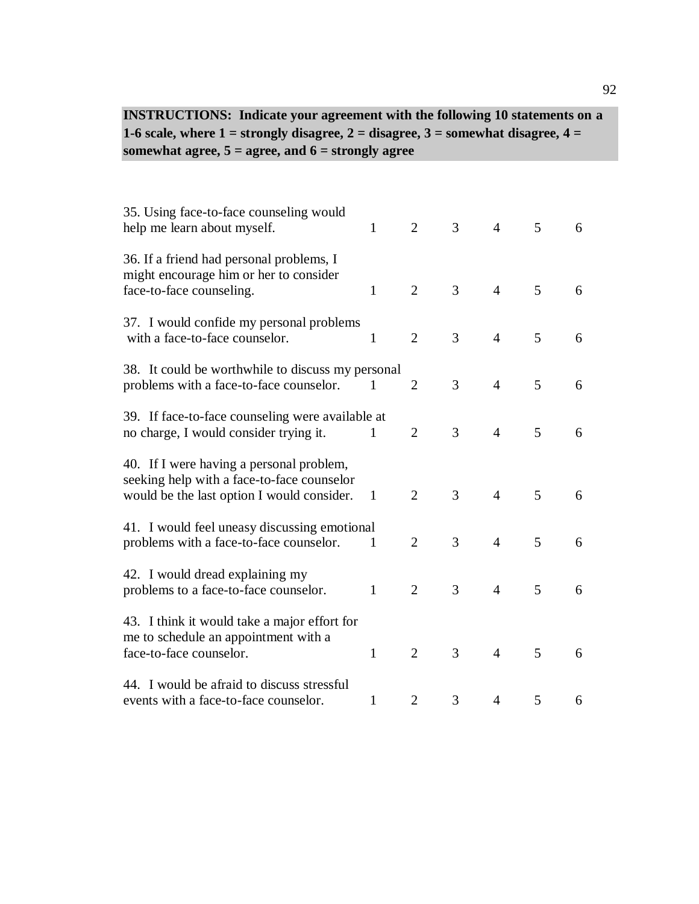**INSTRUCTIONS: Indicate your agreement with the following 10 statements on a 1-6 scale, where 1 = strongly disagree, 2 = disagree, 3 = somewhat disagree, 4 = somewhat agree, 5 = agree, and 6 = strongly agree**

| | | | | | | |
|---|---|---|---|---|---|---|
| 35. Using face-to-face counseling would help me learn about myself. | 1 | 2 | 3 | 4 | 5 | 6 |
| 36. If a friend had personal problems, I might encourage him or her to consider face-to-face counseling. | 1 | 2 | 3 | 4 | 5 | 6 |
| 37. I would confide my personal problems with a face-to-face counselor. | 1 | 2 | 3 | 4 | 5 | 6 |
| 38. It could be worthwhile to discuss my personal problems with a face-to-face counselor. | 1 | 2 | 3 | 4 | 5 | 6 |
| 39. If face-to-face counseling were available at no charge, I would consider trying it. | 1 | 2 | 3 | 4 | 5 | 6 |
| 40. If I were having a personal problem, seeking help with a face-to-face counselor would be the last option I would consider. | 1 | 2 | 3 | 4 | 5 | 6 |
| 41. I would feel uneasy discussing emotional problems with a face-to-face counselor. | 1 | 2 | 3 | 4 | 5 | 6 |
| 42. I would dread explaining my problems to a face-to-face counselor. | 1 | 2 | 3 | 4 | 5 | 6 |
| 43. I think it would take a major effort for me to schedule an appointment with a face-to-face counselor. | 1 | 2 | 3 | 4 | 5 | 6 |
| 44. I would be afraid to discuss stressful events with a face-to-face counselor. | 1 | 2 | 3 | 4 | 5 | 6 |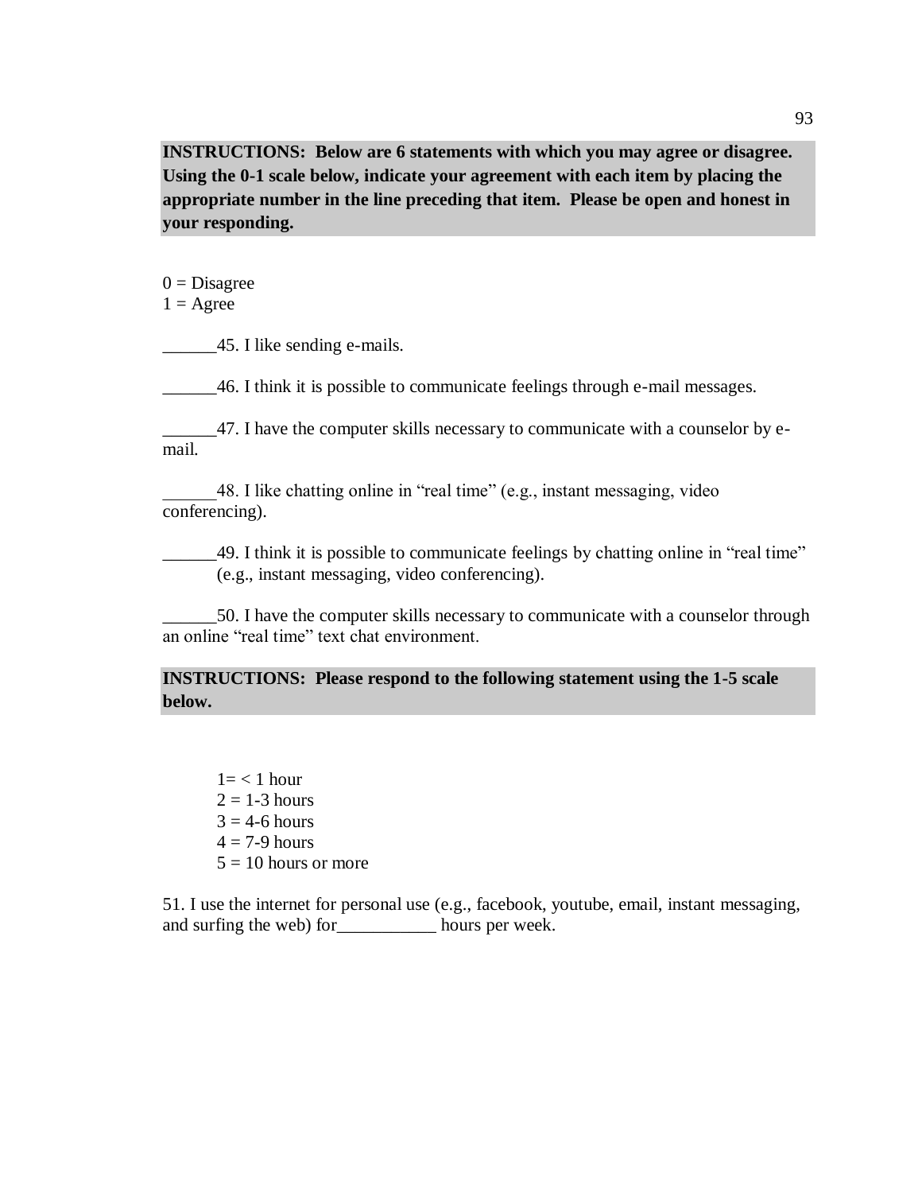**INSTRUCTIONS: Below are 6 statements with which you may agree or disagree. Using the 0-1 scale below, indicate your agreement with each item by placing the appropriate number in the line preceding that item. Please be open and honest in your responding.**

0 = Disagree
1 = Agree

______45. I like sending e-mails.

______46. I think it is possible to communicate feelings through e-mail messages.

______47. I have the computer skills necessary to communicate with a counselor by e-mail.

______48. I like chatting online in "real time" (e.g., instant messaging, video conferencing).

______49. I think it is possible to communicate feelings by chatting online in "real time" (e.g., instant messaging, video conferencing).

______50. I have the computer skills necessary to communicate with a counselor through an online "real time" text chat environment.

**INSTRUCTIONS: Please respond to the following statement using the 1-5 scale below.**

1= < 1 hour
2 = 1-3 hours
3 = 4-6 hours
4 = 7-9 hours
5 = 10 hours or more

51. I use the internet for personal use (e.g., facebook, youtube, email, instant messaging, and surfing the web) for___________ hours per week.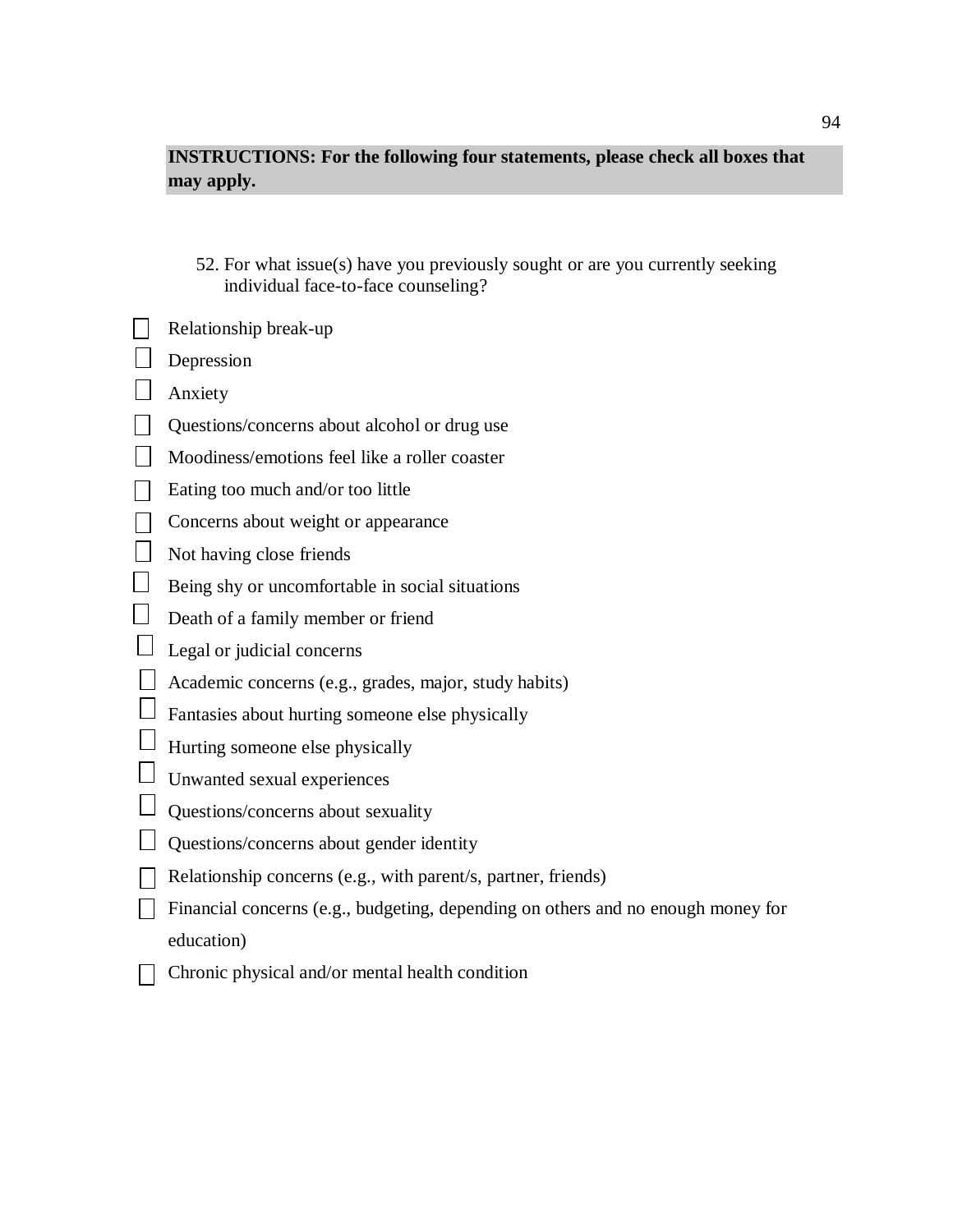**INSTRUCTIONS: For the following four statements, please check all boxes that may apply.**

52. For what issue(s) have you previously sought or are you currently seeking individual face-to-face counseling?

- ☐ Relationship break-up
- ☐ Depression
- ☐ Anxiety
- ☐ Questions/concerns about alcohol or drug use
- ☐ Moodiness/emotions feel like a roller coaster
- ☐ Eating too much and/or too little
- ☐ Concerns about weight or appearance
- ☐ Not having close friends
- ☐ Being shy or uncomfortable in social situations
- ☐ Death of a family member or friend
- ☐ Legal or judicial concerns
- ☐ Academic concerns (e.g., grades, major, study habits)
- ☐ Fantasies about hurting someone else physically
- ☐ Hurting someone else physically
- ☐ Unwanted sexual experiences
- ☐ Questions/concerns about sexuality
- ☐ Questions/concerns about gender identity
- ☐ Relationship concerns (e.g., with parent/s, partner, friends)
- ☐ Financial concerns (e.g., budgeting, depending on others and no enough money for education)
- ☐ Chronic physical and/or mental health condition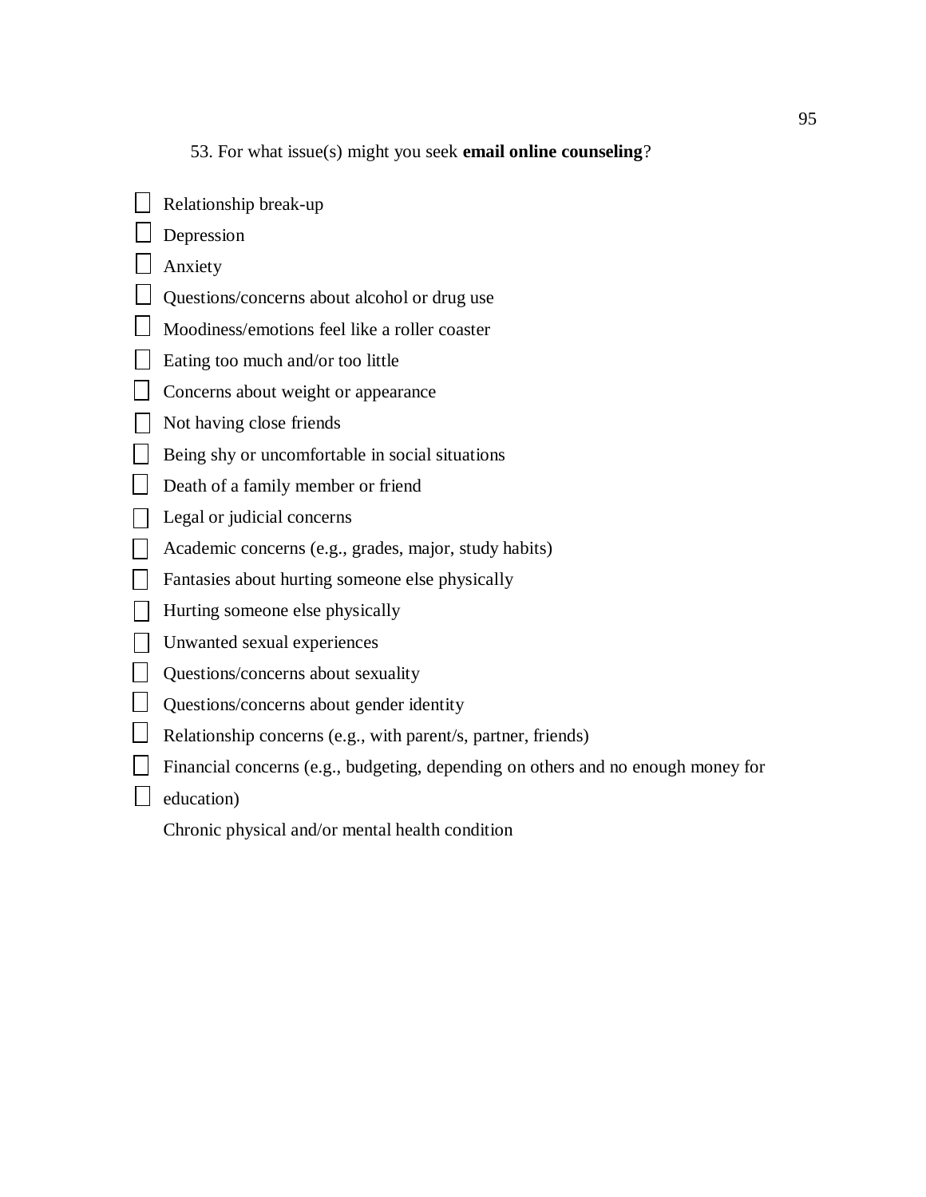53. For what issue(s) might you seek **email online counseling**?

- [ ] Relationship break-up
- [ ] Depression
- [ ] Anxiety
- [ ] Questions/concerns about alcohol or drug use
- [ ] Moodiness/emotions feel like a roller coaster
- [ ] Eating too much and/or too little
- [ ] Concerns about weight or appearance
- [ ] Not having close friends
- [ ] Being shy or uncomfortable in social situations
- [ ] Death of a family member or friend
- [ ] Legal or judicial concerns
- [ ] Academic concerns (e.g., grades, major, study habits)
- [ ] Fantasies about hurting someone else physically
- [ ] Hurting someone else physically
- [ ] Unwanted sexual experiences
- [ ] Questions/concerns about sexuality
- [ ] Questions/concerns about gender identity
- [ ] Relationship concerns (e.g., with parent/s, partner, friends)
- [ ] Financial concerns (e.g., budgeting, depending on others and no enough money for education)
- [ ] Chronic physical and/or mental health condition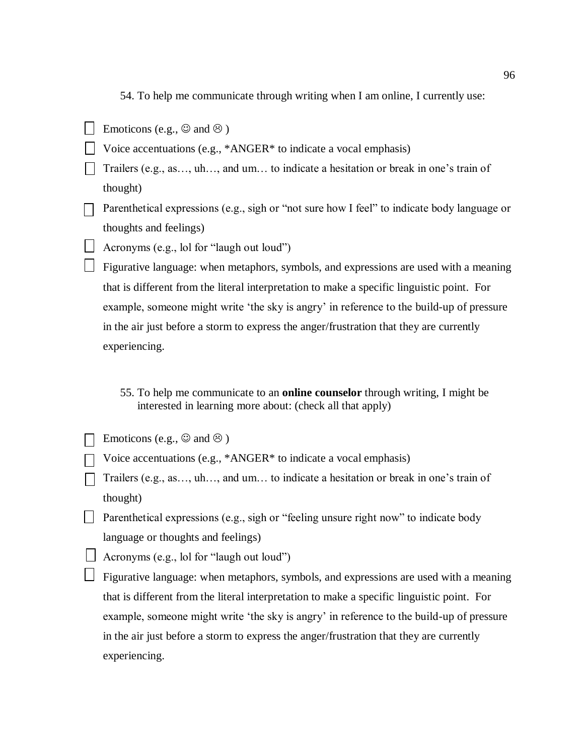54. To help me communicate through writing when I am online, I currently use:

- ☐ Emoticons (e.g., ☺ and ☹ )
- ☐ Voice accentuations (e.g., *ANGER* to indicate a vocal emphasis)
- ☐ Trailers (e.g., as…, uh…, and um… to indicate a hesitation or break in one's train of thought)
- ☐ Parenthetical expressions (e.g., sigh or "not sure how I feel" to indicate body language or thoughts and feelings)
- ☐ Acronyms (e.g., lol for "laugh out loud")
- ☐ Figurative language: when metaphors, symbols, and expressions are used with a meaning that is different from the literal interpretation to make a specific linguistic point. For example, someone might write 'the sky is angry' in reference to the build-up of pressure in the air just before a storm to express the anger/frustration that they are currently experiencing.

55. To help me communicate to an **online counselor** through writing, I might be interested in learning more about: (check all that apply)

- ☐ Emoticons (e.g., ☺ and ☹ )
- ☐ Voice accentuations (e.g., *ANGER* to indicate a vocal emphasis)
- ☐ Trailers (e.g., as…, uh…, and um… to indicate a hesitation or break in one's train of thought)
- ☐ Parenthetical expressions (e.g., sigh or "feeling unsure right now" to indicate body language or thoughts and feelings)
- ☐ Acronyms (e.g., lol for "laugh out loud")
- ☐ Figurative language: when metaphors, symbols, and expressions are used with a meaning that is different from the literal interpretation to make a specific linguistic point. For example, someone might write 'the sky is angry' in reference to the build-up of pressure in the air just before a storm to express the anger/frustration that they are currently experiencing.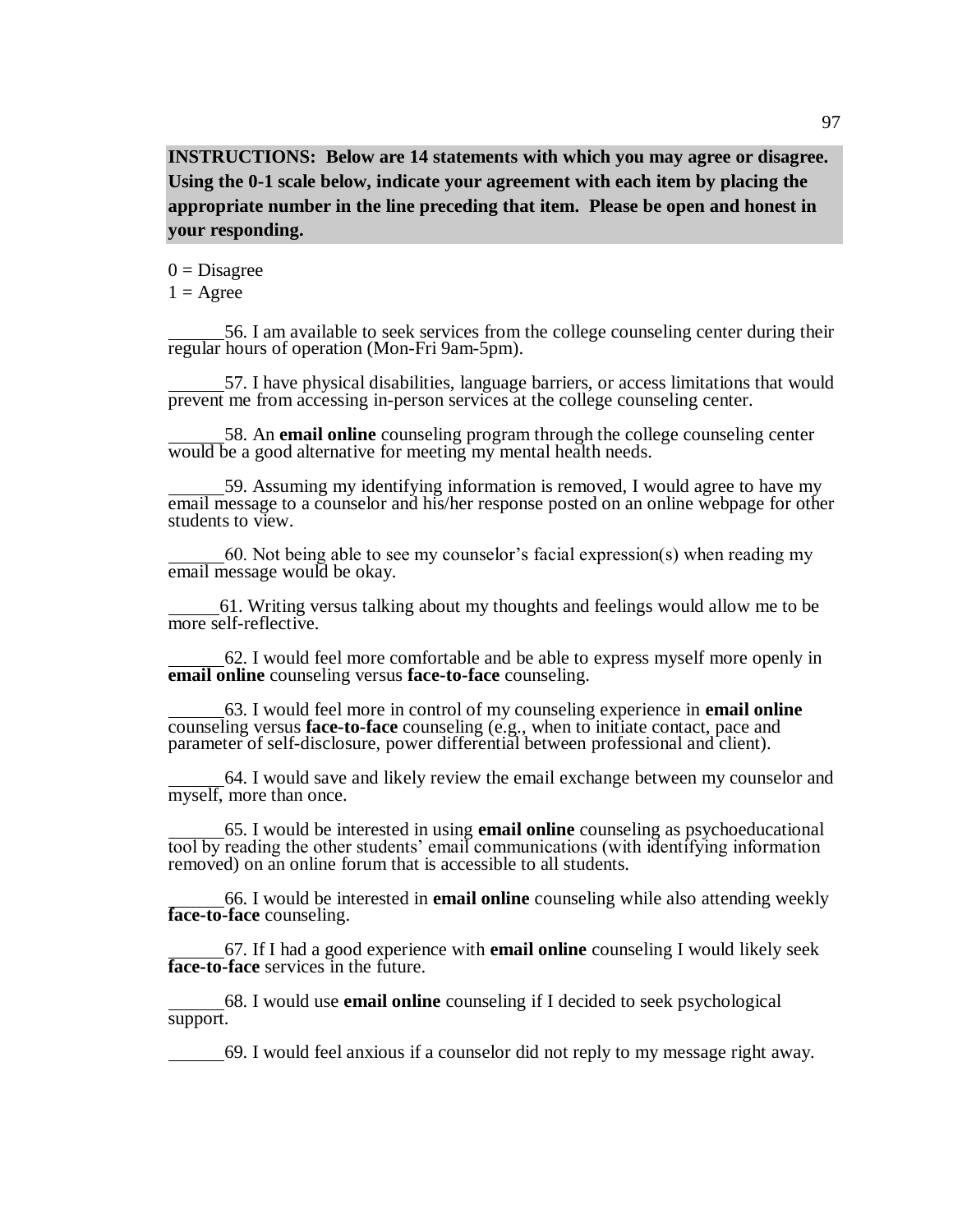**INSTRUCTIONS: Below are 14 statements with which you may agree or disagree. Using the 0-1 scale below, indicate your agreement with each item by placing the appropriate number in the line preceding that item. Please be open and honest in your responding.**

0 = Disagree
1 = Agree

______56. I am available to seek services from the college counseling center during their regular hours of operation (Mon-Fri 9am-5pm).

______57. I have physical disabilities, language barriers, or access limitations that would prevent me from accessing in-person services at the college counseling center.

______58. An **email online** counseling program through the college counseling center would be a good alternative for meeting my mental health needs.

______59. Assuming my identifying information is removed, I would agree to have my email message to a counselor and his/her response posted on an online webpage for other students to view.

______60. Not being able to see my counselor's facial expression(s) when reading my email message would be okay.

______61. Writing versus talking about my thoughts and feelings would allow me to be more self-reflective.

______62. I would feel more comfortable and be able to express myself more openly in **email online** counseling versus **face-to-face** counseling.

______63. I would feel more in control of my counseling experience in **email online** counseling versus **face-to-face** counseling (e.g., when to initiate contact, pace and parameter of self-disclosure, power differential between professional and client).

______64. I would save and likely review the email exchange between my counselor and myself, more than once.

______65. I would be interested in using **email online** counseling as psychoeducational tool by reading the other students' email communications (with identifying information removed) on an online forum that is accessible to all students.

______66. I would be interested in **email online** counseling while also attending weekly **face-to-face** counseling.

______67. If I had a good experience with **email online** counseling I would likely seek **face-to-face** services in the future.

______68. I would use **email online** counseling if I decided to seek psychological support.

______69. I would feel anxious if a counselor did not reply to my message right away.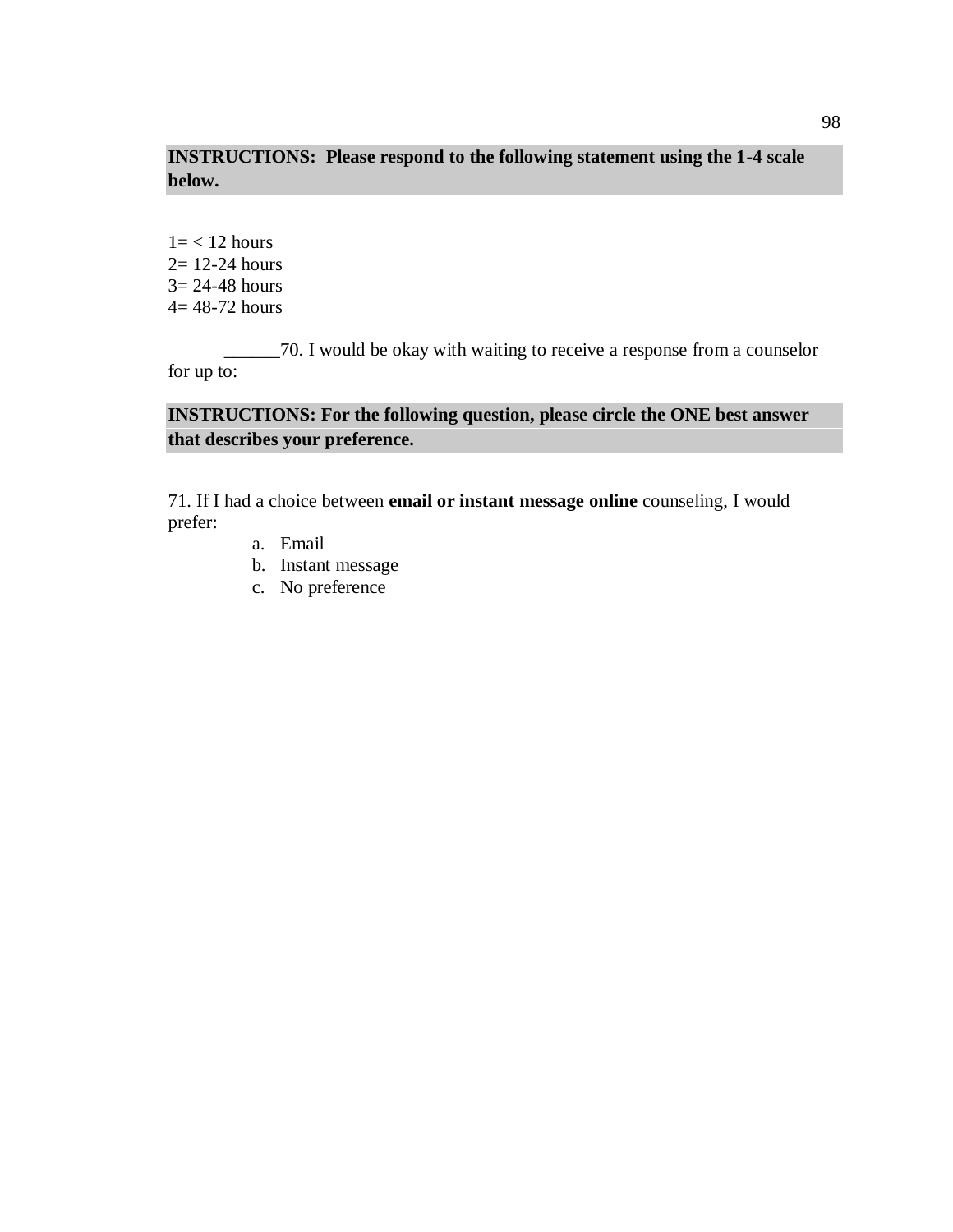**INSTRUCTIONS: Please respond to the following statement using the 1-4 scale below.**

1= < 12 hours
2= 12-24 hours
3= 24-48 hours
4= 48-72 hours

______70. I would be okay with waiting to receive a response from a counselor for up to:

**INSTRUCTIONS: For the following question, please circle the ONE best answer that describes your preference.**

71. If I had a choice between **email or instant message online** counseling, I would prefer:

a. Email
b. Instant message
c. No preference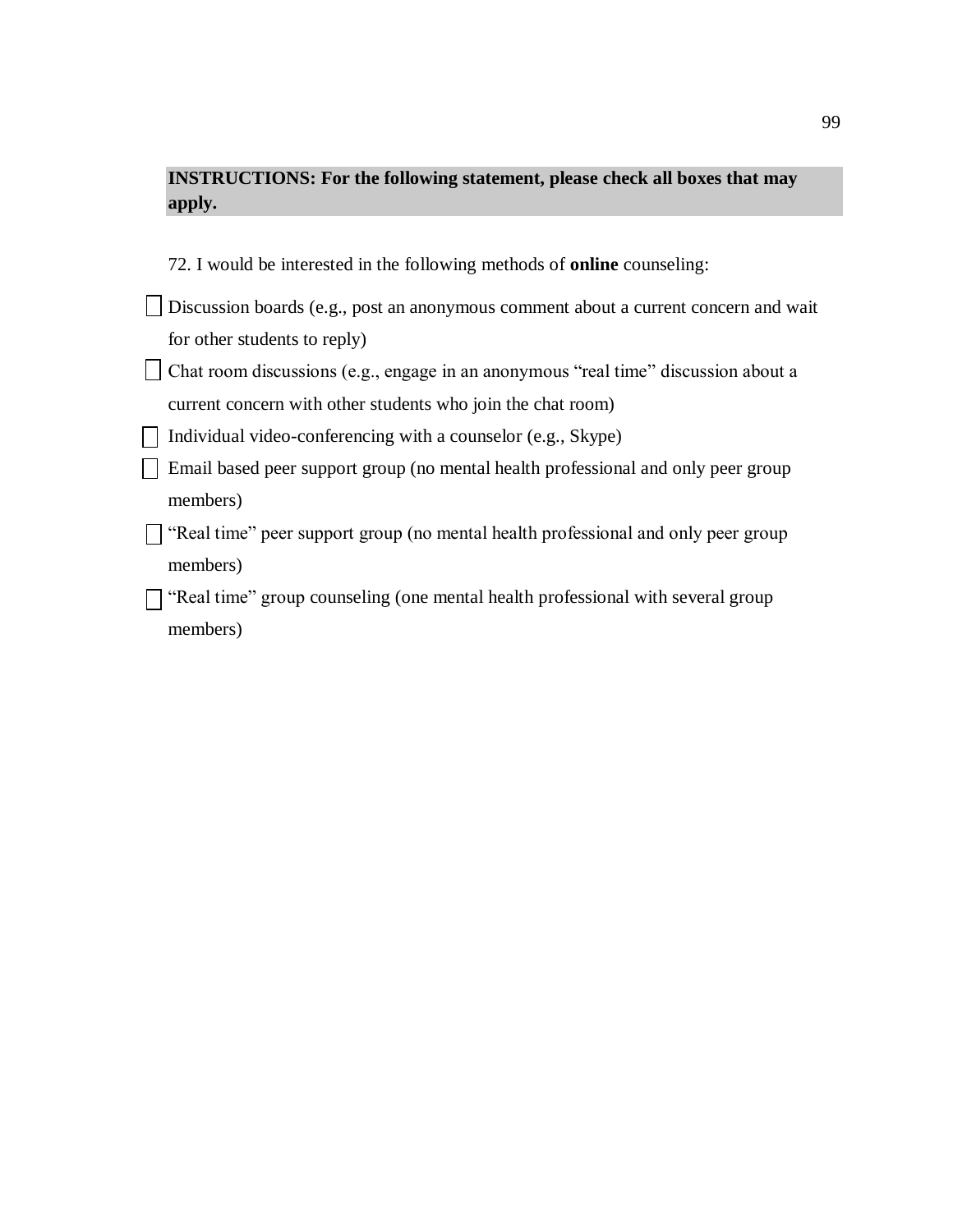**INSTRUCTIONS: For the following statement, please check all boxes that may apply.**

72. I would be interested in the following methods of **online** counseling:

- [ ] Discussion boards (e.g., post an anonymous comment about a current concern and wait for other students to reply)
- [ ] Chat room discussions (e.g., engage in an anonymous "real time" discussion about a current concern with other students who join the chat room)
- [ ] Individual video-conferencing with a counselor (e.g., Skype)
- [ ] Email based peer support group (no mental health professional and only peer group members)
- [ ] "Real time" peer support group (no mental health professional and only peer group members)
- [ ] "Real time" group counseling (one mental health professional with several group members)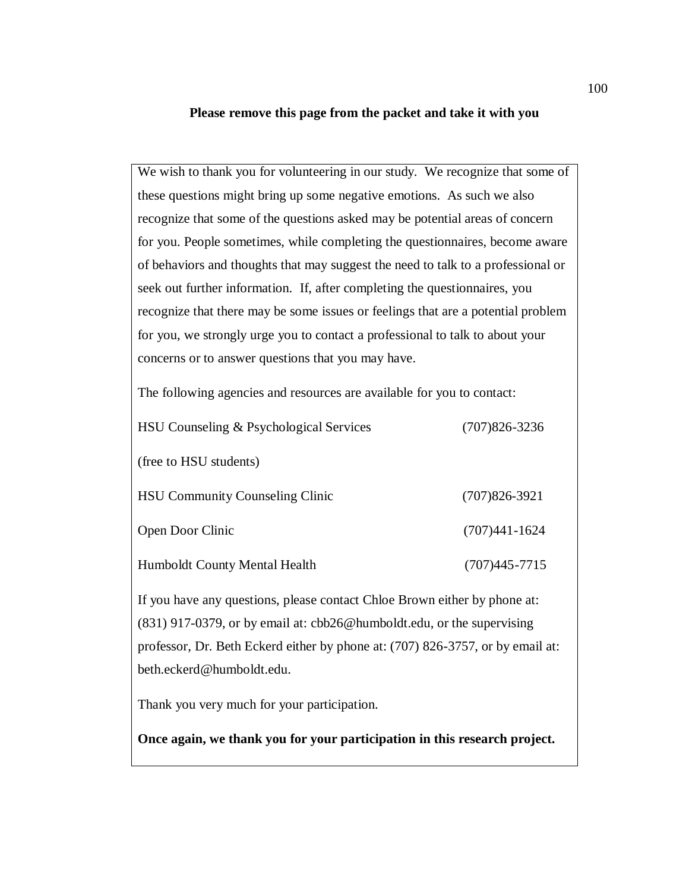**Please remove this page from the packet and take it with you**

We wish to thank you for volunteering in our study. We recognize that some of these questions might bring up some negative emotions. As such we also recognize that some of the questions asked may be potential areas of concern for you. People sometimes, while completing the questionnaires, become aware of behaviors and thoughts that may suggest the need to talk to a professional or seek out further information. If, after completing the questionnaires, you recognize that there may be some issues or feelings that are a potential problem for you, we strongly urge you to contact a professional to talk to about your concerns or to answer questions that you may have.

The following agencies and resources are available for you to contact:

| | |
|---|---|
| HSU Counseling & Psychological Services | (707)826-3236 |
| (free to HSU students) | |
| HSU Community Counseling Clinic | (707)826-3921 |
| Open Door Clinic | (707)441-1624 |
| Humboldt County Mental Health | (707)445-7715 |

If you have any questions, please contact Chloe Brown either by phone at: (831) 917-0379, or by email at: cbb26@humboldt.edu, or the supervising professor, Dr. Beth Eckerd either by phone at: (707) 826-3757, or by email at: beth.eckerd@humboldt.edu.

Thank you very much for your participation.

**Once again, we thank you for your participation in this research project.**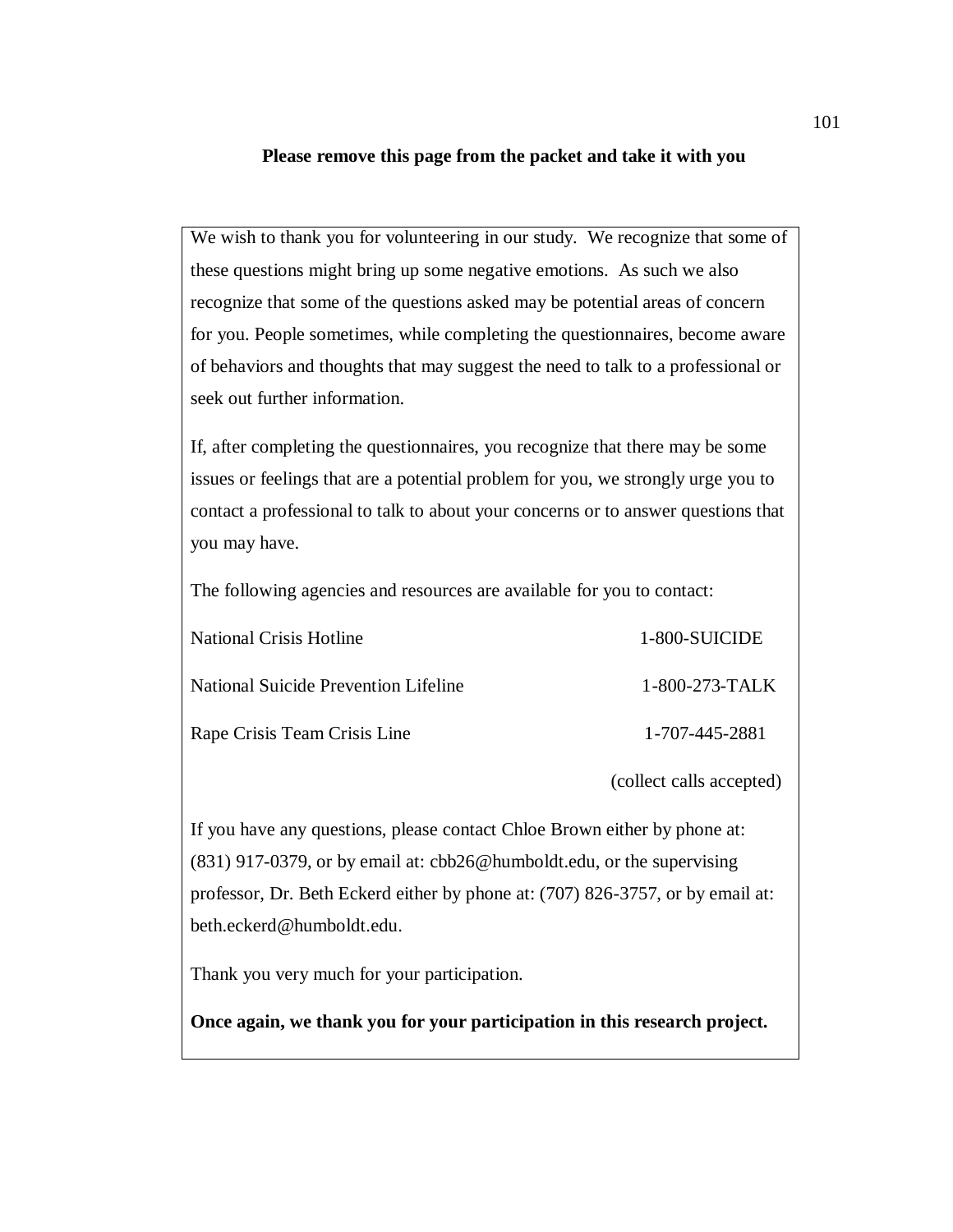**Please remove this page from the packet and take it with you**

We wish to thank you for volunteering in our study. We recognize that some of these questions might bring up some negative emotions. As such we also recognize that some of the questions asked may be potential areas of concern for you. People sometimes, while completing the questionnaires, become aware of behaviors and thoughts that may suggest the need to talk to a professional or seek out further information.

If, after completing the questionnaires, you recognize that there may be some issues or feelings that are a potential problem for you, we strongly urge you to contact a professional to talk to about your concerns or to answer questions that you may have.

The following agencies and resources are available for you to contact:

| | |
|---|---|
| National Crisis Hotline | 1-800-SUICIDE |
| National Suicide Prevention Lifeline | 1-800-273-TALK |
| Rape Crisis Team Crisis Line | 1-707-445-2881 |
| | (collect calls accepted) |

If you have any questions, please contact Chloe Brown either by phone at: (831) 917-0379, or by email at: cbb26@humboldt.edu, or the supervising professor, Dr. Beth Eckerd either by phone at: (707) 826-3757, or by email at: beth.eckerd@humboldt.edu.

Thank you very much for your participation.

**Once again, we thank you for your participation in this research project.**